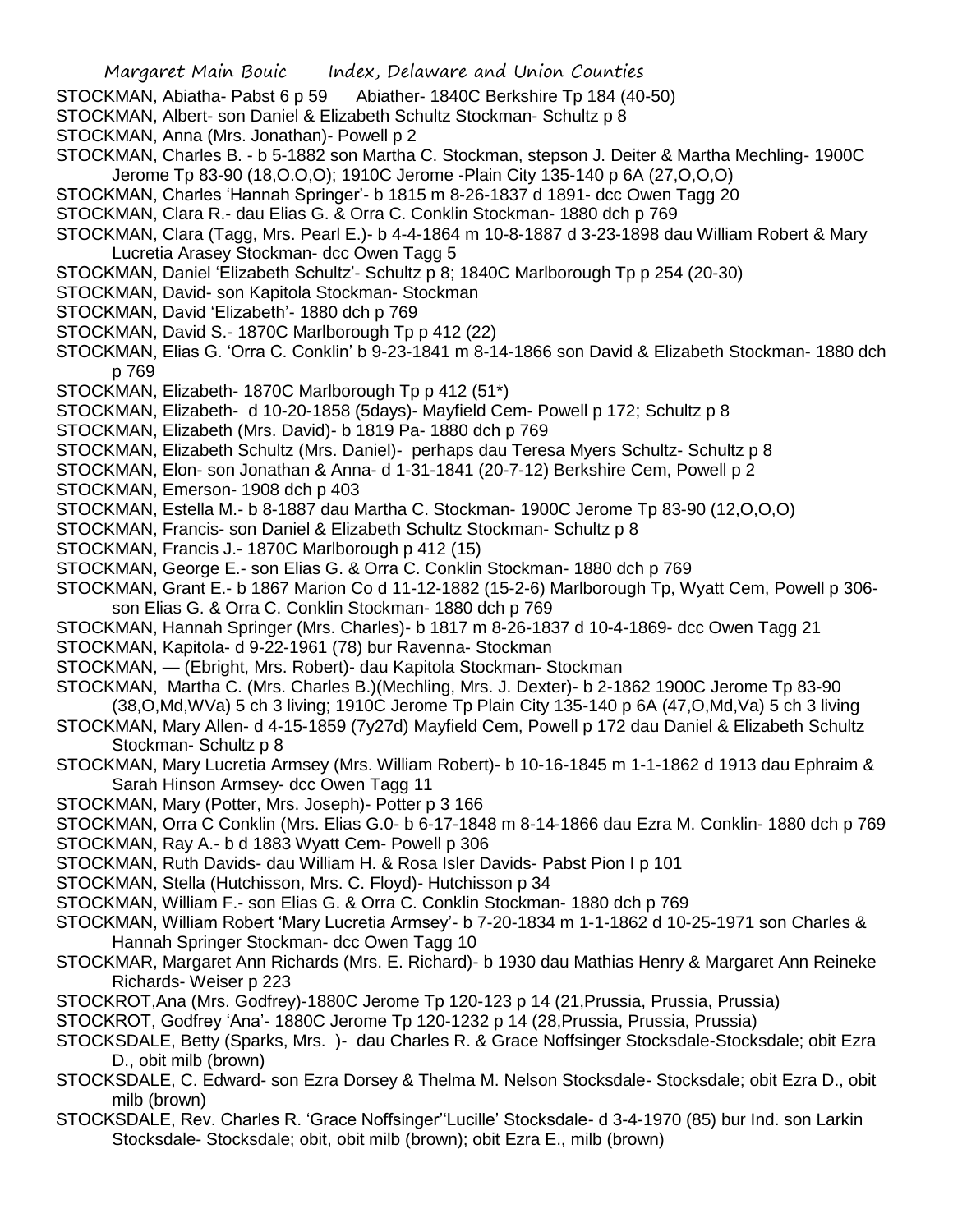STOCKMAN, Abiatha- Pabst 6 p 59 Abiather- 1840C Berkshire Tp 184 (40-50)

STOCKMAN, Albert- son Daniel & Elizabeth Schultz Stockman- Schultz p 8

STOCKMAN, Anna (Mrs. Jonathan)- Powell p 2

STOCKMAN, Charles B. - b 5-1882 son Martha C. Stockman, stepson J. Deiter & Martha Mechling- 1900C Jerome Tp 83-90 (18,O.O,O); 1910C Jerome -Plain City 135-140 p 6A (27,O,O,O)

STOCKMAN, Charles 'Hannah Springer'- b 1815 m 8-26-1837 d 1891- dcc Owen Tagg 20

STOCKMAN, Clara R.- dau Elias G. & Orra C. Conklin Stockman- 1880 dch p 769

STOCKMAN, Clara (Tagg, Mrs. Pearl E.)- b 4-4-1864 m 10-8-1887 d 3-23-1898 dau William Robert & Mary Lucretia Arasey Stockman- dcc Owen Tagg 5

STOCKMAN, Daniel 'Elizabeth Schultz'- Schultz p 8; 1840C Marlborough Tp p 254 (20-30)

STOCKMAN, David- son Kapitola Stockman- Stockman

STOCKMAN, David 'Elizabeth'- 1880 dch p 769

STOCKMAN, David S.- 1870C Marlborough Tp p 412 (22)

STOCKMAN, Elias G. 'Orra C. Conklin' b 9-23-1841 m 8-14-1866 son David & Elizabeth Stockman- 1880 dch p 769

STOCKMAN, Elizabeth- 1870C Marlborough Tp p 412 (51*)

STOCKMAN, Elizabeth- d 10-20-1858 (5days)- Mayfield Cem- Powell p 172; Schultz p 8

STOCKMAN, Elizabeth (Mrs. David)- b 1819 Pa- 1880 dch p 769

STOCKMAN, Elizabeth Schultz (Mrs. Daniel)- perhaps dau Teresa Myers Schultz- Schultz p 8

STOCKMAN, Elon- son Jonathan & Anna- d 1-31-1841 (20-7-12) Berkshire Cem, Powell p 2

STOCKMAN, Emerson- 1908 dch p 403

STOCKMAN, Estella M.- b 8-1887 dau Martha C. Stockman- 1900C Jerome Tp 83-90 (12,O,O,O)

STOCKMAN, Francis- son Daniel & Elizabeth Schultz Stockman- Schultz p 8

STOCKMAN, Francis J.- 1870C Marlborough p 412 (15)

STOCKMAN, George E.- son Elias G. & Orra C. Conklin Stockman- 1880 dch p 769

STOCKMAN, Grant E.- b 1867 Marion Co d 11-12-1882 (15-2-6) Marlborough Tp, Wyatt Cem, Powell p 306- son Elias G. & Orra C. Conklin Stockman- 1880 dch p 769

STOCKMAN, Hannah Springer (Mrs. Charles)- b 1817 m 8-26-1837 d 10-4-1869- dcc Owen Tagg 21

STOCKMAN, Kapitola- d 9-22-1961 (78) bur Ravenna- Stockman

STOCKMAN, — (Ebright, Mrs. Robert)- dau Kapitola Stockman- Stockman

STOCKMAN, Martha C. (Mrs. Charles B.)(Mechling, Mrs. J. Dexter)- b 2-1862 1900C Jerome Tp 83-90 (38,O,Md,WVa) 5 ch 3 living; 1910C Jerome Tp Plain City 135-140 p 6A (47,O,Md,Va) 5 ch 3 living

STOCKMAN, Mary Allen- d 4-15-1859 (7y27d) Mayfield Cem, Powell p 172 dau Daniel & Elizabeth Schultz Stockman- Schultz p 8

STOCKMAN, Mary Lucretia Armsey (Mrs. William Robert)- b 10-16-1845 m 1-1-1862 d 1913 dau Ephraim & Sarah Hinson Armsey- dcc Owen Tagg 11

STOCKMAN, Mary (Potter, Mrs. Joseph)- Potter p 3 166

STOCKMAN, Orra C Conklin (Mrs. Elias G.0- b 6-17-1848 m 8-14-1866 dau Ezra M. Conklin- 1880 dch p 769

STOCKMAN, Ray A.- b d 1883 Wyatt Cem- Powell p 306

STOCKMAN, Ruth Davids- dau William H. & Rosa Isler Davids- Pabst Pion I p 101

STOCKMAN, Stella (Hutchisson, Mrs. C. Floyd)- Hutchisson p 34

STOCKMAN, William F.- son Elias G. & Orra C. Conklin Stockman- 1880 dch p 769

STOCKMAN, William Robert 'Mary Lucretia Armsey'- b 7-20-1834 m 1-1-1862 d 10-25-1971 son Charles & Hannah Springer Stockman- dcc Owen Tagg 10

STOCKMAR, Margaret Ann Richards (Mrs. E. Richard)- b 1930 dau Mathias Henry & Margaret Ann Reineke Richards- Weiser p 223

STOCKROT,Ana (Mrs. Godfrey)-1880C Jerome Tp 120-123 p 14 (21,Prussia, Prussia, Prussia)

STOCKROT, Godfrey 'Ana'- 1880C Jerome Tp 120-1232 p 14 (28,Prussia, Prussia, Prussia)

STOCKSDALE, Betty (Sparks, Mrs. )- dau Charles R. & Grace Noffsinger Stocksdale-Stocksdale; obit Ezra D., obit milb (brown)

STOCKSDALE, C. Edward- son Ezra Dorsey & Thelma M. Nelson Stocksdale- Stocksdale; obit Ezra D., obit milb (brown)

STOCKSDALE, Rev. Charles R. 'Grace Noffsinger''Lucille' Stocksdale- d 3-4-1970 (85) bur Ind. son Larkin Stocksdale- Stocksdale; obit, obit milb (brown); obit Ezra E., milb (brown)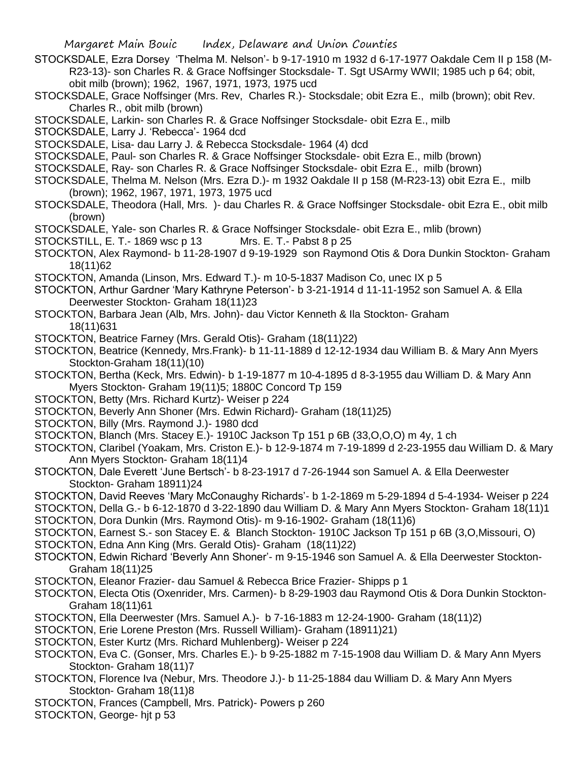STOCKSDALE, Ezra Dorsey 'Thelma M. Nelson'- b 9-17-1910 m 1932 d 6-17-1977 Oakdale Cem II p 158 (M-R23-13)- son Charles R. & Grace Noffsinger Stocksdale- T. Sgt USArmy WWII; 1985 uch p 64; obit, obit milb (brown); 1962, 1967, 1971, 1973, 1975 ucd

STOCKSDALE, Grace Noffsinger (Mrs. Rev, Charles R.)- Stocksdale; obit Ezra E., milb (brown); obit Rev. Charles R., obit milb (brown)

STOCKSDALE, Larkin- son Charles R. & Grace Noffsinger Stocksdale- obit Ezra E., milb

STOCKSDALE, Larry J. 'Rebecca'- 1964 dcd

STOCKSDALE, Lisa- dau Larry J. & Rebecca Stocksdale- 1964 (4) dcd

STOCKSDALE, Paul- son Charles R. & Grace Noffsinger Stocksdale- obit Ezra E., milb (brown)

STOCKSDALE, Ray- son Charles R. & Grace Noffsinger Stocksdale- obit Ezra E., milb (brown)

STOCKSDALE, Thelma M. Nelson (Mrs. Ezra D.)- m 1932 Oakdale II p 158 (M-R23-13) obit Ezra E., milb (brown); 1962, 1967, 1971, 1973, 1975 ucd

STOCKSDALE, Theodora (Hall, Mrs. )- dau Charles R. & Grace Noffsinger Stocksdale- obit Ezra E., obit milb (brown)

STOCKSDALE, Yale- son Charles R. & Grace Noffsinger Stocksdale- obit Ezra E., mlib (brown)

STOCKSTILL, E. T.- 1869 wsc p 13 Mrs. E. T.- Pabst 8 p 25

STOCKTON, Alex Raymond- b 11-28-1907 d 9-19-1929 son Raymond Otis & Dora Dunkin Stockton- Graham 18(11)62

STOCKTON, Amanda (Linson, Mrs. Edward T.)- m 10-5-1837 Madison Co, unec IX p 5

STOCKTON, Arthur Gardner 'Mary Kathryne Peterson'- b 3-21-1914 d 11-11-1952 son Samuel A. & Ella Deerwester Stockton- Graham 18(11)23

STOCKTON, Barbara Jean (Alb, Mrs. John)- dau Victor Kenneth & Ila Stockton- Graham 18(11)631

STOCKTON, Beatrice Farney (Mrs. Gerald Otis)- Graham (18(11)22)

STOCKTON, Beatrice (Kennedy, Mrs.Frank)- b 11-11-1889 d 12-12-1934 dau William B. & Mary Ann Myers Stockton-Graham 18(11)(10)

STOCKTON, Bertha (Keck, Mrs. Edwin)- b 1-19-1877 m 10-4-1895 d 8-3-1955 dau William D. & Mary Ann Myers Stockton- Graham 19(11)5; 1880C Concord Tp 159

STOCKTON, Betty (Mrs. Richard Kurtz)- Weiser p 224

STOCKTON, Beverly Ann Shoner (Mrs. Edwin Richard)- Graham (18(11)25)

STOCKTON, Billy (Mrs. Raymond J.)- 1980 dcd

STOCKTON, Blanch (Mrs. Stacey E.)- 1910C Jackson Tp 151 p 6B (33,O,O,O) m 4y, 1 ch

STOCKTON, Claribel (Yoakam, Mrs. Criston E.)- b 12-9-1874 m 7-19-1899 d 2-23-1955 dau William D. & Mary Ann Myers Stockton- Graham 18(11)4

STOCKTON, Dale Everett 'June Bertsch'- b 8-23-1917 d 7-26-1944 son Samuel A. & Ella Deerwester Stockton- Graham 18911)24

STOCKTON, David Reeves 'Mary McConaughy Richards'- b 1-2-1869 m 5-29-1894 d 5-4-1934- Weiser p 224

STOCKTON, Della G.- b 6-12-1870 d 3-22-1890 dau William D. & Mary Ann Myers Stockton- Graham 18(11)1

STOCKTON, Dora Dunkin (Mrs. Raymond Otis)- m 9-16-1902- Graham (18(11)6)

STOCKTON, Earnest S.- son Stacey E. & Blanch Stockton- 1910C Jackson Tp 151 p 6B (3,O,Missouri, O)

STOCKTON, Edna Ann King (Mrs. Gerald Otis)- Graham (18(11)22)

STOCKTON, Edwin Richard 'Beverly Ann Shoner'- m 9-15-1946 son Samuel A. & Ella Deerwester Stockton- Graham 18(11)25

STOCKTON, Eleanor Frazier- dau Samuel & Rebecca Brice Frazier- Shipps p 1

STOCKTON, Electa Otis (Oxenrider, Mrs. Carmen)- b 8-29-1903 dau Raymond Otis & Dora Dunkin Stockton- Graham 18(11)61

STOCKTON, Ella Deerwester (Mrs. Samuel A.)- b 7-16-1883 m 12-24-1900- Graham (18(11)2)

STOCKTON, Erie Lorene Preston (Mrs. Russell William)- Graham (18911)21)

STOCKTON, Ester Kurtz (Mrs. Richard Muhlenberg)- Weiser p 224

STOCKTON, Eva C. (Gonser, Mrs. Charles E.)- b 9-25-1882 m 7-15-1908 dau William D. & Mary Ann Myers Stockton- Graham 18(11)7

STOCKTON, Florence Iva (Nebur, Mrs. Theodore J.)- b 11-25-1884 dau William D. & Mary Ann Myers Stockton- Graham 18(11)8

STOCKTON, Frances (Campbell, Mrs. Patrick)- Powers p 260

STOCKTON, George- hjt p 53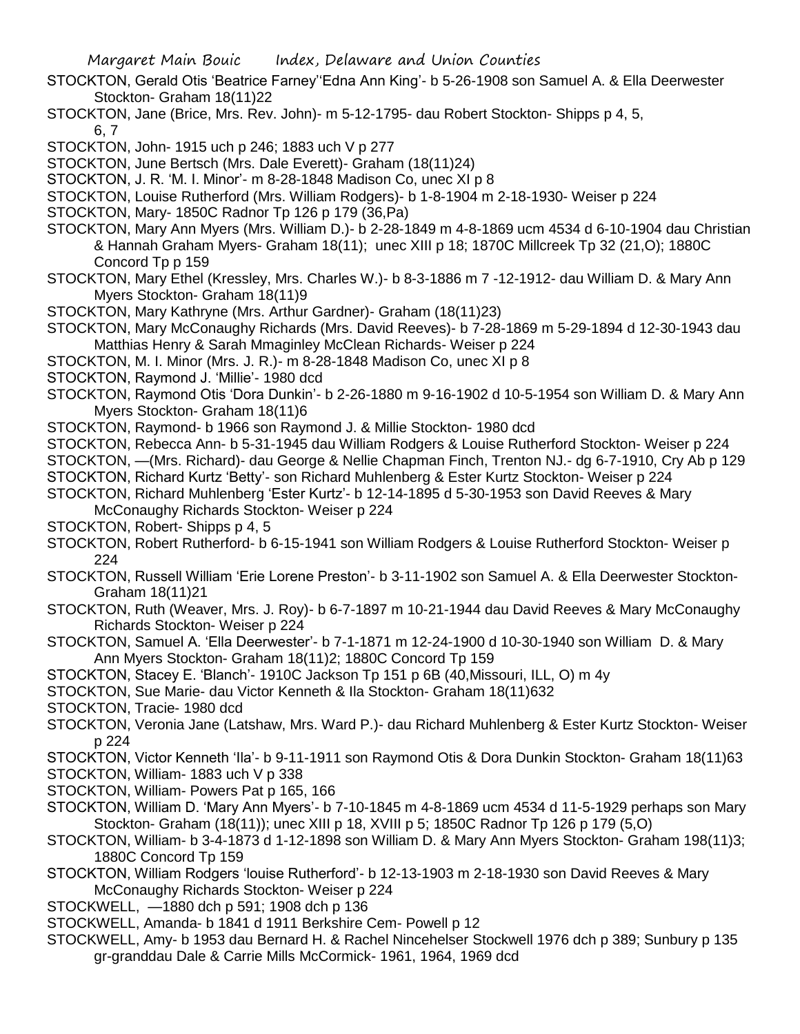STOCKTON, Gerald Otis 'Beatrice Farney''Edna Ann King'- b 5-26-1908 son Samuel A. & Ella Deerwester Stockton- Graham 18(11)22

STOCKTON, Jane (Brice, Mrs. Rev. John)- m 5-12-1795- dau Robert Stockton- Shipps p 4, 5, 6, 7

STOCKTON, John- 1915 uch p 246; 1883 uch V p 277

STOCKTON, June Bertsch (Mrs. Dale Everett)- Graham (18(11)24)

STOCKTON, J. R. 'M. I. Minor'- m 8-28-1848 Madison Co, unec XI p 8

STOCKTON, Louise Rutherford (Mrs. William Rodgers)- b 1-8-1904 m 2-18-1930- Weiser p 224

STOCKTON, Mary- 1850C Radnor Tp 126 p 179 (36,Pa)

STOCKTON, Mary Ann Myers (Mrs. William D.)- b 2-28-1849 m 4-8-1869 ucm 4534 d 6-10-1904 dau Christian & Hannah Graham Myers- Graham 18(11); unec XIII p 18; 1870C Millcreek Tp 32 (21,O); 1880C Concord Tp p 159

STOCKTON, Mary Ethel (Kressley, Mrs. Charles W.)- b 8-3-1886 m 7 -12-1912- dau William D. & Mary Ann Myers Stockton- Graham 18(11)9

STOCKTON, Mary Kathryne (Mrs. Arthur Gardner)- Graham (18(11)23)

STOCKTON, Mary McConaughy Richards (Mrs. David Reeves)- b 7-28-1869 m 5-29-1894 d 12-30-1943 dau Matthias Henry & Sarah Mmaginley McClean Richards- Weiser p 224

STOCKTON, M. I. Minor (Mrs. J. R.)- m 8-28-1848 Madison Co, unec XI p 8

STOCKTON, Raymond J. 'Millie'- 1980 dcd

STOCKTON, Raymond Otis 'Dora Dunkin'- b 2-26-1880 m 9-16-1902 d 10-5-1954 son William D. & Mary Ann Myers Stockton- Graham 18(11)6

STOCKTON, Raymond- b 1966 son Raymond J. & Millie Stockton- 1980 dcd

STOCKTON, Rebecca Ann- b 5-31-1945 dau William Rodgers & Louise Rutherford Stockton- Weiser p 224

STOCKTON, —(Mrs. Richard)- dau George & Nellie Chapman Finch, Trenton NJ.- dg 6-7-1910, Cry Ab p 129

STOCKTON, Richard Kurtz 'Betty'- son Richard Muhlenberg & Ester Kurtz Stockton- Weiser p 224

STOCKTON, Richard Muhlenberg 'Ester Kurtz'- b 12-14-1895 d 5-30-1953 son David Reeves & Mary McConaughy Richards Stockton- Weiser p 224

STOCKTON, Robert- Shipps p 4, 5

STOCKTON, Robert Rutherford- b 6-15-1941 son William Rodgers & Louise Rutherford Stockton- Weiser p 224

STOCKTON, Russell William 'Erie Lorene Preston'- b 3-11-1902 son Samuel A. & Ella Deerwester Stockton- Graham 18(11)21

STOCKTON, Ruth (Weaver, Mrs. J. Roy)- b 6-7-1897 m 10-21-1944 dau David Reeves & Mary McConaughy Richards Stockton- Weiser p 224

STOCKTON, Samuel A. 'Ella Deerwester'- b 7-1-1871 m 12-24-1900 d 10-30-1940 son William D. & Mary Ann Myers Stockton- Graham 18(11)2; 1880C Concord Tp 159

STOCKTON, Stacey E. 'Blanch'- 1910C Jackson Tp 151 p 6B (40,Missouri, ILL, O) m 4y

STOCKTON, Sue Marie- dau Victor Kenneth & Ila Stockton- Graham 18(11)632

STOCKTON, Tracie- 1980 dcd

STOCKTON, Veronia Jane (Latshaw, Mrs. Ward P.)- dau Richard Muhlenberg & Ester Kurtz Stockton- Weiser p 224

STOCKTON, Victor Kenneth 'Ila'- b 9-11-1911 son Raymond Otis & Dora Dunkin Stockton- Graham 18(11)63

STOCKTON, William- 1883 uch V p 338

STOCKTON, William- Powers Pat p 165, 166

STOCKTON, William D. 'Mary Ann Myers'- b 7-10-1845 m 4-8-1869 ucm 4534 d 11-5-1929 perhaps son Mary Stockton- Graham (18(11)); unec XIII p 18, XVIII p 5; 1850C Radnor Tp 126 p 179 (5,O)

STOCKTON, William- b 3-4-1873 d 1-12-1898 son William D. & Mary Ann Myers Stockton- Graham 198(11)3; 1880C Concord Tp 159

STOCKTON, William Rodgers 'louise Rutherford'- b 12-13-1903 m 2-18-1930 son David Reeves & Mary McConaughy Richards Stockton- Weiser p 224

STOCKWELL, —1880 dch p 591; 1908 dch p 136

STOCKWELL, Amanda- b 1841 d 1911 Berkshire Cem- Powell p 12

STOCKWELL, Amy- b 1953 dau Bernard H. & Rachel Nincehelser Stockwell 1976 dch p 389; Sunbury p 135 gr-granddau Dale & Carrie Mills McCormick- 1961, 1964, 1969 dcd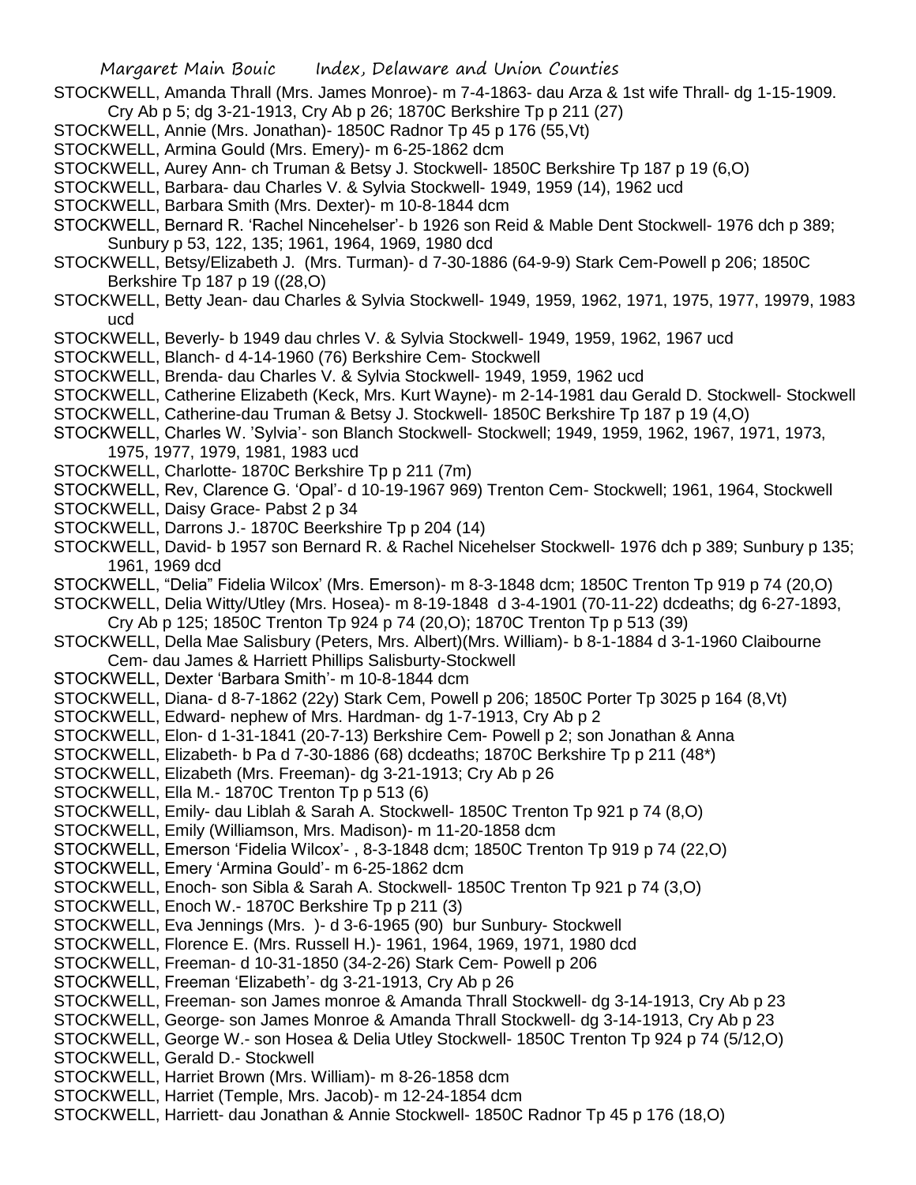STOCKWELL, Amanda Thrall (Mrs. James Monroe)- m 7-4-1863- dau Arza & 1st wife Thrall- dg 1-15-1909. Cry Ab p 5; dg 3-21-1913, Cry Ab p 26; 1870C Berkshire Tp p 211 (27)

STOCKWELL, Annie (Mrs. Jonathan)- 1850C Radnor Tp 45 p 176 (55,Vt)

STOCKWELL, Armina Gould (Mrs. Emery)- m 6-25-1862 dcm

STOCKWELL, Aurey Ann- ch Truman & Betsy J. Stockwell- 1850C Berkshire Tp 187 p 19 (6,O)

STOCKWELL, Barbara- dau Charles V. & Sylvia Stockwell- 1949, 1959 (14), 1962 ucd

STOCKWELL, Barbara Smith (Mrs. Dexter)- m 10-8-1844 dcm

STOCKWELL, Bernard R. 'Rachel Nincehelser'- b 1926 son Reid & Mable Dent Stockwell- 1976 dch p 389; Sunbury p 53, 122, 135; 1961, 1964, 1969, 1980 dcd

STOCKWELL, Betsy/Elizabeth J. (Mrs. Turman)- d 7-30-1886 (64-9-9) Stark Cem-Powell p 206; 1850C Berkshire Tp 187 p 19 ((28,O)

STOCKWELL, Betty Jean- dau Charles & Sylvia Stockwell- 1949, 1959, 1962, 1971, 1975, 1977, 19979, 1983 ucd

STOCKWELL, Beverly- b 1949 dau chrles V. & Sylvia Stockwell- 1949, 1959, 1962, 1967 ucd

STOCKWELL, Blanch- d 4-14-1960 (76) Berkshire Cem- Stockwell

STOCKWELL, Brenda- dau Charles V. & Sylvia Stockwell- 1949, 1959, 1962 ucd

STOCKWELL, Catherine Elizabeth (Keck, Mrs. Kurt Wayne)- m 2-14-1981 dau Gerald D. Stockwell- Stockwell

STOCKWELL, Catherine-dau Truman & Betsy J. Stockwell- 1850C Berkshire Tp 187 p 19 (4,O)

STOCKWELL, Charles W. 'Sylvia'- son Blanch Stockwell- Stockwell; 1949, 1959, 1962, 1967, 1971, 1973, 1975, 1977, 1979, 1981, 1983 ucd

STOCKWELL, Charlotte- 1870C Berkshire Tp p 211 (7m)

STOCKWELL, Rev, Clarence G. 'Opal'- d 10-19-1967 969) Trenton Cem- Stockwell; 1961, 1964, Stockwell

STOCKWELL, Daisy Grace- Pabst 2 p 34

STOCKWELL, Darrons J.- 1870C Beerkshire Tp p 204 (14)

STOCKWELL, David- b 1957 son Bernard R. & Rachel Nicehelser Stockwell- 1976 dch p 389; Sunbury p 135; 1961, 1969 dcd

STOCKWELL, "Delia" Fidelia Wilcox' (Mrs. Emerson)- m 8-3-1848 dcm; 1850C Trenton Tp 919 p 74 (20,O)

STOCKWELL, Delia Witty/Utley (Mrs. Hosea)- m 8-19-1848 d 3-4-1901 (70-11-22) dcdeaths; dg 6-27-1893, Cry Ab p 125; 1850C Trenton Tp 924 p 74 (20,O); 1870C Trenton Tp p 513 (39)

STOCKWELL, Della Mae Salisbury (Peters, Mrs. Albert)(Mrs. William)- b 8-1-1884 d 3-1-1960 Claibourne Cem- dau James & Harriett Phillips Salisburty-Stockwell

STOCKWELL, Dexter 'Barbara Smith'- m 10-8-1844 dcm

STOCKWELL, Diana- d 8-7-1862 (22y) Stark Cem, Powell p 206; 1850C Porter Tp 3025 p 164 (8,Vt)

STOCKWELL, Edward- nephew of Mrs. Hardman- dg 1-7-1913, Cry Ab p 2

STOCKWELL, Elon- d 1-31-1841 (20-7-13) Berkshire Cem- Powell p 2; son Jonathan & Anna

STOCKWELL, Elizabeth- b Pa d 7-30-1886 (68) dcdeaths; 1870C Berkshire Tp p 211 (48*)

STOCKWELL, Elizabeth (Mrs. Freeman)- dg 3-21-1913; Cry Ab p 26

STOCKWELL, Ella M.- 1870C Trenton Tp p 513 (6)

STOCKWELL, Emily- dau Liblah & Sarah A. Stockwell- 1850C Trenton Tp 921 p 74 (8,O)

STOCKWELL, Emily (Williamson, Mrs. Madison)- m 11-20-1858 dcm

STOCKWELL, Emerson 'Fidelia Wilcox'- , 8-3-1848 dcm; 1850C Trenton Tp 919 p 74 (22,O)

STOCKWELL, Emery 'Armina Gould'- m 6-25-1862 dcm

STOCKWELL, Enoch- son Sibla & Sarah A. Stockwell- 1850C Trenton Tp 921 p 74 (3,O)

STOCKWELL, Enoch W.- 1870C Berkshire Tp p 211 (3)

STOCKWELL, Eva Jennings (Mrs. )- d 3-6-1965 (90) bur Sunbury- Stockwell

STOCKWELL, Florence E. (Mrs. Russell H.)- 1961, 1964, 1969, 1971, 1980 dcd

STOCKWELL, Freeman- d 10-31-1850 (34-2-26) Stark Cem- Powell p 206

STOCKWELL, Freeman 'Elizabeth'- dg 3-21-1913, Cry Ab p 26

STOCKWELL, Freeman- son James monroe & Amanda Thrall Stockwell- dg 3-14-1913, Cry Ab p 23

STOCKWELL, George- son James Monroe & Amanda Thrall Stockwell- dg 3-14-1913, Cry Ab p 23

STOCKWELL, George W.- son Hosea & Delia Utley Stockwell- 1850C Trenton Tp 924 p 74 (5/12,O)

STOCKWELL, Gerald D.- Stockwell

STOCKWELL, Harriet Brown (Mrs. William)- m 8-26-1858 dcm

STOCKWELL, Harriet (Temple, Mrs. Jacob)- m 12-24-1854 dcm

STOCKWELL, Harriett- dau Jonathan & Annie Stockwell- 1850C Radnor Tp 45 p 176 (18,O)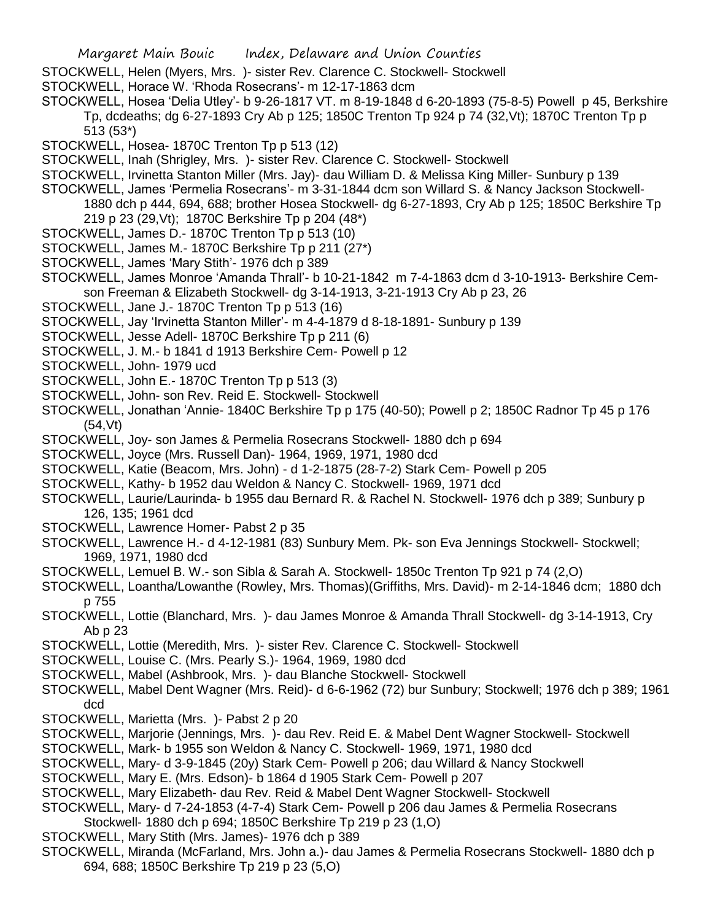STOCKWELL, Helen (Myers, Mrs. )- sister Rev. Clarence C. Stockwell- Stockwell

STOCKWELL, Horace W. 'Rhoda Rosecrans'- m 12-17-1863 dcm

STOCKWELL, Hosea 'Delia Utley'- b 9-26-1817 VT. m 8-19-1848 d 6-20-1893 (75-8-5) Powell p 45, Berkshire Tp, dcdeaths; dg 6-27-1893 Cry Ab p 125; 1850C Trenton Tp 924 p 74 (32,Vt); 1870C Trenton Tp p 513 (53*)

STOCKWELL, Hosea- 1870C Trenton Tp p 513 (12)

STOCKWELL, Inah (Shrigley, Mrs. )- sister Rev. Clarence C. Stockwell- Stockwell

STOCKWELL, Irvinetta Stanton Miller (Mrs. Jay)- dau William D. & Melissa King Miller- Sunbury p 139

STOCKWELL, James 'Permelia Rosecrans'- m 3-31-1844 dcm son Willard S. & Nancy Jackson Stockwell- 1880 dch p 444, 694, 688; brother Hosea Stockwell- dg 6-27-1893, Cry Ab p 125; 1850C Berkshire Tp 219 p 23 (29,Vt); 1870C Berkshire Tp p 204 (48*)

STOCKWELL, James D.- 1870C Trenton Tp p 513 (10)

STOCKWELL, James M.- 1870C Berkshire Tp p 211 (27*)

STOCKWELL, James 'Mary Stith'- 1976 dch p 389

STOCKWELL, James Monroe 'Amanda Thrall'- b 10-21-1842 m 7-4-1863 dcm d 3-10-1913- Berkshire Cem- son Freeman & Elizabeth Stockwell- dg 3-14-1913, 3-21-1913 Cry Ab p 23, 26

STOCKWELL, Jane J.- 1870C Trenton Tp p 513 (16)

STOCKWELL, Jay 'Irvinetta Stanton Miller'- m 4-4-1879 d 8-18-1891- Sunbury p 139

STOCKWELL, Jesse Adell- 1870C Berkshire Tp p 211 (6)

STOCKWELL, J. M.- b 1841 d 1913 Berkshire Cem- Powell p 12

STOCKWELL, John- 1979 ucd

STOCKWELL, John E.- 1870C Trenton Tp p 513 (3)

STOCKWELL, John- son Rev. Reid E. Stockwell- Stockwell

STOCKWELL, Jonathan 'Annie- 1840C Berkshire Tp p 175 (40-50); Powell p 2; 1850C Radnor Tp 45 p 176 (54,Vt)

STOCKWELL, Joy- son James & Permelia Rosecrans Stockwell- 1880 dch p 694

STOCKWELL, Joyce (Mrs. Russell Dan)- 1964, 1969, 1971, 1980 dcd

STOCKWELL, Katie (Beacom, Mrs. John) - d 1-2-1875 (28-7-2) Stark Cem- Powell p 205

STOCKWELL, Kathy- b 1952 dau Weldon & Nancy C. Stockwell- 1969, 1971 dcd

STOCKWELL, Laurie/Laurinda- b 1955 dau Bernard R. & Rachel N. Stockwell- 1976 dch p 389; Sunbury p 126, 135; 1961 dcd

STOCKWELL, Lawrence Homer- Pabst 2 p 35

STOCKWELL, Lawrence H.- d 4-12-1981 (83) Sunbury Mem. Pk- son Eva Jennings Stockwell- Stockwell; 1969, 1971, 1980 dcd

STOCKWELL, Lemuel B. W.- son Sibla & Sarah A. Stockwell- 1850c Trenton Tp 921 p 74 (2,O)

STOCKWELL, Loantha/Lowanthe (Rowley, Mrs. Thomas)(Griffiths, Mrs. David)- m 2-14-1846 dcm; 1880 dch p 755

STOCKWELL, Lottie (Blanchard, Mrs. )- dau James Monroe & Amanda Thrall Stockwell- dg 3-14-1913, Cry Ab p 23

STOCKWELL, Lottie (Meredith, Mrs. )- sister Rev. Clarence C. Stockwell- Stockwell

STOCKWELL, Louise C. (Mrs. Pearly S.)- 1964, 1969, 1980 dcd

STOCKWELL, Mabel (Ashbrook, Mrs. )- dau Blanche Stockwell- Stockwell

STOCKWELL, Mabel Dent Wagner (Mrs. Reid)- d 6-6-1962 (72) bur Sunbury; Stockwell; 1976 dch p 389; 1961 dcd

STOCKWELL, Marietta (Mrs. )- Pabst 2 p 20

STOCKWELL, Marjorie (Jennings, Mrs. )- dau Rev. Reid E. & Mabel Dent Wagner Stockwell- Stockwell

STOCKWELL, Mark- b 1955 son Weldon & Nancy C. Stockwell- 1969, 1971, 1980 dcd

STOCKWELL, Mary- d 3-9-1845 (20y) Stark Cem- Powell p 206; dau Willard & Nancy Stockwell

STOCKWELL, Mary E. (Mrs. Edson)- b 1864 d 1905 Stark Cem- Powell p 207

STOCKWELL, Mary Elizabeth- dau Rev. Reid & Mabel Dent Wagner Stockwell- Stockwell

STOCKWELL, Mary- d 7-24-1853 (4-7-4) Stark Cem- Powell p 206 dau James & Permelia Rosecrans Stockwell- 1880 dch p 694; 1850C Berkshire Tp 219 p 23 (1,O)

STOCKWELL, Mary Stith (Mrs. James)- 1976 dch p 389

STOCKWELL, Miranda (McFarland, Mrs. John a.)- dau James & Permelia Rosecrans Stockwell- 1880 dch p 694, 688; 1850C Berkshire Tp 219 p 23 (5,O)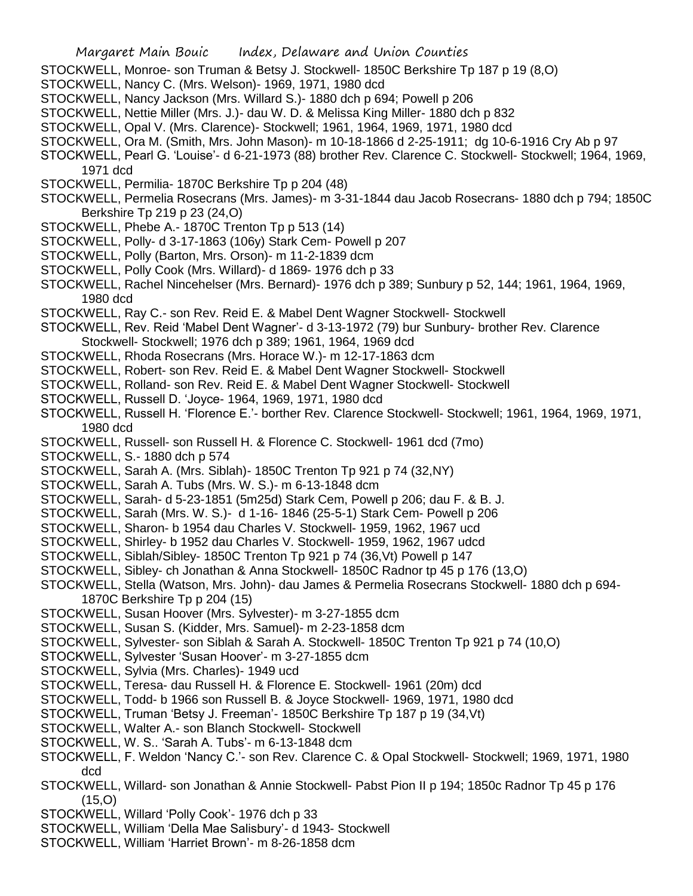STOCKWELL, Monroe- son Truman & Betsy J. Stockwell- 1850C Berkshire Tp 187 p 19 (8,O)
STOCKWELL, Nancy C. (Mrs. Welson)- 1969, 1971, 1980 dcd
STOCKWELL, Nancy Jackson (Mrs. Willard S.)- 1880 dch p 694; Powell p 206
STOCKWELL, Nettie Miller (Mrs. J.)- dau W. D. & Melissa King Miller- 1880 dch p 832
STOCKWELL, Opal V. (Mrs. Clarence)- Stockwell; 1961, 1964, 1969, 1971, 1980 dcd
STOCKWELL, Ora M. (Smith, Mrs. John Mason)- m 10-18-1866 d 2-25-1911; dg 10-6-1916 Cry Ab p 97
STOCKWELL, Pearl G. 'Louise'- d 6-21-1973 (88) brother Rev. Clarence C. Stockwell- Stockwell; 1964, 1969, 1971 dcd
STOCKWELL, Permilia- 1870C Berkshire Tp p 204 (48)
STOCKWELL, Permelia Rosecrans (Mrs. James)- m 3-31-1844 dau Jacob Rosecrans- 1880 dch p 794; 1850C Berkshire Tp 219 p 23 (24,O)
STOCKWELL, Phebe A.- 1870C Trenton Tp p 513 (14)
STOCKWELL, Polly- d 3-17-1863 (106y) Stark Cem- Powell p 207
STOCKWELL, Polly (Barton, Mrs. Orson)- m 11-2-1839 dcm
STOCKWELL, Polly Cook (Mrs. Willard)- d 1869- 1976 dch p 33
STOCKWELL, Rachel Nincehelser (Mrs. Bernard)- 1976 dch p 389; Sunbury p 52, 144; 1961, 1964, 1969, 1980 dcd
STOCKWELL, Ray C.- son Rev. Reid E. & Mabel Dent Wagner Stockwell- Stockwell
STOCKWELL, Rev. Reid 'Mabel Dent Wagner'- d 3-13-1972 (79) bur Sunbury- brother Rev. Clarence Stockwell- Stockwell; 1976 dch p 389; 1961, 1964, 1969 dcd
STOCKWELL, Rhoda Rosecrans (Mrs. Horace W.)- m 12-17-1863 dcm
STOCKWELL, Robert- son Rev. Reid E. & Mabel Dent Wagner Stockwell- Stockwell
STOCKWELL, Rolland- son Rev. Reid E. & Mabel Dent Wagner Stockwell- Stockwell
STOCKWELL, Russell D. 'Joyce- 1964, 1969, 1971, 1980 dcd
STOCKWELL, Russell H. 'Florence E.'- borther Rev. Clarence Stockwell- Stockwell; 1961, 1964, 1969, 1971, 1980 dcd
STOCKWELL, Russell- son Russell H. & Florence C. Stockwell- 1961 dcd (7mo)
STOCKWELL, S.- 1880 dch p 574
STOCKWELL, Sarah A. (Mrs. Siblah)- 1850C Trenton Tp 921 p 74 (32,NY)
STOCKWELL, Sarah A. Tubs (Mrs. W. S.)- m 6-13-1848 dcm
STOCKWELL, Sarah- d 5-23-1851 (5m25d) Stark Cem, Powell p 206; dau F. & B. J.
STOCKWELL, Sarah (Mrs. W. S.)- d 1-16- 1846 (25-5-1) Stark Cem- Powell p 206
STOCKWELL, Sharon- b 1954 dau Charles V. Stockwell- 1959, 1962, 1967 ucd
STOCKWELL, Shirley- b 1952 dau Charles V. Stockwell- 1959, 1962, 1967 udcd
STOCKWELL, Siblah/Sibley- 1850C Trenton Tp 921 p 74 (36,Vt) Powell p 147
STOCKWELL, Sibley- ch Jonathan & Anna Stockwell- 1850C Radnor tp 45 p 176 (13,O)
STOCKWELL, Stella (Watson, Mrs. John)- dau James & Permelia Rosecrans Stockwell- 1880 dch p 694- 1870C Berkshire Tp p 204 (15)
STOCKWELL, Susan Hoover (Mrs. Sylvester)- m 3-27-1855 dcm
STOCKWELL, Susan S. (Kidder, Mrs. Samuel)- m 2-23-1858 dcm
STOCKWELL, Sylvester- son Siblah & Sarah A. Stockwell- 1850C Trenton Tp 921 p 74 (10,O)
STOCKWELL, Sylvester 'Susan Hoover'- m 3-27-1855 dcm
STOCKWELL, Sylvia (Mrs. Charles)- 1949 ucd
STOCKWELL, Teresa- dau Russell H. & Florence E. Stockwell- 1961 (20m) dcd
STOCKWELL, Todd- b 1966 son Russell B. & Joyce Stockwell- 1969, 1971, 1980 dcd
STOCKWELL, Truman 'Betsy J. Freeman'- 1850C Berkshire Tp 187 p 19 (34,Vt)
STOCKWELL, Walter A.- son Blanch Stockwell- Stockwell
STOCKWELL, W. S.. 'Sarah A. Tubs'- m 6-13-1848 dcm
STOCKWELL, F. Weldon 'Nancy C.'- son Rev. Clarence C. & Opal Stockwell- Stockwell; 1969, 1971, 1980 dcd
STOCKWELL, Willard- son Jonathan & Annie Stockwell- Pabst Pion II p 194; 1850c Radnor Tp 45 p 176 (15,O)
STOCKWELL, Willard 'Polly Cook'- 1976 dch p 33
STOCKWELL, William 'Della Mae Salisbury'- d 1943- Stockwell
STOCKWELL, William 'Harriet Brown'- m 8-26-1858 dcm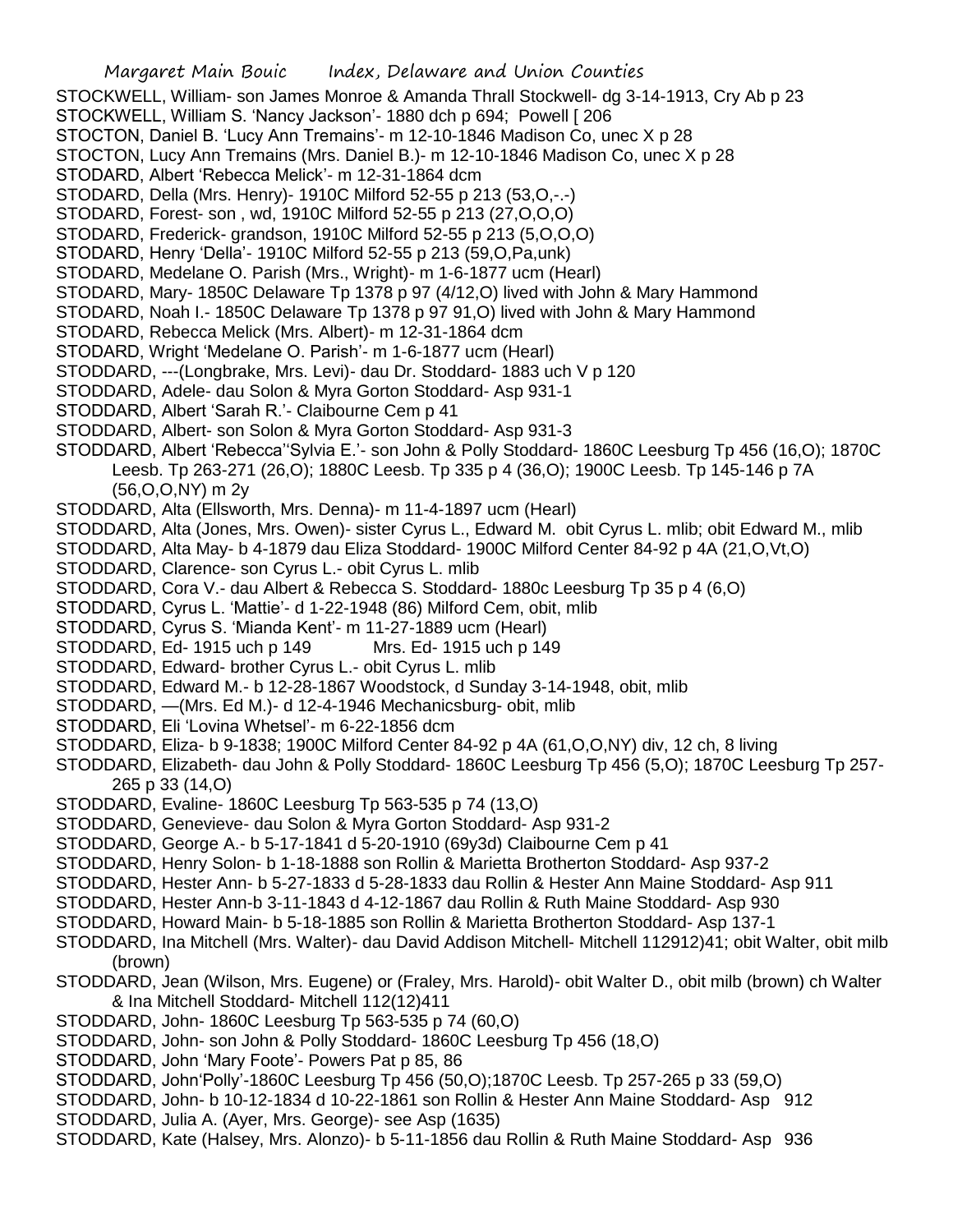STOCKWELL, William- son James Monroe & Amanda Thrall Stockwell- dg 3-14-1913, Cry Ab p 23
STOCKWELL, William S. 'Nancy Jackson'- 1880 dch p 694; Powell [ 206
STOCTON, Daniel B. 'Lucy Ann Tremains'- m 12-10-1846 Madison Co, unec X p 28
STOCTON, Lucy Ann Tremains (Mrs. Daniel B.)- m 12-10-1846 Madison Co, unec X p 28
STODARD, Albert 'Rebecca Melick'- m 12-31-1864 dcm
STODARD, Della (Mrs. Henry)- 1910C Milford 52-55 p 213 (53,O,-.-)
STODARD, Forest- son , wd, 1910C Milford 52-55 p 213 (27,O,O,O)
STODARD, Frederick- grandson, 1910C Milford 52-55 p 213 (5,O,O,O)
STODARD, Henry 'Della'- 1910C Milford 52-55 p 213 (59,O,Pa,unk)
STODARD, Medelane O. Parish (Mrs., Wright)- m 1-6-1877 ucm (Hearl)
STODARD, Mary- 1850C Delaware Tp 1378 p 97 (4/12,O) lived with John & Mary Hammond
STODARD, Noah I.- 1850C Delaware Tp 1378 p 97 91,O) lived with John & Mary Hammond
STODARD, Rebecca Melick (Mrs. Albert)- m 12-31-1864 dcm
STODARD, Wright 'Medelane O. Parish'- m 1-6-1877 ucm (Hearl)
STODDARD, ---(Longbrake, Mrs. Levi)- dau Dr. Stoddard- 1883 uch V p 120
STODDARD, Adele- dau Solon & Myra Gorton Stoddard- Asp 931-1
STODDARD, Albert 'Sarah R.'- Claibourne Cem p 41
STODDARD, Albert- son Solon & Myra Gorton Stoddard- Asp 931-3
STODDARD, Albert 'Rebecca''Sylvia E.'- son John & Polly Stoddard- 1860C Leesburg Tp 456 (16,O); 1870C Leesb. Tp 263-271 (26,O); 1880C Leesb. Tp 335 p 4 (36,O); 1900C Leesb. Tp 145-146 p 7A (56,O,O,NY) m 2y
STODDARD, Alta (Ellsworth, Mrs. Denna)- m 11-4-1897 ucm (Hearl)
STODDARD, Alta (Jones, Mrs. Owen)- sister Cyrus L., Edward M. obit Cyrus L. mlib; obit Edward M., mlib
STODDARD, Alta May- b 4-1879 dau Eliza Stoddard- 1900C Milford Center 84-92 p 4A (21,O,Vt,O)
STODDARD, Clarence- son Cyrus L.- obit Cyrus L. mlib
STODDARD, Cora V.- dau Albert & Rebecca S. Stoddard- 1880c Leesburg Tp 35 p 4 (6,O)
STODDARD, Cyrus L. 'Mattie'- d 1-22-1948 (86) Milford Cem, obit, mlib
STODDARD, Cyrus S. 'Mianda Kent'- m 11-27-1889 ucm (Hearl)
STODDARD, Ed- 1915 uch p 149 Mrs. Ed- 1915 uch p 149
STODDARD, Edward- brother Cyrus L.- obit Cyrus L. mlib
STODDARD, Edward M.- b 12-28-1867 Woodstock, d Sunday 3-14-1948, obit, mlib
STODDARD, —(Mrs. Ed M.)- d 12-4-1946 Mechanicsburg- obit, mlib
STODDARD, Eli 'Lovina Whetsel'- m 6-22-1856 dcm
STODDARD, Eliza- b 9-1838; 1900C Milford Center 84-92 p 4A (61,O,O,NY) div, 12 ch, 8 living
STODDARD, Elizabeth- dau John & Polly Stoddard- 1860C Leesburg Tp 456 (5,O); 1870C Leesburg Tp 257-265 p 33 (14,O)
STODDARD, Evaline- 1860C Leesburg Tp 563-535 p 74 (13,O)
STODDARD, Genevieve- dau Solon & Myra Gorton Stoddard- Asp 931-2
STODDARD, George A.- b 5-17-1841 d 5-20-1910 (69y3d) Claibourne Cem p 41
STODDARD, Henry Solon- b 1-18-1888 son Rollin & Marietta Brotherton Stoddard- Asp 937-2
STODDARD, Hester Ann- b 5-27-1833 d 5-28-1833 dau Rollin & Hester Ann Maine Stoddard- Asp 911
STODDARD, Hester Ann-b 3-11-1843 d 4-12-1867 dau Rollin & Ruth Maine Stoddard- Asp 930
STODDARD, Howard Main- b 5-18-1885 son Rollin & Marietta Brotherton Stoddard- Asp 137-1
STODDARD, Ina Mitchell (Mrs. Walter)- dau David Addison Mitchell- Mitchell 112912)41; obit Walter, obit milb (brown)
STODDARD, Jean (Wilson, Mrs. Eugene) or (Fraley, Mrs. Harold)- obit Walter D., obit milb (brown) ch Walter & Ina Mitchell Stoddard- Mitchell 112(12)411
STODDARD, John- 1860C Leesburg Tp 563-535 p 74 (60,O)
STODDARD, John- son John & Polly Stoddard- 1860C Leesburg Tp 456 (18,O)
STODDARD, John 'Mary Foote'- Powers Pat p 85, 86
STODDARD, John'Polly'-1860C Leesburg Tp 456 (50,O);1870C Leesb. Tp 257-265 p 33 (59,O)
STODDARD, John- b 10-12-1834 d 10-22-1861 son Rollin & Hester Ann Maine Stoddard- Asp 912
STODDARD, Julia A. (Ayer, Mrs. George)- see Asp (1635)
STODDARD, Kate (Halsey, Mrs. Alonzo)- b 5-11-1856 dau Rollin & Ruth Maine Stoddard- Asp 936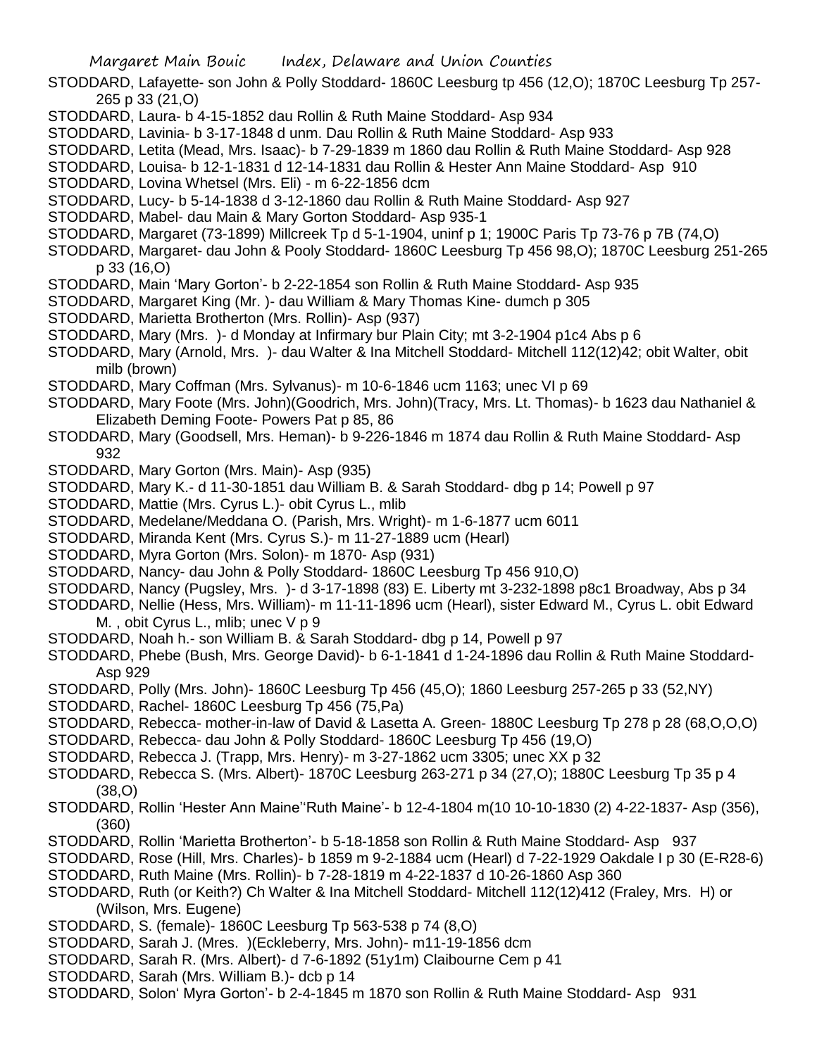STODDARD, Lafayette- son John & Polly Stoddard- 1860C Leesburg tp 456 (12,O); 1870C Leesburg Tp 257-265 p 33 (21,O)

STODDARD, Laura- b 4-15-1852 dau Rollin & Ruth Maine Stoddard- Asp 934

STODDARD, Lavinia- b 3-17-1848 d unm. Dau Rollin & Ruth Maine Stoddard- Asp 933

STODDARD, Letita (Mead, Mrs. Isaac)- b 7-29-1839 m 1860 dau Rollin & Ruth Maine Stoddard- Asp 928

STODDARD, Louisa- b 12-1-1831 d 12-14-1831 dau Rollin & Hester Ann Maine Stoddard- Asp 910

STODDARD, Lovina Whetsel (Mrs. Eli) - m 6-22-1856 dcm

STODDARD, Lucy- b 5-14-1838 d 3-12-1860 dau Rollin & Ruth Maine Stoddard- Asp 927

STODDARD, Mabel- dau Main & Mary Gorton Stoddard- Asp 935-1

STODDARD, Margaret (73-1899) Millcreek Tp d 5-1-1904, uninf p 1; 1900C Paris Tp 73-76 p 7B (74,O)

STODDARD, Margaret- dau John & Pooly Stoddard- 1860C Leesburg Tp 456 98,O); 1870C Leesburg 251-265 p 33 (16,O)

STODDARD, Main 'Mary Gorton'- b 2-22-1854 son Rollin & Ruth Maine Stoddard- Asp 935

STODDARD, Margaret King (Mr. )- dau William & Mary Thomas Kine- dumch p 305

STODDARD, Marietta Brotherton (Mrs. Rollin)- Asp (937)

STODDARD, Mary (Mrs. )- d Monday at Infirmary bur Plain City; mt 3-2-1904 p1c4 Abs p 6

STODDARD, Mary (Arnold, Mrs. )- dau Walter & Ina Mitchell Stoddard- Mitchell 112(12)42; obit Walter, obit milb (brown)

STODDARD, Mary Coffman (Mrs. Sylvanus)- m 10-6-1846 ucm 1163; unec VI p 69

STODDARD, Mary Foote (Mrs. John)(Goodrich, Mrs. John)(Tracy, Mrs. Lt. Thomas)- b 1623 dau Nathaniel & Elizabeth Deming Foote- Powers Pat p 85, 86

STODDARD, Mary (Goodsell, Mrs. Heman)- b 9-226-1846 m 1874 dau Rollin & Ruth Maine Stoddard- Asp 932

STODDARD, Mary Gorton (Mrs. Main)- Asp (935)

STODDARD, Mary K.- d 11-30-1851 dau William B. & Sarah Stoddard- dbg p 14; Powell p 97

STODDARD, Mattie (Mrs. Cyrus L.)- obit Cyrus L., mlib

STODDARD, Medelane/Meddana O. (Parish, Mrs. Wright)- m 1-6-1877 ucm 6011

STODDARD, Miranda Kent (Mrs. Cyrus S.)- m 11-27-1889 ucm (Hearl)

STODDARD, Myra Gorton (Mrs. Solon)- m 1870- Asp (931)

STODDARD, Nancy- dau John & Polly Stoddard- 1860C Leesburg Tp 456 910,O)

STODDARD, Nancy (Pugsley, Mrs. )- d 3-17-1898 (83) E. Liberty mt 3-232-1898 p8c1 Broadway, Abs p 34

STODDARD, Nellie (Hess, Mrs. William)- m 11-11-1896 ucm (Hearl), sister Edward M., Cyrus L. obit Edward M. , obit Cyrus L., mlib; unec V p 9

STODDARD, Noah h.- son William B. & Sarah Stoddard- dbg p 14, Powell p 97

STODDARD, Phebe (Bush, Mrs. George David)- b 6-1-1841 d 1-24-1896 dau Rollin & Ruth Maine Stoddard- Asp 929

STODDARD, Polly (Mrs. John)- 1860C Leesburg Tp 456 (45,O); 1860 Leesburg 257-265 p 33 (52,NY)

STODDARD, Rachel- 1860C Leesburg Tp 456 (75,Pa)

STODDARD, Rebecca- mother-in-law of David & Lasetta A. Green- 1880C Leesburg Tp 278 p 28 (68,O,O,O)

STODDARD, Rebecca- dau John & Polly Stoddard- 1860C Leesburg Tp 456 (19,O)

STODDARD, Rebecca J. (Trapp, Mrs. Henry)- m 3-27-1862 ucm 3305; unec XX p 32

STODDARD, Rebecca S. (Mrs. Albert)- 1870C Leesburg 263-271 p 34 (27,O); 1880C Leesburg Tp 35 p 4 (38,O)

STODDARD, Rollin 'Hester Ann Maine''Ruth Maine'- b 12-4-1804 m(10 10-10-1830 (2) 4-22-1837- Asp (356), (360)

STODDARD, Rollin 'Marietta Brotherton'- b 5-18-1858 son Rollin & Ruth Maine Stoddard- Asp 937

STODDARD, Rose (Hill, Mrs. Charles)- b 1859 m 9-2-1884 ucm (Hearl) d 7-22-1929 Oakdale I p 30 (E-R28-6)

STODDARD, Ruth Maine (Mrs. Rollin)- b 7-28-1819 m 4-22-1837 d 10-26-1860 Asp 360

STODDARD, Ruth (or Keith?) Ch Walter & Ina Mitchell Stoddard- Mitchell 112(12)412 (Fraley, Mrs. H) or (Wilson, Mrs. Eugene)

STODDARD, S. (female)- 1860C Leesburg Tp 563-538 p 74 (8,O)

STODDARD, Sarah J. (Mres. )(Eckleberry, Mrs. John)- m11-19-1856 dcm

STODDARD, Sarah R. (Mrs. Albert)- d 7-6-1892 (51y1m) Claibourne Cem p 41

STODDARD, Sarah (Mrs. William B.)- dcb p 14

STODDARD, Solon' Myra Gorton'- b 2-4-1845 m 1870 son Rollin & Ruth Maine Stoddard- Asp 931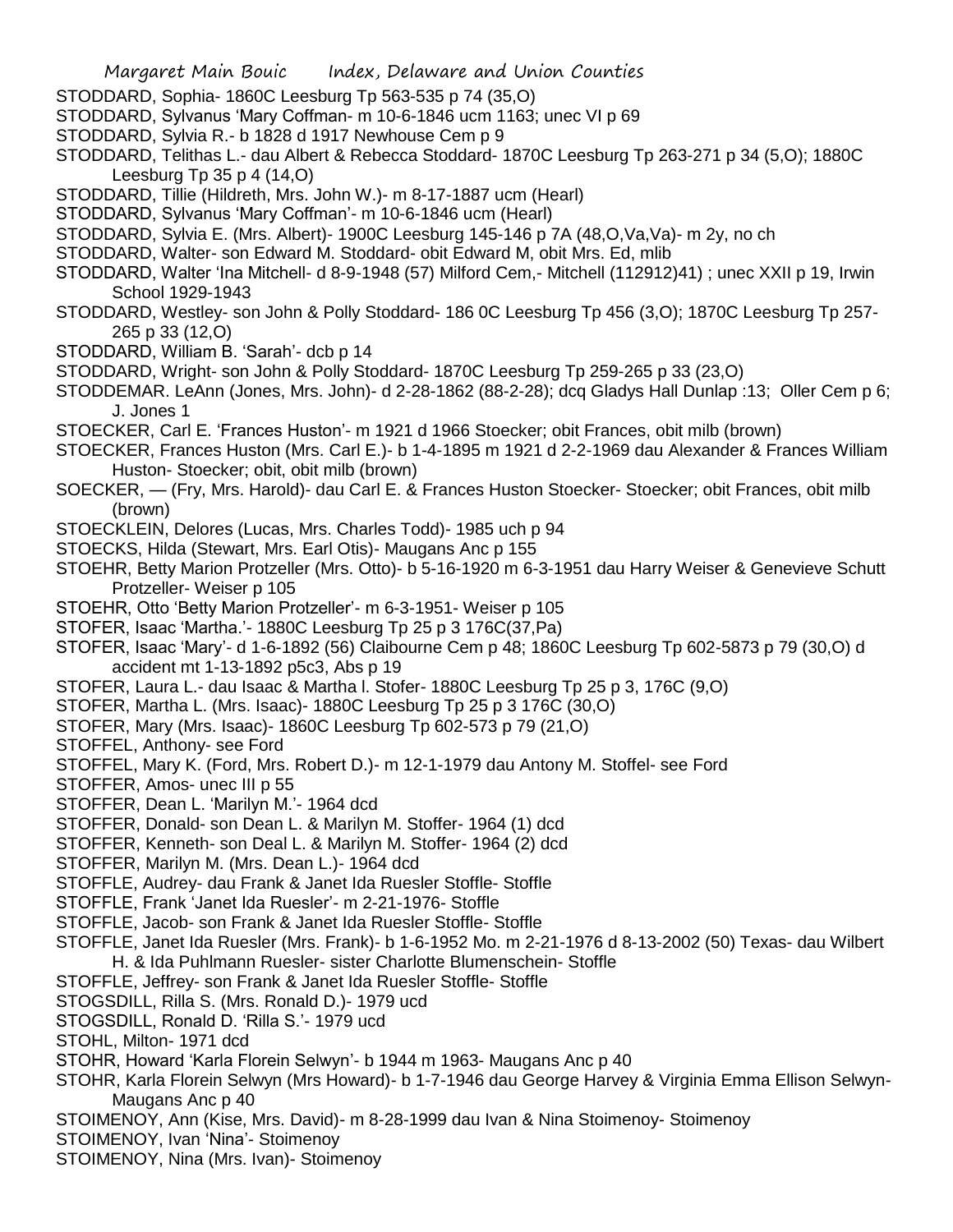STODDARD, Sophia- 1860C Leesburg Tp 563-535 p 74 (35,O)

STODDARD, Sylvanus 'Mary Coffman- m 10-6-1846 ucm 1163; unec VI p 69

STODDARD, Sylvia R.- b 1828 d 1917 Newhouse Cem p 9

STODDARD, Telithas L.- dau Albert & Rebecca Stoddard- 1870C Leesburg Tp 263-271 p 34 (5,O); 1880C Leesburg Tp 35 p 4 (14,O)

STODDARD, Tillie (Hildreth, Mrs. John W.)- m 8-17-1887 ucm (Hearl)

STODDARD, Sylvanus 'Mary Coffman'- m 10-6-1846 ucm (Hearl)

STODDARD, Sylvia E. (Mrs. Albert)- 1900C Leesburg 145-146 p 7A (48,O,Va,Va)- m 2y, no ch

STODDARD, Walter- son Edward M. Stoddard- obit Edward M, obit Mrs. Ed, mlib

STODDARD, Walter 'Ina Mitchell- d 8-9-1948 (57) Milford Cem,- Mitchell (112912)41) ; unec XXII p 19, Irwin School 1929-1943

STODDARD, Westley- son John & Polly Stoddard- 186 0C Leesburg Tp 456 (3,O); 1870C Leesburg Tp 257-265 p 33 (12,O)

STODDARD, William B. 'Sarah'- dcb p 14

STODDARD, Wright- son John & Polly Stoddard- 1870C Leesburg Tp 259-265 p 33 (23,O)

STODDEMAR. LeAnn (Jones, Mrs. John)- d 2-28-1862 (88-2-28); dcq Gladys Hall Dunlap :13; Oller Cem p 6; J. Jones 1

STOECKER, Carl E. 'Frances Huston'- m 1921 d 1966 Stoecker; obit Frances, obit milb (brown)

STOECKER, Frances Huston (Mrs. Carl E.)- b 1-4-1895 m 1921 d 2-2-1969 dau Alexander & Frances William Huston- Stoecker; obit, obit milb (brown)

SOECKER, — (Fry, Mrs. Harold)- dau Carl E. & Frances Huston Stoecker- Stoecker; obit Frances, obit milb (brown)

STOECKLEIN, Delores (Lucas, Mrs. Charles Todd)- 1985 uch p 94

STOECKS, Hilda (Stewart, Mrs. Earl Otis)- Maugans Anc p 155

STOEHR, Betty Marion Protzeller (Mrs. Otto)- b 5-16-1920 m 6-3-1951 dau Harry Weiser & Genevieve Schutt Protzeller- Weiser p 105

STOEHR, Otto 'Betty Marion Protzeller'- m 6-3-1951- Weiser p 105

STOFER, Isaac 'Martha.'- 1880C Leesburg Tp 25 p 3 176C(37,Pa)

STOFER, Isaac 'Mary'- d 1-6-1892 (56) Claibourne Cem p 48; 1860C Leesburg Tp 602-5873 p 79 (30,O) d accident mt 1-13-1892 p5c3, Abs p 19

STOFER, Laura L.- dau Isaac & Martha l. Stofer- 1880C Leesburg Tp 25 p 3, 176C (9,O)

STOFER, Martha L. (Mrs. Isaac)- 1880C Leesburg Tp 25 p 3 176C (30,O)

STOFER, Mary (Mrs. Isaac)- 1860C Leesburg Tp 602-573 p 79 (21,O)

STOFFEL, Anthony- see Ford

STOFFEL, Mary K. (Ford, Mrs. Robert D.)- m 12-1-1979 dau Antony M. Stoffel- see Ford

STOFFER, Amos- unec III p 55

STOFFER, Dean L. 'Marilyn M.'- 1964 dcd

STOFFER, Donald- son Dean L. & Marilyn M. Stoffer- 1964 (1) dcd

STOFFER, Kenneth- son Deal L. & Marilyn M. Stoffer- 1964 (2) dcd

STOFFER, Marilyn M. (Mrs. Dean L.)- 1964 dcd

STOFFLE, Audrey- dau Frank & Janet Ida Ruesler Stoffle- Stoffle

STOFFLE, Frank 'Janet Ida Ruesler'- m 2-21-1976- Stoffle

STOFFLE, Jacob- son Frank & Janet Ida Ruesler Stoffle- Stoffle

STOFFLE, Janet Ida Ruesler (Mrs. Frank)- b 1-6-1952 Mo. m 2-21-1976 d 8-13-2002 (50) Texas- dau Wilbert H. & Ida Puhlmann Ruesler- sister Charlotte Blumenschein- Stoffle

STOFFLE, Jeffrey- son Frank & Janet Ida Ruesler Stoffle- Stoffle

STOGSDILL, Rilla S. (Mrs. Ronald D.)- 1979 ucd

STOGSDILL, Ronald D. 'Rilla S.'- 1979 ucd

STOHL, Milton- 1971 dcd

STOHR, Howard 'Karla Florein Selwyn'- b 1944 m 1963- Maugans Anc p 40

STOHR, Karla Florein Selwyn (Mrs Howard)- b 1-7-1946 dau George Harvey & Virginia Emma Ellison Selwyn- Maugans Anc p 40

STOIMENOY, Ann (Kise, Mrs. David)- m 8-28-1999 dau Ivan & Nina Stoimenoy- Stoimenoy

STOIMENOY, Ivan 'Nina'- Stoimenoy

STOIMENOY, Nina (Mrs. Ivan)- Stoimenoy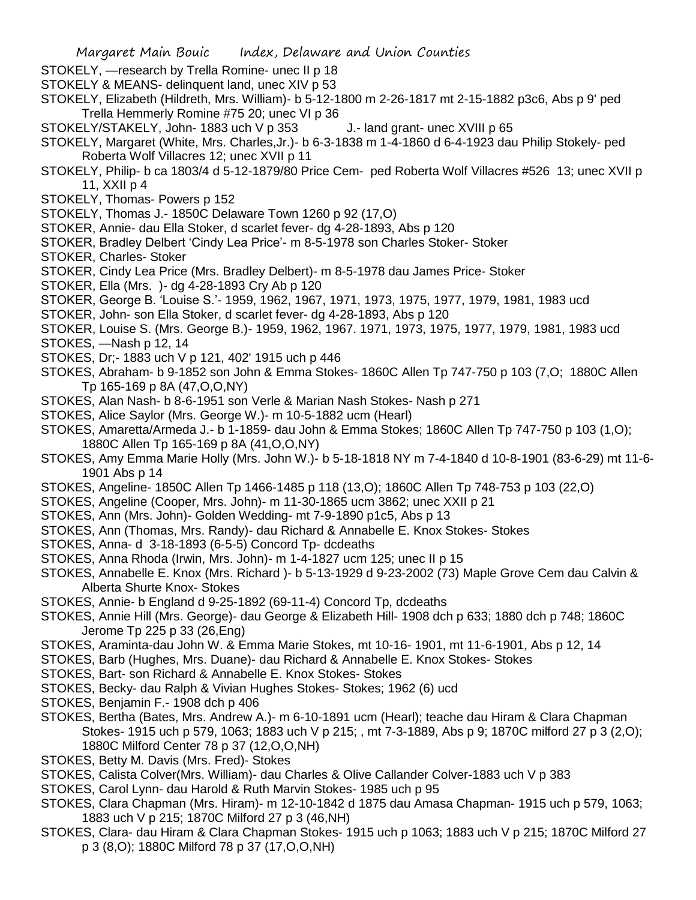STOKELY, —research by Trella Romine- unec II p 18

STOKELY & MEANS- delinquent land, unec XIV p 53

STOKELY, Elizabeth (Hildreth, Mrs. William)- b 5-12-1800 m 2-26-1817 mt 2-15-1882 p3c6, Abs p 9' ped Trella Hemmerly Romine #75 20; unec VI p 36

STOKELY/STAKELY, John- 1883 uch V p 353 J.- land grant- unec XVIII p 65

STOKELY, Margaret (White, Mrs. Charles,Jr.)- b 6-3-1838 m 1-4-1860 d 6-4-1923 dau Philip Stokely- ped Roberta Wolf Villacres 12; unec XVII p 11

STOKELY, Philip- b ca 1803/4 d 5-12-1879/80 Price Cem- ped Roberta Wolf Villacres #526 13; unec XVII p 11, XXII p 4

STOKELY, Thomas- Powers p 152

STOKELY, Thomas J.- 1850C Delaware Town 1260 p 92 (17,O)

STOKER, Annie- dau Ella Stoker, d scarlet fever- dg 4-28-1893, Abs p 120

STOKER, Bradley Delbert 'Cindy Lea Price'- m 8-5-1978 son Charles Stoker- Stoker

STOKER, Charles- Stoker

STOKER, Cindy Lea Price (Mrs. Bradley Delbert)- m 8-5-1978 dau James Price- Stoker

STOKER, Ella (Mrs. )- dg 4-28-1893 Cry Ab p 120

STOKER, George B. 'Louise S.'- 1959, 1962, 1967, 1971, 1973, 1975, 1977, 1979, 1981, 1983 ucd

STOKER, John- son Ella Stoker, d scarlet fever- dg 4-28-1893, Abs p 120

STOKER, Louise S. (Mrs. George B.)- 1959, 1962, 1967. 1971, 1973, 1975, 1977, 1979, 1981, 1983 ucd

STOKES, —Nash p 12, 14

STOKES, Dr;- 1883 uch V p 121, 402' 1915 uch p 446

STOKES, Abraham- b 9-1852 son John & Emma Stokes- 1860C Allen Tp 747-750 p 103 (7,O; 1880C Allen Tp 165-169 p 8A (47,O,O,NY)

STOKES, Alan Nash- b 8-6-1951 son Verle & Marian Nash Stokes- Nash p 271

STOKES, Alice Saylor (Mrs. George W.)- m 10-5-1882 ucm (Hearl)

STOKES, Amaretta/Armeda J.- b 1-1859- dau John & Emma Stokes; 1860C Allen Tp 747-750 p 103 (1,O); 1880C Allen Tp 165-169 p 8A (41,O,O,NY)

STOKES, Amy Emma Marie Holly (Mrs. John W.)- b 5-18-1818 NY m 7-4-1840 d 10-8-1901 (83-6-29) mt 11-6-1901 Abs p 14

STOKES, Angeline- 1850C Allen Tp 1466-1485 p 118 (13,O); 1860C Allen Tp 748-753 p 103 (22,O)

STOKES, Angeline (Cooper, Mrs. John)- m 11-30-1865 ucm 3862; unec XXII p 21

STOKES, Ann (Mrs. John)- Golden Wedding- mt 7-9-1890 p1c5, Abs p 13

STOKES, Ann (Thomas, Mrs. Randy)- dau Richard & Annabelle E. Knox Stokes- Stokes

STOKES, Anna- d 3-18-1893 (6-5-5) Concord Tp- dcdeaths

STOKES, Anna Rhoda (Irwin, Mrs. John)- m 1-4-1827 ucm 125; unec II p 15

STOKES, Annabelle E. Knox (Mrs. Richard )- b 5-13-1929 d 9-23-2002 (73) Maple Grove Cem dau Calvin & Alberta Shurte Knox- Stokes

STOKES, Annie- b England d 9-25-1892 (69-11-4) Concord Tp, dcdeaths

STOKES, Annie Hill (Mrs. George)- dau George & Elizabeth Hill- 1908 dch p 633; 1880 dch p 748; 1860C Jerome Tp 225 p 33 (26,Eng)

STOKES, Araminta-dau John W. & Emma Marie Stokes, mt 10-16- 1901, mt 11-6-1901, Abs p 12, 14

STOKES, Barb (Hughes, Mrs. Duane)- dau Richard & Annabelle E. Knox Stokes- Stokes

STOKES, Bart- son Richard & Annabelle E. Knox Stokes- Stokes

STOKES, Becky- dau Ralph & Vivian Hughes Stokes- Stokes; 1962 (6) ucd

STOKES, Benjamin F.- 1908 dch p 406

STOKES, Bertha (Bates, Mrs. Andrew A.)- m 6-10-1891 ucm (Hearl); teache dau Hiram & Clara Chapman Stokes- 1915 uch p 579, 1063; 1883 uch V p 215; , mt 7-3-1889, Abs p 9; 1870C milford 27 p 3 (2,O); 1880C Milford Center 78 p 37 (12,O,O,NH)

STOKES, Betty M. Davis (Mrs. Fred)- Stokes

STOKES, Calista Colver(Mrs. William)- dau Charles & Olive Callander Colver-1883 uch V p 383

STOKES, Carol Lynn- dau Harold & Ruth Marvin Stokes- 1985 uch p 95

STOKES, Clara Chapman (Mrs. Hiram)- m 12-10-1842 d 1875 dau Amasa Chapman- 1915 uch p 579, 1063; 1883 uch V p 215; 1870C Milford 27 p 3 (46,NH)

STOKES, Clara- dau Hiram & Clara Chapman Stokes- 1915 uch p 1063; 1883 uch V p 215; 1870C Milford 27 p 3 (8,O); 1880C Milford 78 p 37 (17,O,O,NH)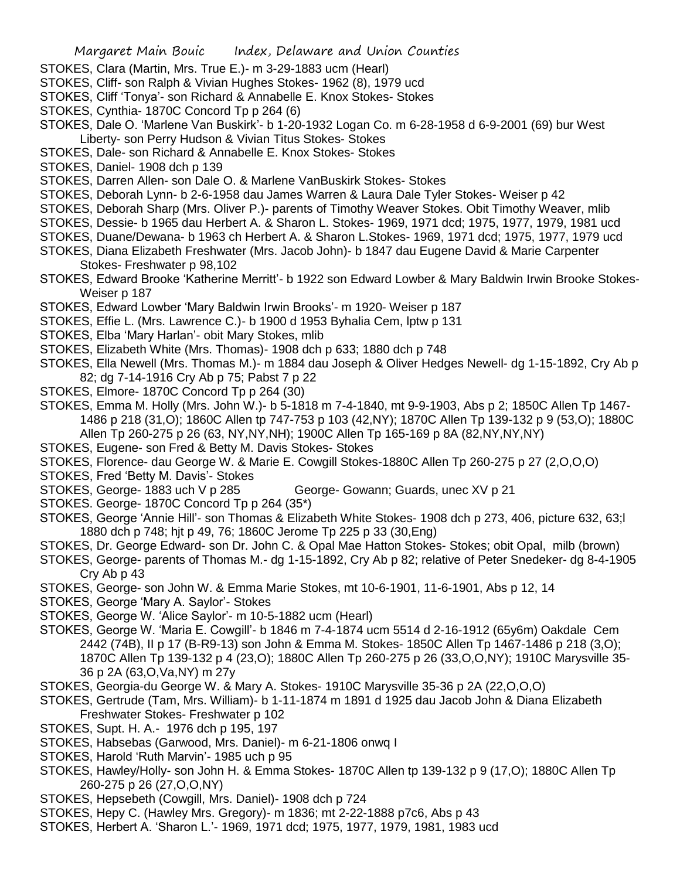STOKES, Clara (Martin, Mrs. True E.)- m 3-29-1883 ucm (Hearl)

STOKES, Cliff- son Ralph & Vivian Hughes Stokes- 1962 (8), 1979 ucd

STOKES, Cliff 'Tonya'- son Richard & Annabelle E. Knox Stokes- Stokes

STOKES, Cynthia- 1870C Concord Tp p 264 (6)

STOKES, Dale O. 'Marlene Van Buskirk'- b 1-20-1932 Logan Co. m 6-28-1958 d 6-9-2001 (69) bur West Liberty- son Perry Hudson & Vivian Titus Stokes- Stokes

STOKES, Dale- son Richard & Annabelle E. Knox Stokes- Stokes

STOKES, Daniel- 1908 dch p 139

STOKES, Darren Allen- son Dale O. & Marlene VanBuskirk Stokes- Stokes

STOKES, Deborah Lynn- b 2-6-1958 dau James Warren & Laura Dale Tyler Stokes- Weiser p 42

STOKES, Deborah Sharp (Mrs. Oliver P.)- parents of Timothy Weaver Stokes. Obit Timothy Weaver, mlib

STOKES, Dessie- b 1965 dau Herbert A. & Sharon L. Stokes- 1969, 1971 dcd; 1975, 1977, 1979, 1981 ucd

STOKES, Duane/Dewana- b 1963 ch Herbert A. & Sharon L.Stokes- 1969, 1971 dcd; 1975, 1977, 1979 ucd

STOKES, Diana Elizabeth Freshwater (Mrs. Jacob John)- b 1847 dau Eugene David & Marie Carpenter Stokes- Freshwater p 98,102

STOKES, Edward Brooke 'Katherine Merritt'- b 1922 son Edward Lowber & Mary Baldwin Irwin Brooke Stokes- Weiser p 187

STOKES, Edward Lowber 'Mary Baldwin Irwin Brooks'- m 1920- Weiser p 187

STOKES, Effie L. (Mrs. Lawrence C.)- b 1900 d 1953 Byhalia Cem, lptw p 131

STOKES, Elba 'Mary Harlan'- obit Mary Stokes, mlib

STOKES, Elizabeth White (Mrs. Thomas)- 1908 dch p 633; 1880 dch p 748

STOKES, Ella Newell (Mrs. Thomas M.)- m 1884 dau Joseph & Oliver Hedges Newell- dg 1-15-1892, Cry Ab p 82; dg 7-14-1916 Cry Ab p 75; Pabst 7 p 22

STOKES, Elmore- 1870C Concord Tp p 264 (30)

STOKES, Emma M. Holly (Mrs. John W.)- b 5-1818 m 7-4-1840, mt 9-9-1903, Abs p 2; 1850C Allen Tp 1467-1486 p 218 (31,O); 1860C Allen tp 747-753 p 103 (42,NY); 1870C Allen Tp 139-132 p 9 (53,O); 1880C Allen Tp 260-275 p 26 (63, NY,NY,NH); 1900C Allen Tp 165-169 p 8A (82,NY,NY,NY)

STOKES, Eugene- son Fred & Betty M. Davis Stokes- Stokes

STOKES, Florence- dau George W. & Marie E. Cowgill Stokes-1880C Allen Tp 260-275 p 27 (2,O,O,O)

STOKES, Fred 'Betty M. Davis'- Stokes

STOKES, George- 1883 uch V p 285     George- Gowann; Guards, unec XV p 21

STOKES. George- 1870C Concord Tp p 264 (35*)

STOKES, George 'Annie Hill'- son Thomas & Elizabeth White Stokes- 1908 dch p 273, 406, picture 632, 63;l 1880 dch p 748; hjt p 49, 76; 1860C Jerome Tp 225 p 33 (30,Eng)

STOKES, Dr. George Edward- son Dr. John C. & Opal Mae Hatton Stokes- Stokes; obit Opal, milb (brown)

STOKES, George- parents of Thomas M.- dg 1-15-1892, Cry Ab p 82; relative of Peter Snedeker- dg 8-4-1905 Cry Ab p 43

STOKES, George- son John W. & Emma Marie Stokes, mt 10-6-1901, 11-6-1901, Abs p 12, 14

STOKES, George 'Mary A. Saylor'- Stokes

STOKES, George W. 'Alice Saylor'- m 10-5-1882 ucm (Hearl)

STOKES, George W. 'Maria E. Cowgill'- b 1846 m 7-4-1874 ucm 5514 d 2-16-1912 (65y6m) Oakdale Cem 2442 (74B), II p 17 (B-R9-13) son John & Emma M. Stokes- 1850C Allen Tp 1467-1486 p 218 (3,O); 1870C Allen Tp 139-132 p 4 (23,O); 1880C Allen Tp 260-275 p 26 (33,O,O,NY); 1910C Marysville 35-36 p 2A (63,O,Va,NY) m 27y

STOKES, Georgia-du George W. & Mary A. Stokes- 1910C Marysville 35-36 p 2A (22,O,O,O)

STOKES, Gertrude (Tam, Mrs. William)- b 1-11-1874 m 1891 d 1925 dau Jacob John & Diana Elizabeth Freshwater Stokes- Freshwater p 102

STOKES, Supt. H. A.- 1976 dch p 195, 197

STOKES, Habsebas (Garwood, Mrs. Daniel)- m 6-21-1806 onwq I

STOKES, Harold 'Ruth Marvin'- 1985 uch p 95

STOKES, Hawley/Holly- son John H. & Emma Stokes- 1870C Allen tp 139-132 p 9 (17,O); 1880C Allen Tp 260-275 p 26 (27,O,O,NY)

STOKES, Hepsebeth (Cowgill, Mrs. Daniel)- 1908 dch p 724

STOKES, Hepy C. (Hawley Mrs. Gregory)- m 1836; mt 2-22-1888 p7c6, Abs p 43

STOKES, Herbert A. 'Sharon L.'- 1969, 1971 dcd; 1975, 1977, 1979, 1981, 1983 ucd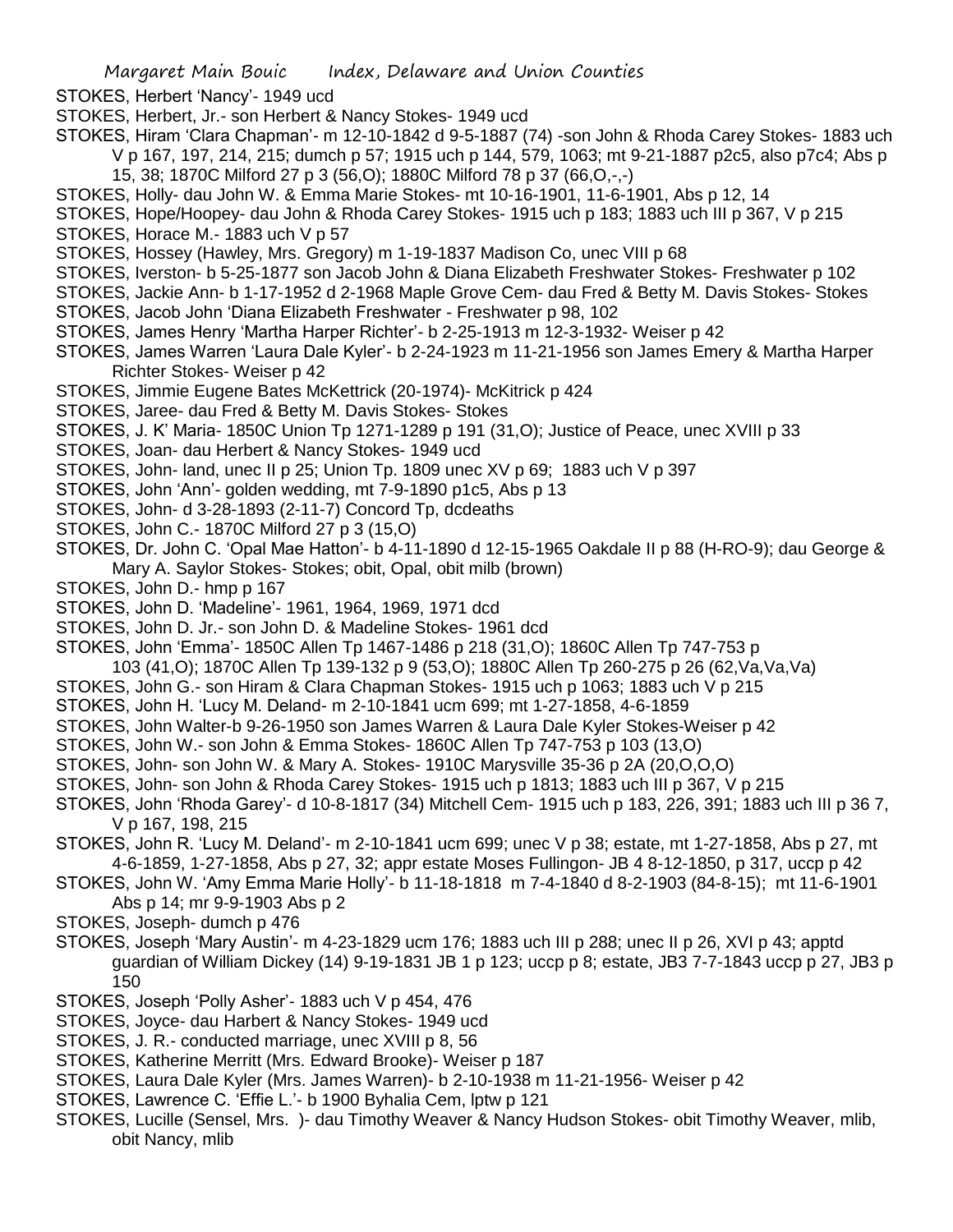STOKES, Herbert 'Nancy'- 1949 ucd

STOKES, Herbert, Jr.- son Herbert & Nancy Stokes- 1949 ucd

STOKES, Hiram 'Clara Chapman'- m 12-10-1842 d 9-5-1887 (74) -son John & Rhoda Carey Stokes- 1883 uch V p 167, 197, 214, 215; dumch p 57; 1915 uch p 144, 579, 1063; mt 9-21-1887 p2c5, also p7c4; Abs p 15, 38; 1870C Milford 27 p 3 (56,O); 1880C Milford 78 p 37 (66,O,-,-)

STOKES, Holly- dau John W. & Emma Marie Stokes- mt 10-16-1901, 11-6-1901, Abs p 12, 14

STOKES, Hope/Hoopey- dau John & Rhoda Carey Stokes- 1915 uch p 183; 1883 uch III p 367, V p 215

STOKES, Horace M.- 1883 uch V p 57

STOKES, Hossey (Hawley, Mrs. Gregory) m 1-19-1837 Madison Co, unec VIII p 68

STOKES, Iverston- b 5-25-1877 son Jacob John & Diana Elizabeth Freshwater Stokes- Freshwater p 102

STOKES, Jackie Ann- b 1-17-1952 d 2-1968 Maple Grove Cem- dau Fred & Betty M. Davis Stokes- Stokes

STOKES, Jacob John 'Diana Elizabeth Freshwater - Freshwater p 98, 102

STOKES, James Henry 'Martha Harper Richter'- b 2-25-1913 m 12-3-1932- Weiser p 42

STOKES, James Warren 'Laura Dale Kyler'- b 2-24-1923 m 11-21-1956 son James Emery & Martha Harper Richter Stokes- Weiser p 42

STOKES, Jimmie Eugene Bates McKettrick (20-1974)- McKitrick p 424

STOKES, Jaree- dau Fred & Betty M. Davis Stokes- Stokes

STOKES, J. K' Maria- 1850C Union Tp 1271-1289 p 191 (31,O); Justice of Peace, unec XVIII p 33

STOKES, Joan- dau Herbert & Nancy Stokes- 1949 ucd

STOKES, John- land, unec II p 25; Union Tp. 1809 unec XV p 69; 1883 uch V p 397

STOKES, John 'Ann'- golden wedding, mt 7-9-1890 p1c5, Abs p 13

STOKES, John- d 3-28-1893 (2-11-7) Concord Tp, dcdeaths

STOKES, John C.- 1870C Milford 27 p 3 (15,O)

STOKES, Dr. John C. 'Opal Mae Hatton'- b 4-11-1890 d 12-15-1965 Oakdale II p 88 (H-RO-9); dau George & Mary A. Saylor Stokes- Stokes; obit, Opal, obit milb (brown)

STOKES, John D.- hmp p 167

STOKES, John D. 'Madeline'- 1961, 1964, 1969, 1971 dcd

STOKES, John D. Jr.- son John D. & Madeline Stokes- 1961 dcd

STOKES, John 'Emma'- 1850C Allen Tp 1467-1486 p 218 (31,O); 1860C Allen Tp 747-753 p 103 (41,O); 1870C Allen Tp 139-132 p 9 (53,O); 1880C Allen Tp 260-275 p 26 (62,Va,Va,Va)

STOKES, John G.- son Hiram & Clara Chapman Stokes- 1915 uch p 1063; 1883 uch V p 215

STOKES, John H. 'Lucy M. Deland- m 2-10-1841 ucm 699; mt 1-27-1858, 4-6-1859

STOKES, John Walter-b 9-26-1950 son James Warren & Laura Dale Kyler Stokes-Weiser p 42

STOKES, John W.- son John & Emma Stokes- 1860C Allen Tp 747-753 p 103 (13,O)

STOKES, John- son John W. & Mary A. Stokes- 1910C Marysville 35-36 p 2A (20,O,O,O)

STOKES, John- son John & Rhoda Carey Stokes- 1915 uch p 1813; 1883 uch III p 367, V p 215

STOKES, John 'Rhoda Garey'- d 10-8-1817 (34) Mitchell Cem- 1915 uch p 183, 226, 391; 1883 uch III p 36 7, V p 167, 198, 215

STOKES, John R. 'Lucy M. Deland'- m 2-10-1841 ucm 699; unec V p 38; estate, mt 1-27-1858, Abs p 27, mt 4-6-1859, 1-27-1858, Abs p 27, 32; appr estate Moses Fullingon- JB 4 8-12-1850, p 317, uccp p 42

STOKES, John W. 'Amy Emma Marie Holly'- b 11-18-1818 m 7-4-1840 d 8-2-1903 (84-8-15); mt 11-6-1901 Abs p 14; mr 9-9-1903 Abs p 2

STOKES, Joseph- dumch p 476

STOKES, Joseph 'Mary Austin'- m 4-23-1829 ucm 176; 1883 uch III p 288; unec II p 26, XVI p 43; apptd guardian of William Dickey (14) 9-19-1831 JB 1 p 123; uccp p 8; estate, JB3 7-7-1843 uccp p 27, JB3 p 150

STOKES, Joseph 'Polly Asher'- 1883 uch V p 454, 476

STOKES, Joyce- dau Harbert & Nancy Stokes- 1949 ucd

STOKES, J. R.- conducted marriage, unec XVIII p 8, 56

STOKES, Katherine Merritt (Mrs. Edward Brooke)- Weiser p 187

STOKES, Laura Dale Kyler (Mrs. James Warren)- b 2-10-1938 m 11-21-1956- Weiser p 42

STOKES, Lawrence C. 'Effie L.'- b 1900 Byhalia Cem, lptw p 121

STOKES, Lucille (Sensel, Mrs. )- dau Timothy Weaver & Nancy Hudson Stokes- obit Timothy Weaver, mlib, obit Nancy, mlib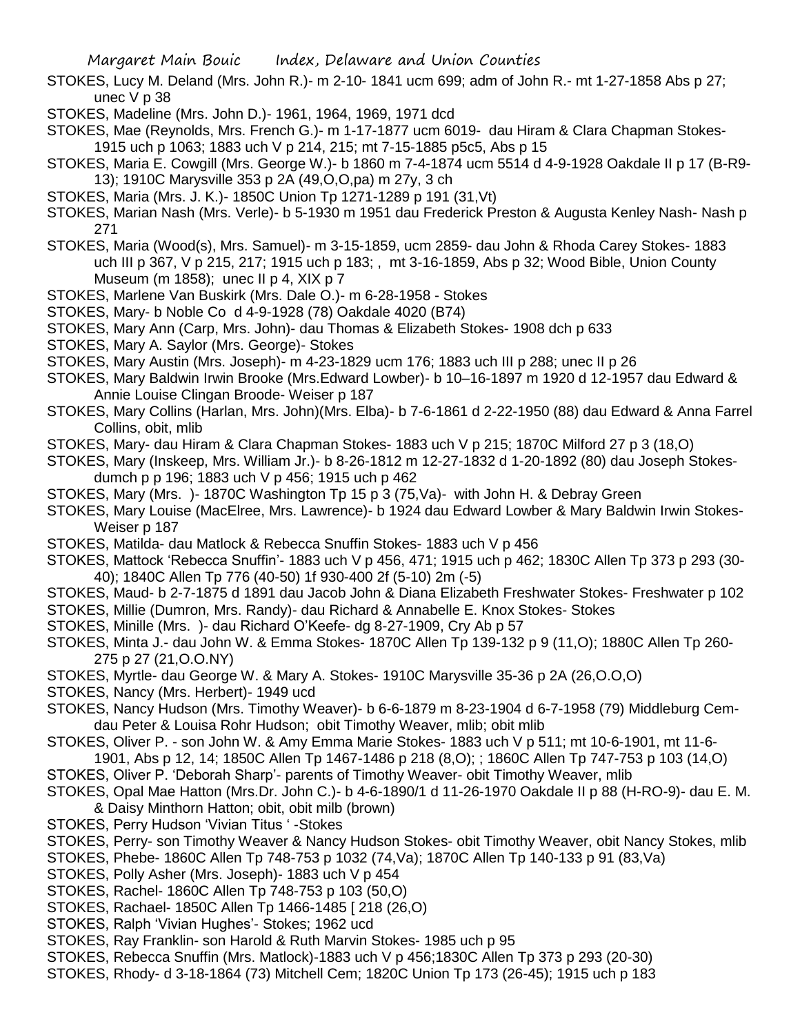STOKES, Lucy M. Deland (Mrs. John R.)- m 2-10- 1841 ucm 699; adm of John R.- mt 1-27-1858 Abs p 27; unec V p 38

STOKES, Madeline (Mrs. John D.)- 1961, 1964, 1969, 1971 dcd

STOKES, Mae (Reynolds, Mrs. French G.)- m 1-17-1877 ucm 6019- dau Hiram & Clara Chapman Stokes- 1915 uch p 1063; 1883 uch V p 214, 215; mt 7-15-1885 p5c5, Abs p 15

STOKES, Maria E. Cowgill (Mrs. George W.)- b 1860 m 7-4-1874 ucm 5514 d 4-9-1928 Oakdale II p 17 (B-R9-13); 1910C Marysville 353 p 2A (49,O,O,pa) m 27y, 3 ch

STOKES, Maria (Mrs. J. K.)- 1850C Union Tp 1271-1289 p 191 (31,Vt)

STOKES, Marian Nash (Mrs. Verle)- b 5-1930 m 1951 dau Frederick Preston & Augusta Kenley Nash- Nash p 271

STOKES, Maria (Wood(s), Mrs. Samuel)- m 3-15-1859, ucm 2859- dau John & Rhoda Carey Stokes- 1883 uch III p 367, V p 215, 217; 1915 uch p 183; , mt 3-16-1859, Abs p 32; Wood Bible, Union County Museum (m 1858); unec II p 4, XIX p 7

STOKES, Marlene Van Buskirk (Mrs. Dale O.)- m 6-28-1958 - Stokes

STOKES, Mary- b Noble Co d 4-9-1928 (78) Oakdale 4020 (B74)

STOKES, Mary Ann (Carp, Mrs. John)- dau Thomas & Elizabeth Stokes- 1908 dch p 633

STOKES, Mary A. Saylor (Mrs. George)- Stokes

STOKES, Mary Austin (Mrs. Joseph)- m 4-23-1829 ucm 176; 1883 uch III p 288; unec II p 26

STOKES, Mary Baldwin Irwin Brooke (Mrs.Edward Lowber)- b 10–16-1897 m 1920 d 12-1957 dau Edward & Annie Louise Clingan Broode- Weiser p 187

STOKES, Mary Collins (Harlan, Mrs. John)(Mrs. Elba)- b 7-6-1861 d 2-22-1950 (88) dau Edward & Anna Farrel Collins, obit, mlib

STOKES, Mary- dau Hiram & Clara Chapman Stokes- 1883 uch V p 215; 1870C Milford 27 p 3 (18,O)

STOKES, Mary (Inskeep, Mrs. William Jr.)- b 8-26-1812 m 12-27-1832 d 1-20-1892 (80) dau Joseph Stokes- dumch p p 196; 1883 uch V p 456; 1915 uch p 462

STOKES, Mary (Mrs. )- 1870C Washington Tp 15 p 3 (75,Va)- with John H. & Debray Green

STOKES, Mary Louise (MacElree, Mrs. Lawrence)- b 1924 dau Edward Lowber & Mary Baldwin Irwin Stokes- Weiser p 187

STOKES, Matilda- dau Matlock & Rebecca Snuffin Stokes- 1883 uch V p 456

STOKES, Mattock 'Rebecca Snuffin'- 1883 uch V p 456, 471; 1915 uch p 462; 1830C Allen Tp 373 p 293 (30-40); 1840C Allen Tp 776 (40-50) 1f 930-400 2f (5-10) 2m (-5)

STOKES, Maud- b 2-7-1875 d 1891 dau Jacob John & Diana Elizabeth Freshwater Stokes- Freshwater p 102

STOKES, Millie (Dumron, Mrs. Randy)- dau Richard & Annabelle E. Knox Stokes- Stokes

STOKES, Minille (Mrs. )- dau Richard O'Keefe- dg 8-27-1909, Cry Ab p 57

STOKES, Minta J.- dau John W. & Emma Stokes- 1870C Allen Tp 139-132 p 9 (11,O); 1880C Allen Tp 260-275 p 27 (21,O.O.NY)

STOKES, Myrtle- dau George W. & Mary A. Stokes- 1910C Marysville 35-36 p 2A (26,O.O,O)

STOKES, Nancy (Mrs. Herbert)- 1949 ucd

STOKES, Nancy Hudson (Mrs. Timothy Weaver)- b 6-6-1879 m 8-23-1904 d 6-7-1958 (79) Middleburg Cem- dau Peter & Louisa Rohr Hudson; obit Timothy Weaver, mlib; obit mlib

STOKES, Oliver P. - son John W. & Amy Emma Marie Stokes- 1883 uch V p 511; mt 10-6-1901, mt 11-6-1901, Abs p 12, 14; 1850C Allen Tp 1467-1486 p 218 (8,O); ; 1860C Allen Tp 747-753 p 103 (14,O)

STOKES, Oliver P. 'Deborah Sharp'- parents of Timothy Weaver- obit Timothy Weaver, mlib

STOKES, Opal Mae Hatton (Mrs.Dr. John C.)- b 4-6-1890/1 d 11-26-1970 Oakdale II p 88 (H-RO-9)- dau E. M. & Daisy Minthorn Hatton; obit, obit milb (brown)

STOKES, Perry Hudson 'Vivian Titus ' -Stokes

STOKES, Perry- son Timothy Weaver & Nancy Hudson Stokes- obit Timothy Weaver, obit Nancy Stokes, mlib

STOKES, Phebe- 1860C Allen Tp 748-753 p 1032 (74,Va); 1870C Allen Tp 140-133 p 91 (83,Va)

STOKES, Polly Asher (Mrs. Joseph)- 1883 uch V p 454

STOKES, Rachel- 1860C Allen Tp 748-753 p 103 (50,O)

STOKES, Rachael- 1850C Allen Tp 1466-1485 [ 218 (26,O)

STOKES, Ralph 'Vivian Hughes'- Stokes; 1962 ucd

STOKES, Ray Franklin- son Harold & Ruth Marvin Stokes- 1985 uch p 95

STOKES, Rebecca Snuffin (Mrs. Matlock)-1883 uch V p 456;1830C Allen Tp 373 p 293 (20-30)

STOKES, Rhody- d 3-18-1864 (73) Mitchell Cem; 1820C Union Tp 173 (26-45); 1915 uch p 183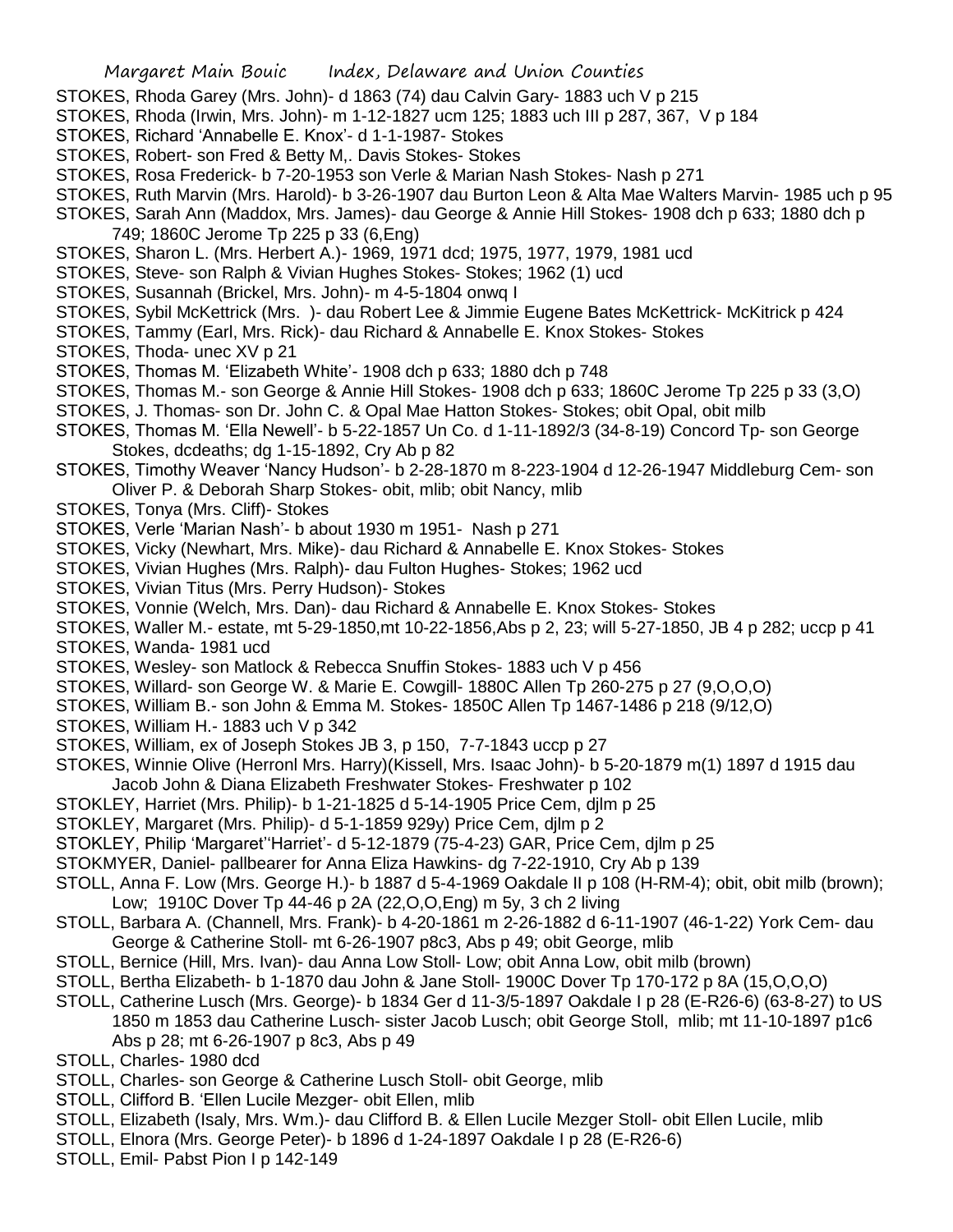STOKES, Rhoda Garey (Mrs. John)- d 1863 (74) dau Calvin Gary- 1883 uch V p 215

STOKES, Rhoda (Irwin, Mrs. John)- m 1-12-1827 ucm 125; 1883 uch III p 287, 367, V p 184

STOKES, Richard 'Annabelle E. Knox'- d 1-1-1987- Stokes

STOKES, Robert- son Fred & Betty M,. Davis Stokes- Stokes

STOKES, Rosa Frederick- b 7-20-1953 son Verle & Marian Nash Stokes- Nash p 271

STOKES, Ruth Marvin (Mrs. Harold)- b 3-26-1907 dau Burton Leon & Alta Mae Walters Marvin- 1985 uch p 95

STOKES, Sarah Ann (Maddox, Mrs. James)- dau George & Annie Hill Stokes- 1908 dch p 633; 1880 dch p 749; 1860C Jerome Tp 225 p 33 (6,Eng)

STOKES, Sharon L. (Mrs. Herbert A.)- 1969, 1971 dcd; 1975, 1977, 1979, 1981 ucd

STOKES, Steve- son Ralph & Vivian Hughes Stokes- Stokes; 1962 (1) ucd

STOKES, Susannah (Brickel, Mrs. John)- m 4-5-1804 onwq I

STOKES, Sybil McKettrick (Mrs. )- dau Robert Lee & Jimmie Eugene Bates McKettrick- McKitrick p 424

STOKES, Tammy (Earl, Mrs. Rick)- dau Richard & Annabelle E. Knox Stokes- Stokes

STOKES, Thoda- unec XV p 21

STOKES, Thomas M. 'Elizabeth White'- 1908 dch p 633; 1880 dch p 748

STOKES, Thomas M.- son George & Annie Hill Stokes- 1908 dch p 633; 1860C Jerome Tp 225 p 33 (3,O)

STOKES, J. Thomas- son Dr. John C. & Opal Mae Hatton Stokes- Stokes; obit Opal, obit milb

STOKES, Thomas M. 'Ella Newell'- b 5-22-1857 Un Co. d 1-11-1892/3 (34-8-19) Concord Tp- son George Stokes, dcdeaths; dg 1-15-1892, Cry Ab p 82

STOKES, Timothy Weaver 'Nancy Hudson'- b 2-28-1870 m 8-223-1904 d 12-26-1947 Middleburg Cem- son Oliver P. & Deborah Sharp Stokes- obit, mlib; obit Nancy, mlib

STOKES, Tonya (Mrs. Cliff)- Stokes

STOKES, Verle 'Marian Nash'- b about 1930 m 1951- Nash p 271

STOKES, Vicky (Newhart, Mrs. Mike)- dau Richard & Annabelle E. Knox Stokes- Stokes

STOKES, Vivian Hughes (Mrs. Ralph)- dau Fulton Hughes- Stokes; 1962 ucd

STOKES, Vivian Titus (Mrs. Perry Hudson)- Stokes

STOKES, Vonnie (Welch, Mrs. Dan)- dau Richard & Annabelle E. Knox Stokes- Stokes

STOKES, Waller M.- estate, mt 5-29-1850,mt 10-22-1856,Abs p 2, 23; will 5-27-1850, JB 4 p 282; uccp p 41

STOKES, Wanda- 1981 ucd

STOKES, Wesley- son Matlock & Rebecca Snuffin Stokes- 1883 uch V p 456

STOKES, Willard- son George W. & Marie E. Cowgill- 1880C Allen Tp 260-275 p 27 (9,O,O,O)

STOKES, William B.- son John & Emma M. Stokes- 1850C Allen Tp 1467-1486 p 218 (9/12,O)

STOKES, William H.- 1883 uch V p 342

STOKES, William, ex of Joseph Stokes JB 3, p 150, 7-7-1843 uccp p 27

STOKES, Winnie Olive (Herronl Mrs. Harry)(Kissell, Mrs. Isaac John)- b 5-20-1879 m(1) 1897 d 1915 dau Jacob John & Diana Elizabeth Freshwater Stokes- Freshwater p 102

STOKLEY, Harriet (Mrs. Philip)- b 1-21-1825 d 5-14-1905 Price Cem, djlm p 25

STOKLEY, Margaret (Mrs. Philip)- d 5-1-1859 929y) Price Cem, djlm p 2

STOKLEY, Philip 'Margaret''Harriet'- d 5-12-1879 (75-4-23) GAR, Price Cem, djlm p 25

STOKMYER, Daniel- pallbearer for Anna Eliza Hawkins- dg 7-22-1910, Cry Ab p 139

STOLL, Anna F. Low (Mrs. George H.)- b 1887 d 5-4-1969 Oakdale II p 108 (H-RM-4); obit, obit milb (brown); Low; 1910C Dover Tp 44-46 p 2A (22,O,O,Eng) m 5y, 3 ch 2 living

STOLL, Barbara A. (Channell, Mrs. Frank)- b 4-20-1861 m 2-26-1882 d 6-11-1907 (46-1-22) York Cem- dau George & Catherine Stoll- mt 6-26-1907 p8c3, Abs p 49; obit George, mlib

STOLL, Bernice (Hill, Mrs. Ivan)- dau Anna Low Stoll- Low; obit Anna Low, obit milb (brown)

STOLL, Bertha Elizabeth- b 1-1870 dau John & Jane Stoll- 1900C Dover Tp 170-172 p 8A (15,O,O,O)

STOLL, Catherine Lusch (Mrs. George)- b 1834 Ger d 11-3/5-1897 Oakdale I p 28 (E-R26-6) (63-8-27) to US 1850 m 1853 dau Catherine Lusch- sister Jacob Lusch; obit George Stoll, mlib; mt 11-10-1897 p1c6 Abs p 28; mt 6-26-1907 p 8c3, Abs p 49

STOLL, Charles- 1980 dcd

STOLL, Charles- son George & Catherine Lusch Stoll- obit George, mlib

STOLL, Clifford B. 'Ellen Lucile Mezger- obit Ellen, mlib

STOLL, Elizabeth (Isaly, Mrs. Wm.)- dau Clifford B. & Ellen Lucile Mezger Stoll- obit Ellen Lucile, mlib

STOLL, Elnora (Mrs. George Peter)- b 1896 d 1-24-1897 Oakdale I p 28 (E-R26-6)

STOLL, Emil- Pabst Pion I p 142-149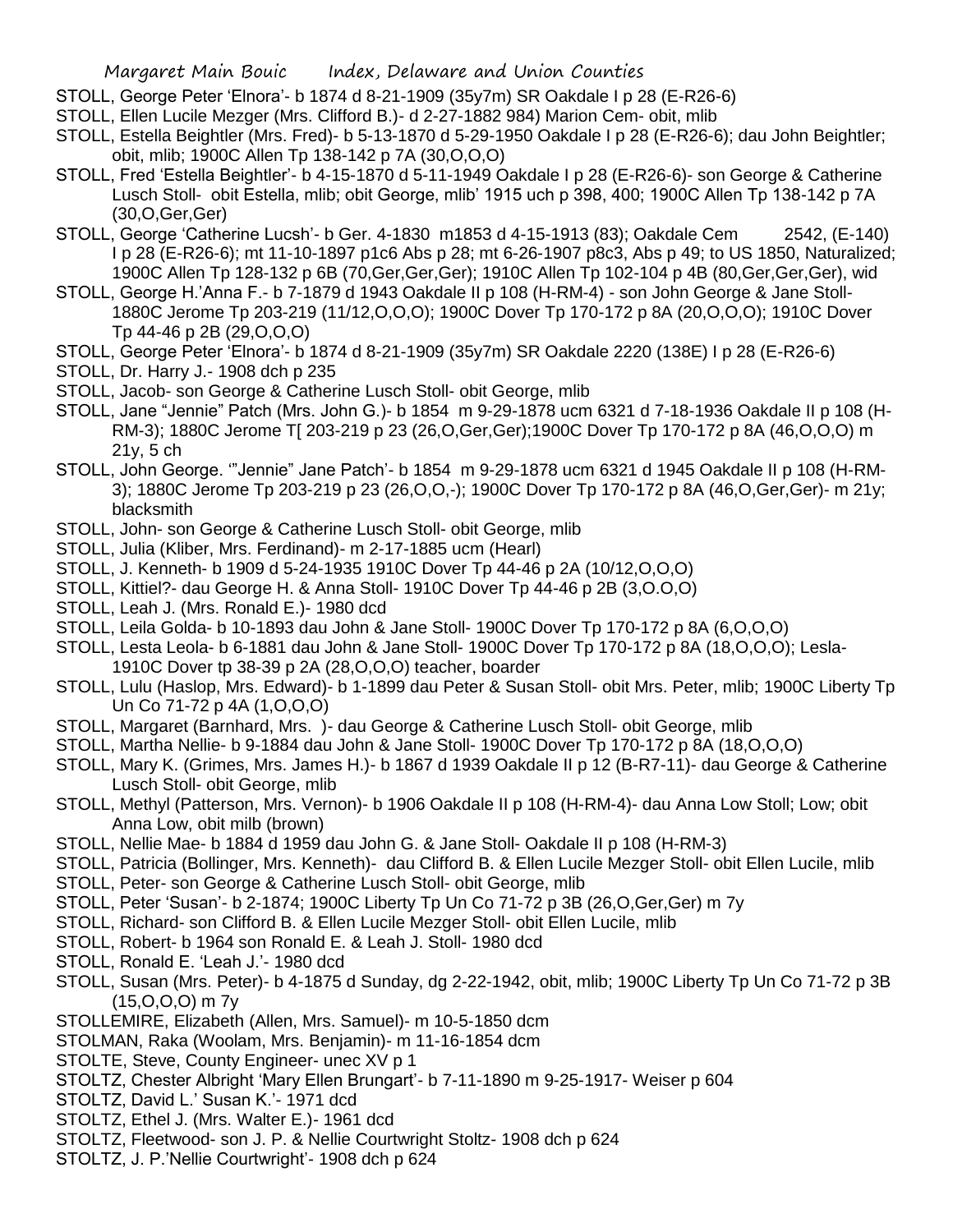STOLL, George Peter 'Elnora'- b 1874 d 8-21-1909 (35y7m) SR Oakdale I p 28 (E-R26-6)

STOLL, Ellen Lucile Mezger (Mrs. Clifford B.)- d 2-27-1882 984) Marion Cem- obit, mlib

STOLL, Estella Beightler (Mrs. Fred)- b 5-13-1870 d 5-29-1950 Oakdale I p 28 (E-R26-6); dau John Beightler; obit, mlib; 1900C Allen Tp 138-142 p 7A (30,O,O,O)

STOLL, Fred 'Estella Beightler'- b 4-15-1870 d 5-11-1949 Oakdale I p 28 (E-R26-6)- son George & Catherine Lusch Stoll- obit Estella, mlib; obit George, mlib' 1915 uch p 398, 400; 1900C Allen Tp 138-142 p 7A (30,O,Ger,Ger)

STOLL, George 'Catherine Lucsh'- b Ger. 4-1830 m1853 d 4-15-1913 (83); Oakdale Cem 2542, (E-140) I p 28 (E-R26-6); mt 11-10-1897 p1c6 Abs p 28; mt 6-26-1907 p8c3, Abs p 49; to US 1850, Naturalized; 1900C Allen Tp 128-132 p 6B (70,Ger,Ger,Ger); 1910C Allen Tp 102-104 p 4B (80,Ger,Ger,Ger), wid

STOLL, George H.'Anna F.- b 7-1879 d 1943 Oakdale II p 108 (H-RM-4) - son John George & Jane Stoll- 1880C Jerome Tp 203-219 (11/12,O,O,O); 1900C Dover Tp 170-172 p 8A (20,O,O,O); 1910C Dover Tp 44-46 p 2B (29,O,O,O)

STOLL, George Peter 'Elnora'- b 1874 d 8-21-1909 (35y7m) SR Oakdale 2220 (138E) I p 28 (E-R26-6)

STOLL, Dr. Harry J.- 1908 dch p 235

STOLL, Jacob- son George & Catherine Lusch Stoll- obit George, mlib

STOLL, Jane "Jennie" Patch (Mrs. John G.)- b 1854 m 9-29-1878 ucm 6321 d 7-18-1936 Oakdale II p 108 (H-RM-3); 1880C Jerome T[ 203-219 p 23 (26,O,Ger,Ger);1900C Dover Tp 170-172 p 8A (46,O,O,O) m 21y, 5 ch

STOLL, John George. '"Jennie" Jane Patch'- b 1854 m 9-29-1878 ucm 6321 d 1945 Oakdale II p 108 (H-RM-3); 1880C Jerome Tp 203-219 p 23 (26,O,O,-); 1900C Dover Tp 170-172 p 8A (46,O,Ger,Ger)- m 21y; blacksmith

STOLL, John- son George & Catherine Lusch Stoll- obit George, mlib

STOLL, Julia (Kliber, Mrs. Ferdinand)- m 2-17-1885 ucm (Hearl)

STOLL, J. Kenneth- b 1909 d 5-24-1935 1910C Dover Tp 44-46 p 2A (10/12,O,O,O)

STOLL, Kittiel?- dau George H. & Anna Stoll- 1910C Dover Tp 44-46 p 2B (3,O.O,O)

STOLL, Leah J. (Mrs. Ronald E.)- 1980 dcd

STOLL, Leila Golda- b 10-1893 dau John & Jane Stoll- 1900C Dover Tp 170-172 p 8A (6,O,O,O)

STOLL, Lesta Leola- b 6-1881 dau John & Jane Stoll- 1900C Dover Tp 170-172 p 8A (18,O,O,O); Lesla- 1910C Dover tp 38-39 p 2A (28,O,O,O) teacher, boarder

STOLL, Lulu (Haslop, Mrs. Edward)- b 1-1899 dau Peter & Susan Stoll- obit Mrs. Peter, mlib; 1900C Liberty Tp Un Co 71-72 p 4A (1,O,O,O)

STOLL, Margaret (Barnhard, Mrs. )- dau George & Catherine Lusch Stoll- obit George, mlib

STOLL, Martha Nellie- b 9-1884 dau John & Jane Stoll- 1900C Dover Tp 170-172 p 8A (18,O,O,O)

STOLL, Mary K. (Grimes, Mrs. James H.)- b 1867 d 1939 Oakdale II p 12 (B-R7-11)- dau George & Catherine Lusch Stoll- obit George, mlib

STOLL, Methyl (Patterson, Mrs. Vernon)- b 1906 Oakdale II p 108 (H-RM-4)- dau Anna Low Stoll; Low; obit Anna Low, obit milb (brown)

STOLL, Nellie Mae- b 1884 d 1959 dau John G. & Jane Stoll- Oakdale II p 108 (H-RM-3)

STOLL, Patricia (Bollinger, Mrs. Kenneth)- dau Clifford B. & Ellen Lucile Mezger Stoll- obit Ellen Lucile, mlib

STOLL, Peter- son George & Catherine Lusch Stoll- obit George, mlib

STOLL, Peter 'Susan'- b 2-1874; 1900C Liberty Tp Un Co 71-72 p 3B (26,O,Ger,Ger) m 7y

STOLL, Richard- son Clifford B. & Ellen Lucile Mezger Stoll- obit Ellen Lucile, mlib

STOLL, Robert- b 1964 son Ronald E. & Leah J. Stoll- 1980 dcd

STOLL, Ronald E. 'Leah J.'- 1980 dcd

STOLL, Susan (Mrs. Peter)- b 4-1875 d Sunday, dg 2-22-1942, obit, mlib; 1900C Liberty Tp Un Co 71-72 p 3B (15,O,O,O) m 7y

STOLLEMIRE, Elizabeth (Allen, Mrs. Samuel)- m 10-5-1850 dcm

STOLMAN, Raka (Woolam, Mrs. Benjamin)- m 11-16-1854 dcm

STOLTE, Steve, County Engineer- unec XV p 1

STOLTZ, Chester Albright 'Mary Ellen Brungart'- b 7-11-1890 m 9-25-1917- Weiser p 604

STOLTZ, David L.' Susan K.'- 1971 dcd

STOLTZ, Ethel J. (Mrs. Walter E.)- 1961 dcd

STOLTZ, Fleetwood- son J. P. & Nellie Courtwright Stoltz- 1908 dch p 624

STOLTZ, J. P.'Nellie Courtwright'- 1908 dch p 624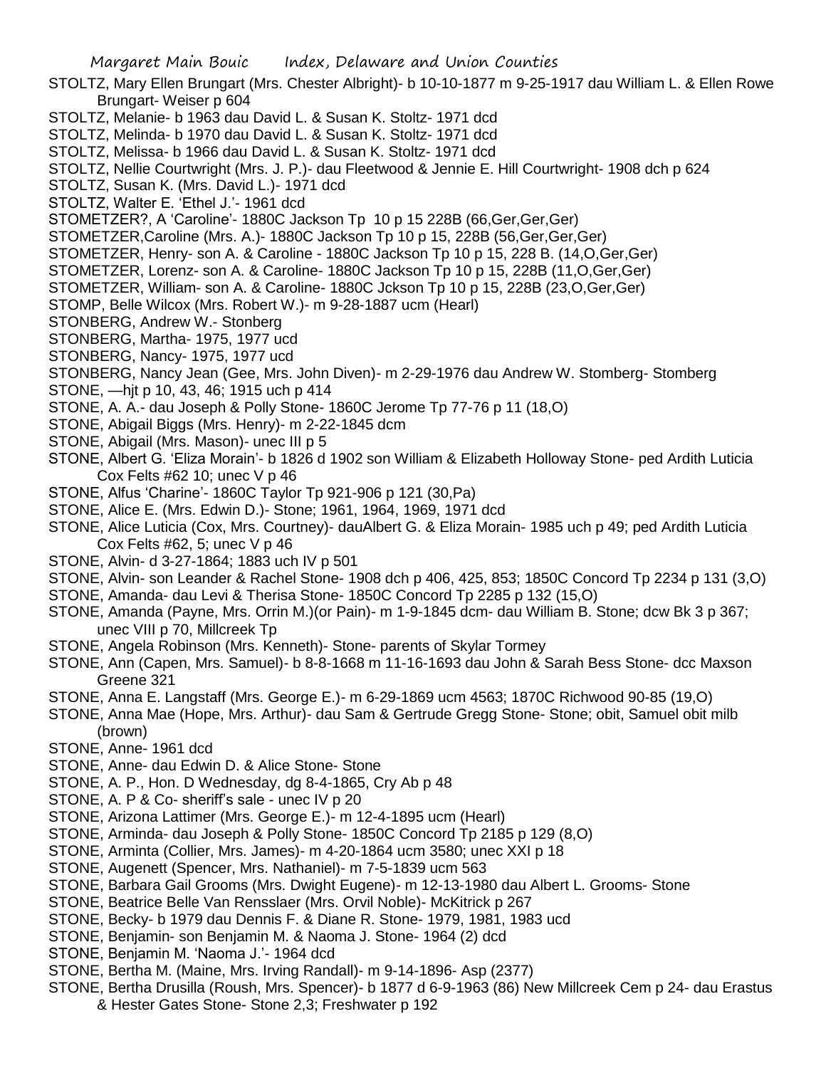STOLTZ, Mary Ellen Brungart (Mrs. Chester Albright)- b 10-10-1877 m 9-25-1917 dau William L. & Ellen Rowe Brungart- Weiser p 604

STOLTZ, Melanie- b 1963 dau David L. & Susan K. Stoltz- 1971 dcd

STOLTZ, Melinda- b 1970 dau David L. & Susan K. Stoltz- 1971 dcd

STOLTZ, Melissa- b 1966 dau David L. & Susan K. Stoltz- 1971 dcd

STOLTZ, Nellie Courtwright (Mrs. J. P.)- dau Fleetwood & Jennie E. Hill Courtwright- 1908 dch p 624

STOLTZ, Susan K. (Mrs. David L.)- 1971 dcd

STOLTZ, Walter E. 'Ethel J.'- 1961 dcd

STOMETZER?, A 'Caroline'- 1880C Jackson Tp 10 p 15 228B (66,Ger,Ger,Ger)

STOMETZER,Caroline (Mrs. A.)- 1880C Jackson Tp 10 p 15, 228B (56,Ger,Ger,Ger)

STOMETZER, Henry- son A. & Caroline - 1880C Jackson Tp 10 p 15, 228 B. (14,O,Ger,Ger)

STOMETZER, Lorenz- son A. & Caroline- 1880C Jackson Tp 10 p 15, 228B (11,O,Ger,Ger)

STOMETZER, William- son A. & Caroline- 1880C Jckson Tp 10 p 15, 228B (23,O,Ger,Ger)

STOMP, Belle Wilcox (Mrs. Robert W.)- m 9-28-1887 ucm (Hearl)

STONBERG, Andrew W.- Stonberg

STONBERG, Martha- 1975, 1977 ucd

STONBERG, Nancy- 1975, 1977 ucd

STONBERG, Nancy Jean (Gee, Mrs. John Diven)- m 2-29-1976 dau Andrew W. Stomberg- Stomberg

STONE, —hjt p 10, 43, 46; 1915 uch p 414

STONE, A. A.- dau Joseph & Polly Stone- 1860C Jerome Tp 77-76 p 11 (18,O)

STONE, Abigail Biggs (Mrs. Henry)- m 2-22-1845 dcm

STONE, Abigail (Mrs. Mason)- unec III p 5

STONE, Albert G. 'Eliza Morain'- b 1826 d 1902 son William & Elizabeth Holloway Stone- ped Ardith Luticia Cox Felts #62 10; unec V p 46

STONE, Alfus 'Charine'- 1860C Taylor Tp 921-906 p 121 (30,Pa)

STONE, Alice E. (Mrs. Edwin D.)- Stone; 1961, 1964, 1969, 1971 dcd

STONE, Alice Luticia (Cox, Mrs. Courtney)- dauAlbert G. & Eliza Morain- 1985 uch p 49; ped Ardith Luticia Cox Felts #62, 5; unec V p 46

STONE, Alvin- d 3-27-1864; 1883 uch IV p 501

STONE, Alvin- son Leander & Rachel Stone- 1908 dch p 406, 425, 853; 1850C Concord Tp 2234 p 131 (3,O)

STONE, Amanda- dau Levi & Therisa Stone- 1850C Concord Tp 2285 p 132 (15,O)

STONE, Amanda (Payne, Mrs. Orrin M.)(or Pain)- m 1-9-1845 dcm- dau William B. Stone; dcw Bk 3 p 367; unec VIII p 70, Millcreek Tp

STONE, Angela Robinson (Mrs. Kenneth)- Stone- parents of Skylar Tormey

STONE, Ann (Capen, Mrs. Samuel)- b 8-8-1668 m 11-16-1693 dau John & Sarah Bess Stone- dcc Maxson Greene 321

STONE, Anna E. Langstaff (Mrs. George E.)- m 6-29-1869 ucm 4563; 1870C Richwood 90-85 (19,O)

STONE, Anna Mae (Hope, Mrs. Arthur)- dau Sam & Gertrude Gregg Stone- Stone; obit, Samuel obit milb (brown)

STONE, Anne- 1961 dcd

STONE, Anne- dau Edwin D. & Alice Stone- Stone

STONE, A. P., Hon. D Wednesday, dg 8-4-1865, Cry Ab p 48

STONE, A. P & Co- sheriff's sale - unec IV p 20

STONE, Arizona Lattimer (Mrs. George E.)- m 12-4-1895 ucm (Hearl)

STONE, Arminda- dau Joseph & Polly Stone- 1850C Concord Tp 2185 p 129 (8,O)

STONE, Arminta (Collier, Mrs. James)- m 4-20-1864 ucm 3580; unec XXI p 18

STONE, Augenett (Spencer, Mrs. Nathaniel)- m 7-5-1839 ucm 563

STONE, Barbara Gail Grooms (Mrs. Dwight Eugene)- m 12-13-1980 dau Albert L. Grooms- Stone

STONE, Beatrice Belle Van Rensslaer (Mrs. Orvil Noble)- McKitrick p 267

STONE, Becky- b 1979 dau Dennis F. & Diane R. Stone- 1979, 1981, 1983 ucd

STONE, Benjamin- son Benjamin M. & Naoma J. Stone- 1964 (2) dcd

STONE, Benjamin M. 'Naoma J.'- 1964 dcd

STONE, Bertha M. (Maine, Mrs. Irving Randall)- m 9-14-1896- Asp (2377)

STONE, Bertha Drusilla (Roush, Mrs. Spencer)- b 1877 d 6-9-1963 (86) New Millcreek Cem p 24- dau Erastus & Hester Gates Stone- Stone 2,3; Freshwater p 192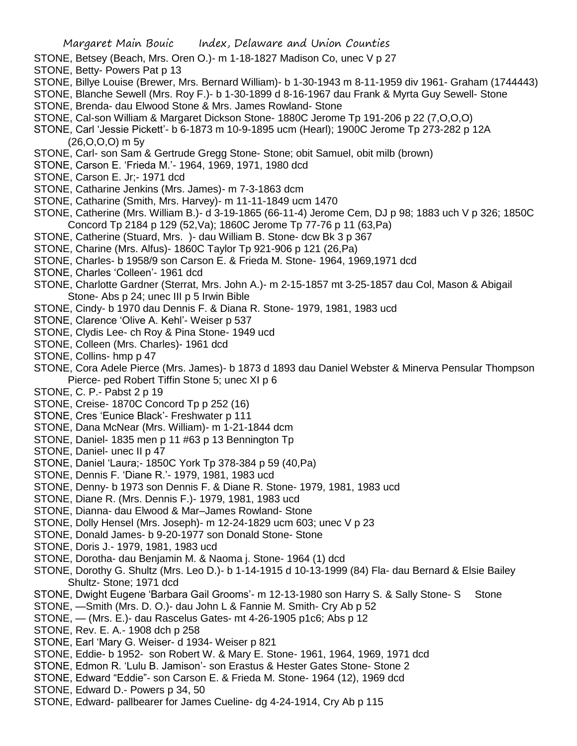STONE, Betsey (Beach, Mrs. Oren O.)- m 1-18-1827 Madison Co, unec V p 27

STONE, Betty- Powers Pat p 13

STONE, Billye Louise (Brewer, Mrs. Bernard William)- b 1-30-1943 m 8-11-1959 div 1961- Graham (1744443)

STONE, Blanche Sewell (Mrs. Roy F.)- b 1-30-1899 d 8-16-1967 dau Frank & Myrta Guy Sewell- Stone

STONE, Brenda- dau Elwood Stone & Mrs. James Rowland- Stone

STONE, Cal-son William & Margaret Dickson Stone- 1880C Jerome Tp 191-206 p 22 (7,O,O,O)

STONE, Carl 'Jessie Pickett'- b 6-1873 m 10-9-1895 ucm (Hearl); 1900C Jerome Tp 273-282 p 12A (26,O,O,O) m 5y

STONE, Carl- son Sam & Gertrude Gregg Stone- Stone; obit Samuel, obit milb (brown)

STONE, Carson E. 'Frieda M.'- 1964, 1969, 1971, 1980 dcd

STONE, Carson E. Jr;- 1971 dcd

STONE, Catharine Jenkins (Mrs. James)- m 7-3-1863 dcm

STONE, Catharine (Smith, Mrs. Harvey)- m 11-11-1849 ucm 1470

STONE, Catherine (Mrs. William B.)- d 3-19-1865 (66-11-4) Jerome Cem, DJ p 98; 1883 uch V p 326; 1850C Concord Tp 2184 p 129 (52,Va); 1860C Jerome Tp 77-76 p 11 (63,Pa)

STONE, Catherine (Stuard, Mrs. )- dau William B. Stone- dcw Bk 3 p 367

STONE, Charine (Mrs. Alfus)- 1860C Taylor Tp 921-906 p 121 (26,Pa)

STONE, Charles- b 1958/9 son Carson E. & Frieda M. Stone- 1964, 1969,1971 dcd

STONE, Charles 'Colleen'- 1961 dcd

STONE, Charlotte Gardner (Sterrat, Mrs. John A.)- m 2-15-1857 mt 3-25-1857 dau Col, Mason & Abigail Stone- Abs p 24; unec III p 5 Irwin Bible

STONE, Cindy- b 1970 dau Dennis F. & Diana R. Stone- 1979, 1981, 1983 ucd

STONE, Clarence 'Olive A. Kehl'- Weiser p 537

STONE, Clydis Lee- ch Roy & Pina Stone- 1949 ucd

STONE, Colleen (Mrs. Charles)- 1961 dcd

STONE, Collins- hmp p 47

STONE, Cora Adele Pierce (Mrs. James)- b 1873 d 1893 dau Daniel Webster & Minerva Pensular Thompson Pierce- ped Robert Tiffin Stone 5; unec XI p 6

STONE, C. P.- Pabst 2 p 19

STONE, Creise- 1870C Concord Tp p 252 (16)

STONE, Cres 'Eunice Black'- Freshwater p 111

STONE, Dana McNear (Mrs. William)- m 1-21-1844 dcm

STONE, Daniel- 1835 men p 11 #63 p 13 Bennington Tp

STONE, Daniel- unec II p 47

STONE, Daniel 'Laura;- 1850C York Tp 378-384 p 59 (40,Pa)

STONE, Dennis F. 'Diane R.'- 1979, 1981, 1983 ucd

STONE, Denny- b 1973 son Dennis F. & Diane R. Stone- 1979, 1981, 1983 ucd

STONE, Diane R. (Mrs. Dennis F.)- 1979, 1981, 1983 ucd

STONE, Dianna- dau Elwood & Mar–James Rowland- Stone

STONE, Dolly Hensel (Mrs. Joseph)- m 12-24-1829 ucm 603; unec V p 23

STONE, Donald James- b 9-20-1977 son Donald Stone- Stone

STONE, Doris J.- 1979, 1981, 1983 ucd

STONE, Dorotha- dau Benjamin M. & Naoma j. Stone- 1964 (1) dcd

STONE, Dorothy G. Shultz (Mrs. Leo D.)- b 1-14-1915 d 10-13-1999 (84) Fla- dau Bernard & Elsie Bailey Shultz- Stone; 1971 dcd

STONE, Dwight Eugene 'Barbara Gail Grooms'- m 12-13-1980 son Harry S. & Sally Stone- S Stone

STONE, —Smith (Mrs. D. O.)- dau John L & Fannie M. Smith- Cry Ab p 52

STONE, — (Mrs. E.)- dau Rascelus Gates- mt 4-26-1905 p1c6; Abs p 12

STONE, Rev. E. A.- 1908 dch p 258

STONE, Earl 'Mary G. Weiser- d 1934- Weiser p 821

STONE, Eddie- b 1952- son Robert W. & Mary E. Stone- 1961, 1964, 1969, 1971 dcd

STONE, Edmon R. 'Lulu B. Jamison'- son Erastus & Hester Gates Stone- Stone 2

STONE, Edward "Eddie"- son Carson E. & Frieda M. Stone- 1964 (12), 1969 dcd

STONE, Edward D.- Powers p 34, 50

STONE, Edward- pallbearer for James Cueline- dg 4-24-1914, Cry Ab p 115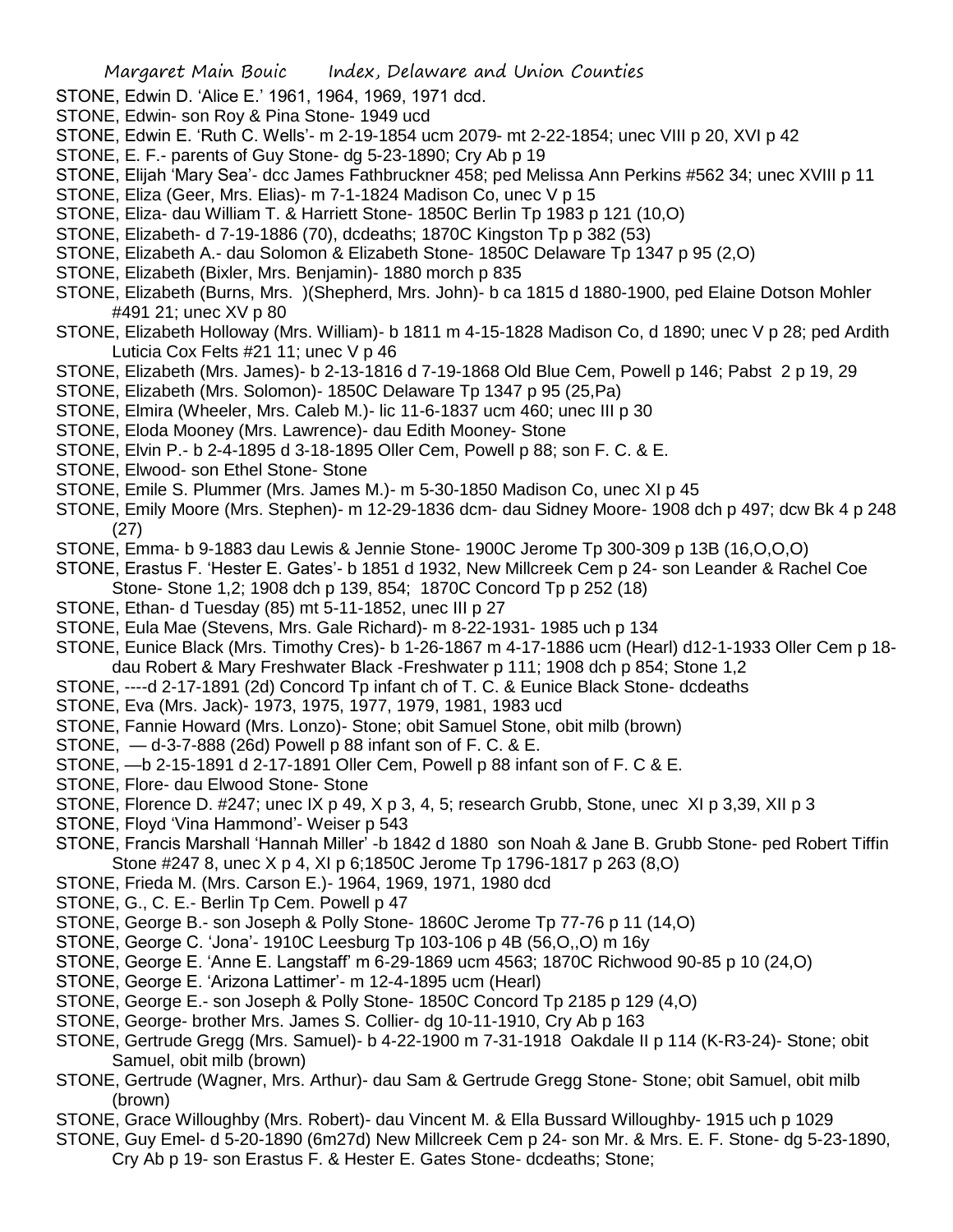STONE, Edwin D. 'Alice E.' 1961, 1964, 1969, 1971 dcd.

STONE, Edwin- son Roy & Pina Stone- 1949 ucd

STONE, Edwin E. 'Ruth C. Wells'- m 2-19-1854 ucm 2079- mt 2-22-1854; unec VIII p 20, XVI p 42

STONE, E. F.- parents of Guy Stone- dg 5-23-1890; Cry Ab p 19

STONE, Elijah 'Mary Sea'- dcc James Fathbruckner 458; ped Melissa Ann Perkins #562 34; unec XVIII p 11

STONE, Eliza (Geer, Mrs. Elias)- m 7-1-1824 Madison Co, unec V p 15

STONE, Eliza- dau William T. & Harriett Stone- 1850C Berlin Tp 1983 p 121 (10,O)

STONE, Elizabeth- d 7-19-1886 (70), dcdeaths; 1870C Kingston Tp p 382 (53)

STONE, Elizabeth A.- dau Solomon & Elizabeth Stone- 1850C Delaware Tp 1347 p 95 (2,O)

STONE, Elizabeth (Bixler, Mrs. Benjamin)- 1880 morch p 835

STONE, Elizabeth (Burns, Mrs. )(Shepherd, Mrs. John)- b ca 1815 d 1880-1900, ped Elaine Dotson Mohler #491 21; unec XV p 80

STONE, Elizabeth Holloway (Mrs. William)- b 1811 m 4-15-1828 Madison Co, d 1890; unec V p 28; ped Ardith Luticia Cox Felts #21 11; unec V p 46

STONE, Elizabeth (Mrs. James)- b 2-13-1816 d 7-19-1868 Old Blue Cem, Powell p 146; Pabst 2 p 19, 29

STONE, Elizabeth (Mrs. Solomon)- 1850C Delaware Tp 1347 p 95 (25,Pa)

STONE, Elmira (Wheeler, Mrs. Caleb M.)- lic 11-6-1837 ucm 460; unec III p 30

STONE, Eloda Mooney (Mrs. Lawrence)- dau Edith Mooney- Stone

STONE, Elvin P.- b 2-4-1895 d 3-18-1895 Oller Cem, Powell p 88; son F. C. & E.

STONE, Elwood- son Ethel Stone- Stone

STONE, Emile S. Plummer (Mrs. James M.)- m 5-30-1850 Madison Co, unec XI p 45

STONE, Emily Moore (Mrs. Stephen)- m 12-29-1836 dcm- dau Sidney Moore- 1908 dch p 497; dcw Bk 4 p 248 (27)

STONE, Emma- b 9-1883 dau Lewis & Jennie Stone- 1900C Jerome Tp 300-309 p 13B (16,O,O,O)

STONE, Erastus F. 'Hester E. Gates'- b 1851 d 1932, New Millcreek Cem p 24- son Leander & Rachel Coe Stone- Stone 1,2; 1908 dch p 139, 854; 1870C Concord Tp p 252 (18)

STONE, Ethan- d Tuesday (85) mt 5-11-1852, unec III p 27

STONE, Eula Mae (Stevens, Mrs. Gale Richard)- m 8-22-1931- 1985 uch p 134

STONE, Eunice Black (Mrs. Timothy Cres)- b 1-26-1867 m 4-17-1886 ucm (Hearl) d12-1-1933 Oller Cem p 18- dau Robert & Mary Freshwater Black -Freshwater p 111; 1908 dch p 854; Stone 1,2

STONE, ----d 2-17-1891 (2d) Concord Tp infant ch of T. C. & Eunice Black Stone- dcdeaths

STONE, Eva (Mrs. Jack)- 1973, 1975, 1977, 1979, 1981, 1983 ucd

STONE, Fannie Howard (Mrs. Lonzo)- Stone; obit Samuel Stone, obit milb (brown)

STONE, — d-3-7-888 (26d) Powell p 88 infant son of F. C. & E.

STONE, —b 2-15-1891 d 2-17-1891 Oller Cem, Powell p 88 infant son of F. C & E.

STONE, Flore- dau Elwood Stone- Stone

STONE, Florence D. #247; unec IX p 49, X p 3, 4, 5; research Grubb, Stone, unec XI p 3,39, XII p 3

STONE, Floyd 'Vina Hammond'- Weiser p 543

STONE, Francis Marshall 'Hannah Miller' -b 1842 d 1880 son Noah & Jane B. Grubb Stone- ped Robert Tiffin Stone #247 8, unec X p 4, XI p 6;1850C Jerome Tp 1796-1817 p 263 (8,O)

STONE, Frieda M. (Mrs. Carson E.)- 1964, 1969, 1971, 1980 dcd

STONE, G., C. E.- Berlin Tp Cem. Powell p 47

STONE, George B.- son Joseph & Polly Stone- 1860C Jerome Tp 77-76 p 11 (14,O)

STONE, George C. 'Jona'- 1910C Leesburg Tp 103-106 p 4B (56,O,,O) m 16y

STONE, George E. 'Anne E. Langstaff' m 6-29-1869 ucm 4563; 1870C Richwood 90-85 p 10 (24,O)

STONE, George E. 'Arizona Lattimer'- m 12-4-1895 ucm (Hearl)

STONE, George E.- son Joseph & Polly Stone- 1850C Concord Tp 2185 p 129 (4,O)

STONE, George- brother Mrs. James S. Collier- dg 10-11-1910, Cry Ab p 163

STONE, Gertrude Gregg (Mrs. Samuel)- b 4-22-1900 m 7-31-1918 Oakdale II p 114 (K-R3-24)- Stone; obit Samuel, obit milb (brown)

STONE, Gertrude (Wagner, Mrs. Arthur)- dau Sam & Gertrude Gregg Stone- Stone; obit Samuel, obit milb (brown)

STONE, Grace Willoughby (Mrs. Robert)- dau Vincent M. & Ella Bussard Willoughby- 1915 uch p 1029

STONE, Guy Emel- d 5-20-1890 (6m27d) New Millcreek Cem p 24- son Mr. & Mrs. E. F. Stone- dg 5-23-1890, Cry Ab p 19- son Erastus F. & Hester E. Gates Stone- dcdeaths; Stone;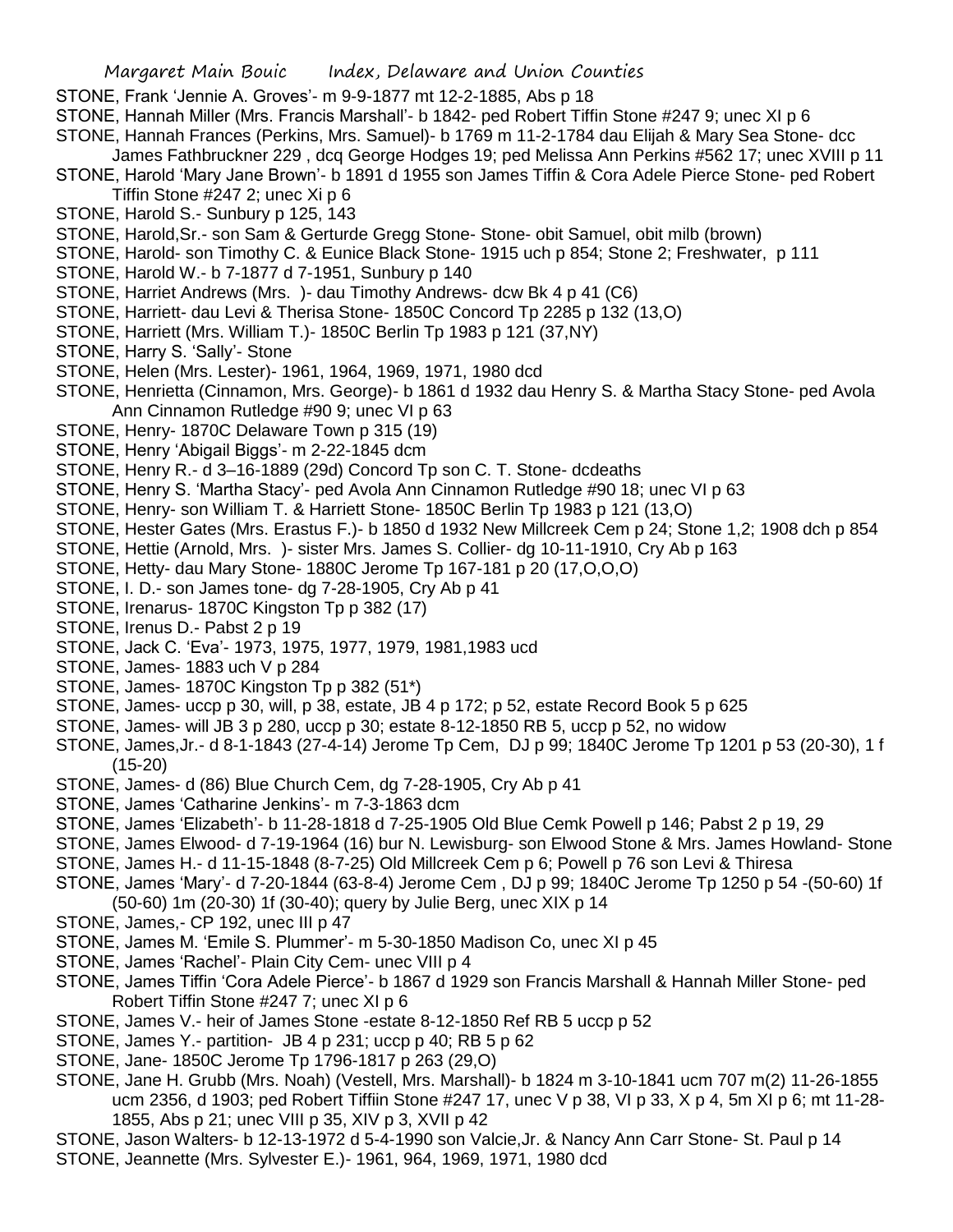STONE, Frank 'Jennie A. Groves'- m 9-9-1877 mt 12-2-1885, Abs p 18

STONE, Hannah Miller (Mrs. Francis Marshall'- b 1842- ped Robert Tiffin Stone #247 9; unec XI p 6

STONE, Hannah Frances (Perkins, Mrs. Samuel)- b 1769 m 11-2-1784 dau Elijah & Mary Sea Stone- dcc James Fathbruckner 229 , dcq George Hodges 19; ped Melissa Ann Perkins #562 17; unec XVIII p 11

STONE, Harold 'Mary Jane Brown'- b 1891 d 1955 son James Tiffin & Cora Adele Pierce Stone- ped Robert Tiffin Stone #247 2; unec Xi p 6

STONE, Harold S.- Sunbury p 125, 143

STONE, Harold,Sr.- son Sam & Gerturde Gregg Stone- Stone- obit Samuel, obit milb (brown)

STONE, Harold- son Timothy C. & Eunice Black Stone- 1915 uch p 854; Stone 2; Freshwater, p 111

STONE, Harold W.- b 7-1877 d 7-1951, Sunbury p 140

STONE, Harriet Andrews (Mrs. )- dau Timothy Andrews- dcw Bk 4 p 41 (C6)

STONE, Harriett- dau Levi & Therisa Stone- 1850C Concord Tp 2285 p 132 (13,O)

STONE, Harriett (Mrs. William T.)- 1850C Berlin Tp 1983 p 121 (37,NY)

STONE, Harry S. 'Sally'- Stone

STONE, Helen (Mrs. Lester)- 1961, 1964, 1969, 1971, 1980 dcd

STONE, Henrietta (Cinnamon, Mrs. George)- b 1861 d 1932 dau Henry S. & Martha Stacy Stone- ped Avola Ann Cinnamon Rutledge #90 9; unec VI p 63

STONE, Henry- 1870C Delaware Town p 315 (19)

STONE, Henry 'Abigail Biggs'- m 2-22-1845 dcm

STONE, Henry R.- d 3–16-1889 (29d) Concord Tp son C. T. Stone- dcdeaths

STONE, Henry S. 'Martha Stacy'- ped Avola Ann Cinnamon Rutledge #90 18; unec VI p 63

STONE, Henry- son William T. & Harriett Stone- 1850C Berlin Tp 1983 p 121 (13,O)

STONE, Hester Gates (Mrs. Erastus F.)- b 1850 d 1932 New Millcreek Cem p 24; Stone 1,2; 1908 dch p 854

STONE, Hettie (Arnold, Mrs. )- sister Mrs. James S. Collier- dg 10-11-1910, Cry Ab p 163

STONE, Hetty- dau Mary Stone- 1880C Jerome Tp 167-181 p 20 (17,O,O,O)

STONE, I. D.- son James tone- dg 7-28-1905, Cry Ab p 41

STONE, Irenarus- 1870C Kingston Tp p 382 (17)

STONE, Irenus D.- Pabst 2 p 19

STONE, Jack C. 'Eva'- 1973, 1975, 1977, 1979, 1981,1983 ucd

STONE, James- 1883 uch V p 284

STONE, James- 1870C Kingston Tp p 382 (51*)

STONE, James- uccp p 30, will, p 38, estate, JB 4 p 172; p 52, estate Record Book 5 p 625

STONE, James- will JB 3 p 280, uccp p 30; estate 8-12-1850 RB 5, uccp p 52, no widow

STONE, James,Jr.- d 8-1-1843 (27-4-14) Jerome Tp Cem, DJ p 99; 1840C Jerome Tp 1201 p 53 (20-30), 1 f (15-20)

STONE, James- d (86) Blue Church Cem, dg 7-28-1905, Cry Ab p 41

STONE, James 'Catharine Jenkins'- m 7-3-1863 dcm

STONE, James 'Elizabeth'- b 11-28-1818 d 7-25-1905 Old Blue Cemk Powell p 146; Pabst 2 p 19, 29

STONE, James Elwood- d 7-19-1964 (16) bur N. Lewisburg- son Elwood Stone & Mrs. James Howland- Stone

STONE, James H.- d 11-15-1848 (8-7-25) Old Millcreek Cem p 6; Powell p 76 son Levi & Thiresa

STONE, James 'Mary'- d 7-20-1844 (63-8-4) Jerome Cem , DJ p 99; 1840C Jerome Tp 1250 p 54 -(50-60) 1f (50-60) 1m (20-30) 1f (30-40); query by Julie Berg, unec XIX p 14

STONE, James,- CP 192, unec III p 47

STONE, James M. 'Emile S. Plummer'- m 5-30-1850 Madison Co, unec XI p 45

STONE, James 'Rachel'- Plain City Cem- unec VIII p 4

STONE, James Tiffin 'Cora Adele Pierce'- b 1867 d 1929 son Francis Marshall & Hannah Miller Stone- ped Robert Tiffin Stone #247 7; unec XI p 6

STONE, James V.- heir of James Stone -estate 8-12-1850 Ref RB 5 uccp p 52

STONE, James Y.- partition- JB 4 p 231; uccp p 40; RB 5 p 62

STONE, Jane- 1850C Jerome Tp 1796-1817 p 263 (29,O)

STONE, Jane H. Grubb (Mrs. Noah) (Vestell, Mrs. Marshall)- b 1824 m 3-10-1841 ucm 707 m(2) 11-26-1855 ucm 2356, d 1903; ped Robert Tiffiin Stone #247 17, unec V p 38, VI p 33, X p 4, 5m XI p 6; mt 11-28-1855, Abs p 21; unec VIII p 35, XIV p 3, XVII p 42

STONE, Jason Walters- b 12-13-1972 d 5-4-1990 son Valcie,Jr. & Nancy Ann Carr Stone- St. Paul p 14

STONE, Jeannette (Mrs. Sylvester E.)- 1961, 964, 1969, 1971, 1980 dcd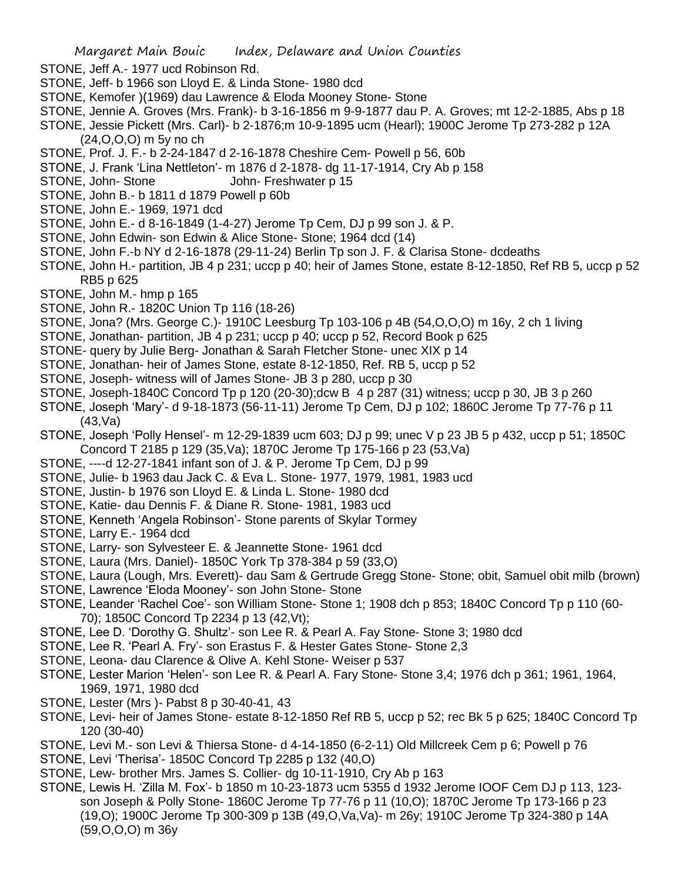STONE, Jeff A.- 1977 ucd Robinson Rd.

STONE, Jeff- b 1966 son Lloyd E. & Linda Stone- 1980 dcd

STONE, Kemofer )(1969) dau Lawrence & Eloda Mooney Stone- Stone

STONE, Jennie A. Groves (Mrs. Frank)- b 3-16-1856 m 9-9-1877 dau P. A. Groves; mt 12-2-1885, Abs p 18

STONE, Jessie Pickett (Mrs. Carl)- b 2-1876;m 10-9-1895 ucm (Hearl); 1900C Jerome Tp 273-282 p 12A (24,O,O,O) m 5y no ch

STONE, Prof. J. F.- b 2-24-1847 d 2-16-1878 Cheshire Cem- Powell p 56, 60b

STONE, J. Frank 'Lina Nettleton'- m 1876 d 2-1878- dg 11-17-1914, Cry Ab p 158

STONE, John- Stone John- Freshwater p 15

STONE, John B.- b 1811 d 1879 Powell p 60b

STONE, John E.- 1969, 1971 dcd

STONE, John E.- d 8-16-1849 (1-4-27) Jerome Tp Cem, DJ p 99 son J. & P.

STONE, John Edwin- son Edwin & Alice Stone- Stone; 1964 dcd (14)

STONE, John F.-b NY d 2-16-1878 (29-11-24) Berlin Tp son J. F. & Clarisa Stone- dcdeaths

STONE, John H.- partition, JB 4 p 231; uccp p 40; heir of James Stone, estate 8-12-1850, Ref RB 5, uccp p 52 RB5 p 625

STONE, John M.- hmp p 165

STONE, John R.- 1820C Union Tp 116 (18-26)

STONE, Jona? (Mrs. George C.)- 1910C Leesburg Tp 103-106 p 4B (54,O,O,O) m 16y, 2 ch 1 living

STONE, Jonathan- partition, JB 4 p 231; uccp p 40; uccp p 52, Record Book p 625

STONE- query by Julie Berg- Jonathan & Sarah Fletcher Stone- unec XIX p 14

STONE, Jonathan- heir of James Stone, estate 8-12-1850, Ref. RB 5, uccp p 52

STONE, Joseph- witness will of James Stone- JB 3 p 280, uccp p 30

STONE, Joseph-1840C Concord Tp p 120 (20-30);dcw B 4 p 287 (31) witness; uccp p 30, JB 3 p 260

STONE, Joseph 'Mary'- d 9-18-1873 (56-11-11) Jerome Tp Cem, DJ p 102; 1860C Jerome Tp 77-76 p 11 (43,Va)

STONE, Joseph 'Polly Hensel'- m 12-29-1839 ucm 603; DJ p 99; unec V p 23 JB 5 p 432, uccp p 51; 1850C Concord T 2185 p 129 (35,Va); 1870C Jerome Tp 175-166 p 23 (53,Va)

STONE, ----d 12-27-1841 infant son of J. & P. Jerome Tp Cem, DJ p 99

STONE, Julie- b 1963 dau Jack C. & Eva L. Stone- 1977, 1979, 1981, 1983 ucd

STONE, Justin- b 1976 son Lloyd E. & Linda L. Stone- 1980 dcd

STONE, Katie- dau Dennis F. & Diane R. Stone- 1981, 1983 ucd

STONE, Kenneth 'Angela Robinson'- Stone parents of Skylar Tormey

STONE, Larry E.- 1964 dcd

STONE, Larry- son Sylvesteer E. & Jeannette Stone- 1961 dcd

STONE, Laura (Mrs. Daniel)- 1850C York Tp 378-384 p 59 (33,O)

STONE, Laura (Lough, Mrs. Everett)- dau Sam & Gertrude Gregg Stone- Stone; obit, Samuel obit milb (brown)

STONE, Lawrence 'Eloda Mooney'- son John Stone- Stone

STONE, Leander 'Rachel Coe'- son William Stone- Stone 1; 1908 dch p 853; 1840C Concord Tp p 110 (60-70); 1850C Concord Tp 2234 p 13 (42,Vt);

STONE, Lee D. 'Dorothy G. Shultz'- son Lee R. & Pearl A. Fay Stone- Stone 3; 1980 dcd

STONE, Lee R. 'Pearl A. Fry'- son Erastus F. & Hester Gates Stone- Stone 2,3

STONE, Leona- dau Clarence & Olive A. Kehl Stone- Weiser p 537

STONE, Lester Marion 'Helen'- son Lee R. & Pearl A. Fary Stone- Stone 3,4; 1976 dch p 361; 1961, 1964, 1969, 1971, 1980 dcd

STONE, Lester (Mrs )- Pabst 8 p 30-40-41, 43

STONE, Levi- heir of James Stone- estate 8-12-1850 Ref RB 5, uccp p 52; rec Bk 5 p 625; 1840C Concord Tp 120 (30-40)

STONE, Levi M.- son Levi & Thiersa Stone- d 4-14-1850 (6-2-11) Old Millcreek Cem p 6; Powell p 76

STONE, Levi 'Therisa'- 1850C Concord Tp 2285 p 132 (40,O)

STONE, Lew- brother Mrs. James S. Collier- dg 10-11-1910, Cry Ab p 163

STONE, Lewis H. 'Zilla M. Fox'- b 1850 m 10-23-1873 ucm 5355 d 1932 Jerome IOOF Cem DJ p 113, 123- son Joseph & Polly Stone- 1860C Jerome Tp 77-76 p 11 (10,O); 1870C Jerome Tp 173-166 p 23 (19,O); 1900C Jerome Tp 300-309 p 13B (49,O,Va,Va)- m 26y; 1910C Jerome Tp 324-380 p 14A (59,O,O,O) m 36y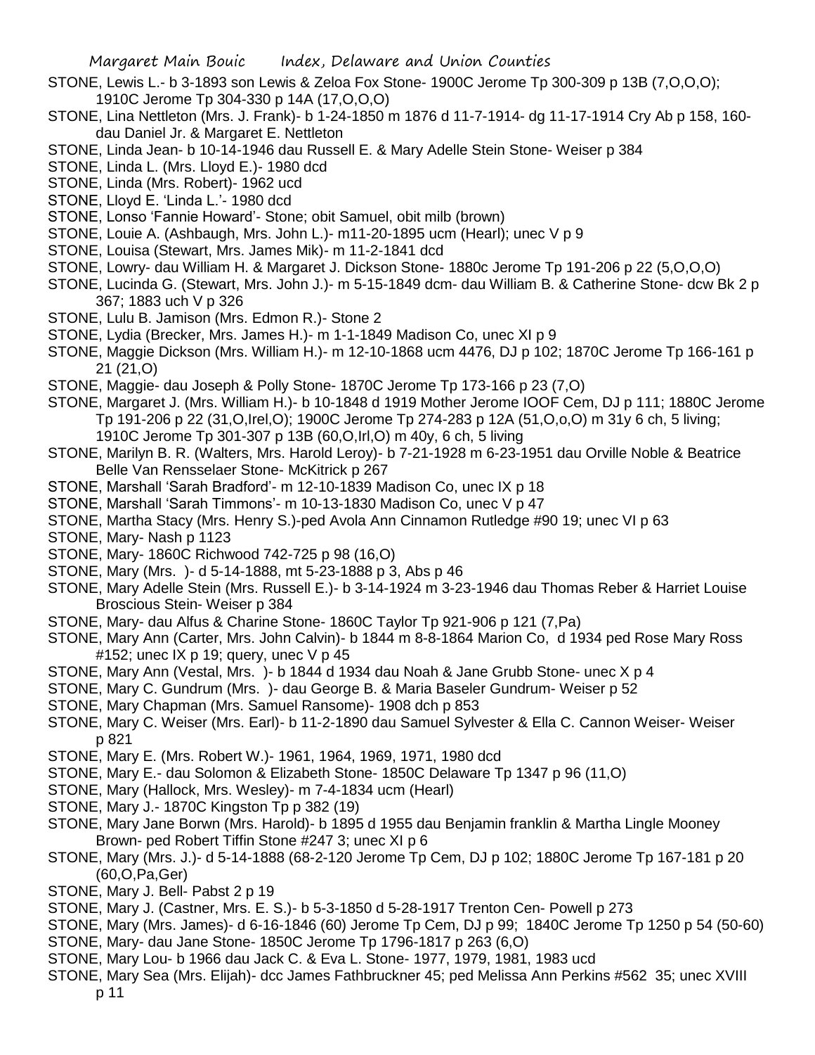STONE, Lewis L.- b 3-1893 son Lewis & Zeloa Fox Stone- 1900C Jerome Tp 300-309 p 13B (7,O,O,O); 1910C Jerome Tp 304-330 p 14A (17,O,O,O)

STONE, Lina Nettleton (Mrs. J. Frank)- b 1-24-1850 m 1876 d 11-7-1914- dg 11-17-1914 Cry Ab p 158, 160- dau Daniel Jr. & Margaret E. Nettleton

STONE, Linda Jean- b 10-14-1946 dau Russell E. & Mary Adelle Stein Stone- Weiser p 384

STONE, Linda L. (Mrs. Lloyd E.)- 1980 dcd

STONE, Linda (Mrs. Robert)- 1962 ucd

STONE, Lloyd E. 'Linda L.'- 1980 dcd

STONE, Lonso 'Fannie Howard'- Stone; obit Samuel, obit milb (brown)

STONE, Louie A. (Ashbaugh, Mrs. John L.)- m11-20-1895 ucm (Hearl); unec V p 9

STONE, Louisa (Stewart, Mrs. James Mik)- m 11-2-1841 dcd

STONE, Lowry- dau William H. & Margaret J. Dickson Stone- 1880c Jerome Tp 191-206 p 22 (5,O,O,O)

STONE, Lucinda G. (Stewart, Mrs. John J.)- m 5-15-1849 dcm- dau William B. & Catherine Stone- dcw Bk 2 p 367; 1883 uch V p 326

STONE, Lulu B. Jamison (Mrs. Edmon R.)- Stone 2

STONE, Lydia (Brecker, Mrs. James H.)- m 1-1-1849 Madison Co, unec XI p 9

STONE, Maggie Dickson (Mrs. William H.)- m 12-10-1868 ucm 4476, DJ p 102; 1870C Jerome Tp 166-161 p 21 (21,O)

STONE, Maggie- dau Joseph & Polly Stone- 1870C Jerome Tp 173-166 p 23 (7,O)

STONE, Margaret J. (Mrs. William H.)- b 10-1848 d 1919 Mother Jerome IOOF Cem, DJ p 111; 1880C Jerome Tp 191-206 p 22 (31,O,Irel,O); 1900C Jerome Tp 274-283 p 12A (51,O,o,O) m 31y 6 ch, 5 living; 1910C Jerome Tp 301-307 p 13B (60,O,Irl,O) m 40y, 6 ch, 5 living

STONE, Marilyn B. R. (Walters, Mrs. Harold Leroy)- b 7-21-1928 m 6-23-1951 dau Orville Noble & Beatrice Belle Van Rensselaer Stone- McKitrick p 267

STONE, Marshall 'Sarah Bradford'- m 12-10-1839 Madison Co, unec IX p 18

STONE, Marshall 'Sarah Timmons'- m 10-13-1830 Madison Co, unec V p 47

STONE, Martha Stacy (Mrs. Henry S.)-ped Avola Ann Cinnamon Rutledge #90 19; unec VI p 63

STONE, Mary- Nash p 1123

STONE, Mary- 1860C Richwood 742-725 p 98 (16,O)

STONE, Mary (Mrs. )- d 5-14-1888, mt 5-23-1888 p 3, Abs p 46

STONE, Mary Adelle Stein (Mrs. Russell E.)- b 3-14-1924 m 3-23-1946 dau Thomas Reber & Harriet Louise Broscious Stein- Weiser p 384

STONE, Mary- dau Alfus & Charine Stone- 1860C Taylor Tp 921-906 p 121 (7,Pa)

STONE, Mary Ann (Carter, Mrs. John Calvin)- b 1844 m 8-8-1864 Marion Co, d 1934 ped Rose Mary Ross #152; unec IX p 19; query, unec V p 45

STONE, Mary Ann (Vestal, Mrs. )- b 1844 d 1934 dau Noah & Jane Grubb Stone- unec X p 4

STONE, Mary C. Gundrum (Mrs. )- dau George B. & Maria Baseler Gundrum- Weiser p 52

STONE, Mary Chapman (Mrs. Samuel Ransome)- 1908 dch p 853

STONE, Mary C. Weiser (Mrs. Earl)- b 11-2-1890 dau Samuel Sylvester & Ella C. Cannon Weiser- Weiser p 821

STONE, Mary E. (Mrs. Robert W.)- 1961, 1964, 1969, 1971, 1980 dcd

STONE, Mary E.- dau Solomon & Elizabeth Stone- 1850C Delaware Tp 1347 p 96 (11,O)

STONE, Mary (Hallock, Mrs. Wesley)- m 7-4-1834 ucm (Hearl)

STONE, Mary J.- 1870C Kingston Tp p 382 (19)

STONE, Mary Jane Borwn (Mrs. Harold)- b 1895 d 1955 dau Benjamin franklin & Martha Lingle Mooney Brown- ped Robert Tiffin Stone #247 3; unec XI p 6

STONE, Mary (Mrs. J.)- d 5-14-1888 (68-2-120 Jerome Tp Cem, DJ p 102; 1880C Jerome Tp 167-181 p 20 (60,O,Pa,Ger)

STONE, Mary J. Bell- Pabst 2 p 19

STONE, Mary J. (Castner, Mrs. E. S.)- b 5-3-1850 d 5-28-1917 Trenton Cen- Powell p 273

STONE, Mary (Mrs. James)- d 6-16-1846 (60) Jerome Tp Cem, DJ p 99; 1840C Jerome Tp 1250 p 54 (50-60)

STONE, Mary- dau Jane Stone- 1850C Jerome Tp 1796-1817 p 263 (6,O)

STONE, Mary Lou- b 1966 dau Jack C. & Eva L. Stone- 1977, 1979, 1981, 1983 ucd

STONE, Mary Sea (Mrs. Elijah)- dcc James Fathbruckner 45; ped Melissa Ann Perkins #562 35; unec XVIII p 11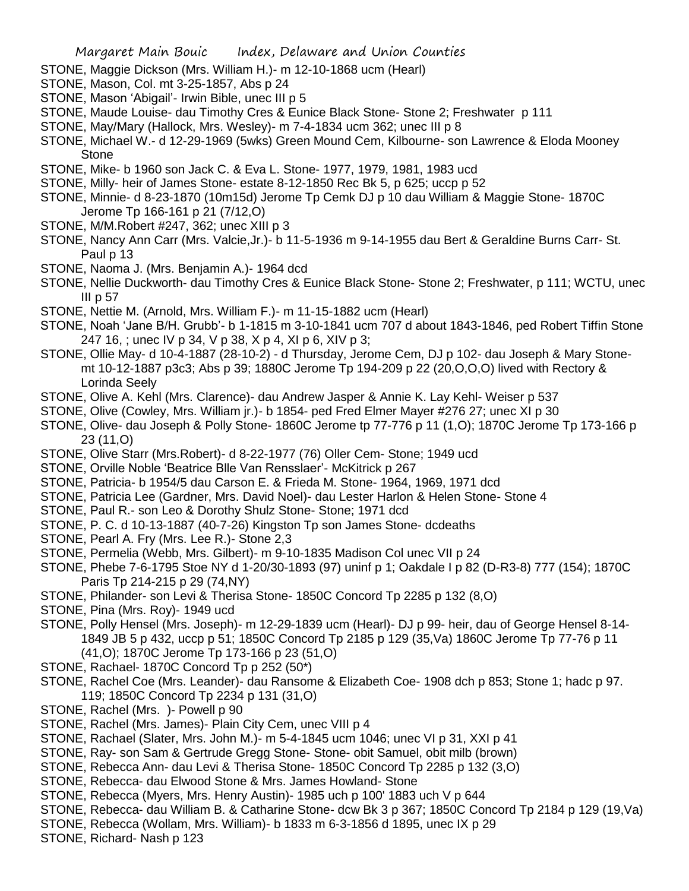STONE, Maggie Dickson (Mrs. William H.)- m 12-10-1868 ucm (Hearl)

STONE, Mason, Col. mt 3-25-1857, Abs p 24

STONE, Mason 'Abigail'- Irwin Bible, unec III p 5

STONE, Maude Louise- dau Timothy Cres & Eunice Black Stone- Stone 2; Freshwater p 111

STONE, May/Mary (Hallock, Mrs. Wesley)- m 7-4-1834 ucm 362; unec III p 8

STONE, Michael W.- d 12-29-1969 (5wks) Green Mound Cem, Kilbourne- son Lawrence & Eloda Mooney Stone

STONE, Mike- b 1960 son Jack C. & Eva L. Stone- 1977, 1979, 1981, 1983 ucd

STONE, Milly- heir of James Stone- estate 8-12-1850 Rec Bk 5, p 625; uccp p 52

STONE, Minnie- d 8-23-1870 (10m15d) Jerome Tp Cemk DJ p 10 dau William & Maggie Stone- 1870C Jerome Tp 166-161 p 21 (7/12,O)

STONE, M/M.Robert #247, 362; unec XIII p 3

STONE, Nancy Ann Carr (Mrs. Valcie,Jr.)- b 11-5-1936 m 9-14-1955 dau Bert & Geraldine Burns Carr- St. Paul p 13

STONE, Naoma J. (Mrs. Benjamin A.)- 1964 dcd

STONE, Nellie Duckworth- dau Timothy Cres & Eunice Black Stone- Stone 2; Freshwater, p 111; WCTU, unec III p 57

STONE, Nettie M. (Arnold, Mrs. William F.)- m 11-15-1882 ucm (Hearl)

STONE, Noah 'Jane B/H. Grubb'- b 1-1815 m 3-10-1841 ucm 707 d about 1843-1846, ped Robert Tiffin Stone 247 16, ; unec IV p 34, V p 38, X p 4, XI p 6, XIV p 3;

STONE, Ollie May- d 10-4-1887 (28-10-2) - d Thursday, Jerome Cem, DJ p 102- dau Joseph & Mary Stone- mt 10-12-1887 p3c3; Abs p 39; 1880C Jerome Tp 194-209 p 22 (20,O,O,O) lived with Rectory & Lorinda Seely

STONE, Olive A. Kehl (Mrs. Clarence)- dau Andrew Jasper & Annie K. Lay Kehl- Weiser p 537

STONE, Olive (Cowley, Mrs. William jr.)- b 1854- ped Fred Elmer Mayer #276 27; unec XI p 30

STONE, Olive- dau Joseph & Polly Stone- 1860C Jerome tp 77-776 p 11 (1,O); 1870C Jerome Tp 173-166 p 23 (11,O)

STONE, Olive Starr (Mrs.Robert)- d 8-22-1977 (76) Oller Cem- Stone; 1949 ucd

STONE, Orville Noble 'Beatrice Blle Van Rensslaer'- McKitrick p 267

STONE, Patricia- b 1954/5 dau Carson E. & Frieda M. Stone- 1964, 1969, 1971 dcd

STONE, Patricia Lee (Gardner, Mrs. David Noel)- dau Lester Harlon & Helen Stone- Stone 4

STONE, Paul R.- son Leo & Dorothy Shulz Stone- Stone; 1971 dcd

STONE, P. C. d 10-13-1887 (40-7-26) Kingston Tp son James Stone- dcdeaths

STONE, Pearl A. Fry (Mrs. Lee R.)- Stone 2,3

STONE, Permelia (Webb, Mrs. Gilbert)- m 9-10-1835 Madison Col unec VII p 24

STONE, Phebe 7-6-1795 Stoe NY d 1-20/30-1893 (97) uninf p 1; Oakdale I p 82 (D-R3-8) 777 (154); 1870C Paris Tp 214-215 p 29 (74,NY)

STONE, Philander- son Levi & Therisa Stone- 1850C Concord Tp 2285 p 132 (8,O)

STONE, Pina (Mrs. Roy)- 1949 ucd

STONE, Polly Hensel (Mrs. Joseph)- m 12-29-1839 ucm (Hearl)- DJ p 99- heir, dau of George Hensel 8-14-1849 JB 5 p 432, uccp p 51; 1850C Concord Tp 2185 p 129 (35,Va) 1860C Jerome Tp 77-76 p 11 (41,O); 1870C Jerome Tp 173-166 p 23 (51,O)

STONE, Rachael- 1870C Concord Tp p 252 (50*)

STONE, Rachel Coe (Mrs. Leander)- dau Ransome & Elizabeth Coe- 1908 dch p 853; Stone 1; hadc p 97. 119; 1850C Concord Tp 2234 p 131 (31,O)

STONE, Rachel (Mrs. )- Powell p 90

STONE, Rachel (Mrs. James)- Plain City Cem, unec VIII p 4

STONE, Rachael (Slater, Mrs. John M.)- m 5-4-1845 ucm 1046; unec VI p 31, XXI p 41

STONE, Ray- son Sam & Gertrude Gregg Stone- Stone- obit Samuel, obit milb (brown)

STONE, Rebecca Ann- dau Levi & Therisa Stone- 1850C Concord Tp 2285 p 132 (3,O)

STONE, Rebecca- dau Elwood Stone & Mrs. James Howland- Stone

STONE, Rebecca (Myers, Mrs. Henry Austin)- 1985 uch p 100' 1883 uch V p 644

STONE, Rebecca- dau William B. & Catharine Stone- dcw Bk 3 p 367; 1850C Concord Tp 2184 p 129 (19,Va)

STONE, Rebecca (Wollam, Mrs. William)- b 1833 m 6-3-1856 d 1895, unec IX p 29

STONE, Richard- Nash p 123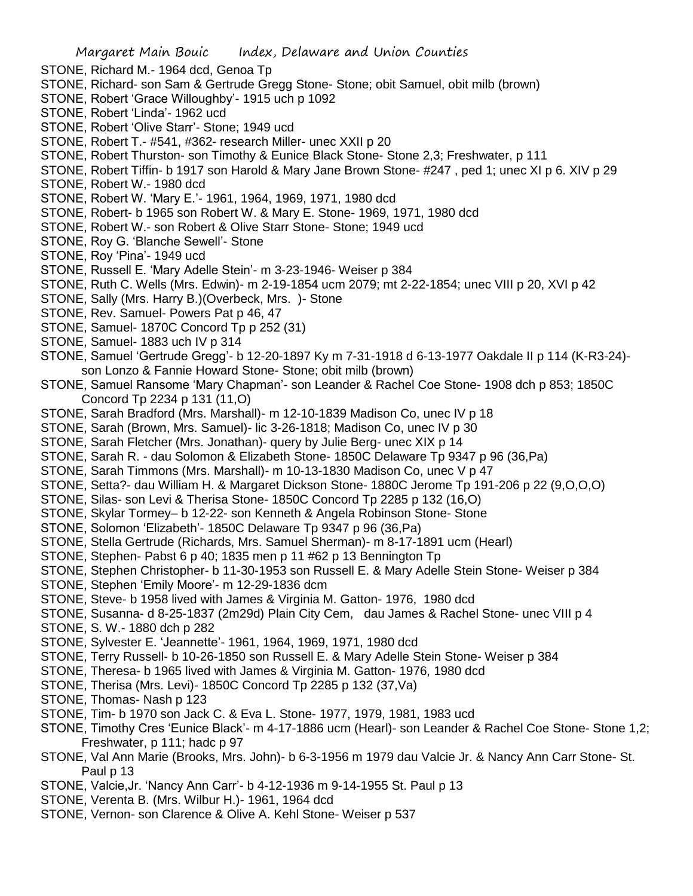STONE, Richard M.- 1964 dcd, Genoa Tp

STONE, Richard- son Sam & Gertrude Gregg Stone- Stone; obit Samuel, obit milb (brown)

STONE, Robert 'Grace Willoughby'- 1915 uch p 1092

STONE, Robert 'Linda'- 1962 ucd

STONE, Robert 'Olive Starr'- Stone; 1949 ucd

STONE, Robert T.- #541, #362- research Miller- unec XXII p 20

STONE, Robert Thurston- son Timothy & Eunice Black Stone- Stone 2,3; Freshwater, p 111

STONE, Robert Tiffin- b 1917 son Harold & Mary Jane Brown Stone- #247 , ped 1; unec XI p 6. XIV p 29

STONE, Robert W.- 1980 dcd

STONE, Robert W. 'Mary E.'- 1961, 1964, 1969, 1971, 1980 dcd

STONE, Robert- b 1965 son Robert W. & Mary E. Stone- 1969, 1971, 1980 dcd

STONE, Robert W.- son Robert & Olive Starr Stone- Stone; 1949 ucd

STONE, Roy G. 'Blanche Sewell'- Stone

STONE, Roy 'Pina'- 1949 ucd

STONE, Russell E. 'Mary Adelle Stein'- m 3-23-1946- Weiser p 384

STONE, Ruth C. Wells (Mrs. Edwin)- m 2-19-1854 ucm 2079; mt 2-22-1854; unec VIII p 20, XVI p 42

STONE, Sally (Mrs. Harry B.)(Overbeck, Mrs. )- Stone

STONE, Rev. Samuel- Powers Pat p 46, 47

STONE, Samuel- 1870C Concord Tp p 252 (31)

STONE, Samuel- 1883 uch IV p 314

STONE, Samuel 'Gertrude Gregg'- b 12-20-1897 Ky m 7-31-1918 d 6-13-1977 Oakdale II p 114 (K-R3-24)- son Lonzo & Fannie Howard Stone- Stone; obit milb (brown)

STONE, Samuel Ransome 'Mary Chapman'- son Leander & Rachel Coe Stone- 1908 dch p 853; 1850C Concord Tp 2234 p 131 (11,O)

STONE, Sarah Bradford (Mrs. Marshall)- m 12-10-1839 Madison Co, unec IV p 18

STONE, Sarah (Brown, Mrs. Samuel)- lic 3-26-1818; Madison Co, unec IV p 30

STONE, Sarah Fletcher (Mrs. Jonathan)- query by Julie Berg- unec XIX p 14

STONE, Sarah R. - dau Solomon & Elizabeth Stone- 1850C Delaware Tp 9347 p 96 (36,Pa)

STONE, Sarah Timmons (Mrs. Marshall)- m 10-13-1830 Madison Co, unec V p 47

STONE, Setta?- dau William H. & Margaret Dickson Stone- 1880C Jerome Tp 191-206 p 22 (9,O,O,O)

STONE, Silas- son Levi & Therisa Stone- 1850C Concord Tp 2285 p 132 (16,O)

STONE, Skylar Tormey– b 12-22- son Kenneth & Angela Robinson Stone- Stone

STONE, Solomon 'Elizabeth'- 1850C Delaware Tp 9347 p 96 (36,Pa)

STONE, Stella Gertrude (Richards, Mrs. Samuel Sherman)- m 8-17-1891 ucm (Hearl)

STONE, Stephen- Pabst 6 p 40; 1835 men p 11 #62 p 13 Bennington Tp

STONE, Stephen Christopher- b 11-30-1953 son Russell E. & Mary Adelle Stein Stone- Weiser p 384

STONE, Stephen 'Emily Moore'- m 12-29-1836 dcm

STONE, Steve- b 1958 lived with James & Virginia M. Gatton- 1976, 1980 dcd

STONE, Susanna- d 8-25-1837 (2m29d) Plain City Cem, dau James & Rachel Stone- unec VIII p 4

STONE, S. W.- 1880 dch p 282

STONE, Sylvester E. 'Jeannette'- 1961, 1964, 1969, 1971, 1980 dcd

STONE, Terry Russell- b 10-26-1850 son Russell E. & Mary Adelle Stein Stone- Weiser p 384

STONE, Theresa- b 1965 lived with James & Virginia M. Gatton- 1976, 1980 dcd

STONE, Therisa (Mrs. Levi)- 1850C Concord Tp 2285 p 132 (37,Va)

STONE, Thomas- Nash p 123

STONE, Tim- b 1970 son Jack C. & Eva L. Stone- 1977, 1979, 1981, 1983 ucd

STONE, Timothy Cres 'Eunice Black'- m 4-17-1886 ucm (Hearl)- son Leander & Rachel Coe Stone- Stone 1,2; Freshwater, p 111; hadc p 97

STONE, Val Ann Marie (Brooks, Mrs. John)- b 6-3-1956 m 1979 dau Valcie Jr. & Nancy Ann Carr Stone- St. Paul p 13

STONE, Valcie,Jr. 'Nancy Ann Carr'- b 4-12-1936 m 9-14-1955 St. Paul p 13

STONE, Verenta B. (Mrs. Wilbur H.)- 1961, 1964 dcd

STONE, Vernon- son Clarence & Olive A. Kehl Stone- Weiser p 537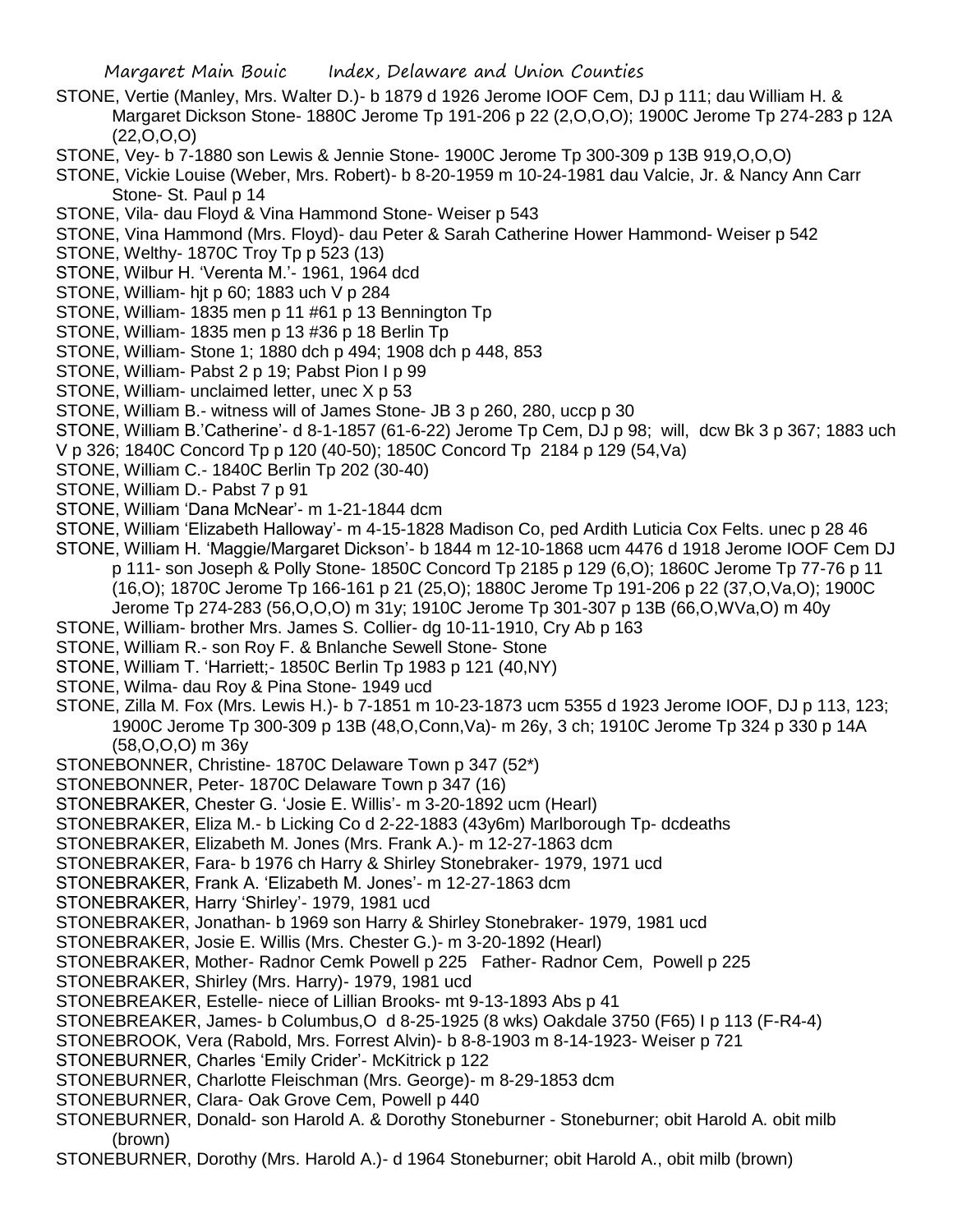STONE, Vertie (Manley, Mrs. Walter D.)- b 1879 d 1926 Jerome IOOF Cem, DJ p 111; dau William H. & Margaret Dickson Stone- 1880C Jerome Tp 191-206 p 22 (2,O,O,O); 1900C Jerome Tp 274-283 p 12A (22,O,O,O)

STONE, Vey- b 7-1880 son Lewis & Jennie Stone- 1900C Jerome Tp 300-309 p 13B 919,O,O,O)

STONE, Vickie Louise (Weber, Mrs. Robert)- b 8-20-1959 m 10-24-1981 dau Valcie, Jr. & Nancy Ann Carr Stone- St. Paul p 14

STONE, Vila- dau Floyd & Vina Hammond Stone- Weiser p 543

STONE, Vina Hammond (Mrs. Floyd)- dau Peter & Sarah Catherine Hower Hammond- Weiser p 542

STONE, Welthy- 1870C Troy Tp p 523 (13)

STONE, Wilbur H. 'Verenta M.'- 1961, 1964 dcd

STONE, William- hjt p 60; 1883 uch V p 284

STONE, William- 1835 men p 11 #61 p 13 Bennington Tp

STONE, William- 1835 men p 13 #36 p 18 Berlin Tp

STONE, William- Stone 1; 1880 dch p 494; 1908 dch p 448, 853

STONE, William- Pabst 2 p 19; Pabst Pion I p 99

STONE, William- unclaimed letter, unec X p 53

STONE, William B.- witness will of James Stone- JB 3 p 260, 280, uccp p 30

STONE, William B.'Catherine'- d 8-1-1857 (61-6-22) Jerome Tp Cem, DJ p 98; will, dcw Bk 3 p 367; 1883 uch V p 326; 1840C Concord Tp p 120 (40-50); 1850C Concord Tp 2184 p 129 (54,Va)

STONE, William C.- 1840C Berlin Tp 202 (30-40)

STONE, William D.- Pabst 7 p 91

STONE, William 'Dana McNear'- m 1-21-1844 dcm

STONE, William 'Elizabeth Halloway'- m 4-15-1828 Madison Co, ped Ardith Luticia Cox Felts. unec p 28 46

STONE, William H. 'Maggie/Margaret Dickson'- b 1844 m 12-10-1868 ucm 4476 d 1918 Jerome IOOF Cem DJ p 111- son Joseph & Polly Stone- 1850C Concord Tp 2185 p 129 (6,O); 1860C Jerome Tp 77-76 p 11 (16,O); 1870C Jerome Tp 166-161 p 21 (25,O); 1880C Jerome Tp 191-206 p 22 (37,O,Va,O); 1900C Jerome Tp 274-283 (56,O,O,O) m 31y; 1910C Jerome Tp 301-307 p 13B (66,O,WVa,O) m 40y

STONE, William- brother Mrs. James S. Collier- dg 10-11-1910, Cry Ab p 163

STONE, William R.- son Roy F. & Bnlanche Sewell Stone- Stone

STONE, William T. 'Harriett;- 1850C Berlin Tp 1983 p 121 (40,NY)

STONE, Wilma- dau Roy & Pina Stone- 1949 ucd

STONE, Zilla M. Fox (Mrs. Lewis H.)- b 7-1851 m 10-23-1873 ucm 5355 d 1923 Jerome IOOF, DJ p 113, 123; 1900C Jerome Tp 300-309 p 13B (48,O,Conn,Va)- m 26y, 3 ch; 1910C Jerome Tp 324 p 330 p 14A (58,O,O,O) m 36y

STONEBONNER, Christine- 1870C Delaware Town p 347 (52*)

STONEBONNER, Peter- 1870C Delaware Town p 347 (16)

STONEBRAKER, Chester G. 'Josie E. Willis'- m 3-20-1892 ucm (Hearl)

STONEBRAKER, Eliza M.- b Licking Co d 2-22-1883 (43y6m) Marlborough Tp- dcdeaths

STONEBRAKER, Elizabeth M. Jones (Mrs. Frank A.)- m 12-27-1863 dcm

STONEBRAKER, Fara- b 1976 ch Harry & Shirley Stonebraker- 1979, 1971 ucd

STONEBRAKER, Frank A. 'Elizabeth M. Jones'- m 12-27-1863 dcm

STONEBRAKER, Harry 'Shirley'- 1979, 1981 ucd

STONEBRAKER, Jonathan- b 1969 son Harry & Shirley Stonebraker- 1979, 1981 ucd

STONEBRAKER, Josie E. Willis (Mrs. Chester G.)- m 3-20-1892 (Hearl)

STONEBRAKER, Mother- Radnor Cemk Powell p 225 Father- Radnor Cem, Powell p 225

STONEBRAKER, Shirley (Mrs. Harry)- 1979, 1981 ucd

STONEBREAKER, Estelle- niece of Lillian Brooks- mt 9-13-1893 Abs p 41

STONEBREAKER, James- b Columbus,O d 8-25-1925 (8 wks) Oakdale 3750 (F65) I p 113 (F-R4-4)

STONEBROOK, Vera (Rabold, Mrs. Forrest Alvin)- b 8-8-1903 m 8-14-1923- Weiser p 721

STONEBURNER, Charles 'Emily Crider'- McKitrick p 122

STONEBURNER, Charlotte Fleischman (Mrs. George)- m 8-29-1853 dcm

STONEBURNER, Clara- Oak Grove Cem, Powell p 440

STONEBURNER, Donald- son Harold A. & Dorothy Stoneburner - Stoneburner; obit Harold A. obit milb (brown)

STONEBURNER, Dorothy (Mrs. Harold A.)- d 1964 Stoneburner; obit Harold A., obit milb (brown)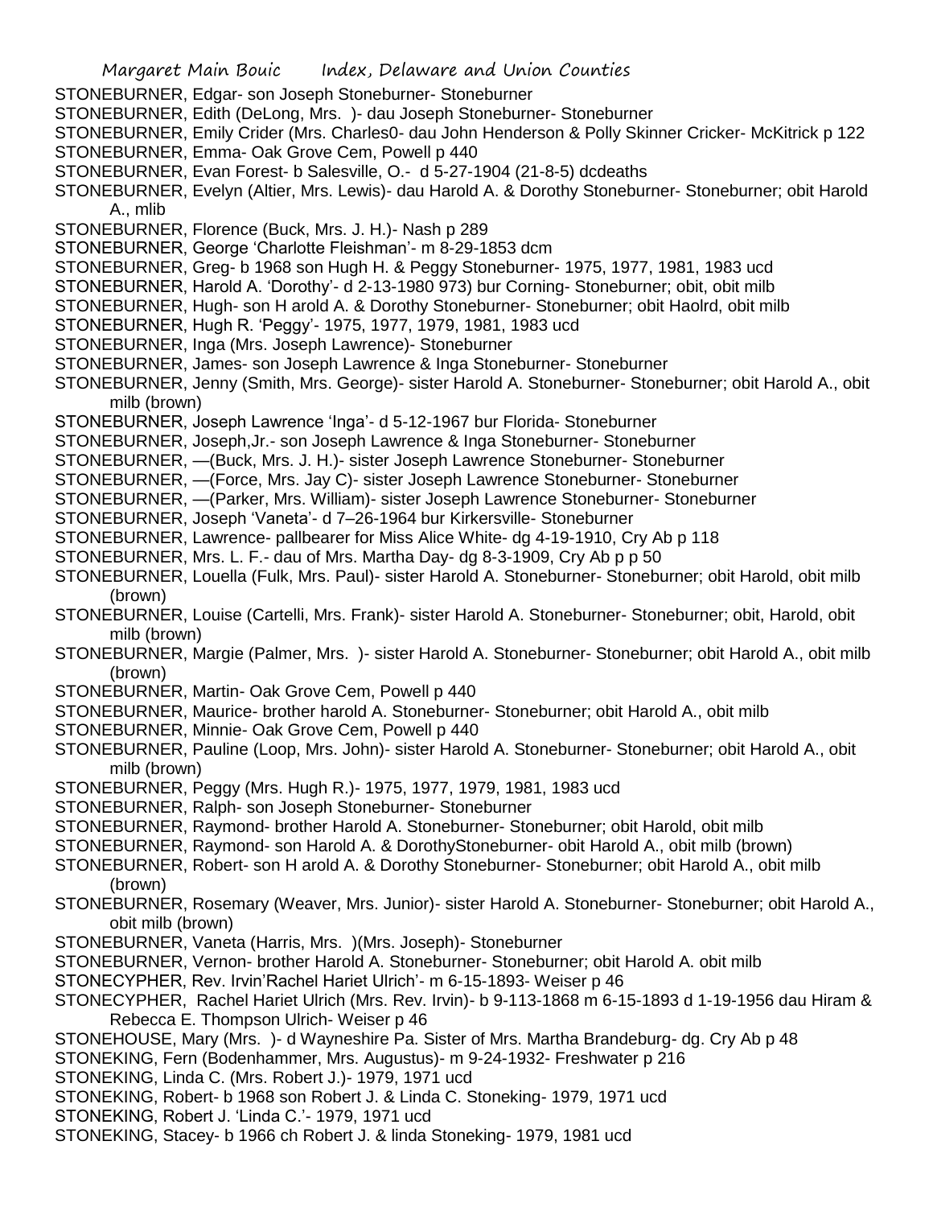STONEBURNER, Edgar- son Joseph Stoneburner- Stoneburner

STONEBURNER, Edith (DeLong, Mrs. )- dau Joseph Stoneburner- Stoneburner

STONEBURNER, Emily Crider (Mrs. Charles0- dau John Henderson & Polly Skinner Cricker- McKitrick p 122

STONEBURNER, Emma- Oak Grove Cem, Powell p 440

STONEBURNER, Evan Forest- b Salesville, O.- d 5-27-1904 (21-8-5) dcdeaths

STONEBURNER, Evelyn (Altier, Mrs. Lewis)- dau Harold A. & Dorothy Stoneburner- Stoneburner; obit Harold A., mlib

STONEBURNER, Florence (Buck, Mrs. J. H.)- Nash p 289

STONEBURNER, George 'Charlotte Fleishman'- m 8-29-1853 dcm

STONEBURNER, Greg- b 1968 son Hugh H. & Peggy Stoneburner- 1975, 1977, 1981, 1983 ucd

STONEBURNER, Harold A. 'Dorothy'- d 2-13-1980 973) bur Corning- Stoneburner; obit, obit milb

STONEBURNER, Hugh- son H arold A. & Dorothy Stoneburner- Stoneburner; obit Haolrd, obit milb

STONEBURNER, Hugh R. 'Peggy'- 1975, 1977, 1979, 1981, 1983 ucd

STONEBURNER, Inga (Mrs. Joseph Lawrence)- Stoneburner

STONEBURNER, James- son Joseph Lawrence & Inga Stoneburner- Stoneburner

STONEBURNER, Jenny (Smith, Mrs. George)- sister Harold A. Stoneburner- Stoneburner; obit Harold A., obit milb (brown)

STONEBURNER, Joseph Lawrence 'Inga'- d 5-12-1967 bur Florida- Stoneburner

STONEBURNER, Joseph,Jr.- son Joseph Lawrence & Inga Stoneburner- Stoneburner

STONEBURNER, —(Buck, Mrs. J. H.)- sister Joseph Lawrence Stoneburner- Stoneburner

STONEBURNER, —(Force, Mrs. Jay C)- sister Joseph Lawrence Stoneburner- Stoneburner

STONEBURNER, —(Parker, Mrs. William)- sister Joseph Lawrence Stoneburner- Stoneburner

STONEBURNER, Joseph 'Vaneta'- d 7–26-1964 bur Kirkersville- Stoneburner

STONEBURNER, Lawrence- pallbearer for Miss Alice White- dg 4-19-1910, Cry Ab p 118

STONEBURNER, Mrs. L. F.- dau of Mrs. Martha Day- dg 8-3-1909, Cry Ab p p 50

STONEBURNER, Louella (Fulk, Mrs. Paul)- sister Harold A. Stoneburner- Stoneburner; obit Harold, obit milb (brown)

STONEBURNER, Louise (Cartelli, Mrs. Frank)- sister Harold A. Stoneburner- Stoneburner; obit, Harold, obit milb (brown)

STONEBURNER, Margie (Palmer, Mrs. )- sister Harold A. Stoneburner- Stoneburner; obit Harold A., obit milb (brown)

STONEBURNER, Martin- Oak Grove Cem, Powell p 440

STONEBURNER, Maurice- brother harold A. Stoneburner- Stoneburner; obit Harold A., obit milb

STONEBURNER, Minnie- Oak Grove Cem, Powell p 440

STONEBURNER, Pauline (Loop, Mrs. John)- sister Harold A. Stoneburner- Stoneburner; obit Harold A., obit milb (brown)

STONEBURNER, Peggy (Mrs. Hugh R.)- 1975, 1977, 1979, 1981, 1983 ucd

STONEBURNER, Ralph- son Joseph Stoneburner- Stoneburner

STONEBURNER, Raymond- brother Harold A. Stoneburner- Stoneburner; obit Harold, obit milb

STONEBURNER, Raymond- son Harold A. & DorothyStoneburner- obit Harold A., obit milb (brown)

STONEBURNER, Robert- son H arold A. & Dorothy Stoneburner- Stoneburner; obit Harold A., obit milb (brown)

STONEBURNER, Rosemary (Weaver, Mrs. Junior)- sister Harold A. Stoneburner- Stoneburner; obit Harold A., obit milb (brown)

STONEBURNER, Vaneta (Harris, Mrs. )(Mrs. Joseph)- Stoneburner

STONEBURNER, Vernon- brother Harold A. Stoneburner- Stoneburner; obit Harold A. obit milb

STONECYPHER, Rev. Irvin'Rachel Hariet Ulrich'- m 6-15-1893- Weiser p 46

STONECYPHER, Rachel Hariet Ulrich (Mrs. Rev. Irvin)- b 9-113-1868 m 6-15-1893 d 1-19-1956 dau Hiram & Rebecca E. Thompson Ulrich- Weiser p 46

STONEHOUSE, Mary (Mrs. )- d Wayneshire Pa. Sister of Mrs. Martha Brandeburg- dg. Cry Ab p 48

STONEKING, Fern (Bodenhammer, Mrs. Augustus)- m 9-24-1932- Freshwater p 216

STONEKING, Linda C. (Mrs. Robert J.)- 1979, 1971 ucd

STONEKING, Robert- b 1968 son Robert J. & Linda C. Stoneking- 1979, 1971 ucd

STONEKING, Robert J. 'Linda C.'- 1979, 1971 ucd

STONEKING, Stacey- b 1966 ch Robert J. & linda Stoneking- 1979, 1981 ucd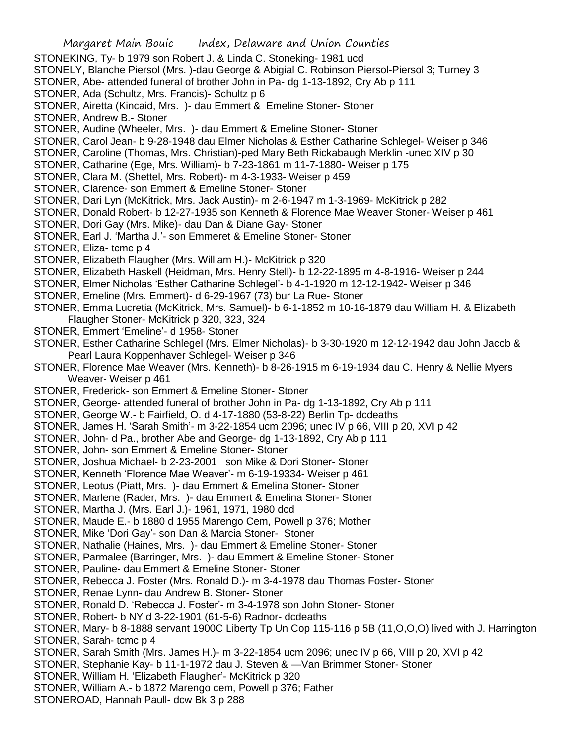STONEKING, Ty- b 1979 son Robert J. & Linda C. Stoneking- 1981 ucd

STONELY, Blanche Piersol (Mrs. )-dau George & Abigial C. Robinson Piersol-Piersol 3; Turney 3

STONER, Abe- attended funeral of brother John in Pa- dg 1-13-1892, Cry Ab p 111

STONER, Ada (Schultz, Mrs. Francis)- Schultz p 6

STONER, Airetta (Kincaid, Mrs. )- dau Emmert & Emeline Stoner- Stoner

STONER, Andrew B.- Stoner

STONER, Audine (Wheeler, Mrs. )- dau Emmert & Emeline Stoner- Stoner

STONER, Carol Jean- b 9-28-1948 dau Elmer Nicholas & Esther Catharine Schlegel- Weiser p 346

STONER, Caroline (Thomas, Mrs. Christian)-ped Mary Beth Rickabaugh Merklin -unec XIV p 30

STONER, Catharine (Ege, Mrs. William)- b 7-23-1861 m 11-7-1880- Weiser p 175

STONER, Clara M. (Shettel, Mrs. Robert)- m 4-3-1933- Weiser p 459

STONER, Clarence- son Emmert & Emeline Stoner- Stoner

STONER, Dari Lyn (McKitrick, Mrs. Jack Austin)- m 2-6-1947 m 1-3-1969- McKitrick p 282

STONER, Donald Robert- b 12-27-1935 son Kenneth & Florence Mae Weaver Stoner- Weiser p 461

STONER, Dori Gay (Mrs. Mike)- dau Dan & Diane Gay- Stoner

STONER, Earl J. 'Martha J.'- son Emmeret & Emeline Stoner- Stoner

STONER, Eliza- tcmc p 4

STONER, Elizabeth Flaugher (Mrs. William H.)- McKitrick p 320

STONER, Elizabeth Haskell (Heidman, Mrs. Henry Stell)- b 12-22-1895 m 4-8-1916- Weiser p 244

STONER, Elmer Nicholas 'Esther Catharine Schlegel'- b 4-1-1920 m 12-12-1942- Weiser p 346

STONER, Emeline (Mrs. Emmert)- d 6-29-1967 (73) bur La Rue- Stoner

STONER, Emma Lucretia (McKitrick, Mrs. Samuel)- b 6-1-1852 m 10-16-1879 dau William H. & Elizabeth Flaugher Stoner- McKitrick p 320, 323, 324

STONER, Emmert 'Emeline'- d 1958- Stoner

STONER, Esther Catharine Schlegel (Mrs. Elmer Nicholas)- b 3-30-1920 m 12-12-1942 dau John Jacob & Pearl Laura Koppenhaver Schlegel- Weiser p 346

STONER, Florence Mae Weaver (Mrs. Kenneth)- b 8-26-1915 m 6-19-1934 dau C. Henry & Nellie Myers Weaver- Weiser p 461

STONER, Frederick- son Emmert & Emeline Stoner- Stoner

STONER, George- attended funeral of brother John in Pa- dg 1-13-1892, Cry Ab p 111

STONER, George W.- b Fairfield, O. d 4-17-1880 (53-8-22) Berlin Tp- dcdeaths

STONER, James H. 'Sarah Smith'- m 3-22-1854 ucm 2096; unec IV p 66, VIII p 20, XVI p 42

STONER, John- d Pa., brother Abe and George- dg 1-13-1892, Cry Ab p 111

STONER, John- son Emmert & Emeline Stoner- Stoner

STONER, Joshua Michael- b 2-23-2001 son Mike & Dori Stoner- Stoner

STONER, Kenneth 'Florence Mae Weaver'- m 6-19-19334- Weiser p 461

STONER, Leotus (Piatt, Mrs. )- dau Emmert & Emelina Stoner- Stoner

STONER, Marlene (Rader, Mrs. )- dau Emmert & Emelina Stoner- Stoner

STONER, Martha J. (Mrs. Earl J.)- 1961, 1971, 1980 dcd

STONER, Maude E.- b 1880 d 1955 Marengo Cem, Powell p 376; Mother

STONER, Mike 'Dori Gay'- son Dan & Marcia Stoner- Stoner

STONER, Nathalie (Haines, Mrs. )- dau Emmert & Emeline Stoner- Stoner

STONER, Parmalee (Barringer, Mrs. )- dau Emmert & Emeline Stoner- Stoner

STONER, Pauline- dau Emmert & Emeline Stoner- Stoner

STONER, Rebecca J. Foster (Mrs. Ronald D.)- m 3-4-1978 dau Thomas Foster- Stoner

STONER, Renae Lynn- dau Andrew B. Stoner- Stoner

STONER, Ronald D. 'Rebecca J. Foster'- m 3-4-1978 son John Stoner- Stoner

STONER, Robert- b NY d 3-22-1901 (61-5-6) Radnor- dcdeaths

STONER, Mary- b 8-1888 servant 1900C Liberty Tp Un Cop 115-116 p 5B (11,O,O,O) lived with J. Harrington

STONER, Sarah- tcmc p 4

STONER, Sarah Smith (Mrs. James H.)- m 3-22-1854 ucm 2096; unec IV p 66, VIII p 20, XVI p 42

STONER, Stephanie Kay- b 11-1-1972 dau J. Steven & —Van Brimmer Stoner- Stoner

STONER, William H. 'Elizabeth Flaugher'- McKitrick p 320

STONER, William A.- b 1872 Marengo cem, Powell p 376; Father

STONEROAD, Hannah Paull- dcw Bk 3 p 288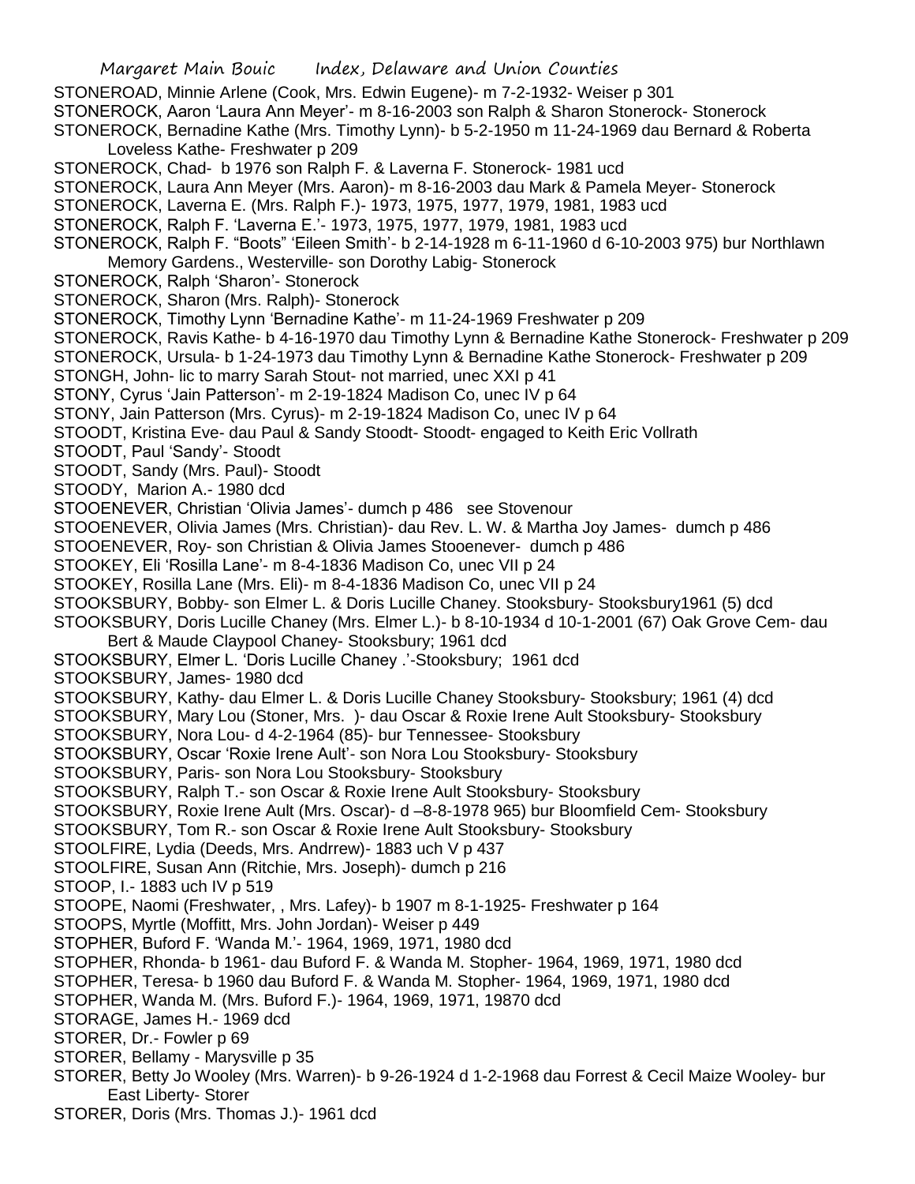STONEROAD, Minnie Arlene (Cook, Mrs. Edwin Eugene)- m 7-2-1932- Weiser p 301

STONEROCK, Aaron 'Laura Ann Meyer'- m 8-16-2003 son Ralph & Sharon Stonerock- Stonerock

STONEROCK, Bernadine Kathe (Mrs. Timothy Lynn)- b 5-2-1950 m 11-24-1969 dau Bernard & Roberta Loveless Kathe- Freshwater p 209

STONEROCK, Chad- b 1976 son Ralph F. & Laverna F. Stonerock- 1981 ucd

STONEROCK, Laura Ann Meyer (Mrs. Aaron)- m 8-16-2003 dau Mark & Pamela Meyer- Stonerock

STONEROCK, Laverna E. (Mrs. Ralph F.)- 1973, 1975, 1977, 1979, 1981, 1983 ucd

STONEROCK, Ralph F. 'Laverna E.'- 1973, 1975, 1977, 1979, 1981, 1983 ucd

STONEROCK, Ralph F. "Boots" 'Eileen Smith'- b 2-14-1928 m 6-11-1960 d 6-10-2003 975) bur Northlawn Memory Gardens., Westerville- son Dorothy Labig- Stonerock

STONEROCK, Ralph 'Sharon'- Stonerock

STONEROCK, Sharon (Mrs. Ralph)- Stonerock

STONEROCK, Timothy Lynn 'Bernadine Kathe'- m 11-24-1969 Freshwater p 209

STONEROCK, Ravis Kathe- b 4-16-1970 dau Timothy Lynn & Bernadine Kathe Stonerock- Freshwater p 209

STONEROCK, Ursula- b 1-24-1973 dau Timothy Lynn & Bernadine Kathe Stonerock- Freshwater p 209

STONGH, John- lic to marry Sarah Stout- not married, unec XXI p 41

STONY, Cyrus 'Jain Patterson'- m 2-19-1824 Madison Co, unec IV p 64

STONY, Jain Patterson (Mrs. Cyrus)- m 2-19-1824 Madison Co, unec IV p 64

STOODT, Kristina Eve- dau Paul & Sandy Stoodt- Stoodt- engaged to Keith Eric Vollrath

STOODT, Paul 'Sandy'- Stoodt

STOODT, Sandy (Mrs. Paul)- Stoodt

STOODY, Marion A.- 1980 dcd

STOOENEVER, Christian 'Olivia James'- dumch p 486 see Stovenour

STOOENEVER, Olivia James (Mrs. Christian)- dau Rev. L. W. & Martha Joy James- dumch p 486

STOOENEVER, Roy- son Christian & Olivia James Stooenever- dumch p 486

STOOKEY, Eli 'Rosilla Lane'- m 8-4-1836 Madison Co, unec VII p 24

STOOKEY, Rosilla Lane (Mrs. Eli)- m 8-4-1836 Madison Co, unec VII p 24

STOOKSBURY, Bobby- son Elmer L. & Doris Lucille Chaney. Stooksbury- Stooksbury1961 (5) dcd

STOOKSBURY, Doris Lucille Chaney (Mrs. Elmer L.)- b 8-10-1934 d 10-1-2001 (67) Oak Grove Cem- dau Bert & Maude Claypool Chaney- Stooksbury; 1961 dcd

STOOKSBURY, Elmer L. 'Doris Lucille Chaney .'-Stooksbury; 1961 dcd

STOOKSBURY, James- 1980 dcd

STOOKSBURY, Kathy- dau Elmer L. & Doris Lucille Chaney Stooksbury- Stooksbury; 1961 (4) dcd

STOOKSBURY, Mary Lou (Stoner, Mrs. )- dau Oscar & Roxie Irene Ault Stooksbury- Stooksbury

STOOKSBURY, Nora Lou- d 4-2-1964 (85)- bur Tennessee- Stooksbury

STOOKSBURY, Oscar 'Roxie Irene Ault'- son Nora Lou Stooksbury- Stooksbury

STOOKSBURY, Paris- son Nora Lou Stooksbury- Stooksbury

STOOKSBURY, Ralph T.- son Oscar & Roxie Irene Ault Stooksbury- Stooksbury

STOOKSBURY, Roxie Irene Ault (Mrs. Oscar)- d –8-8-1978 965) bur Bloomfield Cem- Stooksbury

STOOKSBURY, Tom R.- son Oscar & Roxie Irene Ault Stooksbury- Stooksbury

STOOLFIRE, Lydia (Deeds, Mrs. Andrrew)- 1883 uch V p 437

STOOLFIRE, Susan Ann (Ritchie, Mrs. Joseph)- dumch p 216

STOOP, I.- 1883 uch IV p 519

STOOPE, Naomi (Freshwater, , Mrs. Lafey)- b 1907 m 8-1-1925- Freshwater p 164

STOOPS, Myrtle (Moffitt, Mrs. John Jordan)- Weiser p 449

STOPHER, Buford F. 'Wanda M.'- 1964, 1969, 1971, 1980 dcd

STOPHER, Rhonda- b 1961- dau Buford F. & Wanda M. Stopher- 1964, 1969, 1971, 1980 dcd

STOPHER, Teresa- b 1960 dau Buford F. & Wanda M. Stopher- 1964, 1969, 1971, 1980 dcd

STOPHER, Wanda M. (Mrs. Buford F.)- 1964, 1969, 1971, 19870 dcd

STORAGE, James H.- 1969 dcd

STORER, Dr.- Fowler p 69

STORER, Bellamy - Marysville p 35

STORER, Betty Jo Wooley (Mrs. Warren)- b 9-26-1924 d 1-2-1968 dau Forrest & Cecil Maize Wooley- bur East Liberty- Storer

STORER, Doris (Mrs. Thomas J.)- 1961 dcd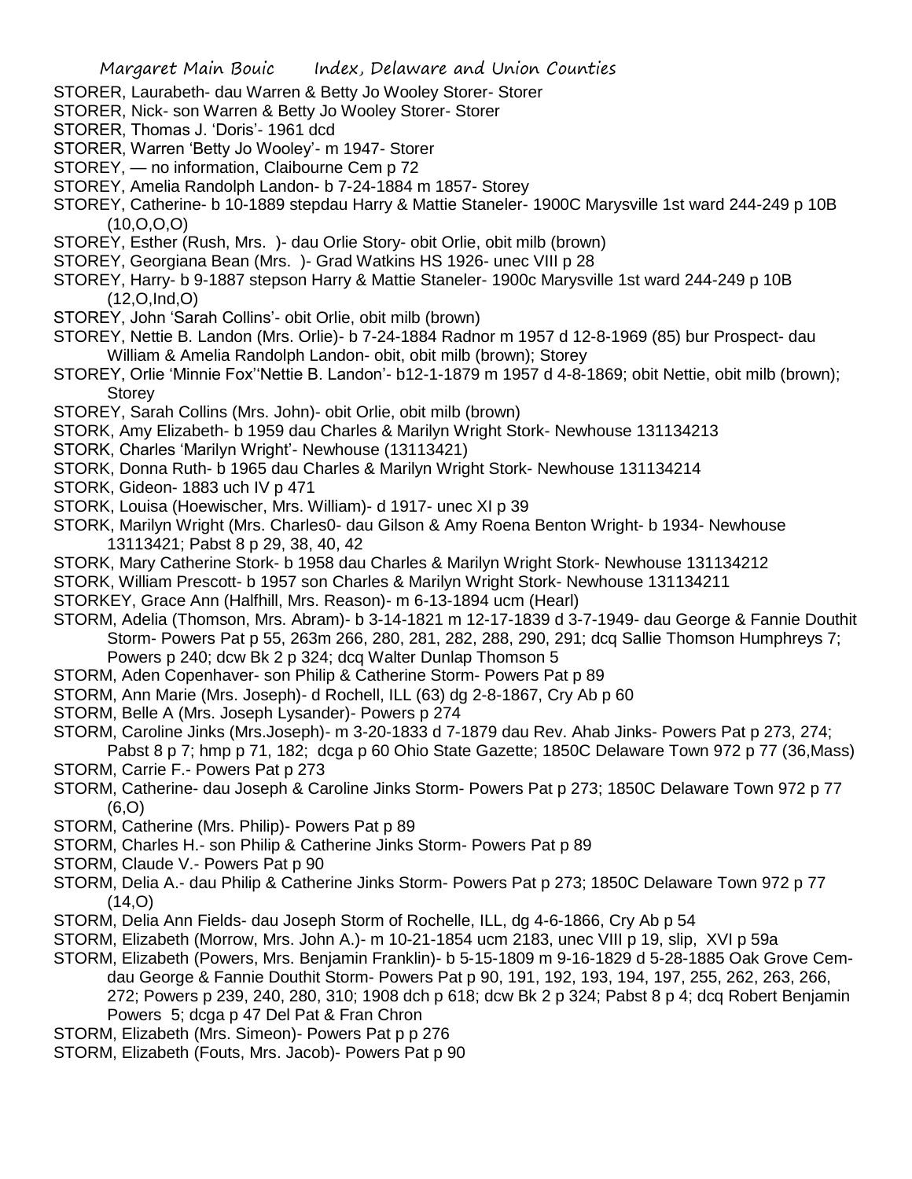STORER, Laurabeth- dau Warren & Betty Jo Wooley Storer- Storer

STORER, Nick- son Warren & Betty Jo Wooley Storer- Storer

STORER, Thomas J. 'Doris'- 1961 dcd

STORER, Warren 'Betty Jo Wooley'- m 1947- Storer

STOREY, — no information, Claibourne Cem p 72

STOREY, Amelia Randolph Landon- b 7-24-1884 m 1857- Storey

STOREY, Catherine- b 10-1889 stepdau Harry & Mattie Staneler- 1900C Marysville 1st ward 244-249 p 10B (10,O,O,O)

STOREY, Esther (Rush, Mrs. )- dau Orlie Story- obit Orlie, obit milb (brown)

STOREY, Georgiana Bean (Mrs. )- Grad Watkins HS 1926- unec VIII p 28

STOREY, Harry- b 9-1887 stepson Harry & Mattie Staneler- 1900c Marysville 1st ward 244-249 p 10B (12,O,Ind,O)

STOREY, John 'Sarah Collins'- obit Orlie, obit milb (brown)

STOREY, Nettie B. Landon (Mrs. Orlie)- b 7-24-1884 Radnor m 1957 d 12-8-1969 (85) bur Prospect- dau William & Amelia Randolph Landon- obit, obit milb (brown); Storey

STOREY, Orlie 'Minnie Fox''Nettie B. Landon'- b12-1-1879 m 1957 d 4-8-1869; obit Nettie, obit milb (brown); Storey

STOREY, Sarah Collins (Mrs. John)- obit Orlie, obit milb (brown)

STORK, Amy Elizabeth- b 1959 dau Charles & Marilyn Wright Stork- Newhouse 131134213

STORK, Charles 'Marilyn Wright'- Newhouse (13113421)

STORK, Donna Ruth- b 1965 dau Charles & Marilyn Wright Stork- Newhouse 131134214

STORK, Gideon- 1883 uch IV p 471

STORK, Louisa (Hoewischer, Mrs. William)- d 1917- unec XI p 39

STORK, Marilyn Wright (Mrs. Charles0- dau Gilson & Amy Roena Benton Wright- b 1934- Newhouse 13113421; Pabst 8 p 29, 38, 40, 42

STORK, Mary Catherine Stork- b 1958 dau Charles & Marilyn Wright Stork- Newhouse 131134212

STORK, William Prescott- b 1957 son Charles & Marilyn Wright Stork- Newhouse 131134211

STORKEY, Grace Ann (Halfhill, Mrs. Reason)- m 6-13-1894 ucm (Hearl)

STORM, Adelia (Thomson, Mrs. Abram)- b 3-14-1821 m 12-17-1839 d 3-7-1949- dau George & Fannie Douthit Storm- Powers Pat p 55, 263m 266, 280, 281, 282, 288, 290, 291; dcq Sallie Thomson Humphreys 7; Powers p 240; dcw Bk 2 p 324; dcq Walter Dunlap Thomson 5

STORM, Aden Copenhaver- son Philip & Catherine Storm- Powers Pat p 89

STORM, Ann Marie (Mrs. Joseph)- d Rochell, ILL (63) dg 2-8-1867, Cry Ab p 60

STORM, Belle A (Mrs. Joseph Lysander)- Powers p 274

STORM, Caroline Jinks (Mrs.Joseph)- m 3-20-1833 d 7-1879 dau Rev. Ahab Jinks- Powers Pat p 273, 274; Pabst 8 p 7; hmp p 71, 182; dcga p 60 Ohio State Gazette; 1850C Delaware Town 972 p 77 (36,Mass)

STORM, Carrie F.- Powers Pat p 273

STORM, Catherine- dau Joseph & Caroline Jinks Storm- Powers Pat p 273; 1850C Delaware Town 972 p 77 (6,O)

STORM, Catherine (Mrs. Philip)- Powers Pat p 89

STORM, Charles H.- son Philip & Catherine Jinks Storm- Powers Pat p 89

STORM, Claude V.- Powers Pat p 90

STORM, Delia A.- dau Philip & Catherine Jinks Storm- Powers Pat p 273; 1850C Delaware Town 972 p 77 (14,O)

STORM, Delia Ann Fields- dau Joseph Storm of Rochelle, ILL, dg 4-6-1866, Cry Ab p 54

STORM, Elizabeth (Morrow, Mrs. John A.)- m 10-21-1854 ucm 2183, unec VIII p 19, slip, XVI p 59a

STORM, Elizabeth (Powers, Mrs. Benjamin Franklin)- b 5-15-1809 m 9-16-1829 d 5-28-1885 Oak Grove Cem- dau George & Fannie Douthit Storm- Powers Pat p 90, 191, 192, 193, 194, 197, 255, 262, 263, 266, 272; Powers p 239, 240, 280, 310; 1908 dch p 618; dcw Bk 2 p 324; Pabst 8 p 4; dcq Robert Benjamin Powers 5; dcga p 47 Del Pat & Fran Chron

STORM, Elizabeth (Mrs. Simeon)- Powers Pat p p 276

STORM, Elizabeth (Fouts, Mrs. Jacob)- Powers Pat p 90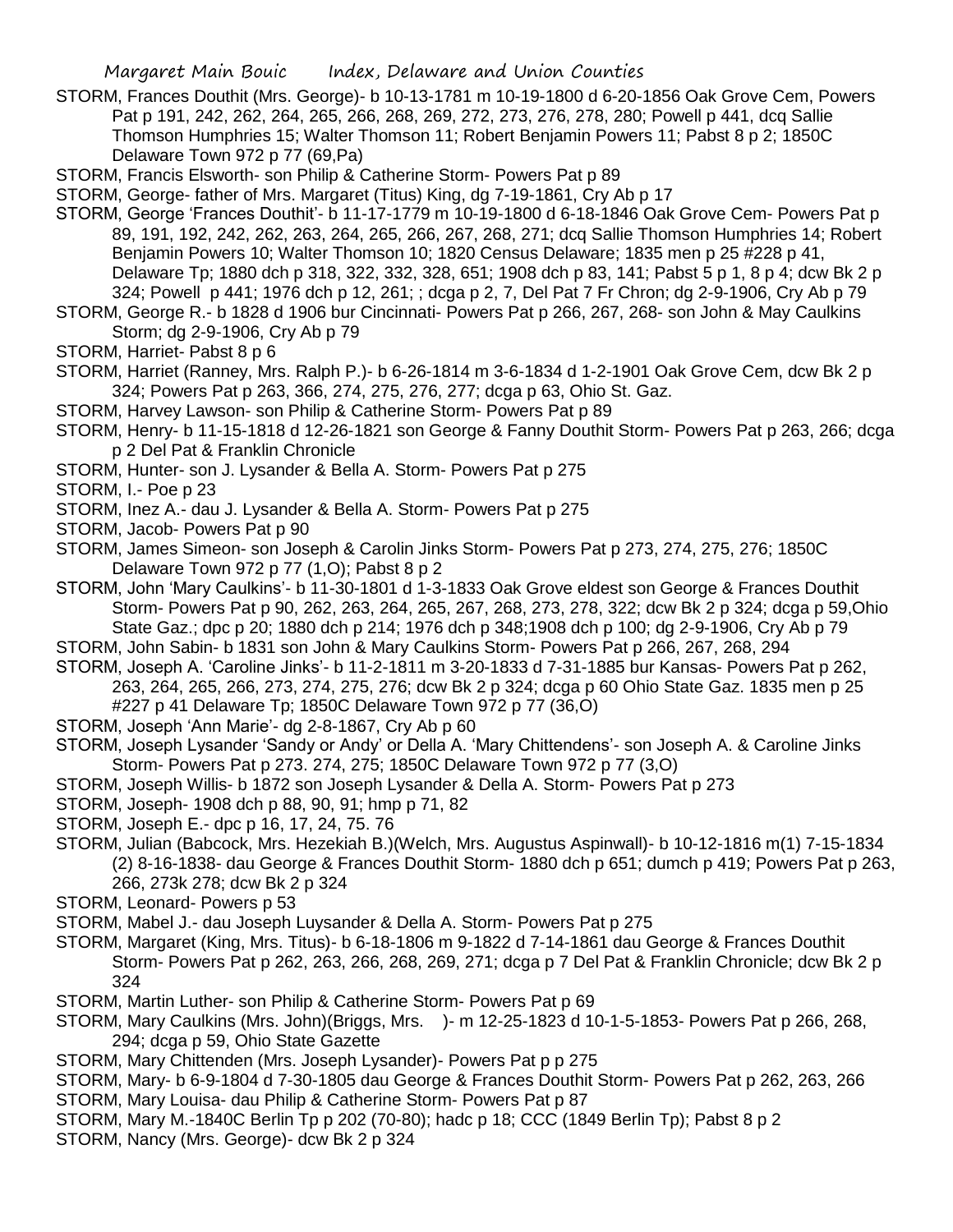STORM, Frances Douthit (Mrs. George)- b 10-13-1781 m 10-19-1800 d 6-20-1856 Oak Grove Cem, Powers Pat p 191, 242, 262, 264, 265, 266, 268, 269, 272, 273, 276, 278, 280; Powell p 441, dcq Sallie Thomson Humphries 15; Walter Thomson 11; Robert Benjamin Powers 11; Pabst 8 p 2; 1850C Delaware Town 972 p 77 (69,Pa)

STORM, Francis Elsworth- son Philip & Catherine Storm- Powers Pat p 89

STORM, George- father of Mrs. Margaret (Titus) King, dg 7-19-1861, Cry Ab p 17

STORM, George 'Frances Douthit'- b 11-17-1779 m 10-19-1800 d 6-18-1846 Oak Grove Cem- Powers Pat p 89, 191, 192, 242, 262, 263, 264, 265, 266, 267, 268, 271; dcq Sallie Thomson Humphries 14; Robert Benjamin Powers 10; Walter Thomson 10; 1820 Census Delaware; 1835 men p 25 #228 p 41, Delaware Tp; 1880 dch p 318, 322, 332, 328, 651; 1908 dch p 83, 141; Pabst 5 p 1, 8 p 4; dcw Bk 2 p 324; Powell p 441; 1976 dch p 12, 261; ; dcga p 2, 7, Del Pat 7 Fr Chron; dg 2-9-1906, Cry Ab p 79

STORM, George R.- b 1828 d 1906 bur Cincinnati- Powers Pat p 266, 267, 268- son John & May Caulkins Storm; dg 2-9-1906, Cry Ab p 79

STORM, Harriet- Pabst 8 p 6

STORM, Harriet (Ranney, Mrs. Ralph P.)- b 6-26-1814 m 3-6-1834 d 1-2-1901 Oak Grove Cem, dcw Bk 2 p 324; Powers Pat p 263, 366, 274, 275, 276, 277; dcga p 63, Ohio St. Gaz.

STORM, Harvey Lawson- son Philip & Catherine Storm- Powers Pat p 89

STORM, Henry- b 11-15-1818 d 12-26-1821 son George & Fanny Douthit Storm- Powers Pat p 263, 266; dcga p 2 Del Pat & Franklin Chronicle

STORM, Hunter- son J. Lysander & Bella A. Storm- Powers Pat p 275

STORM, I.- Poe p 23

STORM, Inez A.- dau J. Lysander & Bella A. Storm- Powers Pat p 275

STORM, Jacob- Powers Pat p 90

STORM, James Simeon- son Joseph & Carolin Jinks Storm- Powers Pat p 273, 274, 275, 276; 1850C Delaware Town 972 p 77 (1,O); Pabst 8 p 2

STORM, John 'Mary Caulkins'- b 11-30-1801 d 1-3-1833 Oak Grove eldest son George & Frances Douthit Storm- Powers Pat p 90, 262, 263, 264, 265, 267, 268, 273, 278, 322; dcw Bk 2 p 324; dcga p 59,Ohio State Gaz.; dpc p 20; 1880 dch p 214; 1976 dch p 348;1908 dch p 100; dg 2-9-1906, Cry Ab p 79

STORM, John Sabin- b 1831 son John & Mary Caulkins Storm- Powers Pat p 266, 267, 268, 294

STORM, Joseph A. 'Caroline Jinks'- b 11-2-1811 m 3-20-1833 d 7-31-1885 bur Kansas- Powers Pat p 262, 263, 264, 265, 266, 273, 274, 275, 276; dcw Bk 2 p 324; dcga p 60 Ohio State Gaz. 1835 men p 25 #227 p 41 Delaware Tp; 1850C Delaware Town 972 p 77 (36,O)

STORM, Joseph 'Ann Marie'- dg 2-8-1867, Cry Ab p 60

STORM, Joseph Lysander 'Sandy or Andy' or Della A. 'Mary Chittendens'- son Joseph A. & Caroline Jinks Storm- Powers Pat p 273. 274, 275; 1850C Delaware Town 972 p 77 (3,O)

STORM, Joseph Willis- b 1872 son Joseph Lysander & Della A. Storm- Powers Pat p 273

STORM, Joseph- 1908 dch p 88, 90, 91; hmp p 71, 82

STORM, Joseph E.- dpc p 16, 17, 24, 75. 76

STORM, Julian (Babcock, Mrs. Hezekiah B.)(Welch, Mrs. Augustus Aspinwall)- b 10-12-1816 m(1) 7-15-1834 (2) 8-16-1838- dau George & Frances Douthit Storm- 1880 dch p 651; dumch p 419; Powers Pat p 263, 266, 273k 278; dcw Bk 2 p 324

STORM, Leonard- Powers p 53

STORM, Mabel J.- dau Joseph Luysander & Della A. Storm- Powers Pat p 275

STORM, Margaret (King, Mrs. Titus)- b 6-18-1806 m 9-1822 d 7-14-1861 dau George & Frances Douthit Storm- Powers Pat p 262, 263, 266, 268, 269, 271; dcga p 7 Del Pat & Franklin Chronicle; dcw Bk 2 p 324

STORM, Martin Luther- son Philip & Catherine Storm- Powers Pat p 69

STORM, Mary Caulkins (Mrs. John)(Briggs, Mrs. )- m 12-25-1823 d 10-1-5-1853- Powers Pat p 266, 268, 294; dcga p 59, Ohio State Gazette

STORM, Mary Chittenden (Mrs. Joseph Lysander)- Powers Pat p p 275

STORM, Mary- b 6-9-1804 d 7-30-1805 dau George & Frances Douthit Storm- Powers Pat p 262, 263, 266

STORM, Mary Louisa- dau Philip & Catherine Storm- Powers Pat p 87

STORM, Mary M.-1840C Berlin Tp p 202 (70-80); hadc p 18; CCC (1849 Berlin Tp); Pabst 8 p 2

STORM, Nancy (Mrs. George)- dcw Bk 2 p 324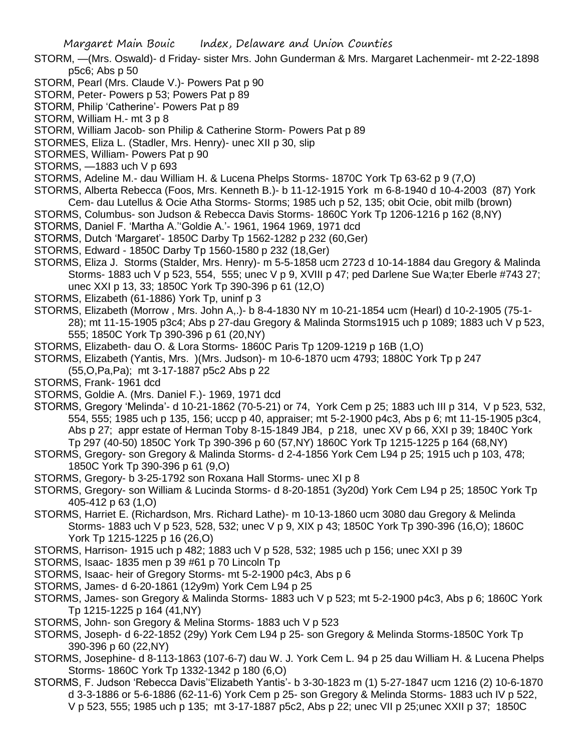STORM, —(Mrs. Oswald)- d Friday- sister Mrs. John Gunderman & Mrs. Margaret Lachenmeir- mt 2-22-1898 p5c6; Abs p 50

STORM, Pearl (Mrs. Claude V.)- Powers Pat p 90

STORM, Peter- Powers p 53; Powers Pat p 89

STORM, Philip 'Catherine'- Powers Pat p 89

STORM, William H.- mt 3 p 8

STORM, William Jacob- son Philip & Catherine Storm- Powers Pat p 89

STORMES, Eliza L. (Stadler, Mrs. Henry)- unec XII p 30, slip

STORMES, William- Powers Pat p 90

STORMS, —1883 uch V p 693

STORMS, Adeline M.- dau William H. & Lucena Phelps Storms- 1870C York Tp 63-62 p 9 (7,O)

STORMS, Alberta Rebecca (Foos, Mrs. Kenneth B.)- b 11-12-1915 York m 6-8-1940 d 10-4-2003 (87) York Cem- dau Lutellus & Ocie Atha Storms- Storms; 1985 uch p 52, 135; obit Ocie, obit milb (brown)

STORMS, Columbus- son Judson & Rebecca Davis Storms- 1860C York Tp 1206-1216 p 162 (8,NY)

STORMS, Daniel F. 'Martha A.''Goldie A.'- 1961, 1964 1969, 1971 dcd

STORMS, Dutch 'Margaret'- 1850C Darby Tp 1562-1282 p 232 (60,Ger)

STORMS, Edward - 1850C Darby Tp 1560-1580 p 232 (18,Ger)

STORMS, Eliza J. Storms (Stalder, Mrs. Henry)- m 5-5-1858 ucm 2723 d 10-14-1884 dau Gregory & Malinda Storms- 1883 uch V p 523, 554, 555; unec V p 9, XVIII p 47; ped Darlene Sue Wa;ter Eberle #743 27; unec XXI p 13, 33; 1850C York Tp 390-396 p 61 (12,O)

STORMS, Elizabeth (61-1886) York Tp, uninf p 3

STORMS, Elizabeth (Morrow , Mrs. John A,.)- b 8-4-1830 NY m 10-21-1854 ucm (Hearl) d 10-2-1905 (75-1-28); mt 11-15-1905 p3c4; Abs p 27-dau Gregory & Malinda Storms1915 uch p 1089; 1883 uch V p 523, 555; 1850C York Tp 390-396 p 61 (20,NY)

STORMS, Elizabeth- dau O. & Lora Storms- 1860C Paris Tp 1209-1219 p 16B (1,O)

STORMS, Elizabeth (Yantis, Mrs. )(Mrs. Judson)- m 10-6-1870 ucm 4793; 1880C York Tp p 247 (55,O,Pa,Pa); mt 3-17-1887 p5c2 Abs p 22

STORMS, Frank- 1961 dcd

STORMS, Goldie A. (Mrs. Daniel F.)- 1969, 1971 dcd

STORMS, Gregory 'Melinda'- d 10-21-1862 (70-5-21) or 74, York Cem p 25; 1883 uch III p 314, V p 523, 532, 554, 555; 1985 uch p 135, 156; uccp p 40, appraiser; mt 5-2-1900 p4c3, Abs p 6; mt 11-15-1905 p3c4, Abs p 27; appr estate of Herman Toby 8-15-1849 JB4, p 218, unec XV p 66, XXI p 39; 1840C York Tp 297 (40-50) 1850C York Tp 390-396 p 60 (57,NY) 1860C York Tp 1215-1225 p 164 (68,NY)

STORMS, Gregory- son Gregory & Malinda Storms- d 2-4-1856 York Cem L94 p 25; 1915 uch p 103, 478; 1850C York Tp 390-396 p 61 (9,O)

STORMS, Gregory- b 3-25-1792 son Roxana Hall Storms- unec XI p 8

STORMS, Gregory- son William & Lucinda Storms- d 8-20-1851 (3y20d) York Cem L94 p 25; 1850C York Tp 405-412 p 63 (1,O)

STORMS, Harriet E. (Richardson, Mrs. Richard Lathe)- m 10-13-1860 ucm 3080 dau Gregory & Melinda Storms- 1883 uch V p 523, 528, 532; unec V p 9, XIX p 43; 1850C York Tp 390-396 (16,O); 1860C York Tp 1215-1225 p 16 (26,O)

STORMS, Harrison- 1915 uch p 482; 1883 uch V p 528, 532; 1985 uch p 156; unec XXI p 39

STORMS, Isaac- 1835 men p 39 #61 p 70 Lincoln Tp

STORMS, Isaac- heir of Gregory Storms- mt 5-2-1900 p4c3, Abs p 6

STORMS, James- d 6-20-1861 (12y9m) York Cem L94 p 25

STORMS, James- son Gregory & Malinda Storms- 1883 uch V p 523; mt 5-2-1900 p4c3, Abs p 6; 1860C York Tp 1215-1225 p 164 (41,NY)

STORMS, John- son Gregory & Melina Storms- 1883 uch V p 523

STORMS, Joseph- d 6-22-1852 (29y) York Cem L94 p 25- son Gregory & Melinda Storms-1850C York Tp 390-396 p 60 (22,NY)

STORMS, Josephine- d 8-113-1863 (107-6-7) dau W. J. York Cem L. 94 p 25 dau William H. & Lucena Phelps Storms- 1860C York Tp 1332-1342 p 180 (6,O)

STORMS, F. Judson 'Rebecca Davis''Elizabeth Yantis'- b 3-30-1823 m (1) 5-27-1847 ucm 1216 (2) 10-6-1870 d 3-3-1886 or 5-6-1886 (62-11-6) York Cem p 25- son Gregory & Melinda Storms- 1883 uch IV p 522, V p 523, 555; 1985 uch p 135; mt 3-17-1887 p5c2, Abs p 22; unec VII p 25;unec XXII p 37; 1850C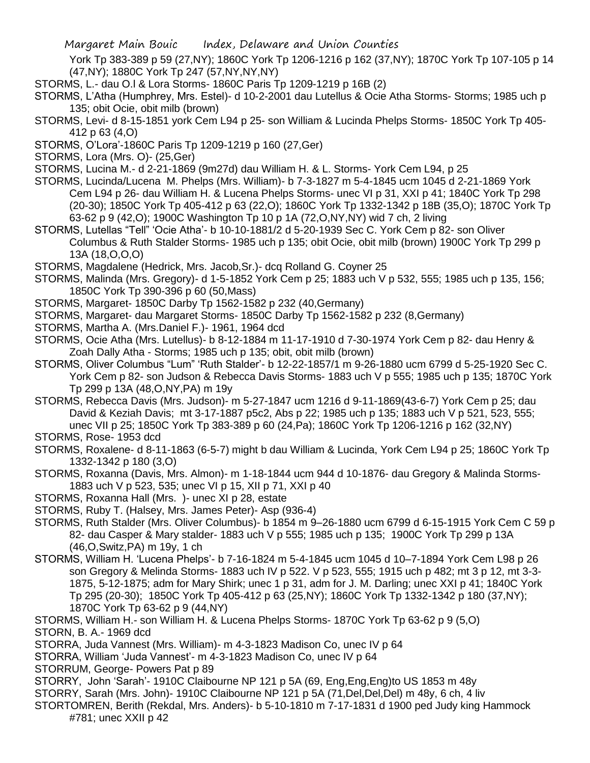York Tp 383-389 p 59 (27,NY); 1860C York Tp 1206-1216 p 162 (37,NY); 1870C York Tp 107-105 p 14 (47,NY); 1880C York Tp 247 (57,NY,NY,NY)

STORMS, L.- dau O.l & Lora Storms- 1860C Paris Tp 1209-1219 p 16B (2)

STORMS, L'Atha (Humphrey, Mrs. Estel)- d 10-2-2001 dau Lutellus & Ocie Atha Storms- Storms; 1985 uch p 135; obit Ocie, obit milb (brown)

STORMS, Levi- d 8-15-1851 york Cem L94 p 25- son William & Lucinda Phelps Storms- 1850C York Tp 405-412 p 63 (4,O)

STORMS, O'Lora'-1860C Paris Tp 1209-1219 p 160 (27,Ger)

STORMS, Lora (Mrs. O)- (25,Ger)

STORMS, Lucina M.- d 2-21-1869 (9m27d) dau William H. & L. Storms- York Cem L94, p 25

STORMS, Lucinda/Lucena M. Phelps (Mrs. William)- b 7-3-1827 m 5-4-1845 ucm 1045 d 2-21-1869 York Cem L94 p 26- dau William H. & Lucena Phelps Storms- unec VI p 31, XXI p 41; 1840C York Tp 298 (20-30); 1850C York Tp 405-412 p 63 (22,O); 1860C York Tp 1332-1342 p 18B (35,O); 1870C York Tp 63-62 p 9 (42,O); 1900C Washington Tp 10 p 1A (72,O,NY,NY) wid 7 ch, 2 living

STORMS, Lutellas "Tell" 'Ocie Atha'- b 10-10-1881/2 d 5-20-1939 Sec C. York Cem p 82- son Oliver Columbus & Ruth Stalder Storms- 1985 uch p 135; obit Ocie, obit milb (brown) 1900C York Tp 299 p 13A (18,O,O,O)

STORMS, Magdalene (Hedrick, Mrs. Jacob,Sr.)- dcq Rolland G. Coyner 25

STORMS, Malinda (Mrs. Gregory)- d 1-5-1852 York Cem p 25; 1883 uch V p 532, 555; 1985 uch p 135, 156; 1850C York Tp 390-396 p 60 (50,Mass)

STORMS, Margaret- 1850C Darby Tp 1562-1582 p 232 (40,Germany)

STORMS, Margaret- dau Margaret Storms- 1850C Darby Tp 1562-1582 p 232 (8,Germany)

STORMS, Martha A. (Mrs.Daniel F.)- 1961, 1964 dcd

STORMS, Ocie Atha (Mrs. Lutellus)- b 8-12-1884 m 11-17-1910 d 7-30-1974 York Cem p 82- dau Henry & Zoah Dally Atha - Storms; 1985 uch p 135; obit, obit milb (brown)

STORMS, Oliver Columbus "Lum" 'Ruth Stalder'- b 12-22-1857/1 m 9-26-1880 ucm 6799 d 5-25-1920 Sec C. York Cem p 82- son Judson & Rebecca Davis Storms- 1883 uch V p 555; 1985 uch p 135; 1870C York Tp 299 p 13A (48,O,NY,PA) m 19y

STORMS, Rebecca Davis (Mrs. Judson)- m 5-27-1847 ucm 1216 d 9-11-1869(43-6-7) York Cem p 25; dau David & Keziah Davis; mt 3-17-1887 p5c2, Abs p 22; 1985 uch p 135; 1883 uch V p 521, 523, 555; unec VII p 25; 1850C York Tp 383-389 p 60 (24,Pa); 1860C York Tp 1206-1216 p 162 (32,NY)

STORMS, Rose- 1953 dcd

STORMS, Roxalene- d 8-11-1863 (6-5-7) might b dau William & Lucinda, York Cem L94 p 25; 1860C York Tp 1332-1342 p 180 (3,O)

STORMS, Roxanna (Davis, Mrs. Almon)- m 1-18-1844 ucm 944 d 10-1876- dau Gregory & Malinda Storms- 1883 uch V p 523, 535; unec VI p 15, XII p 71, XXI p 40

STORMS, Roxanna Hall (Mrs. )- unec XI p 28, estate

STORMS, Ruby T. (Halsey, Mrs. James Peter)- Asp (936-4)

STORMS, Ruth Stalder (Mrs. Oliver Columbus)- b 1854 m 9–26-1880 ucm 6799 d 6-15-1915 York Cem C 59 p 82- dau Casper & Mary stalder- 1883 uch V p 555; 1985 uch p 135; 1900C York Tp 299 p 13A (46,O,Switz,PA) m 19y, 1 ch

STORMS, William H. 'Lucena Phelps'- b 7-16-1824 m 5-4-1845 ucm 1045 d 10–7-1894 York Cem L98 p 26 son Gregory & Melinda Storms- 1883 uch IV p 522. V p 523, 555; 1915 uch p 482; mt 3 p 12, mt 3-3-1875, 5-12-1875; adm for Mary Shirk; unec 1 p 31, adm for J. M. Darling; unec XXI p 41; 1840C York Tp 295 (20-30); 1850C York Tp 405-412 p 63 (25,NY); 1860C York Tp 1332-1342 p 180 (37,NY); 1870C York Tp 63-62 p 9 (44,NY)

STORMS, William H.- son William H. & Lucena Phelps Storms- 1870C York Tp 63-62 p 9 (5,O)

STORN, B. A.- 1969 dcd

STORRA, Juda Vannest (Mrs. William)- m 4-3-1823 Madison Co, unec IV p 64

STORRA, William 'Juda Vannest'- m 4-3-1823 Madison Co, unec IV p 64

STORRUM, George- Powers Pat p 89

STORRY, John 'Sarah'- 1910C Claibourne NP 121 p 5A (69, Eng,Eng,Eng)to US 1853 m 48y

STORRY, Sarah (Mrs. John)- 1910C Claibourne NP 121 p 5A (71,Del,Del,Del) m 48y, 6 ch, 4 liv

STORTOMREN, Berith (Rekdal, Mrs. Anders)- b 5-10-1810 m 7-17-1831 d 1900 ped Judy king Hammock #781; unec XXII p 42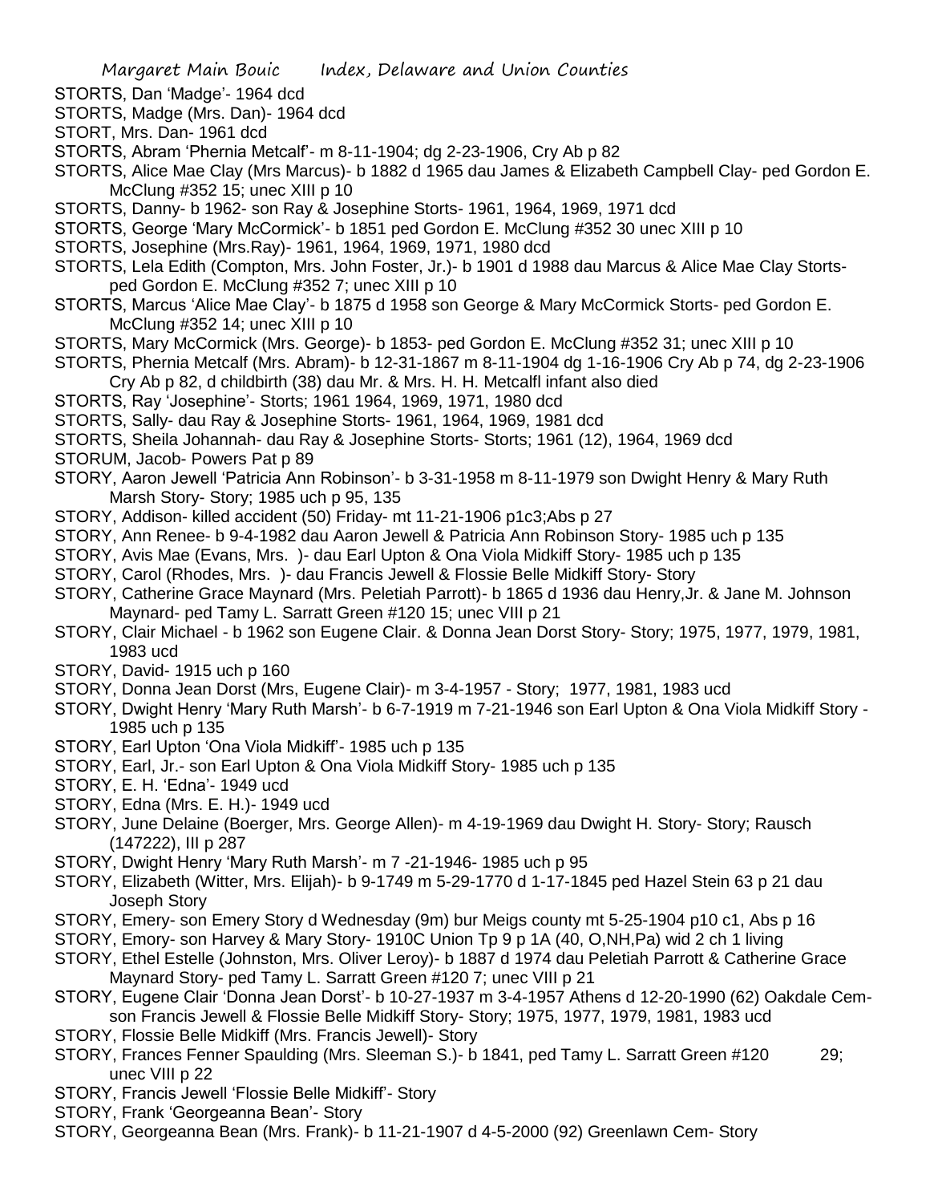STORTS, Dan 'Madge'- 1964 dcd

STORTS, Madge (Mrs. Dan)- 1964 dcd

STORT, Mrs. Dan- 1961 dcd

STORTS, Abram 'Phernia Metcalf'- m 8-11-1904; dg 2-23-1906, Cry Ab p 82

STORTS, Alice Mae Clay (Mrs Marcus)- b 1882 d 1965 dau James & Elizabeth Campbell Clay- ped Gordon E. McClung #352 15; unec XIII p 10

STORTS, Danny- b 1962- son Ray & Josephine Storts- 1961, 1964, 1969, 1971 dcd

STORTS, George 'Mary McCormick'- b 1851 ped Gordon E. McClung #352 30 unec XIII p 10

STORTS, Josephine (Mrs.Ray)- 1961, 1964, 1969, 1971, 1980 dcd

STORTS, Lela Edith (Compton, Mrs. John Foster, Jr.)- b 1901 d 1988 dau Marcus & Alice Mae Clay Storts- ped Gordon E. McClung #352 7; unec XIII p 10

STORTS, Marcus 'Alice Mae Clay'- b 1875 d 1958 son George & Mary McCormick Storts- ped Gordon E. McClung #352 14; unec XIII p 10

STORTS, Mary McCormick (Mrs. George)- b 1853- ped Gordon E. McClung #352 31; unec XIII p 10

STORTS, Phernia Metcalf (Mrs. Abram)- b 12-31-1867 m 8-11-1904 dg 1-16-1906 Cry Ab p 74, dg 2-23-1906 Cry Ab p 82, d childbirth (38) dau Mr. & Mrs. H. H. Metcalfl infant also died

STORTS, Ray 'Josephine'- Storts; 1961 1964, 1969, 1971, 1980 dcd

STORTS, Sally- dau Ray & Josephine Storts- 1961, 1964, 1969, 1981 dcd

STORTS, Sheila Johannah- dau Ray & Josephine Storts- Storts; 1961 (12), 1964, 1969 dcd

STORUM, Jacob- Powers Pat p 89

STORY, Aaron Jewell 'Patricia Ann Robinson'- b 3-31-1958 m 8-11-1979 son Dwight Henry & Mary Ruth Marsh Story- Story; 1985 uch p 95, 135

STORY, Addison- killed accident (50) Friday- mt 11-21-1906 p1c3;Abs p 27

STORY, Ann Renee- b 9-4-1982 dau Aaron Jewell & Patricia Ann Robinson Story- 1985 uch p 135

STORY, Avis Mae (Evans, Mrs. )- dau Earl Upton & Ona Viola Midkiff Story- 1985 uch p 135

STORY, Carol (Rhodes, Mrs. )- dau Francis Jewell & Flossie Belle Midkiff Story- Story

STORY, Catherine Grace Maynard (Mrs. Peletiah Parrott)- b 1865 d 1936 dau Henry,Jr. & Jane M. Johnson Maynard- ped Tamy L. Sarratt Green #120 15; unec VIII p 21

STORY, Clair Michael - b 1962 son Eugene Clair. & Donna Jean Dorst Story- Story; 1975, 1977, 1979, 1981, 1983 ucd

STORY, David- 1915 uch p 160

STORY, Donna Jean Dorst (Mrs, Eugene Clair)- m 3-4-1957 - Story; 1977, 1981, 1983 ucd

STORY, Dwight Henry 'Mary Ruth Marsh'- b 6-7-1919 m 7-21-1946 son Earl Upton & Ona Viola Midkiff Story - 1985 uch p 135

STORY, Earl Upton 'Ona Viola Midkiff'- 1985 uch p 135

STORY, Earl, Jr.- son Earl Upton & Ona Viola Midkiff Story- 1985 uch p 135

STORY, E. H. 'Edna'- 1949 ucd

STORY, Edna (Mrs. E. H.)- 1949 ucd

STORY, June Delaine (Boerger, Mrs. George Allen)- m 4-19-1969 dau Dwight H. Story- Story; Rausch (147222), III p 287

STORY, Dwight Henry 'Mary Ruth Marsh'- m 7 -21-1946- 1985 uch p 95

STORY, Elizabeth (Witter, Mrs. Elijah)- b 9-1749 m 5-29-1770 d 1-17-1845 ped Hazel Stein 63 p 21 dau Joseph Story

STORY, Emery- son Emery Story d Wednesday (9m) bur Meigs county mt 5-25-1904 p10 c1, Abs p 16

STORY, Emory- son Harvey & Mary Story- 1910C Union Tp 9 p 1A (40, O,NH,Pa) wid 2 ch 1 living

STORY, Ethel Estelle (Johnston, Mrs. Oliver Leroy)- b 1887 d 1974 dau Peletiah Parrott & Catherine Grace Maynard Story- ped Tamy L. Sarratt Green #120 7; unec VIII p 21

STORY, Eugene Clair 'Donna Jean Dorst'- b 10-27-1937 m 3-4-1957 Athens d 12-20-1990 (62) Oakdale Cem-son Francis Jewell & Flossie Belle Midkiff Story- Story; 1975, 1977, 1979, 1981, 1983 ucd

STORY, Flossie Belle Midkiff (Mrs. Francis Jewell)- Story

STORY, Frances Fenner Spaulding (Mrs. Sleeman S.)- b 1841, ped Tamy L. Sarratt Green #120 29; unec VIII p 22

STORY, Francis Jewell 'Flossie Belle Midkiff'- Story

STORY, Frank 'Georgeanna Bean'- Story

STORY, Georgeanna Bean (Mrs. Frank)- b 11-21-1907 d 4-5-2000 (92) Greenlawn Cem- Story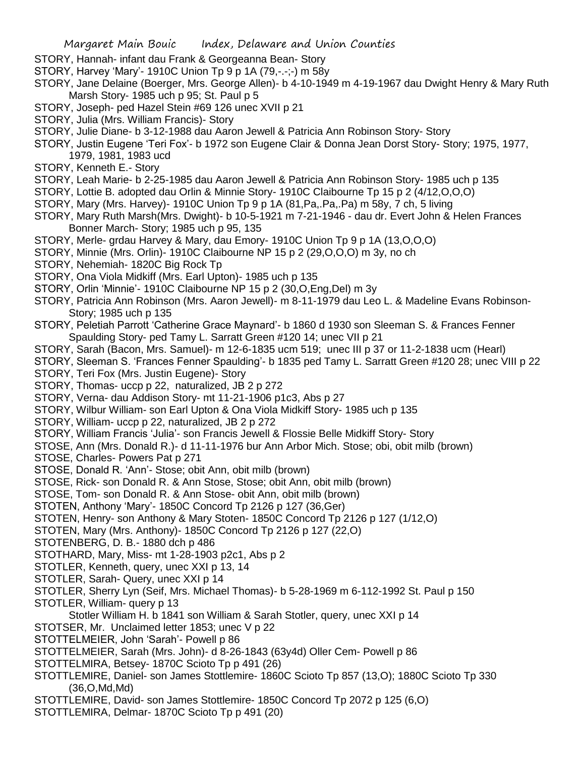STORY, Hannah- infant dau Frank & Georgeanna Bean- Story

STORY, Harvey 'Mary'- 1910C Union Tp 9 p 1A (79,-.-;-) m 58y

STORY, Jane Delaine (Boerger, Mrs. George Allen)- b 4-10-1949 m 4-19-1967 dau Dwight Henry & Mary Ruth Marsh Story- 1985 uch p 95; St. Paul p 5

STORY, Joseph- ped Hazel Stein #69 126 unec XVII p 21

STORY, Julia (Mrs. William Francis)- Story

STORY, Julie Diane- b 3-12-1988 dau Aaron Jewell & Patricia Ann Robinson Story- Story

STORY, Justin Eugene 'Teri Fox'- b 1972 son Eugene Clair & Donna Jean Dorst Story- Story; 1975, 1977, 1979, 1981, 1983 ucd

STORY, Kenneth E.- Story

STORY, Leah Marie- b 2-25-1985 dau Aaron Jewell & Patricia Ann Robinson Story- 1985 uch p 135

STORY, Lottie B. adopted dau Orlin & Minnie Story- 1910C Claibourne Tp 15 p 2 (4/12,O,O,O)

STORY, Mary (Mrs. Harvey)- 1910C Union Tp 9 p 1A (81,Pa,.Pa,.Pa) m 58y, 7 ch, 5 living

STORY, Mary Ruth Marsh(Mrs. Dwight)- b 10-5-1921 m 7-21-1946 - dau dr. Evert John & Helen Frances Bonner March- Story; 1985 uch p 95, 135

STORY, Merle- grdau Harvey & Mary, dau Emory- 1910C Union Tp 9 p 1A (13,O,O,O)

STORY, Minnie (Mrs. Orlin)- 1910C Claibourne NP 15 p 2 (29,O,O,O) m 3y, no ch

STORY, Nehemiah- 1820C Big Rock Tp

STORY, Ona Viola Midkiff (Mrs. Earl Upton)- 1985 uch p 135

STORY, Orlin 'Minnie'- 1910C Claibourne NP 15 p 2 (30,O,Eng,Del) m 3y

STORY, Patricia Ann Robinson (Mrs. Aaron Jewell)- m 8-11-1979 dau Leo L. & Madeline Evans Robinson- Story; 1985 uch p 135

STORY, Peletiah Parrott 'Catherine Grace Maynard'- b 1860 d 1930 son Sleeman S. & Frances Fenner Spaulding Story- ped Tamy L. Sarratt Green #120 14; unec VII p 21

STORY, Sarah (Bacon, Mrs. Samuel)- m 12-6-1835 ucm 519; unec III p 37 or 11-2-1838 ucm (Hearl)

STORY, Sleeman S. 'Frances Fenner Spaulding'- b 1835 ped Tamy L. Sarratt Green #120 28; unec VIII p 22

STORY, Teri Fox (Mrs. Justin Eugene)- Story

STORY, Thomas- uccp p 22, naturalized, JB 2 p 272

STORY, Verna- dau Addison Story- mt 11-21-1906 p1c3, Abs p 27

STORY, Wilbur William- son Earl Upton & Ona Viola Midkiff Story- 1985 uch p 135

STORY, William- uccp p 22, naturalized, JB 2 p 272

STORY, William Francis 'Julia'- son Francis Jewell & Flossie Belle Midkiff Story- Story

STOSE, Ann (Mrs. Donald R.)- d 11-11-1976 bur Ann Arbor Mich. Stose; obi, obit milb (brown)

STOSE, Charles- Powers Pat p 271

STOSE, Donald R. 'Ann'- Stose; obit Ann, obit milb (brown)

STOSE, Rick- son Donald R. & Ann Stose, Stose; obit Ann, obit milb (brown)

STOSE, Tom- son Donald R. & Ann Stose- obit Ann, obit milb (brown)

STOTEN, Anthony 'Mary'- 1850C Concord Tp 2126 p 127 (36,Ger)

STOTEN, Henry- son Anthony & Mary Stoten- 1850C Concord Tp 2126 p 127 (1/12,O)

STOTEN, Mary (Mrs. Anthony)- 1850C Concord Tp 2126 p 127 (22,O)

STOTENBERG, D. B.- 1880 dch p 486

STOTHARD, Mary, Miss- mt 1-28-1903 p2c1, Abs p 2

STOTLER, Kenneth, query, unec XXI p 13, 14

STOTLER, Sarah- Query, unec XXI p 14

STOTLER, Sherry Lyn (Seif, Mrs. Michael Thomas)- b 5-28-1969 m 6-112-1992 St. Paul p 150

STOTLER, William- query p 13
  Stotler William H. b 1841 son William & Sarah Stotler, query, unec XXI p 14

STOTSER, Mr. Unclaimed letter 1853; unec V p 22

STOTTELMEIER, John 'Sarah'- Powell p 86

STOTTELMEIER, Sarah (Mrs. John)- d 8-26-1843 (63y4d) Oller Cem- Powell p 86

STOTTELMIRA, Betsey- 1870C Scioto Tp p 491 (26)

STOTTLEMIRE, Daniel- son James Stottlemire- 1860C Scioto Tp 857 (13,O); 1880C Scioto Tp 330 (36,O,Md,Md)

STOTTLEMIRE, David- son James Stottlemire- 1850C Concord Tp 2072 p 125 (6,O)

STOTTLEMIRA, Delmar- 1870C Scioto Tp p 491 (20)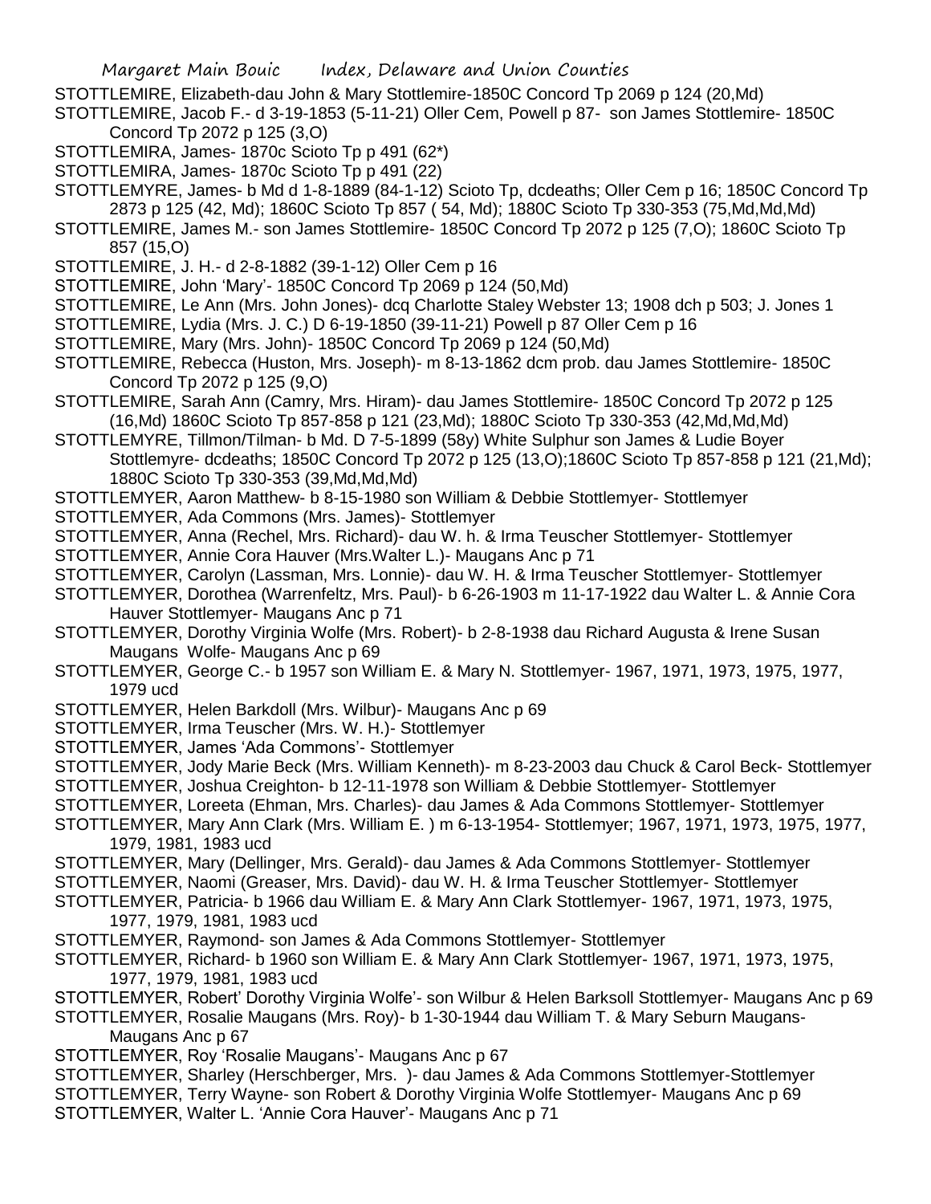STOTTLEMIRE, Elizabeth-dau John & Mary Stottlemire-1850C Concord Tp 2069 p 124 (20,Md)

STOTTLEMIRE, Jacob F.- d 3-19-1853 (5-11-21) Oller Cem, Powell p 87- son James Stottlemire- 1850C Concord Tp 2072 p 125 (3,O)

STOTTLEMIRA, James- 1870c Scioto Tp p 491 (62*)

STOTTLEMIRA, James- 1870c Scioto Tp p 491 (22)

STOTTLEMYRE, James- b Md d 1-8-1889 (84-1-12) Scioto Tp, dcdeaths; Oller Cem p 16; 1850C Concord Tp 2873 p 125 (42, Md); 1860C Scioto Tp 857 ( 54, Md); 1880C Scioto Tp 330-353 (75,Md,Md,Md)

STOTTLEMIRE, James M.- son James Stottlemire- 1850C Concord Tp 2072 p 125 (7,O); 1860C Scioto Tp 857 (15,O)

STOTTLEMIRE, J. H.- d 2-8-1882 (39-1-12) Oller Cem p 16

STOTTLEMIRE, John 'Mary'- 1850C Concord Tp 2069 p 124 (50,Md)

STOTTLEMIRE, Le Ann (Mrs. John Jones)- dcq Charlotte Staley Webster 13; 1908 dch p 503; J. Jones 1

STOTTLEMIRE, Lydia (Mrs. J. C.) D 6-19-1850 (39-11-21) Powell p 87 Oller Cem p 16

STOTTLEMIRE, Mary (Mrs. John)- 1850C Concord Tp 2069 p 124 (50,Md)

STOTTLEMIRE, Rebecca (Huston, Mrs. Joseph)- m 8-13-1862 dcm prob. dau James Stottlemire- 1850C Concord Tp 2072 p 125 (9,O)

STOTTLEMIRE, Sarah Ann (Camry, Mrs. Hiram)- dau James Stottlemire- 1850C Concord Tp 2072 p 125 (16,Md) 1860C Scioto Tp 857-858 p 121 (23,Md); 1880C Scioto Tp 330-353 (42,Md,Md,Md)

STOTTLEMYRE, Tillmon/Tilman- b Md. D 7-5-1899 (58y) White Sulphur son James & Ludie Boyer Stottlemyre- dcdeaths; 1850C Concord Tp 2072 p 125 (13,O);1860C Scioto Tp 857-858 p 121 (21,Md); 1880C Scioto Tp 330-353 (39,Md,Md,Md)

STOTTLEMYER, Aaron Matthew- b 8-15-1980 son William & Debbie Stottlemyer- Stottlemyer

STOTTLEMYER, Ada Commons (Mrs. James)- Stottlemyer

STOTTLEMYER, Anna (Rechel, Mrs. Richard)- dau W. h. & Irma Teuscher Stottlemyer- Stottlemyer

STOTTLEMYER, Annie Cora Hauver (Mrs.Walter L.)- Maugans Anc p 71

STOTTLEMYER, Carolyn (Lassman, Mrs. Lonnie)- dau W. H. & Irma Teuscher Stottlemyer- Stottlemyer

STOTTLEMYER, Dorothea (Warrenfeltz, Mrs. Paul)- b 6-26-1903 m 11-17-1922 dau Walter L. & Annie Cora Hauver Stottlemyer- Maugans Anc p 71

STOTTLEMYER, Dorothy Virginia Wolfe (Mrs. Robert)- b 2-8-1938 dau Richard Augusta & Irene Susan Maugans Wolfe- Maugans Anc p 69

STOTTLEMYER, George C.- b 1957 son William E. & Mary N. Stottlemyer- 1967, 1971, 1973, 1975, 1977, 1979 ucd

STOTTLEMYER, Helen Barkdoll (Mrs. Wilbur)- Maugans Anc p 69

STOTTLEMYER, Irma Teuscher (Mrs. W. H.)- Stottlemyer

STOTTLEMYER, James 'Ada Commons'- Stottlemyer

STOTTLEMYER, Jody Marie Beck (Mrs. William Kenneth)- m 8-23-2003 dau Chuck & Carol Beck- Stottlemyer

STOTTLEMYER, Joshua Creighton- b 12-11-1978 son William & Debbie Stottlemyer- Stottlemyer

STOTTLEMYER, Loreeta (Ehman, Mrs. Charles)- dau James & Ada Commons Stottlemyer- Stottlemyer

STOTTLEMYER, Mary Ann Clark (Mrs. William E. ) m 6-13-1954- Stottlemyer; 1967, 1971, 1973, 1975, 1977, 1979, 1981, 1983 ucd

STOTTLEMYER, Mary (Dellinger, Mrs. Gerald)- dau James & Ada Commons Stottlemyer- Stottlemyer

STOTTLEMYER, Naomi (Greaser, Mrs. David)- dau W. H. & Irma Teuscher Stottlemyer- Stottlemyer

STOTTLEMYER, Patricia- b 1966 dau William E. & Mary Ann Clark Stottlemyer- 1967, 1971, 1973, 1975, 1977, 1979, 1981, 1983 ucd

STOTTLEMYER, Raymond- son James & Ada Commons Stottlemyer- Stottlemyer

STOTTLEMYER, Richard- b 1960 son William E. & Mary Ann Clark Stottlemyer- 1967, 1971, 1973, 1975, 1977, 1979, 1981, 1983 ucd

STOTTLEMYER, Robert' Dorothy Virginia Wolfe'- son Wilbur & Helen Barksoll Stottlemyer- Maugans Anc p 69

STOTTLEMYER, Rosalie Maugans (Mrs. Roy)- b 1-30-1944 dau William T. & Mary Seburn Maugans- Maugans Anc p 67

STOTTLEMYER, Roy 'Rosalie Maugans'- Maugans Anc p 67

STOTTLEMYER, Sharley (Herschberger, Mrs. )- dau James & Ada Commons Stottlemyer-Stottlemyer

STOTTLEMYER, Terry Wayne- son Robert & Dorothy Virginia Wolfe Stottlemyer- Maugans Anc p 69

STOTTLEMYER, Walter L. 'Annie Cora Hauver'- Maugans Anc p 71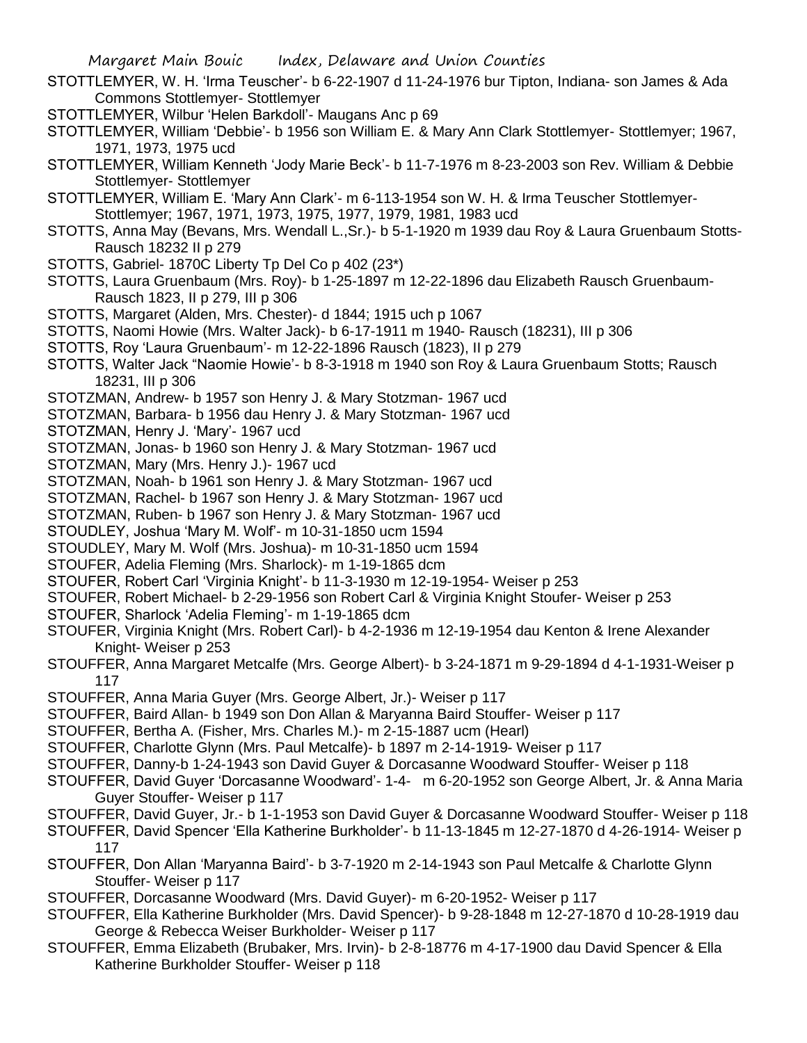STOTTLEMYER, W. H. 'Irma Teuscher'- b 6-22-1907 d 11-24-1976 bur Tipton, Indiana- son James & Ada Commons Stottlemyer- Stottlemyer

STOTTLEMYER, Wilbur 'Helen Barkdoll'- Maugans Anc p 69

STOTTLEMYER, William 'Debbie'- b 1956 son William E. & Mary Ann Clark Stottlemyer- Stottlemyer; 1967, 1971, 1973, 1975 ucd

STOTTLEMYER, William Kenneth 'Jody Marie Beck'- b 11-7-1976 m 8-23-2003 son Rev. William & Debbie Stottlemyer- Stottlemyer

STOTTLEMYER, William E. 'Mary Ann Clark'- m 6-113-1954 son W. H. & Irma Teuscher Stottlemyer- Stottlemyer; 1967, 1971, 1973, 1975, 1977, 1979, 1981, 1983 ucd

STOTTS, Anna May (Bevans, Mrs. Wendall L.,Sr.)- b 5-1-1920 m 1939 dau Roy & Laura Gruenbaum Stotts- Rausch 18232 II p 279

STOTTS, Gabriel- 1870C Liberty Tp Del Co p 402 (23*)

STOTTS, Laura Gruenbaum (Mrs. Roy)- b 1-25-1897 m 12-22-1896 dau Elizabeth Rausch Gruenbaum- Rausch 1823, II p 279, III p 306

STOTTS, Margaret (Alden, Mrs. Chester)- d 1844; 1915 uch p 1067

STOTTS, Naomi Howie (Mrs. Walter Jack)- b 6-17-1911 m 1940- Rausch (18231), III p 306

STOTTS, Roy 'Laura Gruenbaum'- m 12-22-1896 Rausch (1823), II p 279

STOTTS, Walter Jack "Naomie Howie'- b 8-3-1918 m 1940 son Roy & Laura Gruenbaum Stotts; Rausch 18231, III p 306

STOTZMAN, Andrew- b 1957 son Henry J. & Mary Stotzman- 1967 ucd

STOTZMAN, Barbara- b 1956 dau Henry J. & Mary Stotzman- 1967 ucd

STOTZMAN, Henry J. 'Mary'- 1967 ucd

STOTZMAN, Jonas- b 1960 son Henry J. & Mary Stotzman- 1967 ucd

STOTZMAN, Mary (Mrs. Henry J.)- 1967 ucd

STOTZMAN, Noah- b 1961 son Henry J. & Mary Stotzman- 1967 ucd

STOTZMAN, Rachel- b 1967 son Henry J. & Mary Stotzman- 1967 ucd

STOTZMAN, Ruben- b 1967 son Henry J. & Mary Stotzman- 1967 ucd

STOUDLEY, Joshua 'Mary M. Wolf'- m 10-31-1850 ucm 1594

STOUDLEY, Mary M. Wolf (Mrs. Joshua)- m 10-31-1850 ucm 1594

STOUFER, Adelia Fleming (Mrs. Sharlock)- m 1-19-1865 dcm

STOUFER, Robert Carl 'Virginia Knight'- b 11-3-1930 m 12-19-1954- Weiser p 253

STOUFER, Robert Michael- b 2-29-1956 son Robert Carl & Virginia Knight Stoufer- Weiser p 253

STOUFER, Sharlock 'Adelia Fleming'- m 1-19-1865 dcm

STOUFER, Virginia Knight (Mrs. Robert Carl)- b 4-2-1936 m 12-19-1954 dau Kenton & Irene Alexander Knight- Weiser p 253

STOUFFER, Anna Margaret Metcalfe (Mrs. George Albert)- b 3-24-1871 m 9-29-1894 d 4-1-1931-Weiser p 117

STOUFFER, Anna Maria Guyer (Mrs. George Albert, Jr.)- Weiser p 117

STOUFFER, Baird Allan- b 1949 son Don Allan & Maryanna Baird Stouffer- Weiser p 117

STOUFFER, Bertha A. (Fisher, Mrs. Charles M.)- m 2-15-1887 ucm (Hearl)

STOUFFER, Charlotte Glynn (Mrs. Paul Metcalfe)- b 1897 m 2-14-1919- Weiser p 117

STOUFFER, Danny-b 1-24-1943 son David Guyer & Dorcasanne Woodward Stouffer- Weiser p 118

STOUFFER, David Guyer 'Dorcasanne Woodward'- 1-4- m 6-20-1952 son George Albert, Jr. & Anna Maria Guyer Stouffer- Weiser p 117

STOUFFER, David Guyer, Jr.- b 1-1-1953 son David Guyer & Dorcasanne Woodward Stouffer- Weiser p 118

STOUFFER, David Spencer 'Ella Katherine Burkholder'- b 11-13-1845 m 12-27-1870 d 4-26-1914- Weiser p 117

STOUFFER, Don Allan 'Maryanna Baird'- b 3-7-1920 m 2-14-1943 son Paul Metcalfe & Charlotte Glynn Stouffer- Weiser p 117

STOUFFER, Dorcasanne Woodward (Mrs. David Guyer)- m 6-20-1952- Weiser p 117

STOUFFER, Ella Katherine Burkholder (Mrs. David Spencer)- b 9-28-1848 m 12-27-1870 d 10-28-1919 dau George & Rebecca Weiser Burkholder- Weiser p 117

STOUFFER, Emma Elizabeth (Brubaker, Mrs. Irvin)- b 2-8-18776 m 4-17-1900 dau David Spencer & Ella Katherine Burkholder Stouffer- Weiser p 118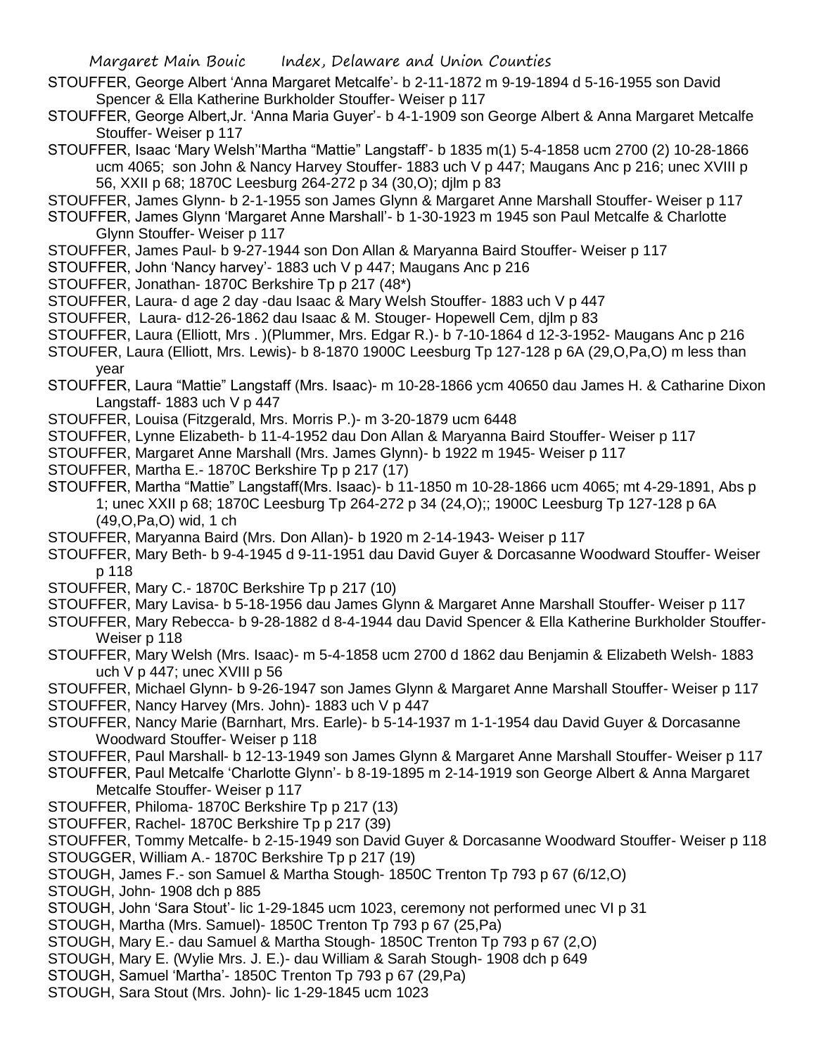STOUFFER, George Albert 'Anna Margaret Metcalfe'- b 2-11-1872 m 9-19-1894 d 5-16-1955 son David Spencer & Ella Katherine Burkholder Stouffer- Weiser p 117

STOUFFER, George Albert,Jr. 'Anna Maria Guyer'- b 4-1-1909 son George Albert & Anna Margaret Metcalfe Stouffer- Weiser p 117

STOUFFER, Isaac 'Mary Welsh''Martha "Mattie" Langstaff'- b 1835 m(1) 5-4-1858 ucm 2700 (2) 10-28-1866 ucm 4065; son John & Nancy Harvey Stouffer- 1883 uch V p 447; Maugans Anc p 216; unec XVIII p 56, XXII p 68; 1870C Leesburg 264-272 p 34 (30,O); djlm p 83

STOUFFER, James Glynn- b 2-1-1955 son James Glynn & Margaret Anne Marshall Stouffer- Weiser p 117

STOUFFER, James Glynn 'Margaret Anne Marshall'- b 1-30-1923 m 1945 son Paul Metcalfe & Charlotte Glynn Stouffer- Weiser p 117

STOUFFER, James Paul- b 9-27-1944 son Don Allan & Maryanna Baird Stouffer- Weiser p 117

STOUFFER, John 'Nancy harvey'- 1883 uch V p 447; Maugans Anc p 216

STOUFFER, Jonathan- 1870C Berkshire Tp p 217 (48*)

STOUFFER, Laura- d age 2 day -dau Isaac & Mary Welsh Stouffer- 1883 uch V p 447

STOUFFER, Laura- d12-26-1862 dau Isaac & M. Stouger- Hopewell Cem, djlm p 83

STOUFFER, Laura (Elliott, Mrs .)(Plummer, Mrs. Edgar R.)- b 7-10-1864 d 12-3-1952- Maugans Anc p 216

STOUFER, Laura (Elliott, Mrs. Lewis)- b 8-1870 1900C Leesburg Tp 127-128 p 6A (29,O,Pa,O) m less than year

STOUFFER, Laura "Mattie" Langstaff (Mrs. Isaac)- m 10-28-1866 ycm 40650 dau James H. & Catharine Dixon Langstaff- 1883 uch V p 447

STOUFFER, Louisa (Fitzgerald, Mrs. Morris P.)- m 3-20-1879 ucm 6448

STOUFFER, Lynne Elizabeth- b 11-4-1952 dau Don Allan & Maryanna Baird Stouffer- Weiser p 117

STOUFFER, Margaret Anne Marshall (Mrs. James Glynn)- b 1922 m 1945- Weiser p 117

STOUFFER, Martha E.- 1870C Berkshire Tp p 217 (17)

STOUFFER, Martha "Mattie" Langstaff(Mrs. Isaac)- b 11-1850 m 10-28-1866 ucm 4065; mt 4-29-1891, Abs p 1; unec XXII p 68; 1870C Leesburg Tp 264-272 p 34 (24,O);; 1900C Leesburg Tp 127-128 p 6A (49,O,Pa,O) wid, 1 ch

STOUFFER, Maryanna Baird (Mrs. Don Allan)- b 1920 m 2-14-1943- Weiser p 117

STOUFFER, Mary Beth- b 9-4-1945 d 9-11-1951 dau David Guyer & Dorcasanne Woodward Stouffer- Weiser p 118

STOUFFER, Mary C.- 1870C Berkshire Tp p 217 (10)

STOUFFER, Mary Lavisa- b 5-18-1956 dau James Glynn & Margaret Anne Marshall Stouffer- Weiser p 117

STOUFFER, Mary Rebecca- b 9-28-1882 d 8-4-1944 dau David Spencer & Ella Katherine Burkholder Stouffer- Weiser p 118

STOUFFER, Mary Welsh (Mrs. Isaac)- m 5-4-1858 ucm 2700 d 1862 dau Benjamin & Elizabeth Welsh- 1883 uch V p 447; unec XVIII p 56

STOUFFER, Michael Glynn- b 9-26-1947 son James Glynn & Margaret Anne Marshall Stouffer- Weiser p 117

STOUFFER, Nancy Harvey (Mrs. John)- 1883 uch V p 447

STOUFFER, Nancy Marie (Barnhart, Mrs. Earle)- b 5-14-1937 m 1-1-1954 dau David Guyer & Dorcasanne Woodward Stouffer- Weiser p 118

STOUFFER, Paul Marshall- b 12-13-1949 son James Glynn & Margaret Anne Marshall Stouffer- Weiser p 117

STOUFFER, Paul Metcalfe 'Charlotte Glynn'- b 8-19-1895 m 2-14-1919 son George Albert & Anna Margaret Metcalfe Stouffer- Weiser p 117

STOUFFER, Philoma- 1870C Berkshire Tp p 217 (13)

STOUFFER, Rachel- 1870C Berkshire Tp p 217 (39)

STOUFFER, Tommy Metcalfe- b 2-15-1949 son David Guyer & Dorcasanne Woodward Stouffer- Weiser p 118

STOUGGER, William A.- 1870C Berkshire Tp p 217 (19)

STOUGH, James F.- son Samuel & Martha Stough- 1850C Trenton Tp 793 p 67 (6/12,O)

STOUGH, John- 1908 dch p 885

STOUGH, John 'Sara Stout'- lic 1-29-1845 ucm 1023, ceremony not performed unec VI p 31

STOUGH, Martha (Mrs. Samuel)- 1850C Trenton Tp 793 p 67 (25,Pa)

STOUGH, Mary E.- dau Samuel & Martha Stough- 1850C Trenton Tp 793 p 67 (2,O)

STOUGH, Mary E. (Wylie Mrs. J. E.)- dau William & Sarah Stough- 1908 dch p 649

STOUGH, Samuel 'Martha'- 1850C Trenton Tp 793 p 67 (29,Pa)

STOUGH, Sara Stout (Mrs. John)- lic 1-29-1845 ucm 1023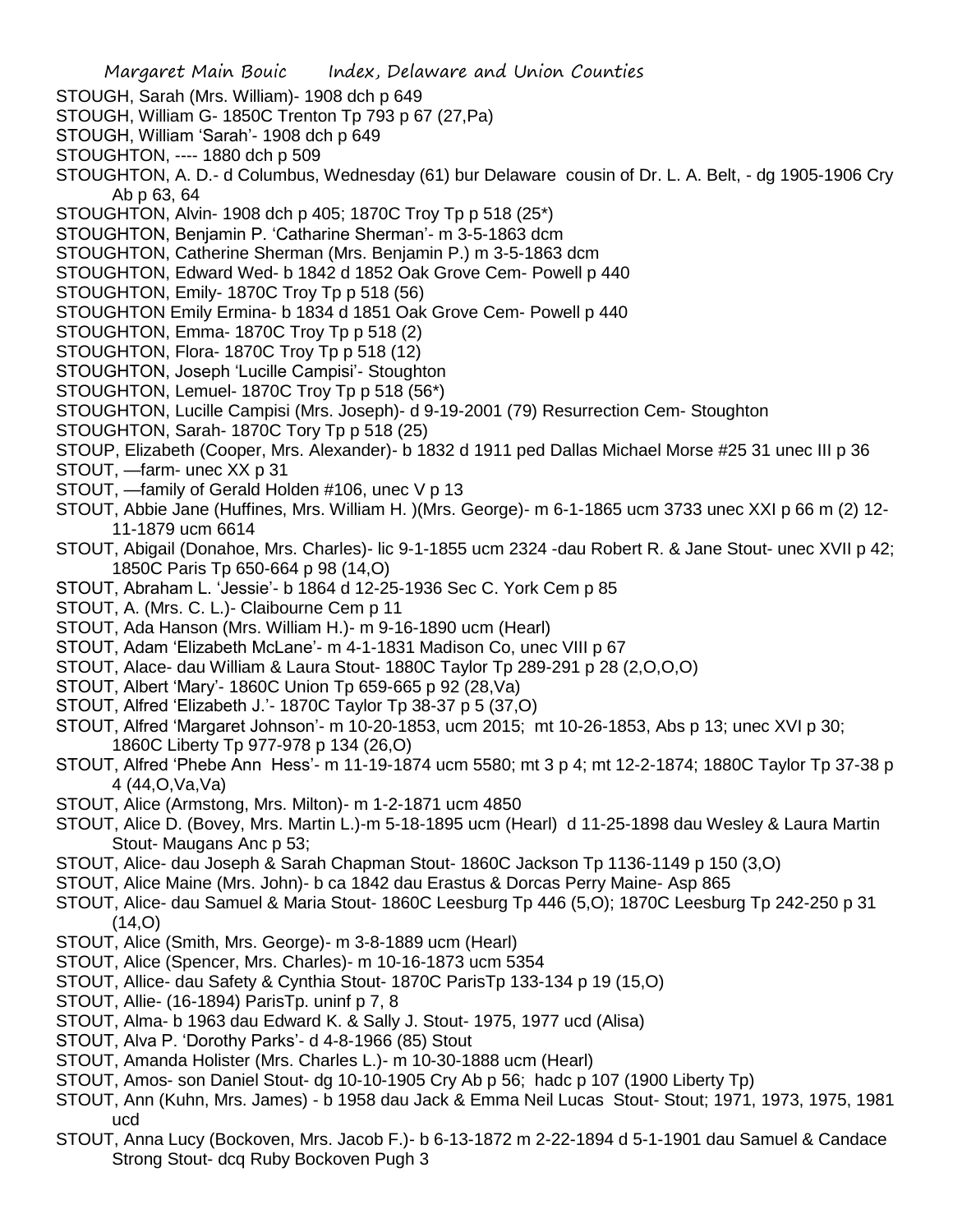STOUGH, Sarah (Mrs. William)- 1908 dch p 649

STOUGH, William G- 1850C Trenton Tp 793 p 67 (27,Pa)

STOUGH, William 'Sarah'- 1908 dch p 649

STOUGHTON, ---- 1880 dch p 509

STOUGHTON, A. D.- d Columbus, Wednesday (61) bur Delaware cousin of Dr. L. A. Belt, - dg 1905-1906 Cry Ab p 63, 64

STOUGHTON, Alvin- 1908 dch p 405; 1870C Troy Tp p 518 (25*)

STOUGHTON, Benjamin P. 'Catharine Sherman'- m 3-5-1863 dcm

STOUGHTON, Catherine Sherman (Mrs. Benjamin P.) m 3-5-1863 dcm

STOUGHTON, Edward Wed- b 1842 d 1852 Oak Grove Cem- Powell p 440

STOUGHTON, Emily- 1870C Troy Tp p 518 (56)

STOUGHTON Emily Ermina- b 1834 d 1851 Oak Grove Cem- Powell p 440

STOUGHTON, Emma- 1870C Troy Tp p 518 (2)

STOUGHTON, Flora- 1870C Troy Tp p 518 (12)

STOUGHTON, Joseph 'Lucille Campisi'- Stoughton

STOUGHTON, Lemuel- 1870C Troy Tp p 518 (56*)

STOUGHTON, Lucille Campisi (Mrs. Joseph)- d 9-19-2001 (79) Resurrection Cem- Stoughton

STOUGHTON, Sarah- 1870C Tory Tp p 518 (25)

STOUP, Elizabeth (Cooper, Mrs. Alexander)- b 1832 d 1911 ped Dallas Michael Morse #25 31 unec III p 36

STOUT, —farm- unec XX p 31

STOUT, —family of Gerald Holden #106, unec V p 13

STOUT, Abbie Jane (Huffines, Mrs. William H. )(Mrs. George)- m 6-1-1865 ucm 3733 unec XXI p 66 m (2) 12-11-1879 ucm 6614

STOUT, Abigail (Donahoe, Mrs. Charles)- lic 9-1-1855 ucm 2324 -dau Robert R. & Jane Stout- unec XVII p 42; 1850C Paris Tp 650-664 p 98 (14,O)

STOUT, Abraham L. 'Jessie'- b 1864 d 12-25-1936 Sec C. York Cem p 85

STOUT, A. (Mrs. C. L.)- Claibourne Cem p 11

STOUT, Ada Hanson (Mrs. William H.)- m 9-16-1890 ucm (Hearl)

STOUT, Adam 'Elizabeth McLane'- m 4-1-1831 Madison Co, unec VIII p 67

STOUT, Alace- dau William & Laura Stout- 1880C Taylor Tp 289-291 p 28 (2,O,O,O)

STOUT, Albert 'Mary'- 1860C Union Tp 659-665 p 92 (28,Va)

STOUT, Alfred 'Elizabeth J.'- 1870C Taylor Tp 38-37 p 5 (37,O)

STOUT, Alfred 'Margaret Johnson'- m 10-20-1853, ucm 2015; mt 10-26-1853, Abs p 13; unec XVI p 30; 1860C Liberty Tp 977-978 p 134 (26,O)

STOUT, Alfred 'Phebe Ann Hess'- m 11-19-1874 ucm 5580; mt 3 p 4; mt 12-2-1874; 1880C Taylor Tp 37-38 p 4 (44,O,Va,Va)

STOUT, Alice (Armstong, Mrs. Milton)- m 1-2-1871 ucm 4850

STOUT, Alice D. (Bovey, Mrs. Martin L.)-m 5-18-1895 ucm (Hearl) d 11-25-1898 dau Wesley & Laura Martin Stout- Maugans Anc p 53;

STOUT, Alice- dau Joseph & Sarah Chapman Stout- 1860C Jackson Tp 1136-1149 p 150 (3,O)

STOUT, Alice Maine (Mrs. John)- b ca 1842 dau Erastus & Dorcas Perry Maine- Asp 865

STOUT, Alice- dau Samuel & Maria Stout- 1860C Leesburg Tp 446 (5,O); 1870C Leesburg Tp 242-250 p 31 (14,O)

STOUT, Alice (Smith, Mrs. George)- m 3-8-1889 ucm (Hearl)

STOUT, Alice (Spencer, Mrs. Charles)- m 10-16-1873 ucm 5354

STOUT, Allice- dau Safety & Cynthia Stout- 1870C ParisTp 133-134 p 19 (15,O)

STOUT, Allie- (16-1894) ParisTp. uninf p 7, 8

STOUT, Alma- b 1963 dau Edward K. & Sally J. Stout- 1975, 1977 ucd (Alisa)

STOUT, Alva P. 'Dorothy Parks'- d 4-8-1966 (85) Stout

STOUT, Amanda Holister (Mrs. Charles L.)- m 10-30-1888 ucm (Hearl)

STOUT, Amos- son Daniel Stout- dg 10-10-1905 Cry Ab p 56; hadc p 107 (1900 Liberty Tp)

STOUT, Ann (Kuhn, Mrs. James) - b 1958 dau Jack & Emma Neil Lucas Stout- Stout; 1971, 1973, 1975, 1981 ucd

STOUT, Anna Lucy (Bockoven, Mrs. Jacob F.)- b 6-13-1872 m 2-22-1894 d 5-1-1901 dau Samuel & Candace Strong Stout- dcq Ruby Bockoven Pugh 3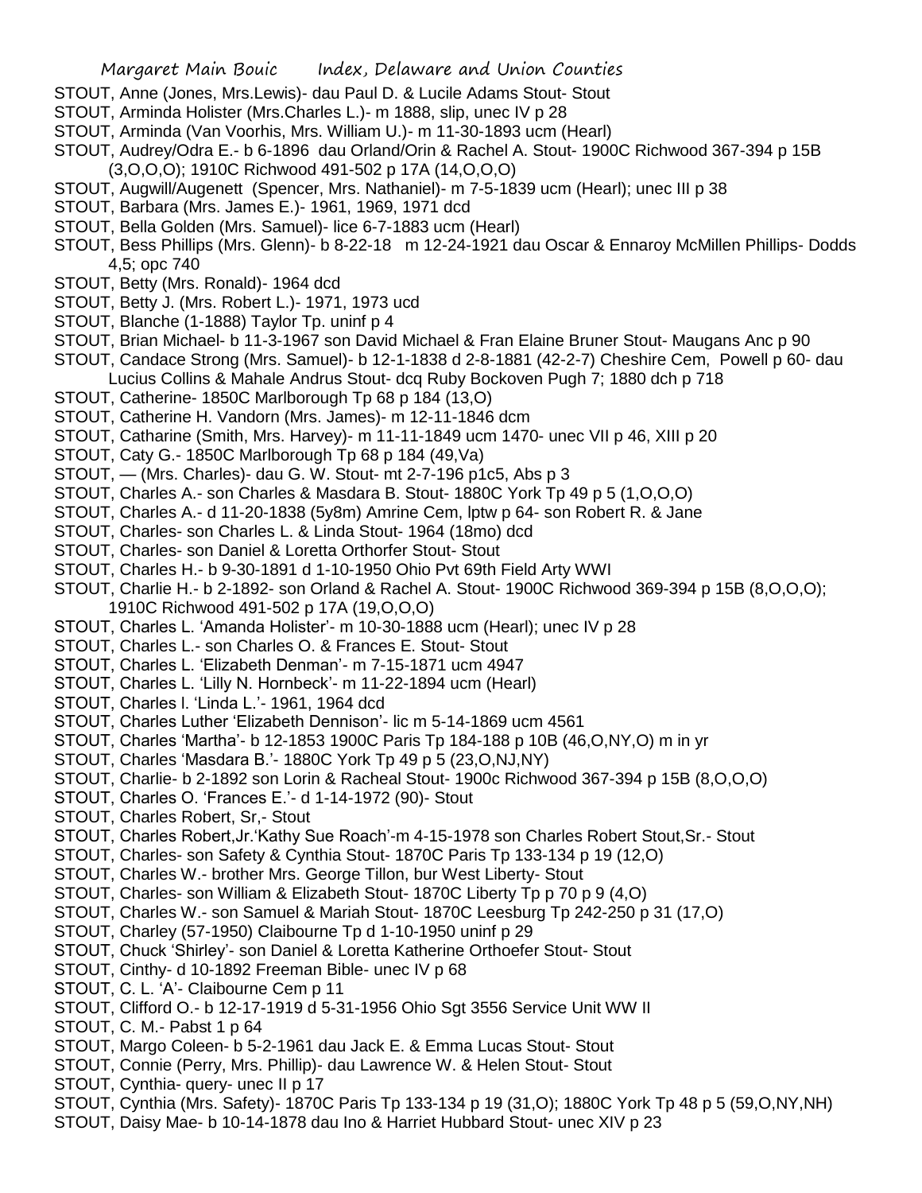STOUT, Anne (Jones, Mrs.Lewis)- dau Paul D. & Lucile Adams Stout- Stout

STOUT, Arminda Holister (Mrs.Charles L.)- m 1888, slip, unec IV p 28

STOUT, Arminda (Van Voorhis, Mrs. William U.)- m 11-30-1893 ucm (Hearl)

STOUT, Audrey/Odra E.- b 6-1896 dau Orland/Orin & Rachel A. Stout- 1900C Richwood 367-394 p 15B (3,O,O,O); 1910C Richwood 491-502 p 17A (14,O,O,O)

STOUT, Augwill/Augenett (Spencer, Mrs. Nathaniel)- m 7-5-1839 ucm (Hearl); unec III p 38

STOUT, Barbara (Mrs. James E.)- 1961, 1969, 1971 dcd

STOUT, Bella Golden (Mrs. Samuel)- lice 6-7-1883 ucm (Hearl)

STOUT, Bess Phillips (Mrs. Glenn)- b 8-22-18 m 12-24-1921 dau Oscar & Ennaroy McMillen Phillips- Dodds 4,5; opc 740

STOUT, Betty (Mrs. Ronald)- 1964 dcd

STOUT, Betty J. (Mrs. Robert L.)- 1971, 1973 ucd

STOUT, Blanche (1-1888) Taylor Tp. uninf p 4

STOUT, Brian Michael- b 11-3-1967 son David Michael & Fran Elaine Bruner Stout- Maugans Anc p 90

STOUT, Candace Strong (Mrs. Samuel)- b 12-1-1838 d 2-8-1881 (42-2-7) Cheshire Cem, Powell p 60- dau Lucius Collins & Mahale Andrus Stout- dcq Ruby Bockoven Pugh 7; 1880 dch p 718

STOUT, Catherine- 1850C Marlborough Tp 68 p 184 (13,O)

STOUT, Catherine H. Vandorn (Mrs. James)- m 12-11-1846 dcm

STOUT, Catharine (Smith, Mrs. Harvey)- m 11-11-1849 ucm 1470- unec VII p 46, XIII p 20

STOUT, Caty G.- 1850C Marlborough Tp 68 p 184 (49,Va)

STOUT, — (Mrs. Charles)- dau G. W. Stout- mt 2-7-196 p1c5, Abs p 3

STOUT, Charles A.- son Charles & Masdara B. Stout- 1880C York Tp 49 p 5 (1,O,O,O)

STOUT, Charles A.- d 11-20-1838 (5y8m) Amrine Cem, lptw p 64- son Robert R. & Jane

STOUT, Charles- son Charles L. & Linda Stout- 1964 (18mo) dcd

STOUT, Charles- son Daniel & Loretta Orthorfer Stout- Stout

STOUT, Charles H.- b 9-30-1891 d 1-10-1950 Ohio Pvt 69th Field Arty WWI

STOUT, Charlie H.- b 2-1892- son Orland & Rachel A. Stout- 1900C Richwood 369-394 p 15B (8,O,O,O); 1910C Richwood 491-502 p 17A (19,O,O,O)

STOUT, Charles L. 'Amanda Holister'- m 10-30-1888 ucm (Hearl); unec IV p 28

STOUT, Charles L.- son Charles O. & Frances E. Stout- Stout

STOUT, Charles L. 'Elizabeth Denman'- m 7-15-1871 ucm 4947

STOUT, Charles L. 'Lilly N. Hornbeck'- m 11-22-1894 ucm (Hearl)

STOUT, Charles l. 'Linda L.'- 1961, 1964 dcd

STOUT, Charles Luther 'Elizabeth Dennison'- lic m 5-14-1869 ucm 4561

STOUT, Charles 'Martha'- b 12-1853 1900C Paris Tp 184-188 p 10B (46,O,NY,O) m in yr

STOUT, Charles 'Masdara B.'- 1880C York Tp 49 p 5 (23,O,NJ,NY)

STOUT, Charlie- b 2-1892 son Lorin & Racheal Stout- 1900c Richwood 367-394 p 15B (8,O,O,O)

STOUT, Charles O. 'Frances E.'- d 1-14-1972 (90)- Stout

STOUT, Charles Robert, Sr,- Stout

STOUT, Charles Robert,Jr.'Kathy Sue Roach'-m 4-15-1978 son Charles Robert Stout,Sr.- Stout

STOUT, Charles- son Safety & Cynthia Stout- 1870C Paris Tp 133-134 p 19 (12,O)

STOUT, Charles W.- brother Mrs. George Tillon, bur West Liberty- Stout

STOUT, Charles- son William & Elizabeth Stout- 1870C Liberty Tp p 70 p 9 (4,O)

STOUT, Charles W.- son Samuel & Mariah Stout- 1870C Leesburg Tp 242-250 p 31 (17,O)

STOUT, Charley (57-1950) Claibourne Tp d 1-10-1950 uninf p 29

STOUT, Chuck 'Shirley'- son Daniel & Loretta Katherine Orthoefer Stout- Stout

STOUT, Cinthy- d 10-1892 Freeman Bible- unec IV p 68

STOUT, C. L. 'A'- Claibourne Cem p 11

STOUT, Clifford O.- b 12-17-1919 d 5-31-1956 Ohio Sgt 3556 Service Unit WW II

STOUT, C. M.- Pabst 1 p 64

STOUT, Margo Coleen- b 5-2-1961 dau Jack E. & Emma Lucas Stout- Stout

STOUT, Connie (Perry, Mrs. Phillip)- dau Lawrence W. & Helen Stout- Stout

STOUT, Cynthia- query- unec II p 17

STOUT, Cynthia (Mrs. Safety)- 1870C Paris Tp 133-134 p 19 (31,O); 1880C York Tp 48 p 5 (59,O,NY,NH)

STOUT, Daisy Mae- b 10-14-1878 dau Ino & Harriet Hubbard Stout- unec XIV p 23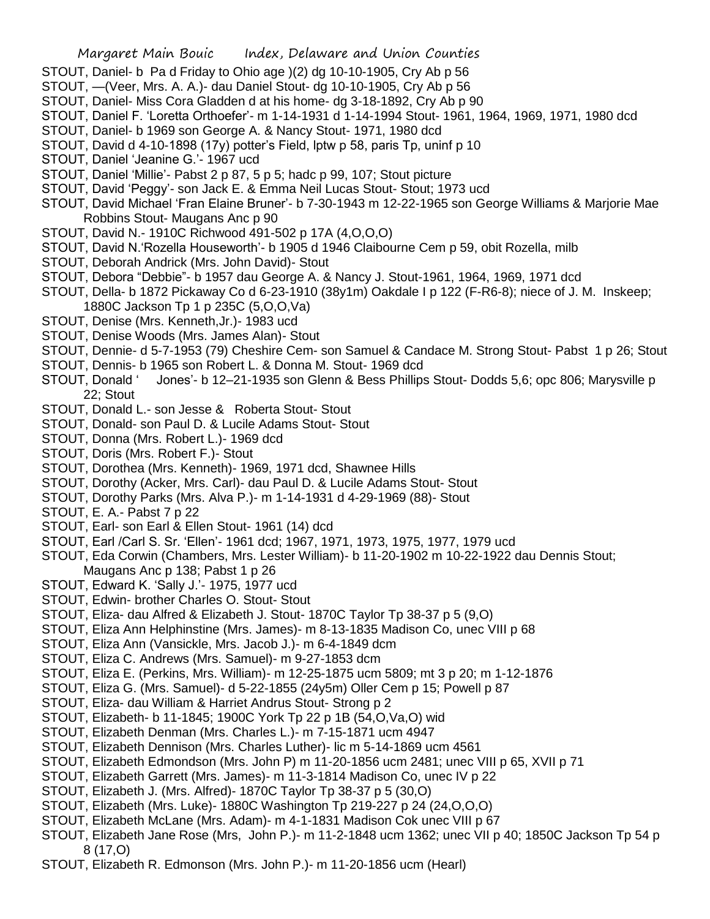STOUT, Daniel- b Pa d Friday to Ohio age )(2) dg 10-10-1905, Cry Ab p 56

STOUT, —(Veer, Mrs. A. A.)- dau Daniel Stout- dg 10-10-1905, Cry Ab p 56

STOUT, Daniel- Miss Cora Gladden d at his home- dg 3-18-1892, Cry Ab p 90

STOUT, Daniel F. 'Loretta Orthoefer'- m 1-14-1931 d 1-14-1994 Stout- 1961, 1964, 1969, 1971, 1980 dcd

STOUT, Daniel- b 1969 son George A. & Nancy Stout- 1971, 1980 dcd

STOUT, David d 4-10-1898 (17y) potter's Field, lptw p 58, paris Tp, uninf p 10

STOUT, Daniel 'Jeanine G.'- 1967 ucd

STOUT, Daniel 'Millie'- Pabst 2 p 87, 5 p 5; hadc p 99, 107; Stout picture

STOUT, David 'Peggy'- son Jack E. & Emma Neil Lucas Stout- Stout; 1973 ucd

STOUT, David Michael 'Fran Elaine Bruner'- b 7-30-1943 m 12-22-1965 son George Williams & Marjorie Mae Robbins Stout- Maugans Anc p 90

STOUT, David N.- 1910C Richwood 491-502 p 17A (4,O,O,O)

STOUT, David N.'Rozella Houseworth'- b 1905 d 1946 Claibourne Cem p 59, obit Rozella, milb

STOUT, Deborah Andrick (Mrs. John David)- Stout

STOUT, Debora "Debbie"- b 1957 dau George A. & Nancy J. Stout-1961, 1964, 1969, 1971 dcd

STOUT, Della- b 1872 Pickaway Co d 6-23-1910 (38y1m) Oakdale I p 122 (F-R6-8); niece of J. M. Inskeep; 1880C Jackson Tp 1 p 235C (5,O,O,Va)

STOUT, Denise (Mrs. Kenneth,Jr.)- 1983 ucd

STOUT, Denise Woods (Mrs. James Alan)- Stout

STOUT, Dennie- d 5-7-1953 (79) Cheshire Cem- son Samuel & Candace M. Strong Stout- Pabst 1 p 26; Stout

STOUT, Dennis- b 1965 son Robert L. & Donna M. Stout- 1969 dcd

STOUT, Donald ' Jones'- b 12–21-1935 son Glenn & Bess Phillips Stout- Dodds 5,6; opc 806; Marysville p 22; Stout

STOUT, Donald L.- son Jesse & Roberta Stout- Stout

STOUT, Donald- son Paul D. & Lucile Adams Stout- Stout

STOUT, Donna (Mrs. Robert L.)- 1969 dcd

STOUT, Doris (Mrs. Robert F.)- Stout

STOUT, Dorothea (Mrs. Kenneth)- 1969, 1971 dcd, Shawnee Hills

STOUT, Dorothy (Acker, Mrs. Carl)- dau Paul D. & Lucile Adams Stout- Stout

STOUT, Dorothy Parks (Mrs. Alva P.)- m 1-14-1931 d 4-29-1969 (88)- Stout

STOUT, E. A.- Pabst 7 p 22

STOUT, Earl- son Earl & Ellen Stout- 1961 (14) dcd

STOUT, Earl /Carl S. Sr. 'Ellen'- 1961 dcd; 1967, 1971, 1973, 1975, 1977, 1979 ucd

STOUT, Eda Corwin (Chambers, Mrs. Lester William)- b 11-20-1902 m 10-22-1922 dau Dennis Stout; Maugans Anc p 138; Pabst 1 p 26

STOUT, Edward K. 'Sally J.'- 1975, 1977 ucd

STOUT, Edwin- brother Charles O. Stout- Stout

STOUT, Eliza- dau Alfred & Elizabeth J. Stout- 1870C Taylor Tp 38-37 p 5 (9,O)

STOUT, Eliza Ann Helphinstine (Mrs. James)- m 8-13-1835 Madison Co, unec VIII p 68

STOUT, Eliza Ann (Vansickle, Mrs. Jacob J.)- m 6-4-1849 dcm

STOUT, Eliza C. Andrews (Mrs. Samuel)- m 9-27-1853 dcm

STOUT, Eliza E. (Perkins, Mrs. William)- m 12-25-1875 ucm 5809; mt 3 p 20; m 1-12-1876

STOUT, Eliza G. (Mrs. Samuel)- d 5-22-1855 (24y5m) Oller Cem p 15; Powell p 87

STOUT, Eliza- dau William & Harriet Andrus Stout- Strong p 2

STOUT, Elizabeth- b 11-1845; 1900C York Tp 22 p 1B (54,O,Va,O) wid

STOUT, Elizabeth Denman (Mrs. Charles L.)- m 7-15-1871 ucm 4947

STOUT, Elizabeth Dennison (Mrs. Charles Luther)- lic m 5-14-1869 ucm 4561

STOUT, Elizabeth Edmondson (Mrs. John P) m 11-20-1856 ucm 2481; unec VIII p 65, XVII p 71

STOUT, Elizabeth Garrett (Mrs. James)- m 11-3-1814 Madison Co, unec IV p 22

STOUT, Elizabeth J. (Mrs. Alfred)- 1870C Taylor Tp 38-37 p 5 (30,O)

STOUT, Elizabeth (Mrs. Luke)- 1880C Washington Tp 219-227 p 24 (24,O,O,O)

STOUT, Elizabeth McLane (Mrs. Adam)- m 4-1-1831 Madison Cok unec VIII p 67

STOUT, Elizabeth Jane Rose (Mrs, John P.)- m 11-2-1848 ucm 1362; unec VII p 40; 1850C Jackson Tp 54 p 8 (17,O)

STOUT, Elizabeth R. Edmonson (Mrs. John P.)- m 11-20-1856 ucm (Hearl)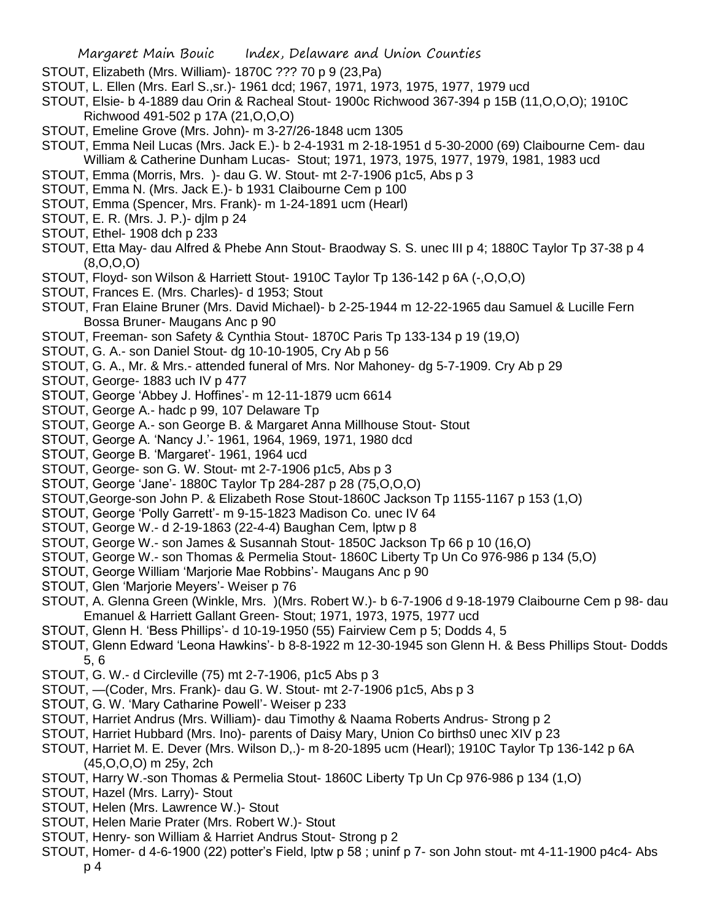STOUT, Elizabeth (Mrs. William)- 1870C ??? 70 p 9 (23,Pa)

STOUT, L. Ellen (Mrs. Earl S.,sr.)- 1961 dcd; 1967, 1971, 1973, 1975, 1977, 1979 ucd

STOUT, Elsie- b 4-1889 dau Orin & Racheal Stout- 1900c Richwood 367-394 p 15B (11,O,O,O); 1910C Richwood 491-502 p 17A (21,O,O,O)

STOUT, Emeline Grove (Mrs. John)- m 3-27/26-1848 ucm 1305

STOUT, Emma Neil Lucas (Mrs. Jack E.)- b 2-4-1931 m 2-18-1951 d 5-30-2000 (69) Claibourne Cem- dau William & Catherine Dunham Lucas- Stout; 1971, 1973, 1975, 1977, 1979, 1981, 1983 ucd

STOUT, Emma (Morris, Mrs. )- dau G. W. Stout- mt 2-7-1906 p1c5, Abs p 3

STOUT, Emma N. (Mrs. Jack E.)- b 1931 Claibourne Cem p 100

STOUT, Emma (Spencer, Mrs. Frank)- m 1-24-1891 ucm (Hearl)

STOUT, E. R. (Mrs. J. P.)- djlm p 24

STOUT, Ethel- 1908 dch p 233

STOUT, Etta May- dau Alfred & Phebe Ann Stout- Braodway S. S. unec III p 4; 1880C Taylor Tp 37-38 p 4 (8,O,O,O)

STOUT, Floyd- son Wilson & Harriett Stout- 1910C Taylor Tp 136-142 p 6A (-,O,O,O)

STOUT, Frances E. (Mrs. Charles)- d 1953; Stout

STOUT, Fran Elaine Bruner (Mrs. David Michael)- b 2-25-1944 m 12-22-1965 dau Samuel & Lucille Fern Bossa Bruner- Maugans Anc p 90

STOUT, Freeman- son Safety & Cynthia Stout- 1870C Paris Tp 133-134 p 19 (19,O)

STOUT, G. A.- son Daniel Stout- dg 10-10-1905, Cry Ab p 56

STOUT, G. A., Mr. & Mrs.- attended funeral of Mrs. Nor Mahoney- dg 5-7-1909. Cry Ab p 29

STOUT, George- 1883 uch IV p 477

STOUT, George 'Abbey J. Hoffines'- m 12-11-1879 ucm 6614

STOUT, George A.- hadc p 99, 107 Delaware Tp

STOUT, George A.- son George B. & Margaret Anna Millhouse Stout- Stout

STOUT, George A. 'Nancy J.'- 1961, 1964, 1969, 1971, 1980 dcd

STOUT, George B. 'Margaret'- 1961, 1964 ucd

STOUT, George- son G. W. Stout- mt 2-7-1906 p1c5, Abs p 3

STOUT, George 'Jane'- 1880C Taylor Tp 284-287 p 28 (75,O,O,O)

STOUT,George-son John P. & Elizabeth Rose Stout-1860C Jackson Tp 1155-1167 p 153 (1,O)

STOUT, George 'Polly Garrett'- m 9-15-1823 Madison Co. unec IV 64

STOUT, George W.- d 2-19-1863 (22-4-4) Baughan Cem, lptw p 8

STOUT, George W.- son James & Susannah Stout- 1850C Jackson Tp 66 p 10 (16,O)

STOUT, George W.- son Thomas & Permelia Stout- 1860C Liberty Tp Un Co 976-986 p 134 (5,O)

STOUT, George William 'Marjorie Mae Robbins'- Maugans Anc p 90

STOUT, Glen 'Marjorie Meyers'- Weiser p 76

STOUT, A. Glenna Green (Winkle, Mrs. )(Mrs. Robert W.)- b 6-7-1906 d 9-18-1979 Claibourne Cem p 98- dau Emanuel & Harriett Gallant Green- Stout; 1971, 1973, 1975, 1977 ucd

STOUT, Glenn H. 'Bess Phillips'- d 10-19-1950 (55) Fairview Cem p 5; Dodds 4, 5

STOUT, Glenn Edward 'Leona Hawkins'- b 8-8-1922 m 12-30-1945 son Glenn H. & Bess Phillips Stout- Dodds 5, 6

STOUT, G. W.- d Circleville (75) mt 2-7-1906, p1c5 Abs p 3

STOUT, —(Coder, Mrs. Frank)- dau G. W. Stout- mt 2-7-1906 p1c5, Abs p 3

STOUT, G. W. 'Mary Catharine Powell'- Weiser p 233

STOUT, Harriet Andrus (Mrs. William)- dau Timothy & Naama Roberts Andrus- Strong p 2

STOUT, Harriet Hubbard (Mrs. Ino)- parents of Daisy Mary, Union Co births0 unec XIV p 23

STOUT, Harriet M. E. Dever (Mrs. Wilson D,.)- m 8-20-1895 ucm (Hearl); 1910C Taylor Tp 136-142 p 6A (45,O,O,O) m 25y, 2ch

STOUT, Harry W.-son Thomas & Permelia Stout- 1860C Liberty Tp Un Cp 976-986 p 134 (1,O)

STOUT, Hazel (Mrs. Larry)- Stout

STOUT, Helen (Mrs. Lawrence W.)- Stout

STOUT, Helen Marie Prater (Mrs. Robert W.)- Stout

STOUT, Henry- son William & Harriet Andrus Stout- Strong p 2

STOUT, Homer- d 4-6-1900 (22) potter's Field, lptw p 58 ; uninf p 7- son John stout- mt 4-11-1900 p4c4- Abs p 4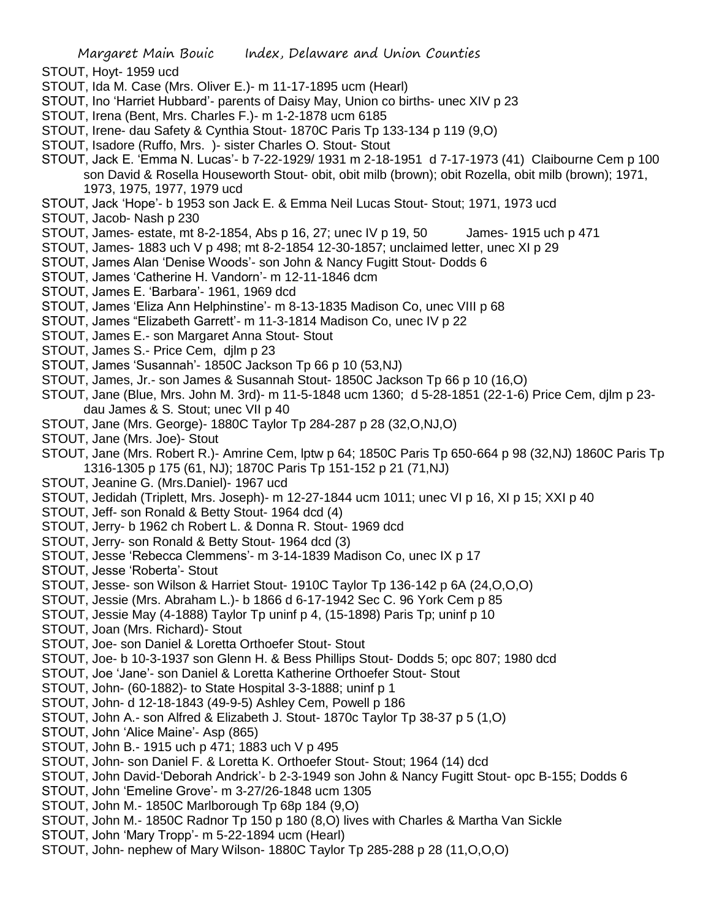STOUT, Hoyt- 1959 ucd

STOUT, Ida M. Case (Mrs. Oliver E.)- m 11-17-1895 ucm (Hearl)

STOUT, Ino 'Harriet Hubbard'- parents of Daisy May, Union co births- unec XIV p 23

STOUT, Irena (Bent, Mrs. Charles F.)- m 1-2-1878 ucm 6185

STOUT, Irene- dau Safety & Cynthia Stout- 1870C Paris Tp 133-134 p 119 (9,O)

STOUT, Isadore (Ruffo, Mrs. )- sister Charles O. Stout- Stout

STOUT, Jack E. 'Emma N. Lucas'- b 7-22-1929/ 1931 m 2-18-1951 d 7-17-1973 (41) Claibourne Cem p 100 son David & Rosella Houseworth Stout- obit, obit milb (brown); obit Rozella, obit milb (brown); 1971, 1973, 1975, 1977, 1979 ucd

STOUT, Jack 'Hope'- b 1953 son Jack E. & Emma Neil Lucas Stout- Stout; 1971, 1973 ucd

STOUT, Jacob- Nash p 230

STOUT, James- estate, mt 8-2-1854, Abs p 16, 27; unec IV p 19, 50 James- 1915 uch p 471

STOUT, James- 1883 uch V p 498; mt 8-2-1854 12-30-1857; unclaimed letter, unec XI p 29

STOUT, James Alan 'Denise Woods'- son John & Nancy Fugitt Stout- Dodds 6

STOUT, James 'Catherine H. Vandorn'- m 12-11-1846 dcm

STOUT, James E. 'Barbara'- 1961, 1969 dcd

STOUT, James 'Eliza Ann Helphinstine'- m 8-13-1835 Madison Co, unec VIII p 68

STOUT, James "Elizabeth Garrett'- m 11-3-1814 Madison Co, unec IV p 22

STOUT, James E.- son Margaret Anna Stout- Stout

STOUT, James S.- Price Cem, djlm p 23

STOUT, James 'Susannah'- 1850C Jackson Tp 66 p 10 (53,NJ)

STOUT, James, Jr.- son James & Susannah Stout- 1850C Jackson Tp 66 p 10 (16,O)

STOUT, Jane (Blue, Mrs. John M. 3rd)- m 11-5-1848 ucm 1360; d 5-28-1851 (22-1-6) Price Cem, djlm p 23- dau James & S. Stout; unec VII p 40

STOUT, Jane (Mrs. George)- 1880C Taylor Tp 284-287 p 28 (32,O,NJ,O)

STOUT, Jane (Mrs. Joe)- Stout

STOUT, Jane (Mrs. Robert R.)- Amrine Cem, lptw p 64; 1850C Paris Tp 650-664 p 98 (32,NJ) 1860C Paris Tp 1316-1305 p 175 (61, NJ); 1870C Paris Tp 151-152 p 21 (71,NJ)

STOUT, Jeanine G. (Mrs.Daniel)- 1967 ucd

STOUT, Jedidah (Triplett, Mrs. Joseph)- m 12-27-1844 ucm 1011; unec VI p 16, XI p 15; XXI p 40

STOUT, Jeff- son Ronald & Betty Stout- 1964 dcd (4)

STOUT, Jerry- b 1962 ch Robert L. & Donna R. Stout- 1969 dcd

STOUT, Jerry- son Ronald & Betty Stout- 1964 dcd (3)

STOUT, Jesse 'Rebecca Clemmens'- m 3-14-1839 Madison Co, unec IX p 17

STOUT, Jesse 'Roberta'- Stout

STOUT, Jesse- son Wilson & Harriet Stout- 1910C Taylor Tp 136-142 p 6A (24,O,O,O)

STOUT, Jessie (Mrs. Abraham L.)- b 1866 d 6-17-1942 Sec C. 96 York Cem p 85

STOUT, Jessie May (4-1888) Taylor Tp uninf p 4, (15-1898) Paris Tp; uninf p 10

STOUT, Joan (Mrs. Richard)- Stout

STOUT, Joe- son Daniel & Loretta Orthoefer Stout- Stout

STOUT, Joe- b 10-3-1937 son Glenn H. & Bess Phillips Stout- Dodds 5; opc 807; 1980 dcd

STOUT, Joe 'Jane'- son Daniel & Loretta Katherine Orthoefer Stout- Stout

STOUT, John- (60-1882)- to State Hospital 3-3-1888; uninf p 1

STOUT, John- d 12-18-1843 (49-9-5) Ashley Cem, Powell p 186

STOUT, John A.- son Alfred & Elizabeth J. Stout- 1870c Taylor Tp 38-37 p 5 (1,O)

STOUT, John 'Alice Maine'- Asp (865)

STOUT, John B.- 1915 uch p 471; 1883 uch V p 495

STOUT, John- son Daniel F. & Loretta K. Orthoefer Stout- Stout; 1964 (14) dcd

STOUT, John David-'Deborah Andrick'- b 2-3-1949 son John & Nancy Fugitt Stout- opc B-155; Dodds 6

STOUT, John 'Emeline Grove'- m 3-27/26-1848 ucm 1305

STOUT, John M.- 1850C Marlborough Tp 68p 184 (9,O)

STOUT, John M.- 1850C Radnor Tp 150 p 180 (8,O) lives with Charles & Martha Van Sickle

STOUT, John 'Mary Tropp'- m 5-22-1894 ucm (Hearl)

STOUT, John- nephew of Mary Wilson- 1880C Taylor Tp 285-288 p 28 (11,O,O,O)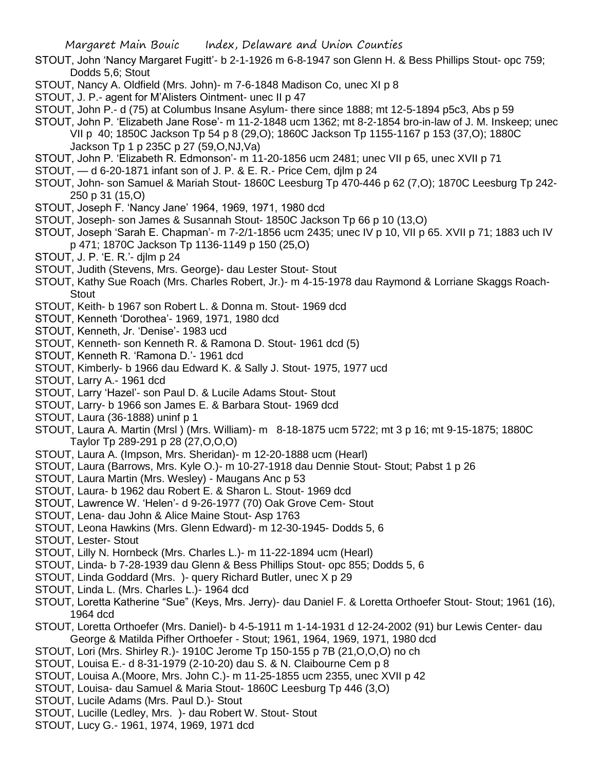STOUT, John 'Nancy Margaret Fugitt'- b 2-1-1926 m 6-8-1947 son Glenn H. & Bess Phillips Stout- opc 759; Dodds 5,6; Stout

STOUT, Nancy A. Oldfield (Mrs. John)- m 7-6-1848 Madison Co, unec XI p 8

STOUT, J. P.- agent for M'Alisters Ointment- unec II p 47

STOUT, John P.- d (75) at Columbus Insane Asylum- there since 1888; mt 12-5-1894 p5c3, Abs p 59

STOUT, John P. 'Elizabeth Jane Rose'- m 11-2-1848 ucm 1362; mt 8-2-1854 bro-in-law of J. M. Inskeep; unec VII p 40; 1850C Jackson Tp 54 p 8 (29,O); 1860C Jackson Tp 1155-1167 p 153 (37,O); 1880C Jackson Tp 1 p 235C p 27 (59,O,NJ,Va)

STOUT, John P. 'Elizabeth R. Edmonson'- m 11-20-1856 ucm 2481; unec VII p 65, unec XVII p 71

STOUT, — d 6-20-1871 infant son of J. P. & E. R.- Price Cem, djlm p 24

STOUT, John- son Samuel & Mariah Stout- 1860C Leesburg Tp 470-446 p 62 (7,O); 1870C Leesburg Tp 242-250 p 31 (15,O)

STOUT, Joseph F. 'Nancy Jane' 1964, 1969, 1971, 1980 dcd

STOUT, Joseph- son James & Susannah Stout- 1850C Jackson Tp 66 p 10 (13,O)

STOUT, Joseph 'Sarah E. Chapman'- m 7-2/1-1856 ucm 2435; unec IV p 10, VII p 65. XVII p 71; 1883 uch IV p 471; 1870C Jackson Tp 1136-1149 p 150 (25,O)

STOUT, J. P. 'E. R.'- djlm p 24

STOUT, Judith (Stevens, Mrs. George)- dau Lester Stout- Stout

STOUT, Kathy Sue Roach (Mrs. Charles Robert, Jr.)- m 4-15-1978 dau Raymond & Lorriane Skaggs Roach- Stout

STOUT, Keith- b 1967 son Robert L. & Donna m. Stout- 1969 dcd

STOUT, Kenneth 'Dorothea'- 1969, 1971, 1980 dcd

STOUT, Kenneth, Jr. 'Denise'- 1983 ucd

STOUT, Kenneth- son Kenneth R. & Ramona D. Stout- 1961 dcd (5)

STOUT, Kenneth R. 'Ramona D.'- 1961 dcd

STOUT, Kimberly- b 1966 dau Edward K. & Sally J. Stout- 1975, 1977 ucd

STOUT, Larry A.- 1961 dcd

STOUT, Larry 'Hazel'- son Paul D. & Lucile Adams Stout- Stout

STOUT, Larry- b 1966 son James E. & Barbara Stout- 1969 dcd

STOUT, Laura (36-1888) uninf p 1

STOUT, Laura A. Martin (Mrsl ) (Mrs. William)- m 8-18-1875 ucm 5722; mt 3 p 16; mt 9-15-1875; 1880C Taylor Tp 289-291 p 28 (27,O,O,O)

STOUT, Laura A. (Impson, Mrs. Sheridan)- m 12-20-1888 ucm (Hearl)

STOUT, Laura (Barrows, Mrs. Kyle O.)- m 10-27-1918 dau Dennie Stout- Stout; Pabst 1 p 26

STOUT, Laura Martin (Mrs. Wesley) - Maugans Anc p 53

STOUT, Laura- b 1962 dau Robert E. & Sharon L. Stout- 1969 dcd

STOUT, Lawrence W. 'Helen'- d 9-26-1977 (70) Oak Grove Cem- Stout

STOUT, Lena- dau John & Alice Maine Stout- Asp 1763

STOUT, Leona Hawkins (Mrs. Glenn Edward)- m 12-30-1945- Dodds 5, 6

STOUT, Lester- Stout

STOUT, Lilly N. Hornbeck (Mrs. Charles L.)- m 11-22-1894 ucm (Hearl)

STOUT, Linda- b 7-28-1939 dau Glenn & Bess Phillips Stout- opc 855; Dodds 5, 6

STOUT, Linda Goddard (Mrs. )- query Richard Butler, unec X p 29

STOUT, Linda L. (Mrs. Charles L.)- 1964 dcd

STOUT, Loretta Katherine "Sue" (Keys, Mrs. Jerry)- dau Daniel F. & Loretta Orthoefer Stout- Stout; 1961 (16), 1964 dcd

STOUT, Loretta Orthoefer (Mrs. Daniel)- b 4-5-1911 m 1-14-1931 d 12-24-2002 (91) bur Lewis Center- dau George & Matilda Pifher Orthoefer - Stout; 1961, 1964, 1969, 1971, 1980 dcd

STOUT, Lori (Mrs. Shirley R.)- 1910C Jerome Tp 150-155 p 7B (21,O,O,O) no ch

STOUT, Louisa E.- d 8-31-1979 (2-10-20) dau S. & N. Claibourne Cem p 8

STOUT, Louisa A.(Moore, Mrs. John C.)- m 11-25-1855 ucm 2355, unec XVII p 42

STOUT, Louisa- dau Samuel & Maria Stout- 1860C Leesburg Tp 446 (3,O)

STOUT, Lucile Adams (Mrs. Paul D.)- Stout

STOUT, Lucille (Ledley, Mrs. )- dau Robert W. Stout- Stout

STOUT, Lucy G.- 1961, 1974, 1969, 1971 dcd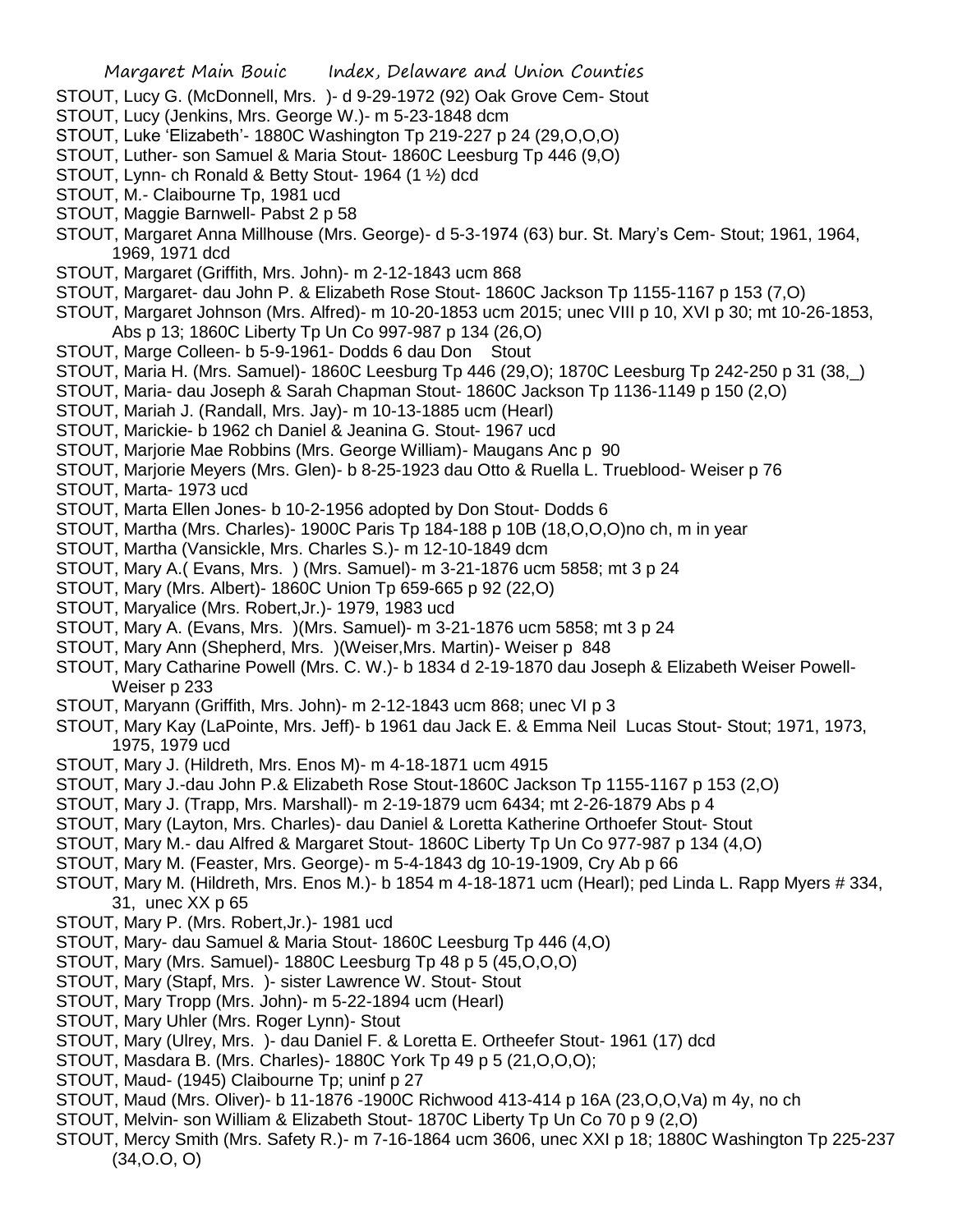STOUT, Lucy G. (McDonnell, Mrs. )- d 9-29-1972 (92) Oak Grove Cem- Stout

STOUT, Lucy (Jenkins, Mrs. George W.)- m 5-23-1848 dcm

STOUT, Luke 'Elizabeth'- 1880C Washington Tp 219-227 p 24 (29,O,O,O)

STOUT, Luther- son Samuel & Maria Stout- 1860C Leesburg Tp 446 (9,O)

STOUT, Lynn- ch Ronald & Betty Stout- 1964 (1 ½) dcd

STOUT, M.- Claibourne Tp, 1981 ucd

STOUT, Maggie Barnwell- Pabst 2 p 58

STOUT, Margaret Anna Millhouse (Mrs. George)- d 5-3-1974 (63) bur. St. Mary's Cem- Stout; 1961, 1964, 1969, 1971 dcd

STOUT, Margaret (Griffith, Mrs. John)- m 2-12-1843 ucm 868

STOUT, Margaret- dau John P. & Elizabeth Rose Stout- 1860C Jackson Tp 1155-1167 p 153 (7,O)

STOUT, Margaret Johnson (Mrs. Alfred)- m 10-20-1853 ucm 2015; unec VIII p 10, XVI p 30; mt 10-26-1853, Abs p 13; 1860C Liberty Tp Un Co 997-987 p 134 (26,O)

STOUT, Marge Colleen- b 5-9-1961- Dodds 6 dau Don Stout

STOUT, Maria H. (Mrs. Samuel)- 1860C Leesburg Tp 446 (29,O); 1870C Leesburg Tp 242-250 p 31 (38,_)

STOUT, Maria- dau Joseph & Sarah Chapman Stout- 1860C Jackson Tp 1136-1149 p 150 (2,O)

STOUT, Mariah J. (Randall, Mrs. Jay)- m 10-13-1885 ucm (Hearl)

STOUT, Marickie- b 1962 ch Daniel & Jeanina G. Stout- 1967 ucd

STOUT, Marjorie Mae Robbins (Mrs. George William)- Maugans Anc p 90

STOUT, Marjorie Meyers (Mrs. Glen)- b 8-25-1923 dau Otto & Ruella L. Trueblood- Weiser p 76

STOUT, Marta- 1973 ucd

STOUT, Marta Ellen Jones- b 10-2-1956 adopted by Don Stout- Dodds 6

STOUT, Martha (Mrs. Charles)- 1900C Paris Tp 184-188 p 10B (18,O,O,O)no ch, m in year

STOUT, Martha (Vansickle, Mrs. Charles S.)- m 12-10-1849 dcm

STOUT, Mary A.( Evans, Mrs. ) (Mrs. Samuel)- m 3-21-1876 ucm 5858; mt 3 p 24

STOUT, Mary (Mrs. Albert)- 1860C Union Tp 659-665 p 92 (22,O)

STOUT, Maryalice (Mrs. Robert,Jr.)- 1979, 1983 ucd

STOUT, Mary A. (Evans, Mrs. )(Mrs. Samuel)- m 3-21-1876 ucm 5858; mt 3 p 24

STOUT, Mary Ann (Shepherd, Mrs. )(Weiser,Mrs. Martin)- Weiser p 848

STOUT, Mary Catharine Powell (Mrs. C. W.)- b 1834 d 2-19-1870 dau Joseph & Elizabeth Weiser Powell- Weiser p 233

STOUT, Maryann (Griffith, Mrs. John)- m 2-12-1843 ucm 868; unec VI p 3

STOUT, Mary Kay (LaPointe, Mrs. Jeff)- b 1961 dau Jack E. & Emma Neil Lucas Stout- Stout; 1971, 1973, 1975, 1979 ucd

STOUT, Mary J. (Hildreth, Mrs. Enos M)- m 4-18-1871 ucm 4915

STOUT, Mary J.-dau John P.& Elizabeth Rose Stout-1860C Jackson Tp 1155-1167 p 153 (2,O)

STOUT, Mary J. (Trapp, Mrs. Marshall)- m 2-19-1879 ucm 6434; mt 2-26-1879 Abs p 4

STOUT, Mary (Layton, Mrs. Charles)- dau Daniel & Loretta Katherine Orthoefer Stout- Stout

STOUT, Mary M.- dau Alfred & Margaret Stout- 1860C Liberty Tp Un Co 977-987 p 134 (4,O)

STOUT, Mary M. (Feaster, Mrs. George)- m 5-4-1843 dg 10-19-1909, Cry Ab p 66

STOUT, Mary M. (Hildreth, Mrs. Enos M.)- b 1854 m 4-18-1871 ucm (Hearl); ped Linda L. Rapp Myers # 334, 31, unec XX p 65

STOUT, Mary P. (Mrs. Robert,Jr.)- 1981 ucd

STOUT, Mary- dau Samuel & Maria Stout- 1860C Leesburg Tp 446 (4,O)

STOUT, Mary (Mrs. Samuel)- 1880C Leesburg Tp 48 p 5 (45,O,O,O)

STOUT, Mary (Stapf, Mrs. )- sister Lawrence W. Stout- Stout

STOUT, Mary Tropp (Mrs. John)- m 5-22-1894 ucm (Hearl)

STOUT, Mary Uhler (Mrs. Roger Lynn)- Stout

STOUT, Mary (Ulrey, Mrs. )- dau Daniel F. & Loretta E. Ortheefer Stout- 1961 (17) dcd

STOUT, Masdara B. (Mrs. Charles)- 1880C York Tp 49 p 5 (21,O,O,O);

STOUT, Maud- (1945) Claibourne Tp; uninf p 27

STOUT, Maud (Mrs. Oliver)- b 11-1876 -1900C Richwood 413-414 p 16A (23,O,O,Va) m 4y, no ch

STOUT, Melvin- son William & Elizabeth Stout- 1870C Liberty Tp Un Co 70 p 9 (2,O)

STOUT, Mercy Smith (Mrs. Safety R.)- m 7-16-1864 ucm 3606, unec XXI p 18; 1880C Washington Tp 225-237 (34,O.O, O)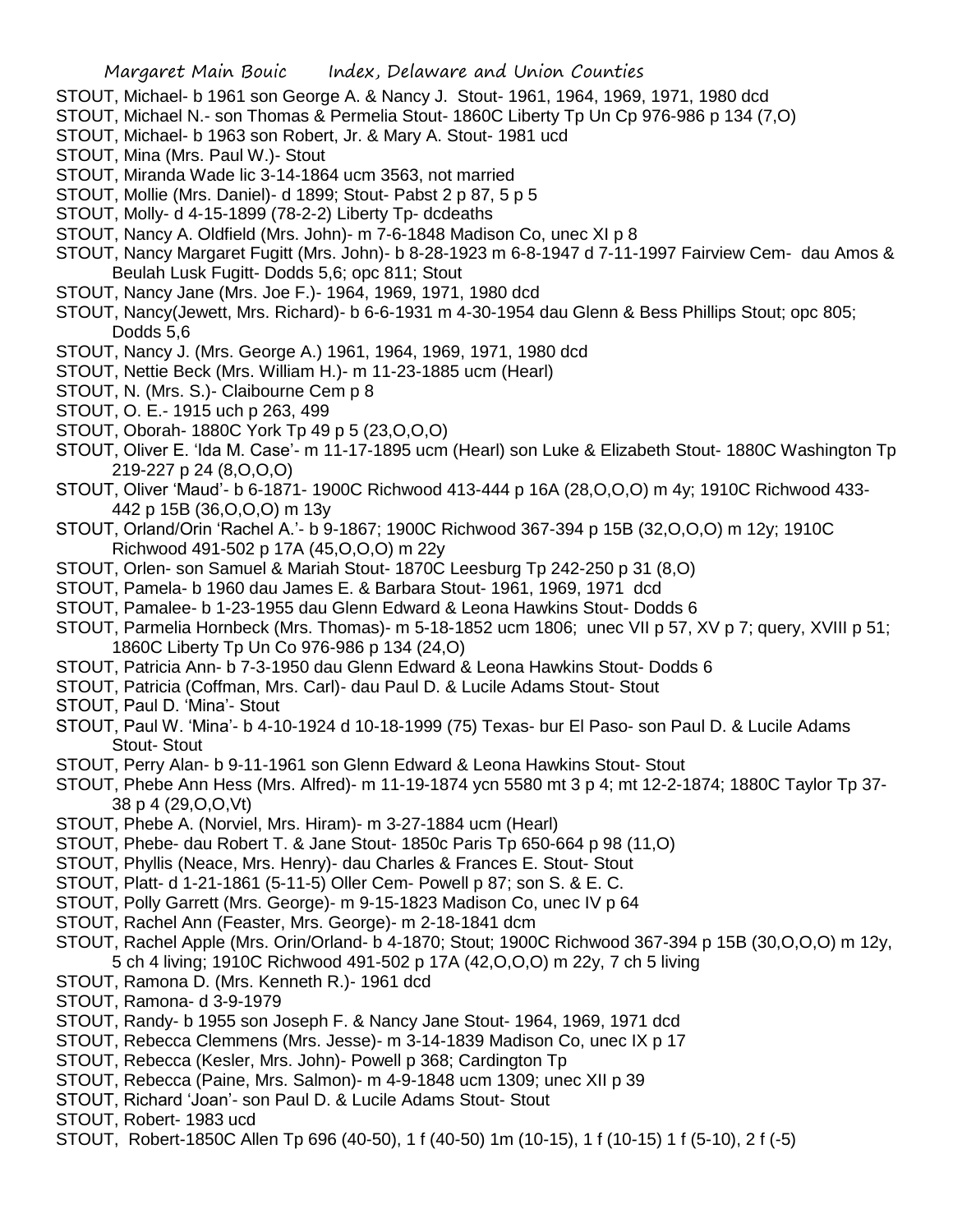STOUT, Michael- b 1961 son George A. & Nancy J. Stout- 1961, 1964, 1969, 1971, 1980 dcd

STOUT, Michael N.- son Thomas & Permelia Stout- 1860C Liberty Tp Un Cp 976-986 p 134 (7,O)

STOUT, Michael- b 1963 son Robert, Jr. & Mary A. Stout- 1981 ucd

STOUT, Mina (Mrs. Paul W.)- Stout

STOUT, Miranda Wade lic 3-14-1864 ucm 3563, not married

STOUT, Mollie (Mrs. Daniel)- d 1899; Stout- Pabst 2 p 87, 5 p 5

STOUT, Molly- d 4-15-1899 (78-2-2) Liberty Tp- dcdeaths

STOUT, Nancy A. Oldfield (Mrs. John)- m 7-6-1848 Madison Co, unec XI p 8

STOUT, Nancy Margaret Fugitt (Mrs. John)- b 8-28-1923 m 6-8-1947 d 7-11-1997 Fairview Cem- dau Amos & Beulah Lusk Fugitt- Dodds 5,6; opc 811; Stout

STOUT, Nancy Jane (Mrs. Joe F.)- 1964, 1969, 1971, 1980 dcd

STOUT, Nancy(Jewett, Mrs. Richard)- b 6-6-1931 m 4-30-1954 dau Glenn & Bess Phillips Stout; opc 805; Dodds 5,6

STOUT, Nancy J. (Mrs. George A.) 1961, 1964, 1969, 1971, 1980 dcd

STOUT, Nettie Beck (Mrs. William H.)- m 11-23-1885 ucm (Hearl)

STOUT, N. (Mrs. S.)- Claibourne Cem p 8

STOUT, O. E.- 1915 uch p 263, 499

STOUT, Oborah- 1880C York Tp 49 p 5 (23,O,O,O)

STOUT, Oliver E. 'Ida M. Case'- m 11-17-1895 ucm (Hearl) son Luke & Elizabeth Stout- 1880C Washington Tp 219-227 p 24 (8,O,O,O)

STOUT, Oliver 'Maud'- b 6-1871- 1900C Richwood 413-444 p 16A (28,O,O,O) m 4y; 1910C Richwood 433-442 p 15B (36,O,O,O) m 13y

STOUT, Orland/Orin 'Rachel A.'- b 9-1867; 1900C Richwood 367-394 p 15B (32,O,O,O) m 12y; 1910C Richwood 491-502 p 17A (45,O,O,O) m 22y

STOUT, Orlen- son Samuel & Mariah Stout- 1870C Leesburg Tp 242-250 p 31 (8,O)

STOUT, Pamela- b 1960 dau James E. & Barbara Stout- 1961, 1969, 1971 dcd

STOUT, Pamalee- b 1-23-1955 dau Glenn Edward & Leona Hawkins Stout- Dodds 6

STOUT, Parmelia Hornbeck (Mrs. Thomas)- m 5-18-1852 ucm 1806; unec VII p 57, XV p 7; query, XVIII p 51; 1860C Liberty Tp Un Co 976-986 p 134 (24,O)

STOUT, Patricia Ann- b 7-3-1950 dau Glenn Edward & Leona Hawkins Stout- Dodds 6

STOUT, Patricia (Coffman, Mrs. Carl)- dau Paul D. & Lucile Adams Stout- Stout

STOUT, Paul D. 'Mina'- Stout

STOUT, Paul W. 'Mina'- b 4-10-1924 d 10-18-1999 (75) Texas- bur El Paso- son Paul D. & Lucile Adams Stout- Stout

STOUT, Perry Alan- b 9-11-1961 son Glenn Edward & Leona Hawkins Stout- Stout

STOUT, Phebe Ann Hess (Mrs. Alfred)- m 11-19-1874 ycn 5580 mt 3 p 4; mt 12-2-1874; 1880C Taylor Tp 37-38 p 4 (29,O,O,Vt)

STOUT, Phebe A. (Norviel, Mrs. Hiram)- m 3-27-1884 ucm (Hearl)

STOUT, Phebe- dau Robert T. & Jane Stout- 1850c Paris Tp 650-664 p 98 (11,O)

STOUT, Phyllis (Neace, Mrs. Henry)- dau Charles & Frances E. Stout- Stout

STOUT, Platt- d 1-21-1861 (5-11-5) Oller Cem- Powell p 87; son S. & E. C.

STOUT, Polly Garrett (Mrs. George)- m 9-15-1823 Madison Co, unec IV p 64

STOUT, Rachel Ann (Feaster, Mrs. George)- m 2-18-1841 dcm

STOUT, Rachel Apple (Mrs. Orin/Orland- b 4-1870; Stout; 1900C Richwood 367-394 p 15B (30,O,O,O) m 12y, 5 ch 4 living; 1910C Richwood 491-502 p 17A (42,O,O,O) m 22y, 7 ch 5 living

STOUT, Ramona D. (Mrs. Kenneth R.)- 1961 dcd

STOUT, Ramona- d 3-9-1979

STOUT, Randy- b 1955 son Joseph F. & Nancy Jane Stout- 1964, 1969, 1971 dcd

STOUT, Rebecca Clemmens (Mrs. Jesse)- m 3-14-1839 Madison Co, unec IX p 17

STOUT, Rebecca (Kesler, Mrs. John)- Powell p 368; Cardington Tp

STOUT, Rebecca (Paine, Mrs. Salmon)- m 4-9-1848 ucm 1309; unec XII p 39

STOUT, Richard 'Joan'- son Paul D. & Lucile Adams Stout- Stout

STOUT, Robert- 1983 ucd

STOUT, Robert-1850C Allen Tp 696 (40-50), 1 f (40-50) 1m (10-15), 1 f (10-15) 1 f (5-10), 2 f (-5)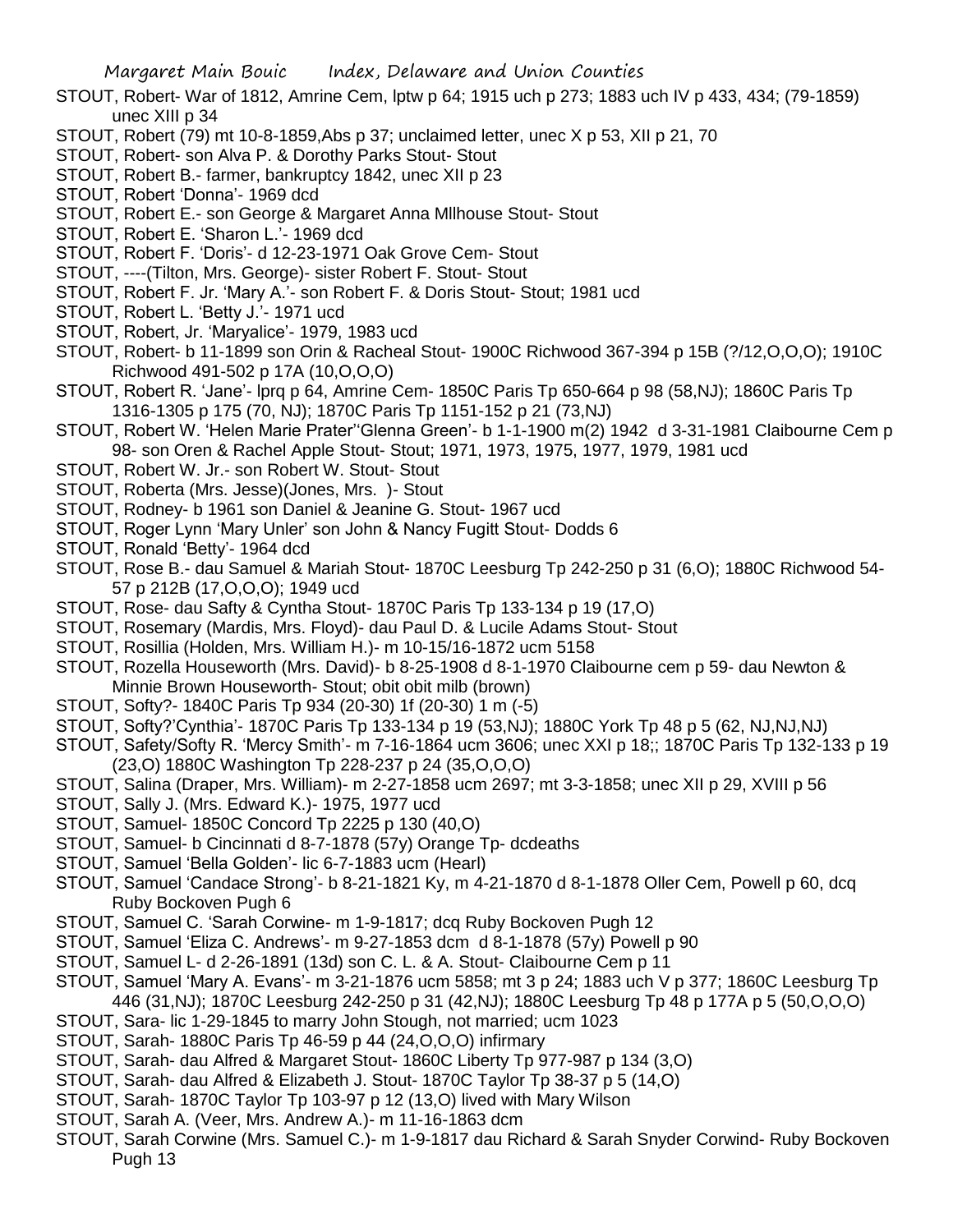STOUT, Robert- War of 1812, Amrine Cem, lptw p 64; 1915 uch p 273; 1883 uch IV p 433, 434; (79-1859) unec XIII p 34

STOUT, Robert (79) mt 10-8-1859,Abs p 37; unclaimed letter, unec X p 53, XII p 21, 70

STOUT, Robert- son Alva P. & Dorothy Parks Stout- Stout

STOUT, Robert B.- farmer, bankruptcy 1842, unec XII p 23

STOUT, Robert 'Donna'- 1969 dcd

STOUT, Robert E.- son George & Margaret Anna Mllhouse Stout- Stout

STOUT, Robert E. 'Sharon L.'- 1969 dcd

STOUT, Robert F. 'Doris'- d 12-23-1971 Oak Grove Cem- Stout

STOUT, ----(Tilton, Mrs. George)- sister Robert F. Stout- Stout

STOUT, Robert F. Jr. 'Mary A.'- son Robert F. & Doris Stout- Stout; 1981 ucd

STOUT, Robert L. 'Betty J.'- 1971 ucd

STOUT, Robert, Jr. 'Maryalice'- 1979, 1983 ucd

STOUT, Robert- b 11-1899 son Orin & Racheal Stout- 1900C Richwood 367-394 p 15B (?/12,O,O,O); 1910C Richwood 491-502 p 17A (10,O,O,O)

STOUT, Robert R. 'Jane'- lprq p 64, Amrine Cem- 1850C Paris Tp 650-664 p 98 (58,NJ); 1860C Paris Tp 1316-1305 p 175 (70, NJ); 1870C Paris Tp 1151-152 p 21 (73,NJ)

STOUT, Robert W. 'Helen Marie Prater''Glenna Green'- b 1-1-1900 m(2) 1942 d 3-31-1981 Claibourne Cem p 98- son Oren & Rachel Apple Stout- Stout; 1971, 1973, 1975, 1977, 1979, 1981 ucd

STOUT, Robert W. Jr.- son Robert W. Stout- Stout

STOUT, Roberta (Mrs. Jesse)(Jones, Mrs. )- Stout

STOUT, Rodney- b 1961 son Daniel & Jeanine G. Stout- 1967 ucd

STOUT, Roger Lynn 'Mary Unler' son John & Nancy Fugitt Stout- Dodds 6

STOUT, Ronald 'Betty'- 1964 dcd

STOUT, Rose B.- dau Samuel & Mariah Stout- 1870C Leesburg Tp 242-250 p 31 (6,O); 1880C Richwood 54-57 p 212B (17,O,O,O); 1949 ucd

STOUT, Rose- dau Safty & Cyntha Stout- 1870C Paris Tp 133-134 p 19 (17,O)

STOUT, Rosemary (Mardis, Mrs. Floyd)- dau Paul D. & Lucile Adams Stout- Stout

STOUT, Rosillia (Holden, Mrs. William H.)- m 10-15/16-1872 ucm 5158

STOUT, Rozella Houseworth (Mrs. David)- b 8-25-1908 d 8-1-1970 Claibourne cem p 59- dau Newton & Minnie Brown Houseworth- Stout; obit obit milb (brown)

STOUT, Softy?- 1840C Paris Tp 934 (20-30) 1f (20-30) 1 m (-5)

STOUT, Softy?'Cynthia'- 1870C Paris Tp 133-134 p 19 (53,NJ); 1880C York Tp 48 p 5 (62, NJ,NJ,NJ)

STOUT, Safety/Softy R. 'Mercy Smith'- m 7-16-1864 ucm 3606; unec XXI p 18;; 1870C Paris Tp 132-133 p 19 (23,O) 1880C Washington Tp 228-237 p 24 (35,O,O,O)

STOUT, Salina (Draper, Mrs. William)- m 2-27-1858 ucm 2697; mt 3-3-1858; unec XII p 29, XVIII p 56

STOUT, Sally J. (Mrs. Edward K.)- 1975, 1977 ucd

STOUT, Samuel- 1850C Concord Tp 2225 p 130 (40,O)

STOUT, Samuel- b Cincinnati d 8-7-1878 (57y) Orange Tp- dcdeaths

STOUT, Samuel 'Bella Golden'- lic 6-7-1883 ucm (Hearl)

STOUT, Samuel 'Candace Strong'- b 8-21-1821 Ky, m 4-21-1870 d 8-1-1878 Oller Cem, Powell p 60, dcq Ruby Bockoven Pugh 6

STOUT, Samuel C. 'Sarah Corwine- m 1-9-1817; dcq Ruby Bockoven Pugh 12

STOUT, Samuel 'Eliza C. Andrews'- m 9-27-1853 dcm d 8-1-1878 (57y) Powell p 90

STOUT, Samuel L- d 2-26-1891 (13d) son C. L. & A. Stout- Claibourne Cem p 11

STOUT, Samuel 'Mary A. Evans'- m 3-21-1876 ucm 5858; mt 3 p 24; 1883 uch V p 377; 1860C Leesburg Tp 446 (31,NJ); 1870C Leesburg 242-250 p 31 (42,NJ); 1880C Leesburg Tp 48 p 177A p 5 (50,O,O,O)

STOUT, Sara- lic 1-29-1845 to marry John Stough, not married; ucm 1023

STOUT, Sarah- 1880C Paris Tp 46-59 p 44 (24,O,O,O) infirmary

STOUT, Sarah- dau Alfred & Margaret Stout- 1860C Liberty Tp 977-987 p 134 (3,O)

STOUT, Sarah- dau Alfred & Elizabeth J. Stout- 1870C Taylor Tp 38-37 p 5 (14,O)

STOUT, Sarah- 1870C Taylor Tp 103-97 p 12 (13,O) lived with Mary Wilson

STOUT, Sarah A. (Veer, Mrs. Andrew A.)- m 11-16-1863 dcm

STOUT, Sarah Corwine (Mrs. Samuel C.)- m 1-9-1817 dau Richard & Sarah Snyder Corwind- Ruby Bockoven Pugh 13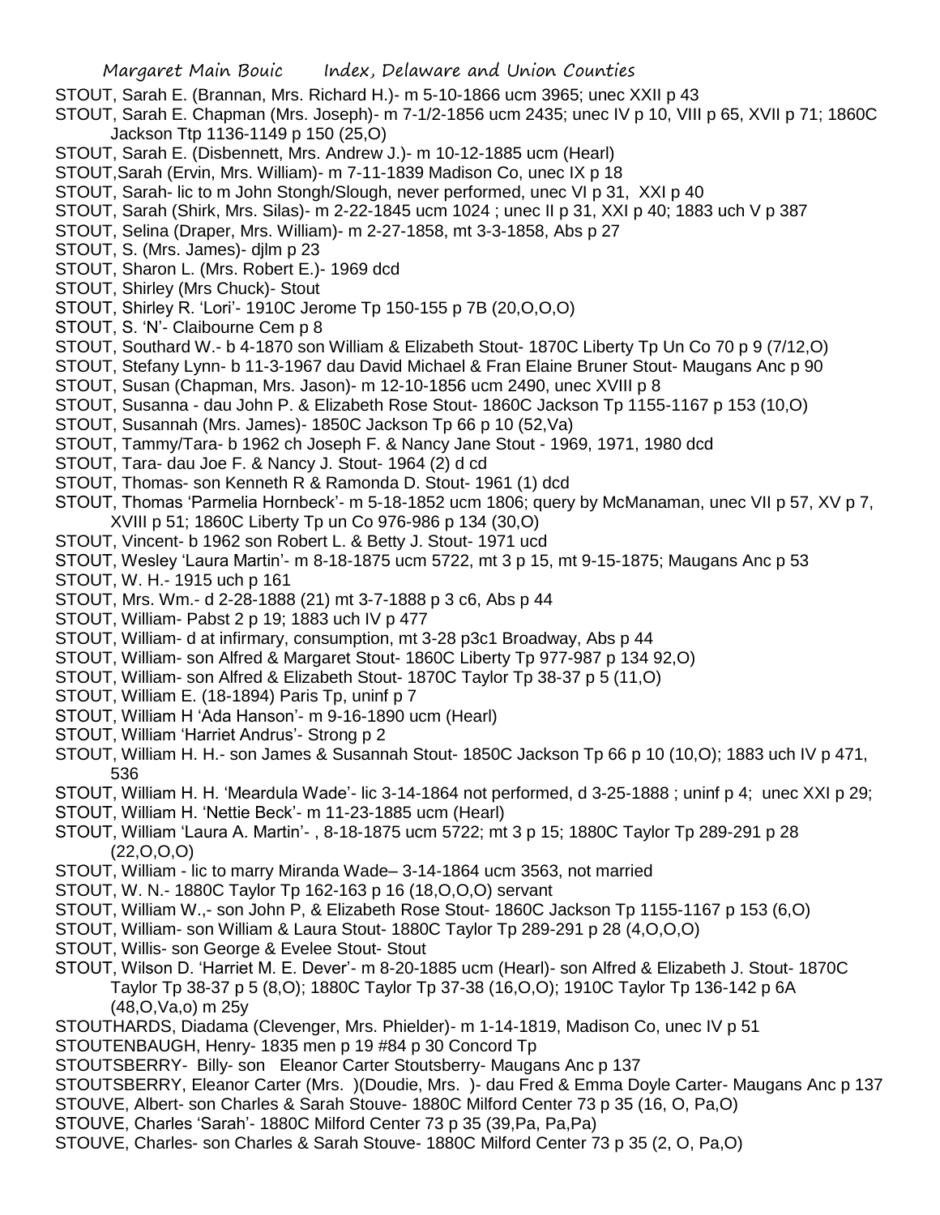STOUT, Sarah E. (Brannan, Mrs. Richard H.)- m 5-10-1866 ucm 3965; unec XXII p 43

STOUT, Sarah E. Chapman (Mrs. Joseph)- m 7-1/2-1856 ucm 2435; unec IV p 10, VIII p 65, XVII p 71; 1860C Jackson Ttp 1136-1149 p 150 (25,O)

STOUT, Sarah E. (Disbennett, Mrs. Andrew J.)- m 10-12-1885 ucm (Hearl)

STOUT,Sarah (Ervin, Mrs. William)- m 7-11-1839 Madison Co, unec IX p 18

STOUT, Sarah- lic to m John Stongh/Slough, never performed, unec VI p 31, XXI p 40

STOUT, Sarah (Shirk, Mrs. Silas)- m 2-22-1845 ucm 1024 ; unec II p 31, XXI p 40; 1883 uch V p 387

STOUT, Selina (Draper, Mrs. William)- m 2-27-1858, mt 3-3-1858, Abs p 27

STOUT, S. (Mrs. James)- djlm p 23

STOUT, Sharon L. (Mrs. Robert E.)- 1969 dcd

STOUT, Shirley (Mrs Chuck)- Stout

STOUT, Shirley R. 'Lori'- 1910C Jerome Tp 150-155 p 7B (20,O,O,O)

STOUT, S. 'N'- Claibourne Cem p 8

STOUT, Southard W.- b 4-1870 son William & Elizabeth Stout- 1870C Liberty Tp Un Co 70 p 9 (7/12,O)

STOUT, Stefany Lynn- b 11-3-1967 dau David Michael & Fran Elaine Bruner Stout- Maugans Anc p 90

STOUT, Susan (Chapman, Mrs. Jason)- m 12-10-1856 ucm 2490, unec XVIII p 8

STOUT, Susanna - dau John P. & Elizabeth Rose Stout- 1860C Jackson Tp 1155-1167 p 153 (10,O)

STOUT, Susannah (Mrs. James)- 1850C Jackson Tp 66 p 10 (52,Va)

STOUT, Tammy/Tara- b 1962 ch Joseph F. & Nancy Jane Stout - 1969, 1971, 1980 dcd

STOUT, Tara- dau Joe F. & Nancy J. Stout- 1964 (2) d cd

STOUT, Thomas- son Kenneth R & Ramonda D. Stout- 1961 (1) dcd

STOUT, Thomas 'Parmelia Hornbeck'- m 5-18-1852 ucm 1806; query by McManaman, unec VII p 57, XV p 7, XVIII p 51; 1860C Liberty Tp un Co 976-986 p 134 (30,O)

STOUT, Vincent- b 1962 son Robert L. & Betty J. Stout- 1971 ucd

STOUT, Wesley 'Laura Martin'- m 8-18-1875 ucm 5722, mt 3 p 15, mt 9-15-1875; Maugans Anc p 53

STOUT, W. H.- 1915 uch p 161

STOUT, Mrs. Wm.- d 2-28-1888 (21) mt 3-7-1888 p 3 c6, Abs p 44

STOUT, William- Pabst 2 p 19; 1883 uch IV p 477

STOUT, William- d at infirmary, consumption, mt 3-28 p3c1 Broadway, Abs p 44

STOUT, William- son Alfred & Margaret Stout- 1860C Liberty Tp 977-987 p 134 92,O)

STOUT, William- son Alfred & Elizabeth Stout- 1870C Taylor Tp 38-37 p 5 (11,O)

STOUT, William E. (18-1894) Paris Tp, uninf p 7

STOUT, William H 'Ada Hanson'- m 9-16-1890 ucm (Hearl)

STOUT, William 'Harriet Andrus'- Strong p 2

STOUT, William H. H.- son James & Susannah Stout- 1850C Jackson Tp 66 p 10 (10,O); 1883 uch IV p 471, 536

STOUT, William H. H. 'Meardula Wade'- lic 3-14-1864 not performed, d 3-25-1888 ; uninf p 4; unec XXI p 29;

STOUT, William H. 'Nettie Beck'- m 11-23-1885 ucm (Hearl)

STOUT, William 'Laura A. Martin'- , 8-18-1875 ucm 5722; mt 3 p 15; 1880C Taylor Tp 289-291 p 28 (22,O,O,O)

STOUT, William - lic to marry Miranda Wade– 3-14-1864 ucm 3563, not married

STOUT, W. N.- 1880C Taylor Tp 162-163 p 16 (18,O,O,O) servant

STOUT, William W.,- son John P, & Elizabeth Rose Stout- 1860C Jackson Tp 1155-1167 p 153 (6,O)

STOUT, William- son William & Laura Stout- 1880C Taylor Tp 289-291 p 28 (4,O,O,O)

STOUT, Willis- son George & Evelee Stout- Stout

STOUT, Wilson D. 'Harriet M. E. Dever'- m 8-20-1885 ucm (Hearl)- son Alfred & Elizabeth J. Stout- 1870C Taylor Tp 38-37 p 5 (8,O); 1880C Taylor Tp 37-38 (16,O,O,O); 1910C Taylor Tp 136-142 p 6A (48,O,Va,o) m 25y

STOUTHARDS, Diadama (Clevenger, Mrs. Phielder)- m 1-14-1819, Madison Co, unec IV p 51

STOUTENBAUGH, Henry- 1835 men p 19 #84 p 30 Concord Tp

STOUTSBERRY- Billy- son Eleanor Carter Stoutsberry- Maugans Anc p 137

STOUTSBERRY, Eleanor Carter (Mrs. )(Doudie, Mrs. )- dau Fred & Emma Doyle Carter- Maugans Anc p 137

STOUVE, Albert- son Charles & Sarah Stouve- 1880C Milford Center 73 p 35 (16, O, Pa,O)

STOUVE, Charles 'Sarah'- 1880C Milford Center 73 p 35 (39,Pa, Pa,Pa)

STOUVE, Charles- son Charles & Sarah Stouve- 1880C Milford Center 73 p 35 (2, O, Pa,O)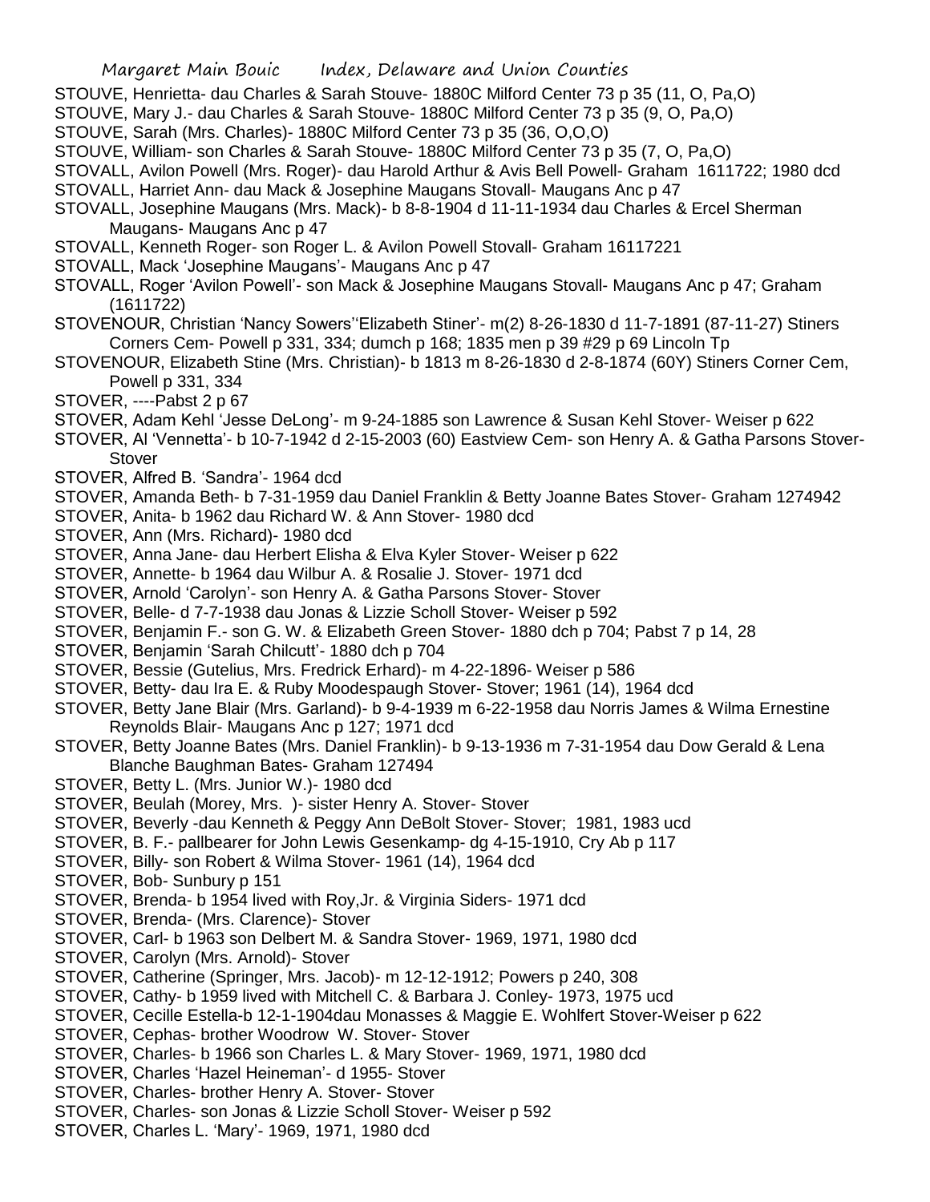STOUVE, Henrietta- dau Charles & Sarah Stouve- 1880C Milford Center 73 p 35 (11, O, Pa,O)

STOUVE, Mary J.- dau Charles & Sarah Stouve- 1880C Milford Center 73 p 35 (9, O, Pa,O)

STOUVE, Sarah (Mrs. Charles)- 1880C Milford Center 73 p 35 (36, O,O,O)

STOUVE, William- son Charles & Sarah Stouve- 1880C Milford Center 73 p 35 (7, O, Pa,O)

STOVALL, Avilon Powell (Mrs. Roger)- dau Harold Arthur & Avis Bell Powell- Graham 1611722; 1980 dcd

STOVALL, Harriet Ann- dau Mack & Josephine Maugans Stovall- Maugans Anc p 47

STOVALL, Josephine Maugans (Mrs. Mack)- b 8-8-1904 d 11-11-1934 dau Charles & Ercel Sherman Maugans- Maugans Anc p 47

STOVALL, Kenneth Roger- son Roger L. & Avilon Powell Stovall- Graham 16117221

STOVALL, Mack 'Josephine Maugans'- Maugans Anc p 47

STOVALL, Roger 'Avilon Powell'- son Mack & Josephine Maugans Stovall- Maugans Anc p 47; Graham (1611722)

STOVENOUR, Christian 'Nancy Sowers''Elizabeth Stiner'- m(2) 8-26-1830 d 11-7-1891 (87-11-27) Stiners Corners Cem- Powell p 331, 334; dumch p 168; 1835 men p 39 #29 p 69 Lincoln Tp

STOVENOUR, Elizabeth Stine (Mrs. Christian)- b 1813 m 8-26-1830 d 2-8-1874 (60Y) Stiners Corner Cem, Powell p 331, 334

STOVER, ----Pabst 2 p 67

STOVER, Adam Kehl 'Jesse DeLong'- m 9-24-1885 son Lawrence & Susan Kehl Stover- Weiser p 622

STOVER, Al 'Vennetta'- b 10-7-1942 d 2-15-2003 (60) Eastview Cem- son Henry A. & Gatha Parsons Stover- Stover

STOVER, Alfred B. 'Sandra'- 1964 dcd

STOVER, Amanda Beth- b 7-31-1959 dau Daniel Franklin & Betty Joanne Bates Stover- Graham 1274942

STOVER, Anita- b 1962 dau Richard W. & Ann Stover- 1980 dcd

STOVER, Ann (Mrs. Richard)- 1980 dcd

STOVER, Anna Jane- dau Herbert Elisha & Elva Kyler Stover- Weiser p 622

STOVER, Annette- b 1964 dau Wilbur A. & Rosalie J. Stover- 1971 dcd

STOVER, Arnold 'Carolyn'- son Henry A. & Gatha Parsons Stover- Stover

STOVER, Belle- d 7-7-1938 dau Jonas & Lizzie Scholl Stover- Weiser p 592

STOVER, Benjamin F.- son G. W. & Elizabeth Green Stover- 1880 dch p 704; Pabst 7 p 14, 28

STOVER, Benjamin 'Sarah Chilcutt'- 1880 dch p 704

STOVER, Bessie (Gutelius, Mrs. Fredrick Erhard)- m 4-22-1896- Weiser p 586

STOVER, Betty- dau Ira E. & Ruby Moodespaugh Stover- Stover; 1961 (14), 1964 dcd

STOVER, Betty Jane Blair (Mrs. Garland)- b 9-4-1939 m 6-22-1958 dau Norris James & Wilma Ernestine Reynolds Blair- Maugans Anc p 127; 1971 dcd

STOVER, Betty Joanne Bates (Mrs. Daniel Franklin)- b 9-13-1936 m 7-31-1954 dau Dow Gerald & Lena Blanche Baughman Bates- Graham 127494

STOVER, Betty L. (Mrs. Junior W.)- 1980 dcd

STOVER, Beulah (Morey, Mrs. )- sister Henry A. Stover- Stover

STOVER, Beverly -dau Kenneth & Peggy Ann DeBolt Stover- Stover; 1981, 1983 ucd

STOVER, B. F.- pallbearer for John Lewis Gesenkamp- dg 4-15-1910, Cry Ab p 117

STOVER, Billy- son Robert & Wilma Stover- 1961 (14), 1964 dcd

STOVER, Bob- Sunbury p 151

STOVER, Brenda- b 1954 lived with Roy,Jr. & Virginia Siders- 1971 dcd

STOVER, Brenda- (Mrs. Clarence)- Stover

STOVER, Carl- b 1963 son Delbert M. & Sandra Stover- 1969, 1971, 1980 dcd

STOVER, Carolyn (Mrs. Arnold)- Stover

STOVER, Catherine (Springer, Mrs. Jacob)- m 12-12-1912; Powers p 240, 308

STOVER, Cathy- b 1959 lived with Mitchell C. & Barbara J. Conley- 1973, 1975 ucd

STOVER, Cecille Estella-b 12-1-1904dau Monasses & Maggie E. Wohlfert Stover-Weiser p 622

STOVER, Cephas- brother Woodrow W. Stover- Stover

STOVER, Charles- b 1966 son Charles L. & Mary Stover- 1969, 1971, 1980 dcd

STOVER, Charles 'Hazel Heineman'- d 1955- Stover

STOVER, Charles- brother Henry A. Stover- Stover

STOVER, Charles- son Jonas & Lizzie Scholl Stover- Weiser p 592

STOVER, Charles L. 'Mary'- 1969, 1971, 1980 dcd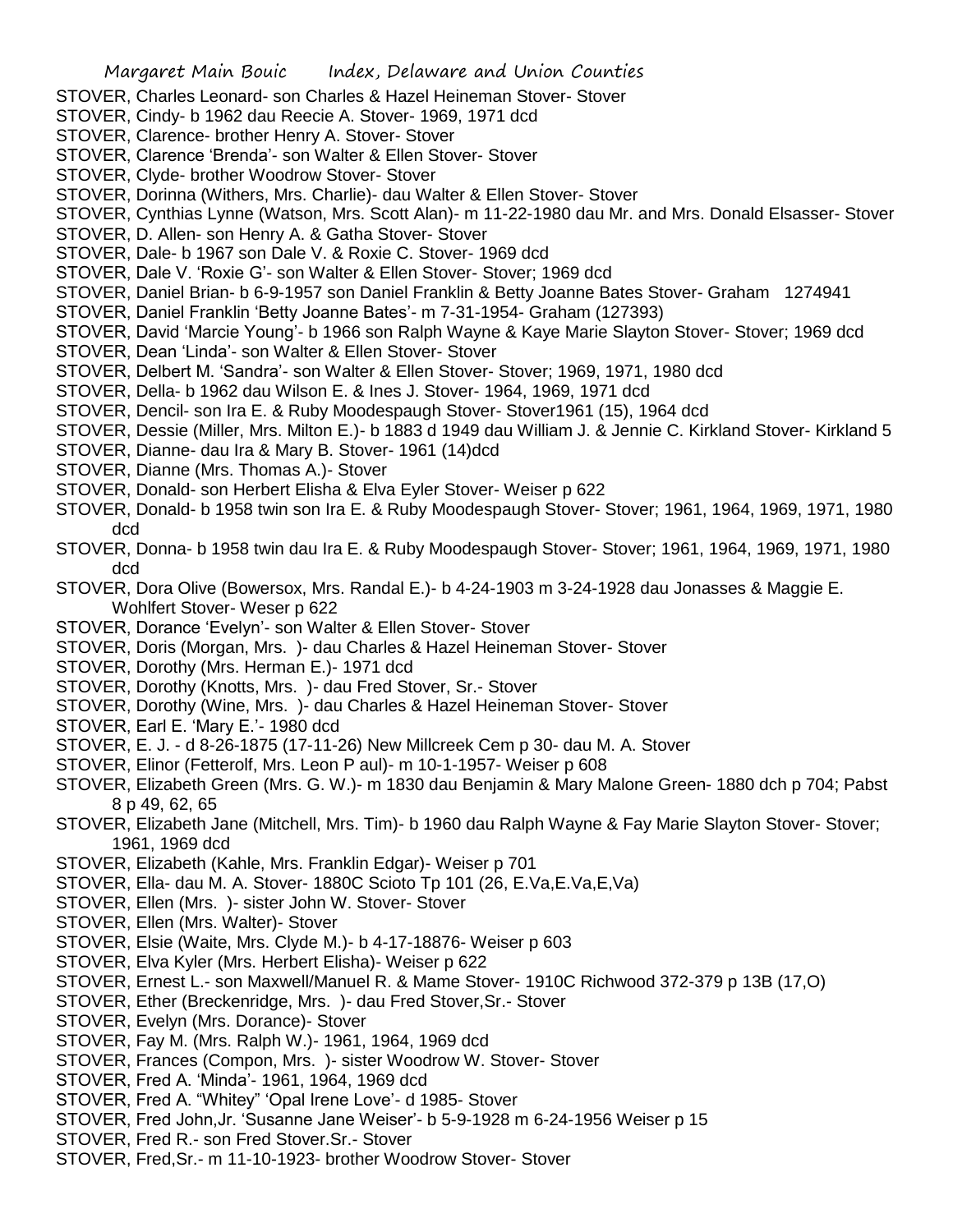STOVER, Charles Leonard- son Charles & Hazel Heineman Stover- Stover
STOVER, Cindy- b 1962 dau Reecie A. Stover- 1969, 1971 dcd
STOVER, Clarence- brother Henry A. Stover- Stover
STOVER, Clarence 'Brenda'- son Walter & Ellen Stover- Stover
STOVER, Clyde- brother Woodrow Stover- Stover
STOVER, Dorinna (Withers, Mrs. Charlie)- dau Walter & Ellen Stover- Stover
STOVER, Cynthias Lynne (Watson, Mrs. Scott Alan)- m 11-22-1980 dau Mr. and Mrs. Donald Elsasser- Stover
STOVER, D. Allen- son Henry A. & Gatha Stover- Stover
STOVER, Dale- b 1967 son Dale V. & Roxie C. Stover- 1969 dcd
STOVER, Dale V. 'Roxie G'- son Walter & Ellen Stover- Stover; 1969 dcd
STOVER, Daniel Brian- b 6-9-1957 son Daniel Franklin & Betty Joanne Bates Stover- Graham 1274941
STOVER, Daniel Franklin 'Betty Joanne Bates'- m 7-31-1954- Graham (127393)
STOVER, David 'Marcie Young'- b 1966 son Ralph Wayne & Kaye Marie Slayton Stover- Stover; 1969 dcd
STOVER, Dean 'Linda'- son Walter & Ellen Stover- Stover
STOVER, Delbert M. 'Sandra'- son Walter & Ellen Stover- Stover; 1969, 1971, 1980 dcd
STOVER, Della- b 1962 dau Wilson E. & Ines J. Stover- 1964, 1969, 1971 dcd
STOVER, Dencil- son Ira E. & Ruby Moodespaugh Stover- Stover1961 (15), 1964 dcd
STOVER, Dessie (Miller, Mrs. Milton E.)- b 1883 d 1949 dau William J. & Jennie C. Kirkland Stover- Kirkland 5
STOVER, Dianne- dau Ira & Mary B. Stover- 1961 (14)dcd
STOVER, Dianne (Mrs. Thomas A.)- Stover
STOVER, Donald- son Herbert Elisha & Elva Eyler Stover- Weiser p 622
STOVER, Donald- b 1958 twin son Ira E. & Ruby Moodespaugh Stover- Stover; 1961, 1964, 1969, 1971, 1980 dcd
STOVER, Donna- b 1958 twin dau Ira E. & Ruby Moodespaugh Stover- Stover; 1961, 1964, 1969, 1971, 1980 dcd
STOVER, Dora Olive (Bowersox, Mrs. Randal E.)- b 4-24-1903 m 3-24-1928 dau Jonasses & Maggie E. Wohlfert Stover- Weser p 622
STOVER, Dorance 'Evelyn'- son Walter & Ellen Stover- Stover
STOVER, Doris (Morgan, Mrs. )- dau Charles & Hazel Heineman Stover- Stover
STOVER, Dorothy (Mrs. Herman E.)- 1971 dcd
STOVER, Dorothy (Knotts, Mrs. )- dau Fred Stover, Sr.- Stover
STOVER, Dorothy (Wine, Mrs. )- dau Charles & Hazel Heineman Stover- Stover
STOVER, Earl E. 'Mary E.'- 1980 dcd
STOVER, E. J. - d 8-26-1875 (17-11-26) New Millcreek Cem p 30- dau M. A. Stover
STOVER, Elinor (Fetterolf, Mrs. Leon P aul)- m 10-1-1957- Weiser p 608
STOVER, Elizabeth Green (Mrs. G. W.)- m 1830 dau Benjamin & Mary Malone Green- 1880 dch p 704; Pabst 8 p 49, 62, 65
STOVER, Elizabeth Jane (Mitchell, Mrs. Tim)- b 1960 dau Ralph Wayne & Fay Marie Slayton Stover- Stover; 1961, 1969 dcd
STOVER, Elizabeth (Kahle, Mrs. Franklin Edgar)- Weiser p 701
STOVER, Ella- dau M. A. Stover- 1880C Scioto Tp 101 (26, E.Va,E.Va,E,Va)
STOVER, Ellen (Mrs. )- sister John W. Stover- Stover
STOVER, Ellen (Mrs. Walter)- Stover
STOVER, Elsie (Waite, Mrs. Clyde M.)- b 4-17-18876- Weiser p 603
STOVER, Elva Kyler (Mrs. Herbert Elisha)- Weiser p 622
STOVER, Ernest L.- son Maxwell/Manuel R. & Mame Stover- 1910C Richwood 372-379 p 13B (17,O)
STOVER, Ether (Breckenridge, Mrs. )- dau Fred Stover,Sr.- Stover
STOVER, Evelyn (Mrs. Dorance)- Stover
STOVER, Fay M. (Mrs. Ralph W.)- 1961, 1964, 1969 dcd
STOVER, Frances (Compon, Mrs. )- sister Woodrow W. Stover- Stover
STOVER, Fred A. 'Minda'- 1961, 1964, 1969 dcd
STOVER, Fred A. "Whitey" 'Opal Irene Love'- d 1985- Stover
STOVER, Fred John,Jr. 'Susanne Jane Weiser'- b 5-9-1928 m 6-24-1956 Weiser p 15
STOVER, Fred R.- son Fred Stover.Sr.- Stover
STOVER, Fred,Sr.- m 11-10-1923- brother Woodrow Stover- Stover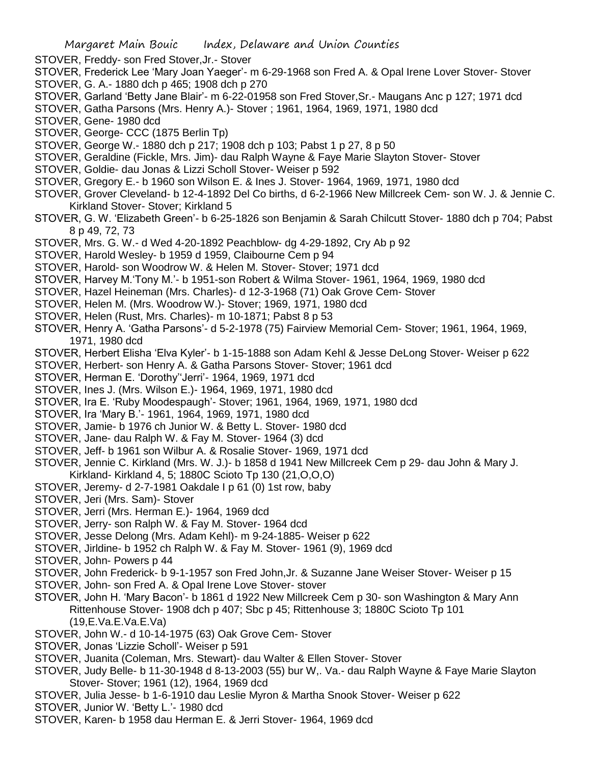STOVER, Freddy- son Fred Stover,Jr.- Stover

STOVER, Frederick Lee 'Mary Joan Yaeger'- m 6-29-1968 son Fred A. & Opal Irene Lover Stover- Stover

STOVER, G. A.- 1880 dch p 465; 1908 dch p 270

STOVER, Garland 'Betty Jane Blair'- m 6-22-01958 son Fred Stover,Sr.- Maugans Anc p 127; 1971 dcd

STOVER, Gatha Parsons (Mrs. Henry A.)- Stover ; 1961, 1964, 1969, 1971, 1980 dcd

STOVER, Gene- 1980 dcd

STOVER, George- CCC (1875 Berlin Tp)

STOVER, George W.- 1880 dch p 217; 1908 dch p 103; Pabst 1 p 27, 8 p 50

STOVER, Geraldine (Fickle, Mrs. Jim)- dau Ralph Wayne & Faye Marie Slayton Stover- Stover

STOVER, Goldie- dau Jonas & Lizzi Scholl Stover- Weiser p 592

STOVER, Gregory E.- b 1960 son Wilson E. & Ines J. Stover- 1964, 1969, 1971, 1980 dcd

STOVER, Grover Cleveland- b 12-4-1892 Del Co births, d 6-2-1966 New Millcreek Cem- son W. J. & Jennie C. Kirkland Stover- Stover; Kirkland 5

STOVER, G. W. 'Elizabeth Green'- b 6-25-1826 son Benjamin & Sarah Chilcutt Stover- 1880 dch p 704; Pabst 8 p 49, 72, 73

STOVER, Mrs. G. W.- d Wed 4-20-1892 Peachblow- dg 4-29-1892, Cry Ab p 92

STOVER, Harold Wesley- b 1959 d 1959, Claibourne Cem p 94

STOVER, Harold- son Woodrow W. & Helen M. Stover- Stover; 1971 dcd

STOVER, Harvey M.'Tony M.'- b 1951-son Robert & Wilma Stover- 1961, 1964, 1969, 1980 dcd

STOVER, Hazel Heineman (Mrs. Charles)- d 12-3-1968 (71) Oak Grove Cem- Stover

STOVER, Helen M. (Mrs. Woodrow W.)- Stover; 1969, 1971, 1980 dcd

STOVER, Helen (Rust, Mrs. Charles)- m 10-1871; Pabst 8 p 53

STOVER, Henry A. 'Gatha Parsons'- d 5-2-1978 (75) Fairview Memorial Cem- Stover; 1961, 1964, 1969, 1971, 1980 dcd

STOVER, Herbert Elisha 'Elva Kyler'- b 1-15-1888 son Adam Kehl & Jesse DeLong Stover- Weiser p 622

STOVER, Herbert- son Henry A. & Gatha Parsons Stover- Stover; 1961 dcd

STOVER, Herman E. 'Dorothy''Jerri'- 1964, 1969, 1971 dcd

STOVER, Ines J. (Mrs. Wilson E.)- 1964, 1969, 1971, 1980 dcd

STOVER, Ira E. 'Ruby Moodespaugh'- Stover; 1961, 1964, 1969, 1971, 1980 dcd

STOVER, Ira 'Mary B.'- 1961, 1964, 1969, 1971, 1980 dcd

STOVER, Jamie- b 1976 ch Junior W. & Betty L. Stover- 1980 dcd

STOVER, Jane- dau Ralph W. & Fay M. Stover- 1964 (3) dcd

STOVER, Jeff- b 1961 son Wilbur A. & Rosalie Stover- 1969, 1971 dcd

STOVER, Jennie C. Kirkland (Mrs. W. J.)- b 1858 d 1941 New Millcreek Cem p 29- dau John & Mary J. Kirkland- Kirkland 4, 5; 1880C Scioto Tp 130 (21,O,O,O)

STOVER, Jeremy- d 2-7-1981 Oakdale I p 61 (0) 1st row, baby

STOVER, Jeri (Mrs. Sam)- Stover

STOVER, Jerri (Mrs. Herman E.)- 1964, 1969 dcd

STOVER, Jerry- son Ralph W. & Fay M. Stover- 1964 dcd

STOVER, Jesse Delong (Mrs. Adam Kehl)- m 9-24-1885- Weiser p 622

STOVER, Jirldine- b 1952 ch Ralph W. & Fay M. Stover- 1961 (9), 1969 dcd

STOVER, John- Powers p 44

STOVER, John Frederick- b 9-1-1957 son Fred John,Jr. & Suzanne Jane Weiser Stover- Weiser p 15

STOVER, John- son Fred A. & Opal Irene Love Stover- stover

STOVER, John H. 'Mary Bacon'- b 1861 d 1922 New Millcreek Cem p 30- son Washington & Mary Ann Rittenhouse Stover- 1908 dch p 407; Sbc p 45; Rittenhouse 3; 1880C Scioto Tp 101 (19,E.Va.E.Va.E.Va)

STOVER, John W.- d 10-14-1975 (63) Oak Grove Cem- Stover

STOVER, Jonas 'Lizzie Scholl'- Weiser p 591

STOVER, Juanita (Coleman, Mrs. Stewart)- dau Walter & Ellen Stover- Stover

STOVER, Judy Belle- b 11-30-1948 d 8-13-2003 (55) bur W,. Va.- dau Ralph Wayne & Faye Marie Slayton Stover- Stover; 1961 (12), 1964, 1969 dcd

STOVER, Julia Jesse- b 1-6-1910 dau Leslie Myron & Martha Snook Stover- Weiser p 622

STOVER, Junior W. 'Betty L.'- 1980 dcd

STOVER, Karen- b 1958 dau Herman E. & Jerri Stover- 1964, 1969 dcd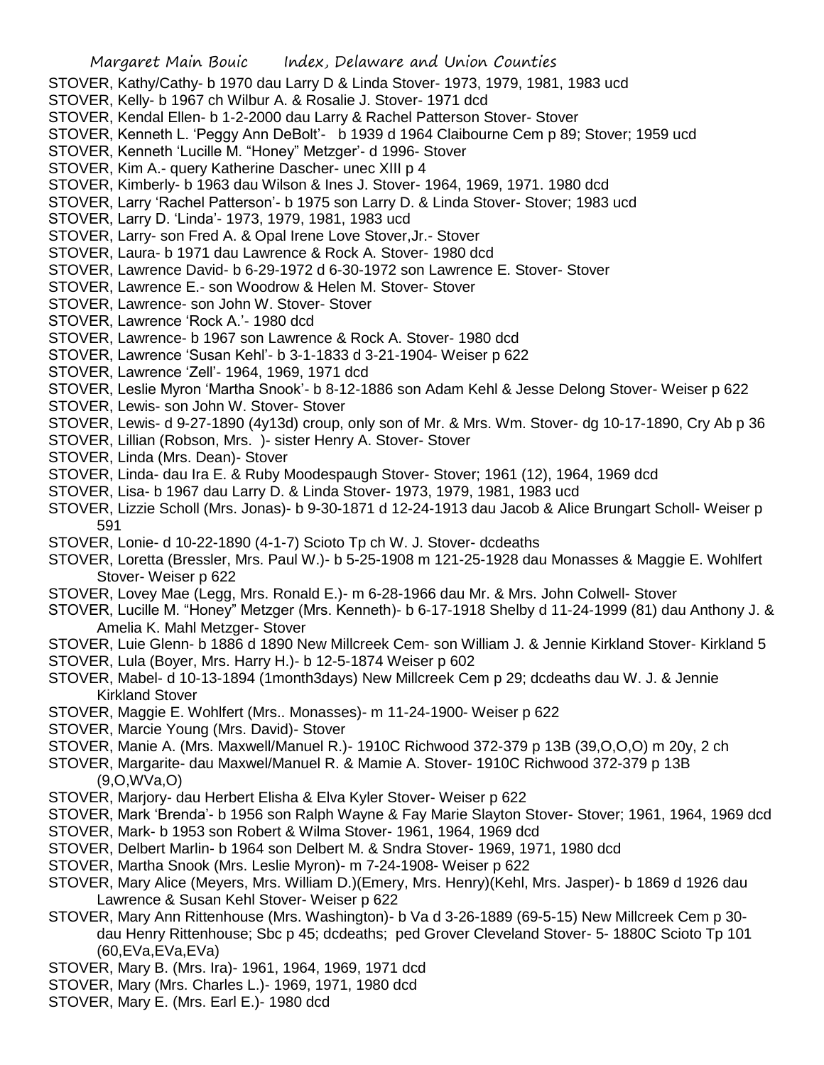STOVER, Kathy/Cathy- b 1970 dau Larry D & Linda Stover- 1973, 1979, 1981, 1983 ucd

STOVER, Kelly- b 1967 ch Wilbur A. & Rosalie J. Stover- 1971 dcd

STOVER, Kendal Ellen- b 1-2-2000 dau Larry & Rachel Patterson Stover- Stover

STOVER, Kenneth L. 'Peggy Ann DeBolt'- b 1939 d 1964 Claibourne Cem p 89; Stover; 1959 ucd

STOVER, Kenneth 'Lucille M. "Honey" Metzger'- d 1996- Stover

STOVER, Kim A.- query Katherine Dascher- unec XIII p 4

STOVER, Kimberly- b 1963 dau Wilson & Ines J. Stover- 1964, 1969, 1971. 1980 dcd

STOVER, Larry 'Rachel Patterson'- b 1975 son Larry D. & Linda Stover- Stover; 1983 ucd

STOVER, Larry D. 'Linda'- 1973, 1979, 1981, 1983 ucd

STOVER, Larry- son Fred A. & Opal Irene Love Stover,Jr.- Stover

STOVER, Laura- b 1971 dau Lawrence & Rock A. Stover- 1980 dcd

STOVER, Lawrence David- b 6-29-1972 d 6-30-1972 son Lawrence E. Stover- Stover

STOVER, Lawrence E.- son Woodrow & Helen M. Stover- Stover

STOVER, Lawrence- son John W. Stover- Stover

STOVER, Lawrence 'Rock A.'- 1980 dcd

STOVER, Lawrence- b 1967 son Lawrence & Rock A. Stover- 1980 dcd

STOVER, Lawrence 'Susan Kehl'- b 3-1-1833 d 3-21-1904- Weiser p 622

STOVER, Lawrence 'Zell'- 1964, 1969, 1971 dcd

STOVER, Leslie Myron 'Martha Snook'- b 8-12-1886 son Adam Kehl & Jesse Delong Stover- Weiser p 622

STOVER, Lewis- son John W. Stover- Stover

STOVER, Lewis- d 9-27-1890 (4y13d) croup, only son of Mr. & Mrs. Wm. Stover- dg 10-17-1890, Cry Ab p 36

STOVER, Lillian (Robson, Mrs. )- sister Henry A. Stover- Stover

STOVER, Linda (Mrs. Dean)- Stover

STOVER, Linda- dau Ira E. & Ruby Moodespaugh Stover- Stover; 1961 (12), 1964, 1969 dcd

STOVER, Lisa- b 1967 dau Larry D. & Linda Stover- 1973, 1979, 1981, 1983 ucd

STOVER, Lizzie Scholl (Mrs. Jonas)- b 9-30-1871 d 12-24-1913 dau Jacob & Alice Brungart Scholl- Weiser p 591

STOVER, Lonie- d 10-22-1890 (4-1-7) Scioto Tp ch W. J. Stover- dcdeaths

STOVER, Loretta (Bressler, Mrs. Paul W.)- b 5-25-1908 m 121-25-1928 dau Monasses & Maggie E. Wohlfert Stover- Weiser p 622

STOVER, Lovey Mae (Legg, Mrs. Ronald E.)- m 6-28-1966 dau Mr. & Mrs. John Colwell- Stover

STOVER, Lucille M. "Honey" Metzger (Mrs. Kenneth)- b 6-17-1918 Shelby d 11-24-1999 (81) dau Anthony J. & Amelia K. Mahl Metzger- Stover

STOVER, Luie Glenn- b 1886 d 1890 New Millcreek Cem- son William J. & Jennie Kirkland Stover- Kirkland 5

STOVER, Lula (Boyer, Mrs. Harry H.)- b 12-5-1874 Weiser p 602

STOVER, Mabel- d 10-13-1894 (1month3days) New Millcreek Cem p 29; dcdeaths dau W. J. & Jennie Kirkland Stover

STOVER, Maggie E. Wohlfert (Mrs.. Monasses)- m 11-24-1900- Weiser p 622

STOVER, Marcie Young (Mrs. David)- Stover

STOVER, Manie A. (Mrs. Maxwell/Manuel R.)- 1910C Richwood 372-379 p 13B (39,O,O,O) m 20y, 2 ch

STOVER, Margarite- dau Maxwel/Manuel R. & Mamie A. Stover- 1910C Richwood 372-379 p 13B (9,O,WVa,O)

STOVER, Marjory- dau Herbert Elisha & Elva Kyler Stover- Weiser p 622

STOVER, Mark 'Brenda'- b 1956 son Ralph Wayne & Fay Marie Slayton Stover- Stover; 1961, 1964, 1969 dcd

STOVER, Mark- b 1953 son Robert & Wilma Stover- 1961, 1964, 1969 dcd

STOVER, Delbert Marlin- b 1964 son Delbert M. & Sndra Stover- 1969, 1971, 1980 dcd

STOVER, Martha Snook (Mrs. Leslie Myron)- m 7-24-1908- Weiser p 622

STOVER, Mary Alice (Meyers, Mrs. William D.)(Emery, Mrs. Henry)(Kehl, Mrs. Jasper)- b 1869 d 1926 dau Lawrence & Susan Kehl Stover- Weiser p 622

STOVER, Mary Ann Rittenhouse (Mrs. Washington)- b Va d 3-26-1889 (69-5-15) New Millcreek Cem p 30- dau Henry Rittenhouse; Sbc p 45; dcdeaths; ped Grover Cleveland Stover- 5- 1880C Scioto Tp 101 (60,EVa,EVa,EVa)

STOVER, Mary B. (Mrs. Ira)- 1961, 1964, 1969, 1971 dcd

STOVER, Mary (Mrs. Charles L.)- 1969, 1971, 1980 dcd

STOVER, Mary E. (Mrs. Earl E.)- 1980 dcd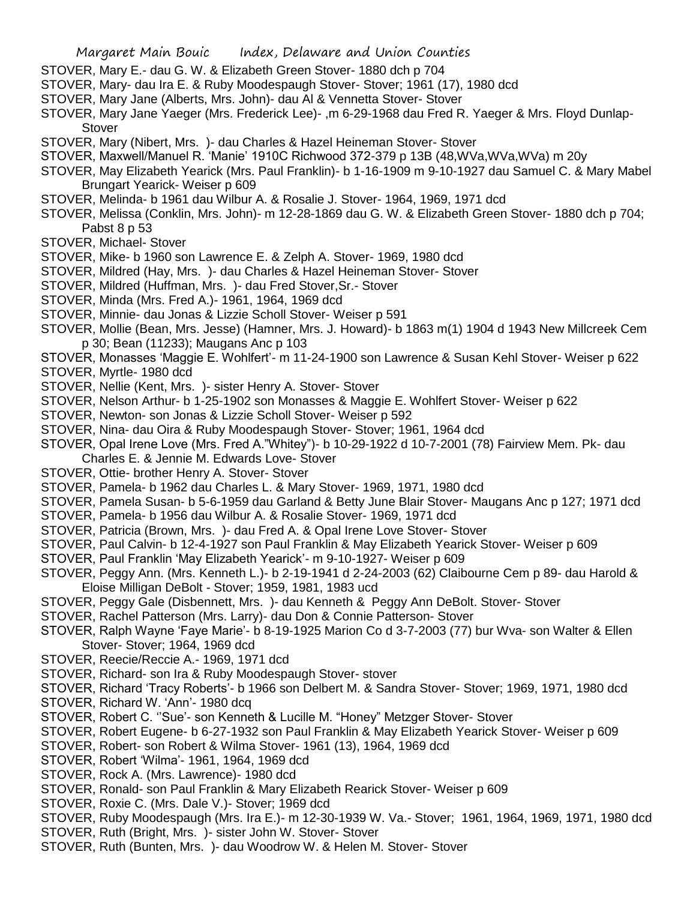STOVER, Mary E.- dau G. W. & Elizabeth Green Stover- 1880 dch p 704

STOVER, Mary- dau Ira E. & Ruby Moodespaugh Stover- Stover; 1961 (17), 1980 dcd

STOVER, Mary Jane (Alberts, Mrs. John)- dau Al & Vennetta Stover- Stover

STOVER, Mary Jane Yaeger (Mrs. Frederick Lee)- ,m 6-29-1968 dau Fred R. Yaeger & Mrs. Floyd Dunlap- Stover

STOVER, Mary (Nibert, Mrs. )- dau Charles & Hazel Heineman Stover- Stover

STOVER, Maxwell/Manuel R. 'Manie' 1910C Richwood 372-379 p 13B (48,WVa,WVa,WVa) m 20y

STOVER, May Elizabeth Yearick (Mrs. Paul Franklin)- b 1-16-1909 m 9-10-1927 dau Samuel C. & Mary Mabel Brungart Yearick- Weiser p 609

STOVER, Melinda- b 1961 dau Wilbur A. & Rosalie J. Stover- 1964, 1969, 1971 dcd

STOVER, Melissa (Conklin, Mrs. John)- m 12-28-1869 dau G. W. & Elizabeth Green Stover- 1880 dch p 704; Pabst 8 p 53

STOVER, Michael- Stover

STOVER, Mike- b 1960 son Lawrence E. & Zelph A. Stover- 1969, 1980 dcd

STOVER, Mildred (Hay, Mrs. )- dau Charles & Hazel Heineman Stover- Stover

STOVER, Mildred (Huffman, Mrs. )- dau Fred Stover,Sr.- Stover

STOVER, Minda (Mrs. Fred A.)- 1961, 1964, 1969 dcd

STOVER, Minnie- dau Jonas & Lizzie Scholl Stover- Weiser p 591

STOVER, Mollie (Bean, Mrs. Jesse) (Hamner, Mrs. J. Howard)- b 1863 m(1) 1904 d 1943 New Millcreek Cem p 30; Bean (11233); Maugans Anc p 103

STOVER, Monasses 'Maggie E. Wohlfert'- m 11-24-1900 son Lawrence & Susan Kehl Stover- Weiser p 622

STOVER, Myrtle- 1980 dcd

STOVER, Nellie (Kent, Mrs. )- sister Henry A. Stover- Stover

STOVER, Nelson Arthur- b 1-25-1902 son Monasses & Maggie E. Wohlfert Stover- Weiser p 622

STOVER, Newton- son Jonas & Lizzie Scholl Stover- Weiser p 592

STOVER, Nina- dau Oira & Ruby Moodespaugh Stover- Stover; 1961, 1964 dcd

STOVER, Opal Irene Love (Mrs. Fred A."Whitey")- b 10-29-1922 d 10-7-2001 (78) Fairview Mem. Pk- dau Charles E. & Jennie M. Edwards Love- Stover

STOVER, Ottie- brother Henry A. Stover- Stover

STOVER, Pamela- b 1962 dau Charles L. & Mary Stover- 1969, 1971, 1980 dcd

STOVER, Pamela Susan- b 5-6-1959 dau Garland & Betty June Blair Stover- Maugans Anc p 127; 1971 dcd

STOVER, Pamela- b 1956 dau Wilbur A. & Rosalie Stover- 1969, 1971 dcd

STOVER, Patricia (Brown, Mrs. )- dau Fred A. & Opal Irene Love Stover- Stover

STOVER, Paul Calvin- b 12-4-1927 son Paul Franklin & May Elizabeth Yearick Stover- Weiser p 609

STOVER, Paul Franklin 'May Elizabeth Yearick'- m 9-10-1927- Weiser p 609

STOVER, Peggy Ann. (Mrs. Kenneth L.)- b 2-19-1941 d 2-24-2003 (62) Claibourne Cem p 89- dau Harold & Eloise Milligan DeBolt - Stover; 1959, 1981, 1983 ucd

STOVER, Peggy Gale (Disbennett, Mrs. )- dau Kenneth & Peggy Ann DeBolt. Stover- Stover

STOVER, Rachel Patterson (Mrs. Larry)- dau Don & Connie Patterson- Stover

STOVER, Ralph Wayne 'Faye Marie'- b 8-19-1925 Marion Co d 3-7-2003 (77) bur Wva- son Walter & Ellen Stover- Stover; 1964, 1969 dcd

STOVER, Reecie/Reccie A.- 1969, 1971 dcd

STOVER, Richard- son Ira & Ruby Moodespaugh Stover- stover

STOVER, Richard 'Tracy Roberts'- b 1966 son Delbert M. & Sandra Stover- Stover; 1969, 1971, 1980 dcd

STOVER, Richard W. 'Ann'- 1980 dcq

STOVER, Robert C. ''Sue'- son Kenneth & Lucille M. "Honey" Metzger Stover- Stover

STOVER, Robert Eugene- b 6-27-1932 son Paul Franklin & May Elizabeth Yearick Stover- Weiser p 609

STOVER, Robert- son Robert & Wilma Stover- 1961 (13), 1964, 1969 dcd

STOVER, Robert 'Wilma'- 1961, 1964, 1969 dcd

STOVER, Rock A. (Mrs. Lawrence)- 1980 dcd

STOVER, Ronald- son Paul Franklin & Mary Elizabeth Rearick Stover- Weiser p 609

STOVER, Roxie C. (Mrs. Dale V.)- Stover; 1969 dcd

STOVER, Ruby Moodespaugh (Mrs. Ira E.)- m 12-30-1939 W. Va.- Stover; 1961, 1964, 1969, 1971, 1980 dcd

STOVER, Ruth (Bright, Mrs. )- sister John W. Stover- Stover

STOVER, Ruth (Bunten, Mrs. )- dau Woodrow W. & Helen M. Stover- Stover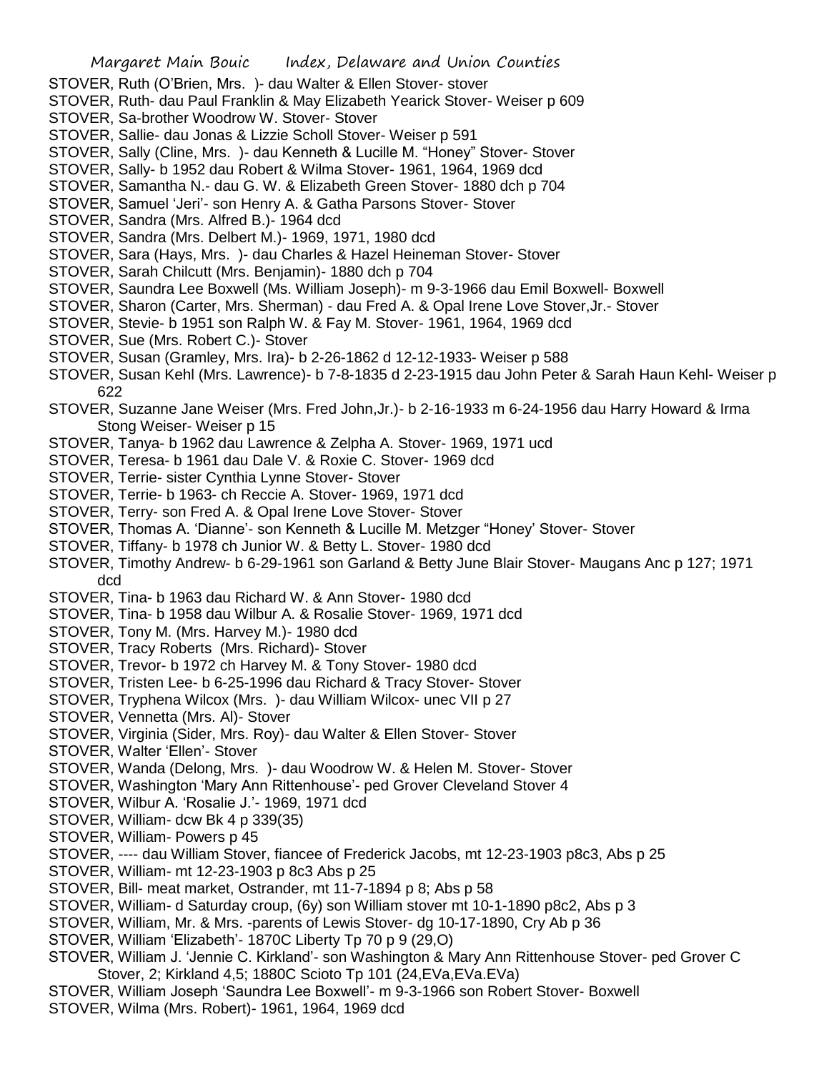STOVER, Ruth (O'Brien, Mrs. )- dau Walter & Ellen Stover- stover
STOVER, Ruth- dau Paul Franklin & May Elizabeth Yearick Stover- Weiser p 609
STOVER, Sa-brother Woodrow W. Stover- Stover
STOVER, Sallie- dau Jonas & Lizzie Scholl Stover- Weiser p 591
STOVER, Sally (Cline, Mrs. )- dau Kenneth & Lucille M. "Honey" Stover- Stover
STOVER, Sally- b 1952 dau Robert & Wilma Stover- 1961, 1964, 1969 dcd
STOVER, Samantha N.- dau G. W. & Elizabeth Green Stover- 1880 dch p 704
STOVER, Samuel 'Jeri'- son Henry A. & Gatha Parsons Stover- Stover
STOVER, Sandra (Mrs. Alfred B.)- 1964 dcd
STOVER, Sandra (Mrs. Delbert M.)- 1969, 1971, 1980 dcd
STOVER, Sara (Hays, Mrs. )- dau Charles & Hazel Heineman Stover- Stover
STOVER, Sarah Chilcutt (Mrs. Benjamin)- 1880 dch p 704
STOVER, Saundra Lee Boxwell (Ms. William Joseph)- m 9-3-1966 dau Emil Boxwell- Boxwell
STOVER, Sharon (Carter, Mrs. Sherman) - dau Fred A. & Opal Irene Love Stover,Jr.- Stover
STOVER, Stevie- b 1951 son Ralph W. & Fay M. Stover- 1961, 1964, 1969 dcd
STOVER, Sue (Mrs. Robert C.)- Stover
STOVER, Susan (Gramley, Mrs. Ira)- b 2-26-1862 d 12-12-1933- Weiser p 588
STOVER, Susan Kehl (Mrs. Lawrence)- b 7-8-1835 d 2-23-1915 dau John Peter & Sarah Haun Kehl- Weiser p 622
STOVER, Suzanne Jane Weiser (Mrs. Fred John,Jr.)- b 2-16-1933 m 6-24-1956 dau Harry Howard & Irma Stong Weiser- Weiser p 15
STOVER, Tanya- b 1962 dau Lawrence & Zelpha A. Stover- 1969, 1971 ucd
STOVER, Teresa- b 1961 dau Dale V. & Roxie C. Stover- 1969 dcd
STOVER, Terrie- sister Cynthia Lynne Stover- Stover
STOVER, Terrie- b 1963- ch Reccie A. Stover- 1969, 1971 dcd
STOVER, Terry- son Fred A. & Opal Irene Love Stover- Stover
STOVER, Thomas A. 'Dianne'- son Kenneth & Lucille M. Metzger "Honey' Stover- Stover
STOVER, Tiffany- b 1978 ch Junior W. & Betty L. Stover- 1980 dcd
STOVER, Timothy Andrew- b 6-29-1961 son Garland & Betty June Blair Stover- Maugans Anc p 127; 1971 dcd
STOVER, Tina- b 1963 dau Richard W. & Ann Stover- 1980 dcd
STOVER, Tina- b 1958 dau Wilbur A. & Rosalie Stover- 1969, 1971 dcd
STOVER, Tony M. (Mrs. Harvey M.)- 1980 dcd
STOVER, Tracy Roberts (Mrs. Richard)- Stover
STOVER, Trevor- b 1972 ch Harvey M. & Tony Stover- 1980 dcd
STOVER, Tristen Lee- b 6-25-1996 dau Richard & Tracy Stover- Stover
STOVER, Tryphena Wilcox (Mrs. )- dau William Wilcox- unec VII p 27
STOVER, Vennetta (Mrs. Al)- Stover
STOVER, Virginia (Sider, Mrs. Roy)- dau Walter & Ellen Stover- Stover
STOVER, Walter 'Ellen'- Stover
STOVER, Wanda (Delong, Mrs. )- dau Woodrow W. & Helen M. Stover- Stover
STOVER, Washington 'Mary Ann Rittenhouse'- ped Grover Cleveland Stover 4
STOVER, Wilbur A. 'Rosalie J.'- 1969, 1971 dcd
STOVER, William- dcw Bk 4 p 339(35)
STOVER, William- Powers p 45
STOVER, ---- dau William Stover, fiancee of Frederick Jacobs, mt 12-23-1903 p8c3, Abs p 25
STOVER, William- mt 12-23-1903 p 8c3 Abs p 25
STOVER, Bill- meat market, Ostrander, mt 11-7-1894 p 8; Abs p 58
STOVER, William- d Saturday croup, (6y) son William stover mt 10-1-1890 p8c2, Abs p 3
STOVER, William, Mr. & Mrs. -parents of Lewis Stover- dg 10-17-1890, Cry Ab p 36
STOVER, William 'Elizabeth'- 1870C Liberty Tp 70 p 9 (29,O)
STOVER, William J. 'Jennie C. Kirkland'- son Washington & Mary Ann Rittenhouse Stover- ped Grover C Stover, 2; Kirkland 4,5; 1880C Scioto Tp 101 (24,EVa,EVa.EVa)
STOVER, William Joseph 'Saundra Lee Boxwell'- m 9-3-1966 son Robert Stover- Boxwell
STOVER, Wilma (Mrs. Robert)- 1961, 1964, 1969 dcd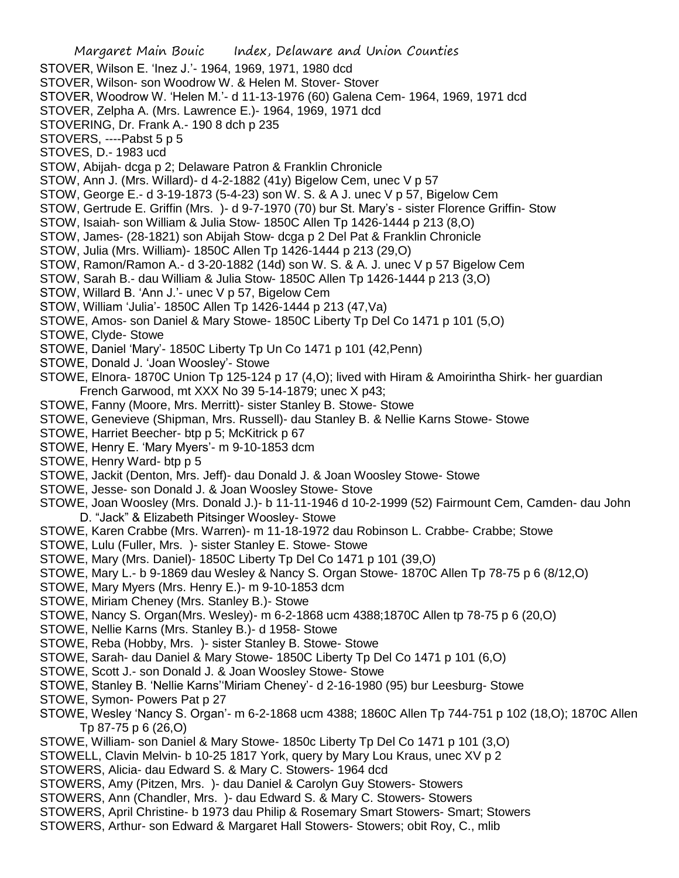STOVER, Wilson E. 'Inez J.'- 1964, 1969, 1971, 1980 dcd
STOVER, Wilson- son Woodrow W. & Helen M. Stover- Stover
STOVER, Woodrow W. 'Helen M.'- d 11-13-1976 (60) Galena Cem- 1964, 1969, 1971 dcd
STOVER, Zelpha A. (Mrs. Lawrence E.)- 1964, 1969, 1971 dcd
STOVERING, Dr. Frank A.- 190 8 dch p 235
STOVERS, ----Pabst 5 p 5
STOVES, D.- 1983 ucd
STOW, Abijah- dcga p 2; Delaware Patron & Franklin Chronicle
STOW, Ann J. (Mrs. Willard)- d 4-2-1882 (41y) Bigelow Cem, unec V p 57
STOW, George E.- d 3-19-1873 (5-4-23) son W. S. & A J. unec V p 57, Bigelow Cem
STOW, Gertrude E. Griffin (Mrs. )- d 9-7-1970 (70) bur St. Mary's - sister Florence Griffin- Stow
STOW, Isaiah- son William & Julia Stow- 1850C Allen Tp 1426-1444 p 213 (8,O)
STOW, James- (28-1821) son Abijah Stow- dcga p 2 Del Pat & Franklin Chronicle
STOW, Julia (Mrs. William)- 1850C Allen Tp 1426-1444 p 213 (29,O)
STOW, Ramon/Ramon A.- d 3-20-1882 (14d) son W. S. & A. J. unec V p 57 Bigelow Cem
STOW, Sarah B.- dau William & Julia Stow- 1850C Allen Tp 1426-1444 p 213 (3,O)
STOW, Willard B. 'Ann J.'- unec V p 57, Bigelow Cem
STOW, William 'Julia'- 1850C Allen Tp 1426-1444 p 213 (47,Va)
STOWE, Amos- son Daniel & Mary Stowe- 1850C Liberty Tp Del Co 1471 p 101 (5,O)
STOWE, Clyde- Stowe
STOWE, Daniel 'Mary'- 1850C Liberty Tp Un Co 1471 p 101 (42,Penn)
STOWE, Donald J. 'Joan Woosley'- Stowe
STOWE, Elnora- 1870C Union Tp 125-124 p 17 (4,O); lived with Hiram & Amoirintha Shirk- her guardian French Garwood, mt XXX No 39 5-14-1879; unec X p43;
STOWE, Fanny (Moore, Mrs. Merritt)- sister Stanley B. Stowe- Stowe
STOWE, Genevieve (Shipman, Mrs. Russell)- dau Stanley B. & Nellie Karns Stowe- Stowe
STOWE, Harriet Beecher- btp p 5; McKitrick p 67
STOWE, Henry E. 'Mary Myers'- m 9-10-1853 dcm
STOWE, Henry Ward- btp p 5
STOWE, Jackit (Denton, Mrs. Jeff)- dau Donald J. & Joan Woosley Stowe- Stowe
STOWE, Jesse- son Donald J. & Joan Woosley Stowe- Stove
STOWE, Joan Woosley (Mrs. Donald J.)- b 11-11-1946 d 10-2-1999 (52) Fairmount Cem, Camden- dau John D. "Jack" & Elizabeth Pitsinger Woosley- Stowe
STOWE, Karen Crabbe (Mrs. Warren)- m 11-18-1972 dau Robinson L. Crabbe- Crabbe; Stowe
STOWE, Lulu (Fuller, Mrs. )- sister Stanley E. Stowe- Stowe
STOWE, Mary (Mrs. Daniel)- 1850C Liberty Tp Del Co 1471 p 101 (39,O)
STOWE, Mary L.- b 9-1869 dau Wesley & Nancy S. Organ Stowe- 1870C Allen Tp 78-75 p 6 (8/12,O)
STOWE, Mary Myers (Mrs. Henry E.)- m 9-10-1853 dcm
STOWE, Miriam Cheney (Mrs. Stanley B.)- Stowe
STOWE, Nancy S. Organ(Mrs. Wesley)- m 6-2-1868 ucm 4388;1870C Allen tp 78-75 p 6 (20,O)
STOWE, Nellie Karns (Mrs. Stanley B.)- d 1958- Stowe
STOWE, Reba (Hobby, Mrs. )- sister Stanley B. Stowe- Stowe
STOWE, Sarah- dau Daniel & Mary Stowe- 1850C Liberty Tp Del Co 1471 p 101 (6,O)
STOWE, Scott J.- son Donald J. & Joan Woosley Stowe- Stowe
STOWE, Stanley B. 'Nellie Karns''Miriam Cheney'- d 2-16-1980 (95) bur Leesburg- Stowe
STOWE, Symon- Powers Pat p 27
STOWE, Wesley 'Nancy S. Organ'- m 6-2-1868 ucm 4388; 1860C Allen Tp 744-751 p 102 (18,O); 1870C Allen Tp 87-75 p 6 (26,O)
STOWE, William- son Daniel & Mary Stowe- 1850c Liberty Tp Del Co 1471 p 101 (3,O)
STOWELL, Clavin Melvin- b 10-25 1817 York, query by Mary Lou Kraus, unec XV p 2
STOWERS, Alicia- dau Edward S. & Mary C. Stowers- 1964 dcd
STOWERS, Amy (Pitzen, Mrs. )- dau Daniel & Carolyn Guy Stowers- Stowers
STOWERS, Ann (Chandler, Mrs. )- dau Edward S. & Mary C. Stowers- Stowers
STOWERS, April Christine- b 1973 dau Philip & Rosemary Smart Stowers- Smart; Stowers
STOWERS, Arthur- son Edward & Margaret Hall Stowers- Stowers; obit Roy, C., mlib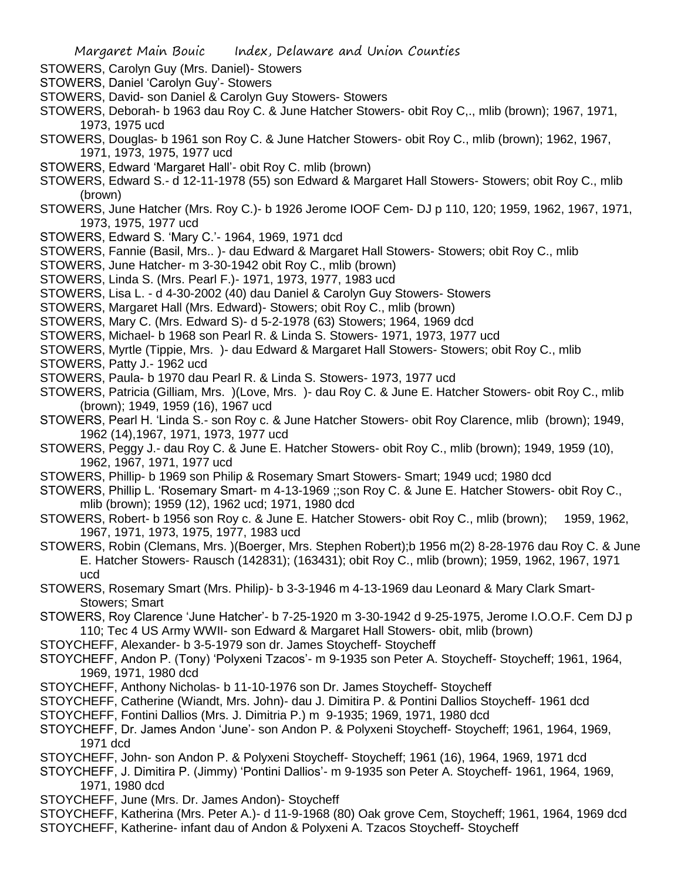STOWERS, Carolyn Guy (Mrs. Daniel)- Stowers

STOWERS, Daniel 'Carolyn Guy'- Stowers

STOWERS, David- son Daniel & Carolyn Guy Stowers- Stowers

STOWERS, Deborah- b 1963 dau Roy C. & June Hatcher Stowers- obit Roy C,., mlib (brown); 1967, 1971, 1973, 1975 ucd

STOWERS, Douglas- b 1961 son Roy C. & June Hatcher Stowers- obit Roy C., mlib (brown); 1962, 1967, 1971, 1973, 1975, 1977 ucd

STOWERS, Edward 'Margaret Hall'- obit Roy C. mlib (brown)

STOWERS, Edward S.- d 12-11-1978 (55) son Edward & Margaret Hall Stowers- Stowers; obit Roy C., mlib (brown)

STOWERS, June Hatcher (Mrs. Roy C.)- b 1926 Jerome IOOF Cem- DJ p 110, 120; 1959, 1962, 1967, 1971, 1973, 1975, 1977 ucd

STOWERS, Edward S. 'Mary C.'- 1964, 1969, 1971 dcd

STOWERS, Fannie (Basil, Mrs.. )- dau Edward & Margaret Hall Stowers- Stowers; obit Roy C., mlib

STOWERS, June Hatcher- m 3-30-1942 obit Roy C., mlib (brown)

STOWERS, Linda S. (Mrs. Pearl F.)- 1971, 1973, 1977, 1983 ucd

STOWERS, Lisa L. - d 4-30-2002 (40) dau Daniel & Carolyn Guy Stowers- Stowers

STOWERS, Margaret Hall (Mrs. Edward)- Stowers; obit Roy C., mlib (brown)

STOWERS, Mary C. (Mrs. Edward S)- d 5-2-1978 (63) Stowers; 1964, 1969 dcd

STOWERS, Michael- b 1968 son Pearl R. & Linda S. Stowers- 1971, 1973, 1977 ucd

STOWERS, Myrtle (Tippie, Mrs. )- dau Edward & Margaret Hall Stowers- Stowers; obit Roy C., mlib

STOWERS, Patty J.- 1962 ucd

STOWERS, Paula- b 1970 dau Pearl R. & Linda S. Stowers- 1973, 1977 ucd

STOWERS, Patricia (Gilliam, Mrs. )(Love, Mrs. )- dau Roy C. & June E. Hatcher Stowers- obit Roy C., mlib (brown); 1949, 1959 (16), 1967 ucd

STOWERS, Pearl H. 'Linda S.- son Roy c. & June Hatcher Stowers- obit Roy Clarence, mlib (brown); 1949, 1962 (14),1967, 1971, 1973, 1977 ucd

STOWERS, Peggy J.- dau Roy C. & June E. Hatcher Stowers- obit Roy C., mlib (brown); 1949, 1959 (10), 1962, 1967, 1971, 1977 ucd

STOWERS, Phillip- b 1969 son Philip & Rosemary Smart Stowers- Smart; 1949 ucd; 1980 dcd

STOWERS, Phillip L. 'Rosemary Smart- m 4-13-1969 ;;son Roy C. & June E. Hatcher Stowers- obit Roy C., mlib (brown); 1959 (12), 1962 ucd; 1971, 1980 dcd

STOWERS, Robert- b 1956 son Roy c. & June E. Hatcher Stowers- obit Roy C., mlib (brown); 1959, 1962, 1967, 1971, 1973, 1975, 1977, 1983 ucd

STOWERS, Robin (Clemans, Mrs. )(Boerger, Mrs. Stephen Robert);b 1956 m(2) 8-28-1976 dau Roy C. & June E. Hatcher Stowers- Rausch (142831); (163431); obit Roy C., mlib (brown); 1959, 1962, 1967, 1971 ucd

STOWERS, Rosemary Smart (Mrs. Philip)- b 3-3-1946 m 4-13-1969 dau Leonard & Mary Clark Smart- Stowers; Smart

STOWERS, Roy Clarence 'June Hatcher'- b 7-25-1920 m 3-30-1942 d 9-25-1975, Jerome I.O.O.F. Cem DJ p 110; Tec 4 US Army WWII- son Edward & Margaret Hall Stowers- obit, mlib (brown)

STOYCHEFF, Alexander- b 3-5-1979 son dr. James Stoycheff- Stoycheff

STOYCHEFF, Andon P. (Tony) 'Polyxeni Tzacos'- m 9-1935 son Peter A. Stoycheff- Stoycheff; 1961, 1964, 1969, 1971, 1980 dcd

STOYCHEFF, Anthony Nicholas- b 11-10-1976 son Dr. James Stoycheff- Stoycheff

STOYCHEFF, Catherine (Wiandt, Mrs. John)- dau J. Dimitira P. & Pontini Dallios Stoycheff- 1961 dcd

STOYCHEFF, Fontini Dallios (Mrs. J. Dimitria P.) m 9-1935; 1969, 1971, 1980 dcd

STOYCHEFF, Dr. James Andon 'June'- son Andon P. & Polyxeni Stoycheff- Stoycheff; 1961, 1964, 1969, 1971 dcd

STOYCHEFF, John- son Andon P. & Polyxeni Stoycheff- Stoycheff; 1961 (16), 1964, 1969, 1971 dcd

STOYCHEFF, J. Dimitira P. (Jimmy) 'Pontini Dallios'- m 9-1935 son Peter A. Stoycheff- 1961, 1964, 1969, 1971, 1980 dcd

STOYCHEFF, June (Mrs. Dr. James Andon)- Stoycheff

STOYCHEFF, Katherina (Mrs. Peter A.)- d 11-9-1968 (80) Oak grove Cem, Stoycheff; 1961, 1964, 1969 dcd

STOYCHEFF, Katherine- infant dau of Andon & Polyxeni A. Tzacos Stoycheff- Stoycheff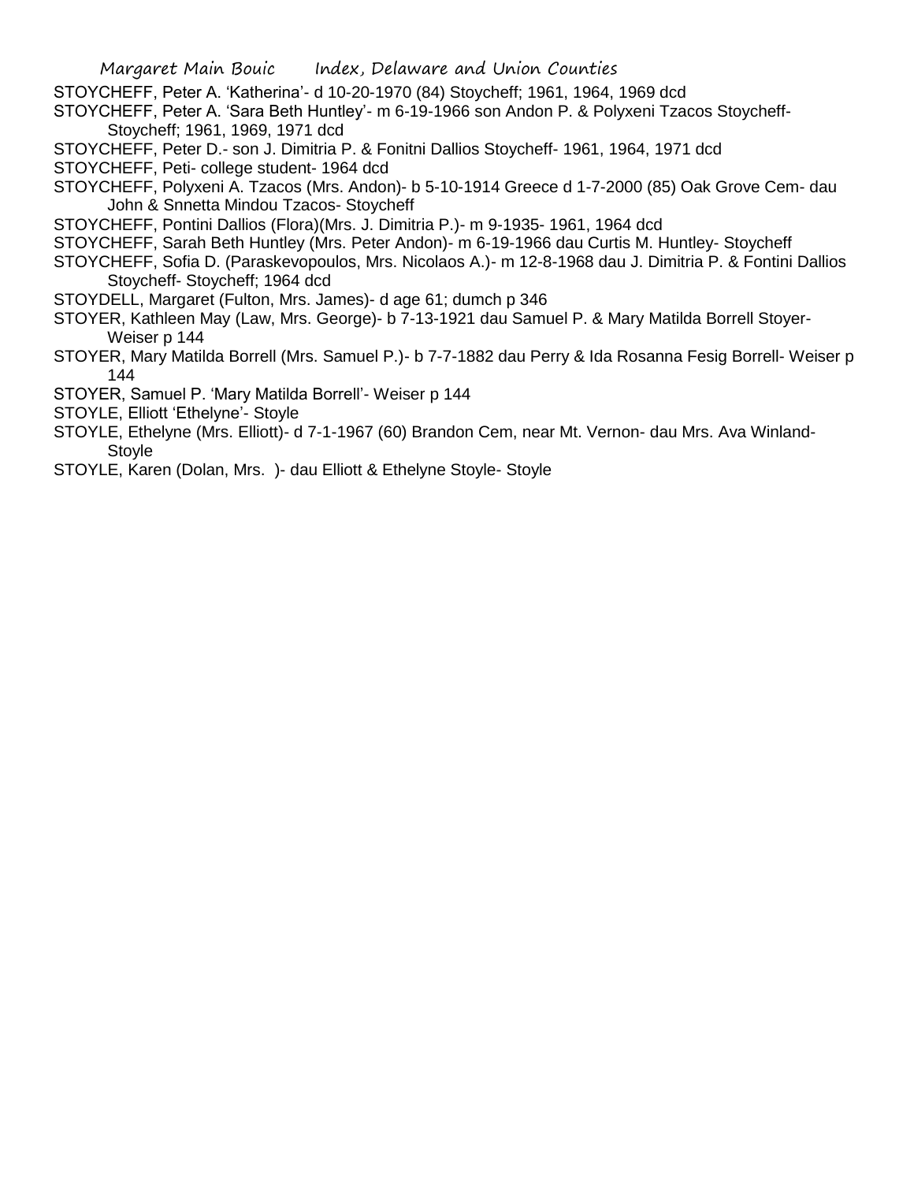STOYCHEFF, Peter A. 'Katherina'- d 10-20-1970 (84) Stoycheff; 1961, 1964, 1969 dcd

STOYCHEFF, Peter A. 'Sara Beth Huntley'- m 6-19-1966 son Andon P. & Polyxeni Tzacos Stoycheff- Stoycheff; 1961, 1969, 1971 dcd

STOYCHEFF, Peter D.- son J. Dimitria P. & Fonitni Dallios Stoycheff- 1961, 1964, 1971 dcd

STOYCHEFF, Peti- college student- 1964 dcd

STOYCHEFF, Polyxeni A. Tzacos (Mrs. Andon)- b 5-10-1914 Greece d 1-7-2000 (85) Oak Grove Cem- dau John & Snnetta Mindou Tzacos- Stoycheff

STOYCHEFF, Pontini Dallios (Flora)(Mrs. J. Dimitria P.)- m 9-1935- 1961, 1964 dcd

STOYCHEFF, Sarah Beth Huntley (Mrs. Peter Andon)- m 6-19-1966 dau Curtis M. Huntley- Stoycheff

STOYCHEFF, Sofia D. (Paraskevopoulos, Mrs. Nicolaos A.)- m 12-8-1968 dau J. Dimitria P. & Fontini Dallios Stoycheff- Stoycheff; 1964 dcd

STOYDELL, Margaret (Fulton, Mrs. James)- d age 61; dumch p 346

STOYER, Kathleen May (Law, Mrs. George)- b 7-13-1921 dau Samuel P. & Mary Matilda Borrell Stoyer- Weiser p 144

STOYER, Mary Matilda Borrell (Mrs. Samuel P.)- b 7-7-1882 dau Perry & Ida Rosanna Fesig Borrell- Weiser p 144

STOYER, Samuel P. 'Mary Matilda Borrell'- Weiser p 144

STOYLE, Elliott 'Ethelyne'- Stoyle

STOYLE, Ethelyne (Mrs. Elliott)- d 7-1-1967 (60) Brandon Cem, near Mt. Vernon- dau Mrs. Ava Winland- Stoyle

STOYLE, Karen (Dolan, Mrs. )- dau Elliott & Ethelyne Stoyle- Stoyle